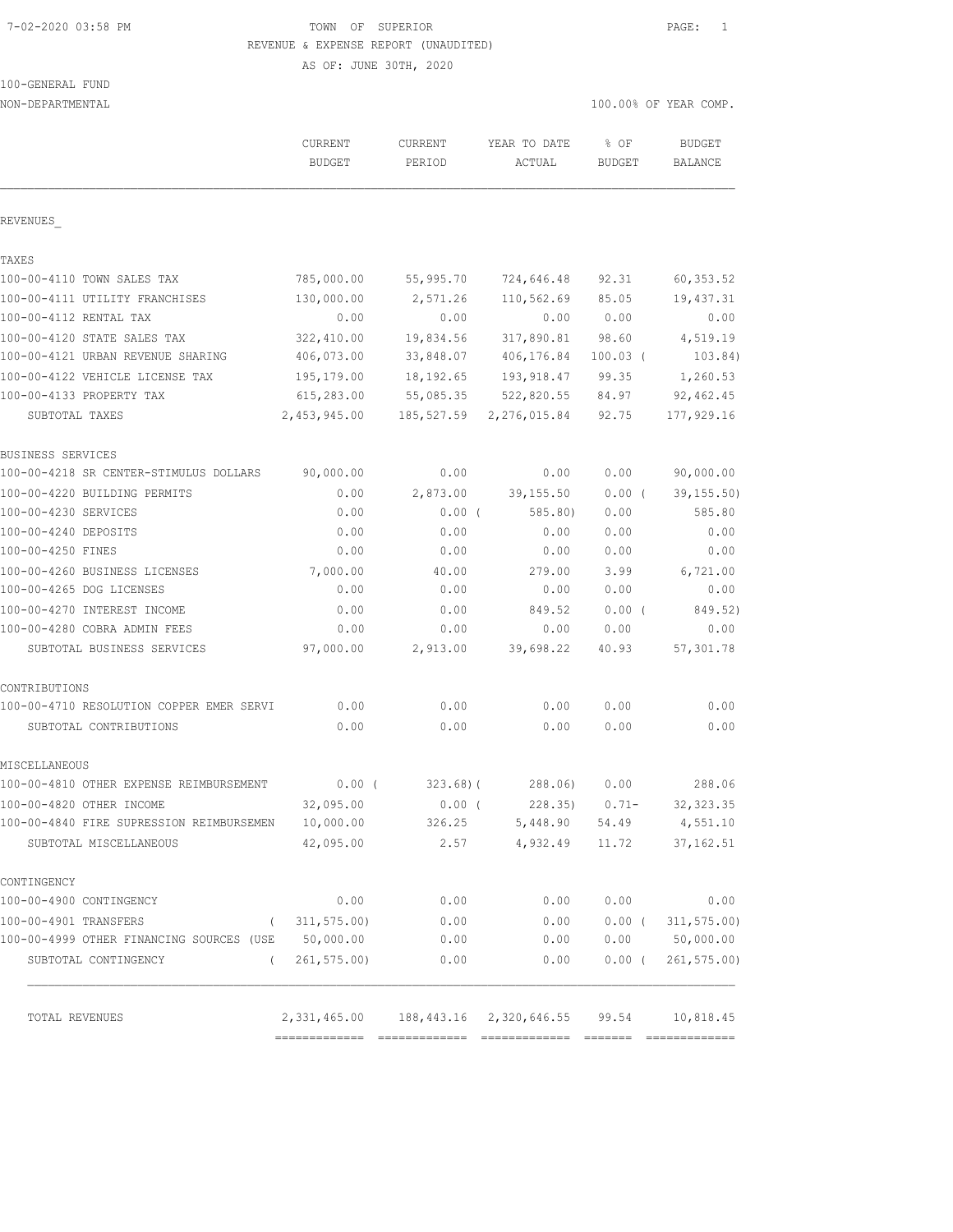7-02-2020 03:58 PM

# TOWN OF SUPERIOR

REVENUE & EXPENSE REPORT (UNAUDITED)

AS OF: JUNE 30TH, 2020

100-GENERAL FUND

NON-DEPARTMENTAL — 100.00% OF YEAR COMP.

| | CURRENT BUDGET | CURRENT PERIOD | YEAR TO DATE ACTUAL | % OF BUDGET | BUDGET BALANCE |
|---|---|---|---|---|---|
| **REVENUES** | | | | | |
| **TAXES** | | | | | |
| 100-00-4110 TOWN SALES TAX | 785,000.00 | 55,995.70 | 724,646.48 | 92.31 | 60,353.52 |
| 100-00-4111 UTILITY FRANCHISES | 130,000.00 | 2,571.26 | 110,562.69 | 85.05 | 19,437.31 |
| 100-00-4112 RENTAL TAX | 0.00 | 0.00 | 0.00 | 0.00 | 0.00 |
| 100-00-4120 STATE SALES TAX | 322,410.00 | 19,834.56 | 317,890.81 | 98.60 | 4,519.19 |
| 100-00-4121 URBAN REVENUE SHARING | 406,073.00 | 33,848.07 | 406,176.84 | 100.03 | ( 103.84) |
| 100-00-4122 VEHICLE LICENSE TAX | 195,179.00 | 18,192.65 | 193,918.47 | 99.35 | 1,260.53 |
| 100-00-4133 PROPERTY TAX | 615,283.00 | 55,085.35 | 522,820.55 | 84.97 | 92,462.45 |
| SUBTOTAL TAXES | 2,453,945.00 | 185,527.59 | 2,276,015.84 | 92.75 | 177,929.16 |
| **BUSINESS SERVICES** | | | | | |
| 100-00-4218 SR CENTER-STIMULUS DOLLARS | 90,000.00 | 0.00 | 0.00 | 0.00 | 90,000.00 |
| 100-00-4220 BUILDING PERMITS | 0.00 | 2,873.00 | 39,155.50 | 0.00 | ( 39,155.50) |
| 100-00-4230 SERVICES | 0.00 | 0.00 | ( 585.80) | 0.00 | 585.80 |
| 100-00-4240 DEPOSITS | 0.00 | 0.00 | 0.00 | 0.00 | 0.00 |
| 100-00-4250 FINES | 0.00 | 0.00 | 0.00 | 0.00 | 0.00 |
| 100-00-4260 BUSINESS LICENSES | 7,000.00 | 40.00 | 279.00 | 3.99 | 6,721.00 |
| 100-00-4265 DOG LICENSES | 0.00 | 0.00 | 0.00 | 0.00 | 0.00 |
| 100-00-4270 INTEREST INCOME | 0.00 | 0.00 | 849.52 | 0.00 | ( 849.52) |
| 100-00-4280 COBRA ADMIN FEES | 0.00 | 0.00 | 0.00 | 0.00 | 0.00 |
| SUBTOTAL BUSINESS SERVICES | 97,000.00 | 2,913.00 | 39,698.22 | 40.93 | 57,301.78 |
| **CONTRIBUTIONS** | | | | | |
| 100-00-4710 RESOLUTION COPPER EMER SERVI | 0.00 | 0.00 | 0.00 | 0.00 | 0.00 |
| SUBTOTAL CONTRIBUTIONS | 0.00 | 0.00 | 0.00 | 0.00 | 0.00 |
| **MISCELLANEOUS** | | | | | |
| 100-00-4810 OTHER EXPENSE REIMBURSEMENT | 0.00 | ( 323.68) | ( 288.06) | 0.00 | 288.06 |
| 100-00-4820 OTHER INCOME | 32,095.00 | 0.00 | ( 228.35) | 0.71- | 32,323.35 |
| 100-00-4840 FIRE SUPRESSION REIMBURSEMEN | 10,000.00 | 326.25 | 5,448.90 | 54.49 | 4,551.10 |
| SUBTOTAL MISCELLANEOUS | 42,095.00 | 2.57 | 4,932.49 | 11.72 | 37,162.51 |
| **CONTINGENCY** | | | | | |
| 100-00-4900 CONTINGENCY | 0.00 | 0.00 | 0.00 | 0.00 | 0.00 |
| 100-00-4901 TRANSFERS | ( 311,575.00) | 0.00 | 0.00 | 0.00 | ( 311,575.00) |
| 100-00-4999 OTHER FINANCING SOURCES (USE | 50,000.00 | 0.00 | 0.00 | 0.00 | 50,000.00 |
| SUBTOTAL CONTINGENCY | ( 261,575.00) | 0.00 | 0.00 | 0.00 | ( 261,575.00) |
| TOTAL REVENUES | 2,331,465.00 | 188,443.16 | 2,320,646.55 | 99.54 | 10,818.45 |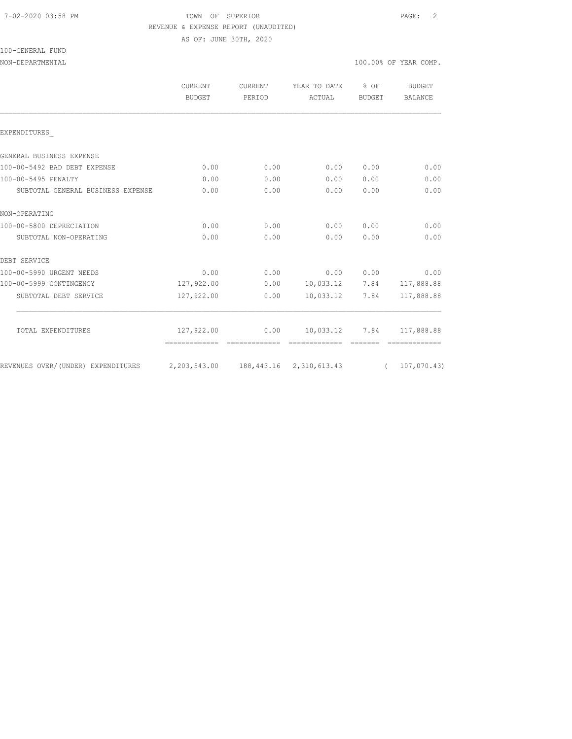TOWN OF SUPERIOR

REVENUE & EXPENSE REPORT (UNAUDITED)

AS OF: JUNE 30TH, 2020

100-GENERAL FUND

NON-DEPARTMENTAL — 100.00% OF YEAR COMP.

| | CURRENT BUDGET | CURRENT PERIOD | YEAR TO DATE ACTUAL | % OF BUDGET | BUDGET BALANCE |
|---|---|---|---|---|---|
| EXPENDITURES_ | | | | | |
| GENERAL BUSINESS EXPENSE | | | | | |
| 100-00-5492 BAD DEBT EXPENSE | 0.00 | 0.00 | 0.00 | 0.00 | 0.00 |
| 100-00-5495 PENALTY | 0.00 | 0.00 | 0.00 | 0.00 | 0.00 |
| SUBTOTAL GENERAL BUSINESS EXPENSE | 0.00 | 0.00 | 0.00 | 0.00 | 0.00 |
| NON-OPERATING | | | | | |
| 100-00-5800 DEPRECIATION | 0.00 | 0.00 | 0.00 | 0.00 | 0.00 |
| SUBTOTAL NON-OPERATING | 0.00 | 0.00 | 0.00 | 0.00 | 0.00 |
| DEBT SERVICE | | | | | |
| 100-00-5990 URGENT NEEDS | 0.00 | 0.00 | 0.00 | 0.00 | 0.00 |
| 100-00-5999 CONTINGENCY | 127,922.00 | 0.00 | 10,033.12 | 7.84 | 117,888.88 |
| SUBTOTAL DEBT SERVICE | 127,922.00 | 0.00 | 10,033.12 | 7.84 | 117,888.88 |
| TOTAL EXPENDITURES | 127,922.00 | 0.00 | 10,033.12 | 7.84 | 117,888.88 |
| REVENUES OVER/(UNDER) EXPENDITURES | 2,203,543.00 | 188,443.16 | 2,310,613.43 | | ( 107,070.43) |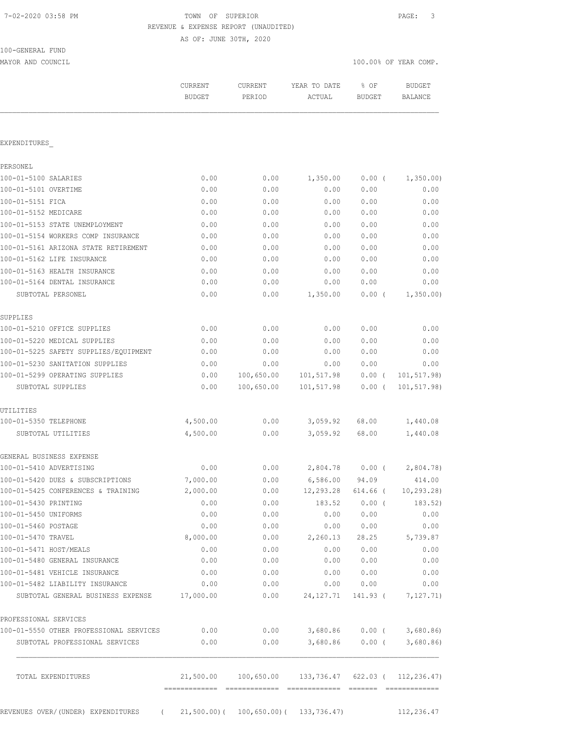TOWN OF SUPERIOR
REVENUE & EXPENSE REPORT (UNAUDITED)
AS OF: JUNE 30TH, 2020

100-GENERAL FUND
MAYOR AND COUNCIL

100.00% OF YEAR COMP.

| | CURRENT BUDGET | CURRENT PERIOD | YEAR TO DATE ACTUAL | % OF BUDGET | BUDGET BALANCE |
|---|---|---|---|---|---|
| **EXPENDITURES** | | | | | |
| **PERSONEL** | | | | | |
| 100-01-5100 SALARIES | 0.00 | 0.00 | 1,350.00 | 0.00 ( | 1,350.00) |
| 100-01-5101 OVERTIME | 0.00 | 0.00 | 0.00 | 0.00 | 0.00 |
| 100-01-5151 FICA | 0.00 | 0.00 | 0.00 | 0.00 | 0.00 |
| 100-01-5152 MEDICARE | 0.00 | 0.00 | 0.00 | 0.00 | 0.00 |
| 100-01-5153 STATE UNEMPLOYMENT | 0.00 | 0.00 | 0.00 | 0.00 | 0.00 |
| 100-01-5154 WORKERS COMP INSURANCE | 0.00 | 0.00 | 0.00 | 0.00 | 0.00 |
| 100-01-5161 ARIZONA STATE RETIREMENT | 0.00 | 0.00 | 0.00 | 0.00 | 0.00 |
| 100-01-5162 LIFE INSURANCE | 0.00 | 0.00 | 0.00 | 0.00 | 0.00 |
| 100-01-5163 HEALTH INSURANCE | 0.00 | 0.00 | 0.00 | 0.00 | 0.00 |
| 100-01-5164 DENTAL INSURANCE | 0.00 | 0.00 | 0.00 | 0.00 | 0.00 |
| SUBTOTAL PERSONEL | 0.00 | 0.00 | 1,350.00 | 0.00 ( | 1,350.00) |
| **SUPPLIES** | | | | | |
| 100-01-5210 OFFICE SUPPLIES | 0.00 | 0.00 | 0.00 | 0.00 | 0.00 |
| 100-01-5220 MEDICAL SUPPLIES | 0.00 | 0.00 | 0.00 | 0.00 | 0.00 |
| 100-01-5225 SAFETY SUPPLIES/EQUIPMENT | 0.00 | 0.00 | 0.00 | 0.00 | 0.00 |
| 100-01-5230 SANITATION SUPPLIES | 0.00 | 0.00 | 0.00 | 0.00 | 0.00 |
| 100-01-5299 OPERATING SUPPLIES | 0.00 | 100,650.00 | 101,517.98 | 0.00 ( | 101,517.98) |
| SUBTOTAL SUPPLIES | 0.00 | 100,650.00 | 101,517.98 | 0.00 ( | 101,517.98) |
| **UTILITIES** | | | | | |
| 100-01-5350 TELEPHONE | 4,500.00 | 0.00 | 3,059.92 | 68.00 | 1,440.08 |
| SUBTOTAL UTILITIES | 4,500.00 | 0.00 | 3,059.92 | 68.00 | 1,440.08 |
| **GENERAL BUSINESS EXPENSE** | | | | | |
| 100-01-5410 ADVERTISING | 0.00 | 0.00 | 2,804.78 | 0.00 ( | 2,804.78) |
| 100-01-5420 DUES & SUBSCRIPTIONS | 7,000.00 | 0.00 | 6,586.00 | 94.09 | 414.00 |
| 100-01-5425 CONFERENCES & TRAINING | 2,000.00 | 0.00 | 12,293.28 | 614.66 ( | 10,293.28) |
| 100-01-5430 PRINTING | 0.00 | 0.00 | 183.52 | 0.00 ( | 183.52) |
| 100-01-5450 UNIFORMS | 0.00 | 0.00 | 0.00 | 0.00 | 0.00 |
| 100-01-5460 POSTAGE | 0.00 | 0.00 | 0.00 | 0.00 | 0.00 |
| 100-01-5470 TRAVEL | 8,000.00 | 0.00 | 2,260.13 | 28.25 | 5,739.87 |
| 100-01-5471 HOST/MEALS | 0.00 | 0.00 | 0.00 | 0.00 | 0.00 |
| 100-01-5480 GENERAL INSURANCE | 0.00 | 0.00 | 0.00 | 0.00 | 0.00 |
| 100-01-5481 VEHICLE INSURANCE | 0.00 | 0.00 | 0.00 | 0.00 | 0.00 |
| 100-01-5482 LIABILITY INSURANCE | 0.00 | 0.00 | 0.00 | 0.00 | 0.00 |
| SUBTOTAL GENERAL BUSINESS EXPENSE | 17,000.00 | 0.00 | 24,127.71 | 141.93 ( | 7,127.71) |
| **PROFESSIONAL SERVICES** | | | | | |
| 100-01-5550 OTHER PROFESSIONAL SERVICES | 0.00 | 0.00 | 3,680.86 | 0.00 ( | 3,680.86) |
| SUBTOTAL PROFESSIONAL SERVICES | 0.00 | 0.00 | 3,680.86 | 0.00 ( | 3,680.86) |
| TOTAL EXPENDITURES | 21,500.00 | 100,650.00 | 133,736.47 | 622.03 ( | 112,236.47) |
| REVENUES OVER/(UNDER) EXPENDITURES | ( 21,500.00)( | 100,650.00)( | 133,736.47) | | 112,236.47 |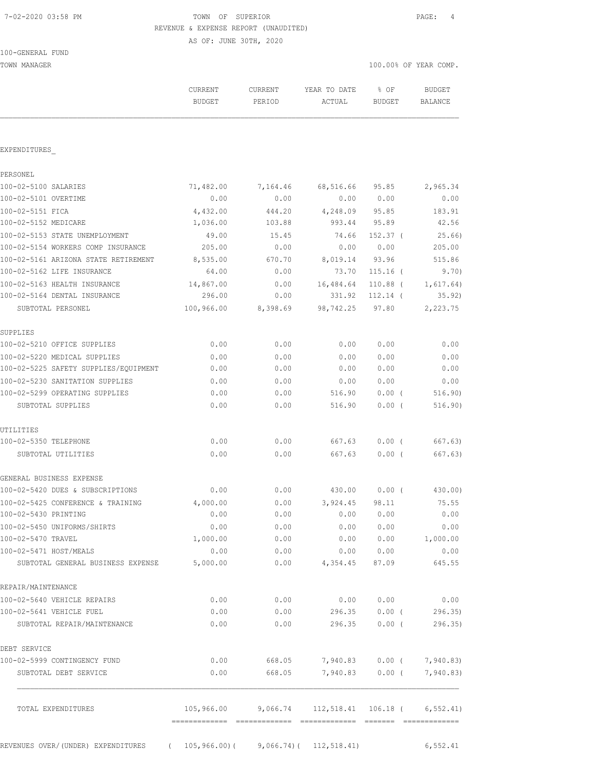TOWN OF SUPERIOR
REVENUE & EXPENSE REPORT (UNAUDITED)
AS OF: JUNE 30TH, 2020

100-GENERAL FUND
TOWN MANAGER

100.00% OF YEAR COMP.

| | CURRENT BUDGET | CURRENT PERIOD | YEAR TO DATE ACTUAL | % OF BUDGET | BUDGET BALANCE |
|---|---|---|---|---|---|
| **EXPENDITURES** | | | | | |
| **PERSONEL** | | | | | |
| 100-02-5100 SALARIES | 71,482.00 | 7,164.46 | 68,516.66 | 95.85 | 2,965.34 |
| 100-02-5101 OVERTIME | 0.00 | 0.00 | 0.00 | 0.00 | 0.00 |
| 100-02-5151 FICA | 4,432.00 | 444.20 | 4,248.09 | 95.85 | 183.91 |
| 100-02-5152 MEDICARE | 1,036.00 | 103.88 | 993.44 | 95.89 | 42.56 |
| 100-02-5153 STATE UNEMPLOYMENT | 49.00 | 15.45 | 74.66 | 152.37 | ( 25.66) |
| 100-02-5154 WORKERS COMP INSURANCE | 205.00 | 0.00 | 0.00 | 0.00 | 205.00 |
| 100-02-5161 ARIZONA STATE RETIREMENT | 8,535.00 | 670.70 | 8,019.14 | 93.96 | 515.86 |
| 100-02-5162 LIFE INSURANCE | 64.00 | 0.00 | 73.70 | 115.16 | ( 9.70) |
| 100-02-5163 HEALTH INSURANCE | 14,867.00 | 0.00 | 16,484.64 | 110.88 | ( 1,617.64) |
| 100-02-5164 DENTAL INSURANCE | 296.00 | 0.00 | 331.92 | 112.14 | ( 35.92) |
| SUBTOTAL PERSONEL | 100,966.00 | 8,398.69 | 98,742.25 | 97.80 | 2,223.75 |
| **SUPPLIES** | | | | | |
| 100-02-5210 OFFICE SUPPLIES | 0.00 | 0.00 | 0.00 | 0.00 | 0.00 |
| 100-02-5220 MEDICAL SUPPLIES | 0.00 | 0.00 | 0.00 | 0.00 | 0.00 |
| 100-02-5225 SAFETY SUPPLIES/EQUIPMENT | 0.00 | 0.00 | 0.00 | 0.00 | 0.00 |
| 100-02-5230 SANITATION SUPPLIES | 0.00 | 0.00 | 0.00 | 0.00 | 0.00 |
| 100-02-5299 OPERATING SUPPLIES | 0.00 | 0.00 | 516.90 | 0.00 | ( 516.90) |
| SUBTOTAL SUPPLIES | 0.00 | 0.00 | 516.90 | 0.00 | ( 516.90) |
| **UTILITIES** | | | | | |
| 100-02-5350 TELEPHONE | 0.00 | 0.00 | 667.63 | 0.00 | ( 667.63) |
| SUBTOTAL UTILITIES | 0.00 | 0.00 | 667.63 | 0.00 | ( 667.63) |
| **GENERAL BUSINESS EXPENSE** | | | | | |
| 100-02-5420 DUES & SUBSCRIPTIONS | 0.00 | 0.00 | 430.00 | 0.00 | ( 430.00) |
| 100-02-5425 CONFERENCE & TRAINING | 4,000.00 | 0.00 | 3,924.45 | 98.11 | 75.55 |
| 100-02-5430 PRINTING | 0.00 | 0.00 | 0.00 | 0.00 | 0.00 |
| 100-02-5450 UNIFORMS/SHIRTS | 0.00 | 0.00 | 0.00 | 0.00 | 0.00 |
| 100-02-5470 TRAVEL | 1,000.00 | 0.00 | 0.00 | 0.00 | 1,000.00 |
| 100-02-5471 HOST/MEALS | 0.00 | 0.00 | 0.00 | 0.00 | 0.00 |
| SUBTOTAL GENERAL BUSINESS EXPENSE | 5,000.00 | 0.00 | 4,354.45 | 87.09 | 645.55 |
| **REPAIR/MAINTENANCE** | | | | | |
| 100-02-5640 VEHICLE REPAIRS | 0.00 | 0.00 | 0.00 | 0.00 | 0.00 |
| 100-02-5641 VEHICLE FUEL | 0.00 | 0.00 | 296.35 | 0.00 | ( 296.35) |
| SUBTOTAL REPAIR/MAINTENANCE | 0.00 | 0.00 | 296.35 | 0.00 | ( 296.35) |
| **DEBT SERVICE** | | | | | |
| 100-02-5999 CONTINGENCY FUND | 0.00 | 668.05 | 7,940.83 | 0.00 | ( 7,940.83) |
| SUBTOTAL DEBT SERVICE | 0.00 | 668.05 | 7,940.83 | 0.00 | ( 7,940.83) |
| TOTAL EXPENDITURES | 105,966.00 | 9,066.74 | 112,518.41 | 106.18 | ( 6,552.41) |
| REVENUES OVER/(UNDER) EXPENDITURES | ( 105,966.00) | ( 9,066.74) | ( 112,518.41) | | 6,552.41 |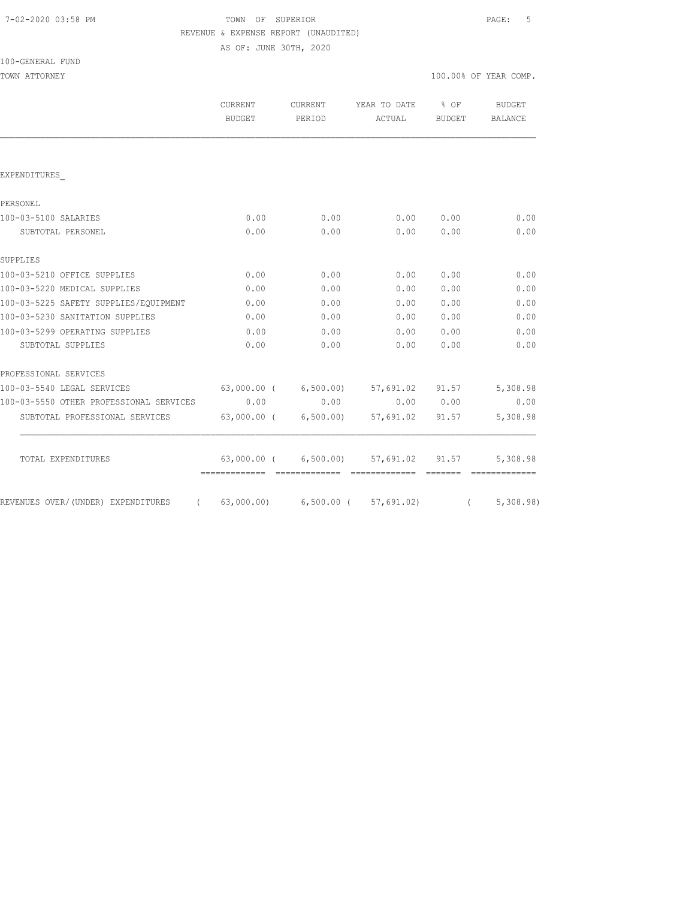7-02-2020 03:58 PM

TOWN OF SUPERIOR

REVENUE & EXPENSE REPORT (UNAUDITED)

AS OF: JUNE 30TH, 2020

100-GENERAL FUND

TOWN ATTORNEY

100.00% OF YEAR COMP.

| | CURRENT BUDGET | CURRENT PERIOD | YEAR TO DATE ACTUAL | % OF BUDGET | BUDGET BALANCE |
|---|---|---|---|---|---|
| EXPENDITURES_ | | | | | |
| PERSONEL | | | | | |
| 100-03-5100 SALARIES | 0.00 | 0.00 | 0.00 | 0.00 | 0.00 |
| SUBTOTAL PERSONEL | 0.00 | 0.00 | 0.00 | 0.00 | 0.00 |
| SUPPLIES | | | | | |
| 100-03-5210 OFFICE SUPPLIES | 0.00 | 0.00 | 0.00 | 0.00 | 0.00 |
| 100-03-5220 MEDICAL SUPPLIES | 0.00 | 0.00 | 0.00 | 0.00 | 0.00 |
| 100-03-5225 SAFETY SUPPLIES/EQUIPMENT | 0.00 | 0.00 | 0.00 | 0.00 | 0.00 |
| 100-03-5230 SANITATION SUPPLIES | 0.00 | 0.00 | 0.00 | 0.00 | 0.00 |
| 100-03-5299 OPERATING SUPPLIES | 0.00 | 0.00 | 0.00 | 0.00 | 0.00 |
| SUBTOTAL SUPPLIES | 0.00 | 0.00 | 0.00 | 0.00 | 0.00 |
| PROFESSIONAL SERVICES | | | | | |
| 100-03-5540 LEGAL SERVICES | 63,000.00 | ( 6,500.00) | 57,691.02 | 91.57 | 5,308.98 |
| 100-03-5550 OTHER PROFESSIONAL SERVICES | 0.00 | 0.00 | 0.00 | 0.00 | 0.00 |
| SUBTOTAL PROFESSIONAL SERVICES | 63,000.00 | ( 6,500.00) | 57,691.02 | 91.57 | 5,308.98 |
| TOTAL EXPENDITURES | 63,000.00 | ( 6,500.00) | 57,691.02 | 91.57 | 5,308.98 |
| REVENUES OVER/(UNDER) EXPENDITURES | ( 63,000.00) | 6,500.00 | ( 57,691.02) | | ( 5,308.98) |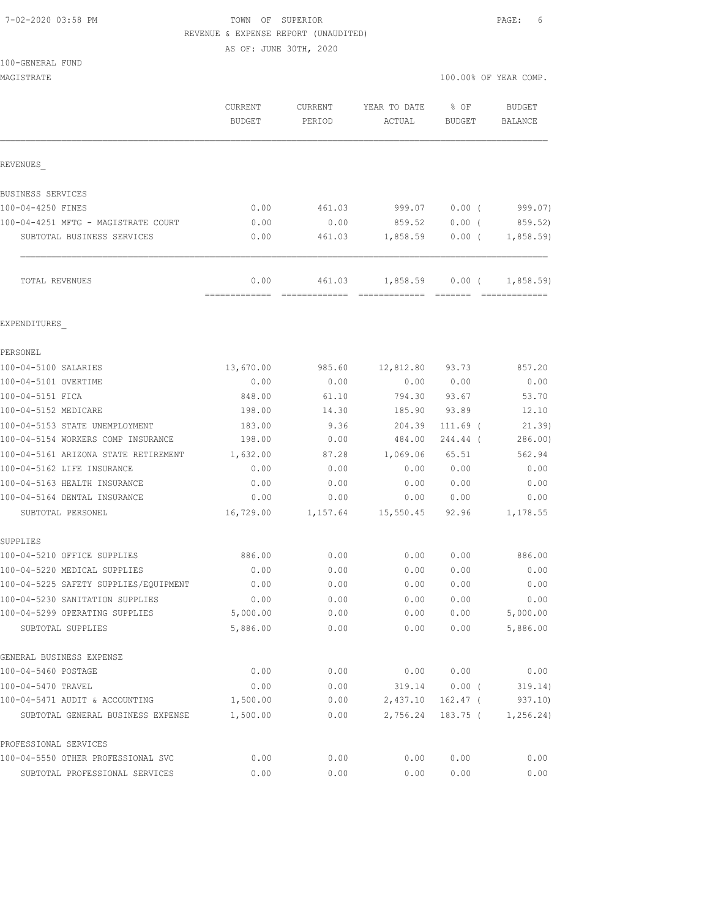7-02-2020 03:58 PM TOWN OF SUPERIOR

REVENUE & EXPENSE REPORT (UNAUDITED)

AS OF: JUNE 30TH, 2020

100-GENERAL FUND

MAGISTRATE 100.00% OF YEAR COMP.

| | CURRENT BUDGET | CURRENT PERIOD | YEAR TO DATE ACTUAL | % OF BUDGET | BUDGET BALANCE |
|---|---|---|---|---|---|
| REVENUES_ | | | | | |
| BUSINESS SERVICES | | | | | |
| 100-04-4250 FINES | 0.00 | 461.03 | 999.07 | 0.00 ( | 999.07) |
| 100-04-4251 MFTG - MAGISTRATE COURT | 0.00 | 0.00 | 859.52 | 0.00 ( | 859.52) |
| SUBTOTAL BUSINESS SERVICES | 0.00 | 461.03 | 1,858.59 | 0.00 ( | 1,858.59) |
| TOTAL REVENUES | 0.00 | 461.03 | 1,858.59 | 0.00 ( | 1,858.59) |
| EXPENDITURES_ | | | | | |
| PERSONEL | | | | | |
| 100-04-5100 SALARIES | 13,670.00 | 985.60 | 12,812.80 | 93.73 | 857.20 |
| 100-04-5101 OVERTIME | 0.00 | 0.00 | 0.00 | 0.00 | 0.00 |
| 100-04-5151 FICA | 848.00 | 61.10 | 794.30 | 93.67 | 53.70 |
| 100-04-5152 MEDICARE | 198.00 | 14.30 | 185.90 | 93.89 | 12.10 |
| 100-04-5153 STATE UNEMPLOYMENT | 183.00 | 9.36 | 204.39 | 111.69 ( | 21.39) |
| 100-04-5154 WORKERS COMP INSURANCE | 198.00 | 0.00 | 484.00 | 244.44 ( | 286.00) |
| 100-04-5161 ARIZONA STATE RETIREMENT | 1,632.00 | 87.28 | 1,069.06 | 65.51 | 562.94 |
| 100-04-5162 LIFE INSURANCE | 0.00 | 0.00 | 0.00 | 0.00 | 0.00 |
| 100-04-5163 HEALTH INSURANCE | 0.00 | 0.00 | 0.00 | 0.00 | 0.00 |
| 100-04-5164 DENTAL INSURANCE | 0.00 | 0.00 | 0.00 | 0.00 | 0.00 |
| SUBTOTAL PERSONEL | 16,729.00 | 1,157.64 | 15,550.45 | 92.96 | 1,178.55 |
| SUPPLIES | | | | | |
| 100-04-5210 OFFICE SUPPLIES | 886.00 | 0.00 | 0.00 | 0.00 | 886.00 |
| 100-04-5220 MEDICAL SUPPLIES | 0.00 | 0.00 | 0.00 | 0.00 | 0.00 |
| 100-04-5225 SAFETY SUPPLIES/EQUIPMENT | 0.00 | 0.00 | 0.00 | 0.00 | 0.00 |
| 100-04-5230 SANITATION SUPPLIES | 0.00 | 0.00 | 0.00 | 0.00 | 0.00 |
| 100-04-5299 OPERATING SUPPLIES | 5,000.00 | 0.00 | 0.00 | 0.00 | 5,000.00 |
| SUBTOTAL SUPPLIES | 5,886.00 | 0.00 | 0.00 | 0.00 | 5,886.00 |
| GENERAL BUSINESS EXPENSE | | | | | |
| 100-04-5460 POSTAGE | 0.00 | 0.00 | 0.00 | 0.00 | 0.00 |
| 100-04-5470 TRAVEL | 0.00 | 0.00 | 319.14 | 0.00 ( | 319.14) |
| 100-04-5471 AUDIT & ACCOUNTING | 1,500.00 | 0.00 | 2,437.10 | 162.47 ( | 937.10) |
| SUBTOTAL GENERAL BUSINESS EXPENSE | 1,500.00 | 0.00 | 2,756.24 | 183.75 ( | 1,256.24) |
| PROFESSIONAL SERVICES | | | | | |
| 100-04-5550 OTHER PROFESSIONAL SVC | 0.00 | 0.00 | 0.00 | 0.00 | 0.00 |
| SUBTOTAL PROFESSIONAL SERVICES | 0.00 | 0.00 | 0.00 | 0.00 | 0.00 |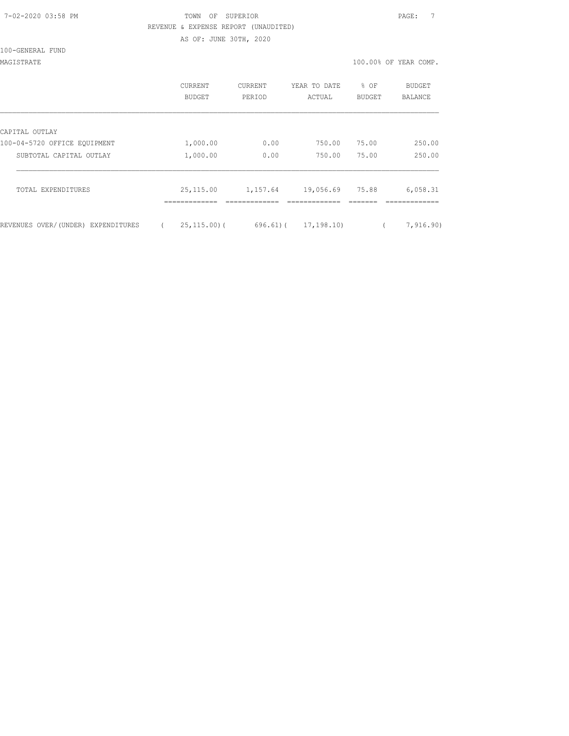TOWN OF SUPERIOR

REVENUE & EXPENSE REPORT (UNAUDITED)

AS OF: JUNE 30TH, 2020

100-GENERAL FUND

MAGISTRATE — 100.00% OF YEAR COMP.

| | CURRENT BUDGET | CURRENT PERIOD | YEAR TO DATE ACTUAL | % OF BUDGET | BUDGET BALANCE |
|---|---|---|---|---|---|
| CAPITAL OUTLAY | | | | | |
| 100-04-5720 OFFICE EQUIPMENT | 1,000.00 | 0.00 | 750.00 | 75.00 | 250.00 |
| SUBTOTAL CAPITAL OUTLAY | 1,000.00 | 0.00 | 750.00 | 75.00 | 250.00 |
| TOTAL EXPENDITURES | 25,115.00 | 1,157.64 | 19,056.69 | 75.88 | 6,058.31 |
| REVENUES OVER/(UNDER) EXPENDITURES | ( 25,115.00) | ( 696.61) | ( 17,198.10) | | ( 7,916.90) |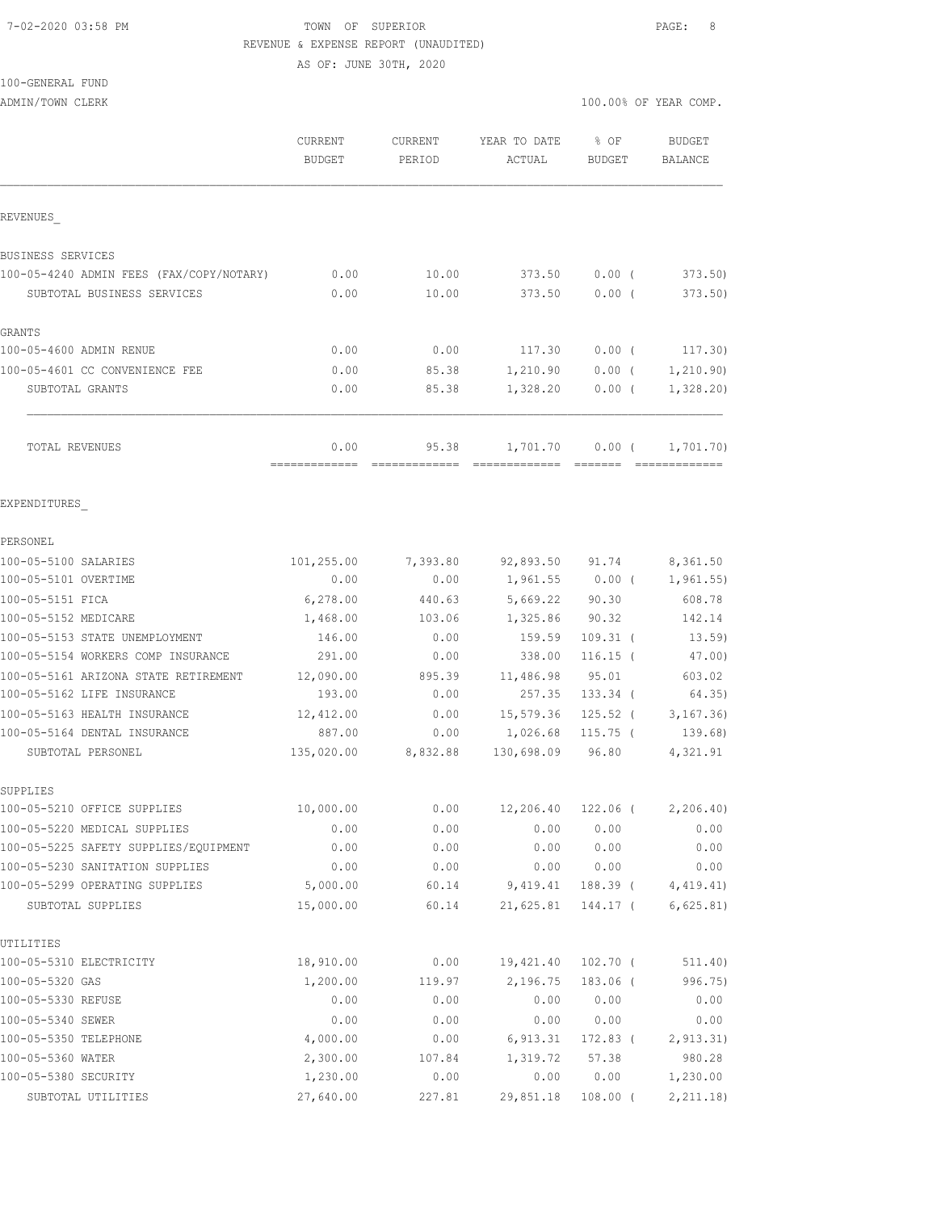TOWN OF SUPERIOR
REVENUE & EXPENSE REPORT (UNAUDITED)
AS OF: JUNE 30TH, 2020

100-GENERAL FUND
ADMIN/TOWN CLERK — 100.00% OF YEAR COMP.

| | CURRENT BUDGET | CURRENT PERIOD | YEAR TO DATE ACTUAL | % OF BUDGET | BUDGET BALANCE |
|---|---|---|---|---|---|
| **REVENUES** | | | | | |
| BUSINESS SERVICES | | | | | |
| 100-05-4240 ADMIN FEES (FAX/COPY/NOTARY) | 0.00 | 10.00 | 373.50 | 0.00 ( | 373.50) |
| SUBTOTAL BUSINESS SERVICES | 0.00 | 10.00 | 373.50 | 0.00 ( | 373.50) |
| GRANTS | | | | | |
| 100-05-4600 ADMIN RENUE | 0.00 | 0.00 | 117.30 | 0.00 ( | 117.30) |
| 100-05-4601 CC CONVENIENCE FEE | 0.00 | 85.38 | 1,210.90 | 0.00 ( | 1,210.90) |
| SUBTOTAL GRANTS | 0.00 | 85.38 | 1,328.20 | 0.00 ( | 1,328.20) |
| TOTAL REVENUES | 0.00 | 95.38 | 1,701.70 | 0.00 ( | 1,701.70) |
| **EXPENDITURES** | | | | | |
| PERSONEL | | | | | |
| 100-05-5100 SALARIES | 101,255.00 | 7,393.80 | 92,893.50 | 91.74 | 8,361.50 |
| 100-05-5101 OVERTIME | 0.00 | 0.00 | 1,961.55 | 0.00 ( | 1,961.55) |
| 100-05-5151 FICA | 6,278.00 | 440.63 | 5,669.22 | 90.30 | 608.78 |
| 100-05-5152 MEDICARE | 1,468.00 | 103.06 | 1,325.86 | 90.32 | 142.14 |
| 100-05-5153 STATE UNEMPLOYMENT | 146.00 | 0.00 | 159.59 | 109.31 ( | 13.59) |
| 100-05-5154 WORKERS COMP INSURANCE | 291.00 | 0.00 | 338.00 | 116.15 ( | 47.00) |
| 100-05-5161 ARIZONA STATE RETIREMENT | 12,090.00 | 895.39 | 11,486.98 | 95.01 | 603.02 |
| 100-05-5162 LIFE INSURANCE | 193.00 | 0.00 | 257.35 | 133.34 ( | 64.35) |
| 100-05-5163 HEALTH INSURANCE | 12,412.00 | 0.00 | 15,579.36 | 125.52 ( | 3,167.36) |
| 100-05-5164 DENTAL INSURANCE | 887.00 | 0.00 | 1,026.68 | 115.75 ( | 139.68) |
| SUBTOTAL PERSONEL | 135,020.00 | 8,832.88 | 130,698.09 | 96.80 | 4,321.91 |
| SUPPLIES | | | | | |
| 100-05-5210 OFFICE SUPPLIES | 10,000.00 | 0.00 | 12,206.40 | 122.06 ( | 2,206.40) |
| 100-05-5220 MEDICAL SUPPLIES | 0.00 | 0.00 | 0.00 | 0.00 | 0.00 |
| 100-05-5225 SAFETY SUPPLIES/EQUIPMENT | 0.00 | 0.00 | 0.00 | 0.00 | 0.00 |
| 100-05-5230 SANITATION SUPPLIES | 0.00 | 0.00 | 0.00 | 0.00 | 0.00 |
| 100-05-5299 OPERATING SUPPLIES | 5,000.00 | 60.14 | 9,419.41 | 188.39 ( | 4,419.41) |
| SUBTOTAL SUPPLIES | 15,000.00 | 60.14 | 21,625.81 | 144.17 ( | 6,625.81) |
| UTILITIES | | | | | |
| 100-05-5310 ELECTRICITY | 18,910.00 | 0.00 | 19,421.40 | 102.70 ( | 511.40) |
| 100-05-5320 GAS | 1,200.00 | 119.97 | 2,196.75 | 183.06 ( | 996.75) |
| 100-05-5330 REFUSE | 0.00 | 0.00 | 0.00 | 0.00 | 0.00 |
| 100-05-5340 SEWER | 0.00 | 0.00 | 0.00 | 0.00 | 0.00 |
| 100-05-5350 TELEPHONE | 4,000.00 | 0.00 | 6,913.31 | 172.83 ( | 2,913.31) |
| 100-05-5360 WATER | 2,300.00 | 107.84 | 1,319.72 | 57.38 | 980.28 |
| 100-05-5380 SECURITY | 1,230.00 | 0.00 | 0.00 | 0.00 | 1,230.00 |
| SUBTOTAL UTILITIES | 27,640.00 | 227.81 | 29,851.18 | 108.00 ( | 2,211.18) |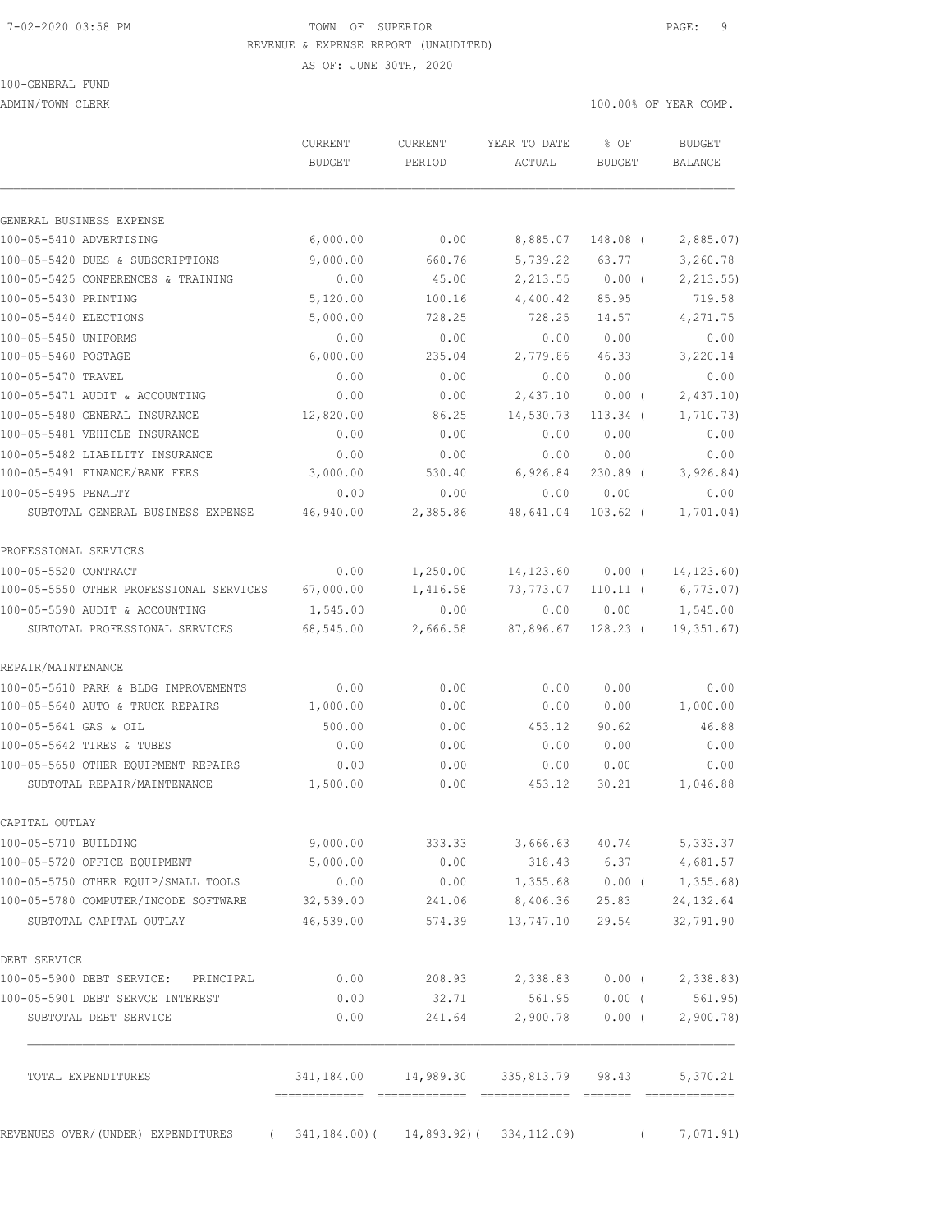7-02-2020 03:58 PM TOWN OF SUPERIOR

REVENUE & EXPENSE REPORT (UNAUDITED)

AS OF: JUNE 30TH, 2020

100-GENERAL FUND

ADMIN/TOWN CLERK 100.00% OF YEAR COMP.

| | CURRENT BUDGET | CURRENT PERIOD | YEAR TO DATE ACTUAL | % OF BUDGET | BUDGET BALANCE |
|---|---|---|---|---|---|
| GENERAL BUSINESS EXPENSE | | | | | |
| 100-05-5410 ADVERTISING | 6,000.00 | 0.00 | 8,885.07 | 148.08 | ( 2,885.07) |
| 100-05-5420 DUES & SUBSCRIPTIONS | 9,000.00 | 660.76 | 5,739.22 | 63.77 | 3,260.78 |
| 100-05-5425 CONFERENCES & TRAINING | 0.00 | 45.00 | 2,213.55 | 0.00 | ( 2,213.55) |
| 100-05-5430 PRINTING | 5,120.00 | 100.16 | 4,400.42 | 85.95 | 719.58 |
| 100-05-5440 ELECTIONS | 5,000.00 | 728.25 | 728.25 | 14.57 | 4,271.75 |
| 100-05-5450 UNIFORMS | 0.00 | 0.00 | 0.00 | 0.00 | 0.00 |
| 100-05-5460 POSTAGE | 6,000.00 | 235.04 | 2,779.86 | 46.33 | 3,220.14 |
| 100-05-5470 TRAVEL | 0.00 | 0.00 | 0.00 | 0.00 | 0.00 |
| 100-05-5471 AUDIT & ACCOUNTING | 0.00 | 0.00 | 2,437.10 | 0.00 | ( 2,437.10) |
| 100-05-5480 GENERAL INSURANCE | 12,820.00 | 86.25 | 14,530.73 | 113.34 | ( 1,710.73) |
| 100-05-5481 VEHICLE INSURANCE | 0.00 | 0.00 | 0.00 | 0.00 | 0.00 |
| 100-05-5482 LIABILITY INSURANCE | 0.00 | 0.00 | 0.00 | 0.00 | 0.00 |
| 100-05-5491 FINANCE/BANK FEES | 3,000.00 | 530.40 | 6,926.84 | 230.89 | ( 3,926.84) |
| 100-05-5495 PENALTY | 0.00 | 0.00 | 0.00 | 0.00 | 0.00 |
| SUBTOTAL GENERAL BUSINESS EXPENSE | 46,940.00 | 2,385.86 | 48,641.04 | 103.62 | ( 1,701.04) |
| PROFESSIONAL SERVICES | | | | | |
| 100-05-5520 CONTRACT | 0.00 | 1,250.00 | 14,123.60 | 0.00 | ( 14,123.60) |
| 100-05-5550 OTHER PROFESSIONAL SERVICES | 67,000.00 | 1,416.58 | 73,773.07 | 110.11 | ( 6,773.07) |
| 100-05-5590 AUDIT & ACCOUNTING | 1,545.00 | 0.00 | 0.00 | 0.00 | 1,545.00 |
| SUBTOTAL PROFESSIONAL SERVICES | 68,545.00 | 2,666.58 | 87,896.67 | 128.23 | ( 19,351.67) |
| REPAIR/MAINTENANCE | | | | | |
| 100-05-5610 PARK & BLDG IMPROVEMENTS | 0.00 | 0.00 | 0.00 | 0.00 | 0.00 |
| 100-05-5640 AUTO & TRUCK REPAIRS | 1,000.00 | 0.00 | 0.00 | 0.00 | 1,000.00 |
| 100-05-5641 GAS & OIL | 500.00 | 0.00 | 453.12 | 90.62 | 46.88 |
| 100-05-5642 TIRES & TUBES | 0.00 | 0.00 | 0.00 | 0.00 | 0.00 |
| 100-05-5650 OTHER EQUIPMENT REPAIRS | 0.00 | 0.00 | 0.00 | 0.00 | 0.00 |
| SUBTOTAL REPAIR/MAINTENANCE | 1,500.00 | 0.00 | 453.12 | 30.21 | 1,046.88 |
| CAPITAL OUTLAY | | | | | |
| 100-05-5710 BUILDING | 9,000.00 | 333.33 | 3,666.63 | 40.74 | 5,333.37 |
| 100-05-5720 OFFICE EQUIPMENT | 5,000.00 | 0.00 | 318.43 | 6.37 | 4,681.57 |
| 100-05-5750 OTHER EQUIP/SMALL TOOLS | 0.00 | 0.00 | 1,355.68 | 0.00 | ( 1,355.68) |
| 100-05-5780 COMPUTER/INCODE SOFTWARE | 32,539.00 | 241.06 | 8,406.36 | 25.83 | 24,132.64 |
| SUBTOTAL CAPITAL OUTLAY | 46,539.00 | 574.39 | 13,747.10 | 29.54 | 32,791.90 |
| DEBT SERVICE | | | | | |
| 100-05-5900 DEBT SERVICE: PRINCIPAL | 0.00 | 208.93 | 2,338.83 | 0.00 | ( 2,338.83) |
| 100-05-5901 DEBT SERVCE INTEREST | 0.00 | 32.71 | 561.95 | 0.00 | ( 561.95) |
| SUBTOTAL DEBT SERVICE | 0.00 | 241.64 | 2,900.78 | 0.00 | ( 2,900.78) |
| TOTAL EXPENDITURES | 341,184.00 | 14,989.30 | 335,813.79 | 98.43 | 5,370.21 |
| REVENUES OVER/(UNDER) EXPENDITURES | ( 341,184.00) | ( 14,893.92) | ( 334,112.09) | | ( 7,071.91) |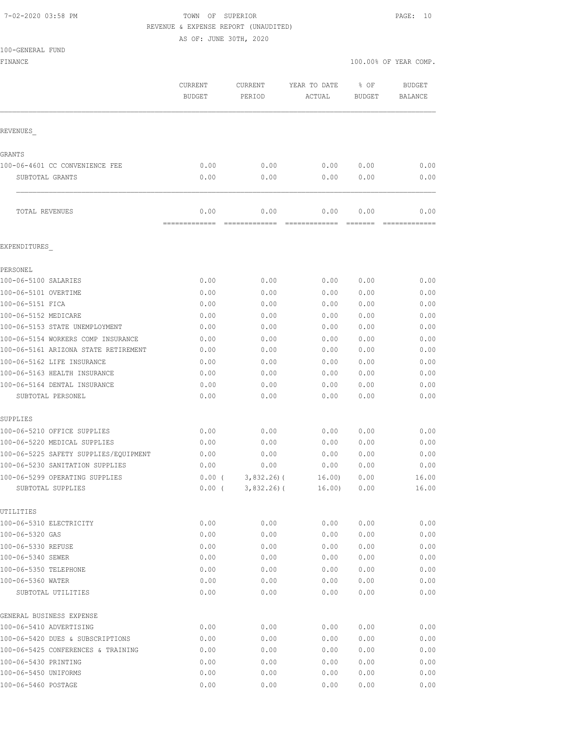7-02-2020 03:58 PM TOWN OF SUPERIOR

REVENUE & EXPENSE REPORT (UNAUDITED)

AS OF: JUNE 30TH, 2020

100-GENERAL FUND

FINANCE 100.00% OF YEAR COMP.

| | CURRENT BUDGET | CURRENT PERIOD | YEAR TO DATE ACTUAL | % OF BUDGET | BUDGET BALANCE |
|---|---|---|---|---|---|
| REVENUES_ | | | | | |
| GRANTS | | | | | |
| 100-06-4601 CC CONVENIENCE FEE | 0.00 | 0.00 | 0.00 | 0.00 | 0.00 |
| SUBTOTAL GRANTS | 0.00 | 0.00 | 0.00 | 0.00 | 0.00 |
| TOTAL REVENUES | 0.00 | 0.00 | 0.00 | 0.00 | 0.00 |
| EXPENDITURES_ | | | | | |
| PERSONEL | | | | | |
| 100-06-5100 SALARIES | 0.00 | 0.00 | 0.00 | 0.00 | 0.00 |
| 100-06-5101 OVERTIME | 0.00 | 0.00 | 0.00 | 0.00 | 0.00 |
| 100-06-5151 FICA | 0.00 | 0.00 | 0.00 | 0.00 | 0.00 |
| 100-06-5152 MEDICARE | 0.00 | 0.00 | 0.00 | 0.00 | 0.00 |
| 100-06-5153 STATE UNEMPLOYMENT | 0.00 | 0.00 | 0.00 | 0.00 | 0.00 |
| 100-06-5154 WORKERS COMP INSURANCE | 0.00 | 0.00 | 0.00 | 0.00 | 0.00 |
| 100-06-5161 ARIZONA STATE RETIREMENT | 0.00 | 0.00 | 0.00 | 0.00 | 0.00 |
| 100-06-5162 LIFE INSURANCE | 0.00 | 0.00 | 0.00 | 0.00 | 0.00 |
| 100-06-5163 HEALTH INSURANCE | 0.00 | 0.00 | 0.00 | 0.00 | 0.00 |
| 100-06-5164 DENTAL INSURANCE | 0.00 | 0.00 | 0.00 | 0.00 | 0.00 |
| SUBTOTAL PERSONEL | 0.00 | 0.00 | 0.00 | 0.00 | 0.00 |
| SUPPLIES | | | | | |
| 100-06-5210 OFFICE SUPPLIES | 0.00 | 0.00 | 0.00 | 0.00 | 0.00 |
| 100-06-5220 MEDICAL SUPPLIES | 0.00 | 0.00 | 0.00 | 0.00 | 0.00 |
| 100-06-5225 SAFETY SUPPLIES/EQUIPMENT | 0.00 | 0.00 | 0.00 | 0.00 | 0.00 |
| 100-06-5230 SANITATION SUPPLIES | 0.00 | 0.00 | 0.00 | 0.00 | 0.00 |
| 100-06-5299 OPERATING SUPPLIES | 0.00 | ( 3,832.26) | ( 16.00) | 0.00 | 16.00 |
| SUBTOTAL SUPPLIES | 0.00 | ( 3,832.26) | ( 16.00) | 0.00 | 16.00 |
| UTILITIES | | | | | |
| 100-06-5310 ELECTRICITY | 0.00 | 0.00 | 0.00 | 0.00 | 0.00 |
| 100-06-5320 GAS | 0.00 | 0.00 | 0.00 | 0.00 | 0.00 |
| 100-06-5330 REFUSE | 0.00 | 0.00 | 0.00 | 0.00 | 0.00 |
| 100-06-5340 SEWER | 0.00 | 0.00 | 0.00 | 0.00 | 0.00 |
| 100-06-5350 TELEPHONE | 0.00 | 0.00 | 0.00 | 0.00 | 0.00 |
| 100-06-5360 WATER | 0.00 | 0.00 | 0.00 | 0.00 | 0.00 |
| SUBTOTAL UTILITIES | 0.00 | 0.00 | 0.00 | 0.00 | 0.00 |
| GENERAL BUSINESS EXPENSE | | | | | |
| 100-06-5410 ADVERTISING | 0.00 | 0.00 | 0.00 | 0.00 | 0.00 |
| 100-06-5420 DUES & SUBSCRIPTIONS | 0.00 | 0.00 | 0.00 | 0.00 | 0.00 |
| 100-06-5425 CONFERENCES & TRAINING | 0.00 | 0.00 | 0.00 | 0.00 | 0.00 |
| 100-06-5430 PRINTING | 0.00 | 0.00 | 0.00 | 0.00 | 0.00 |
| 100-06-5450 UNIFORMS | 0.00 | 0.00 | 0.00 | 0.00 | 0.00 |
| 100-06-5460 POSTAGE | 0.00 | 0.00 | 0.00 | 0.00 | 0.00 |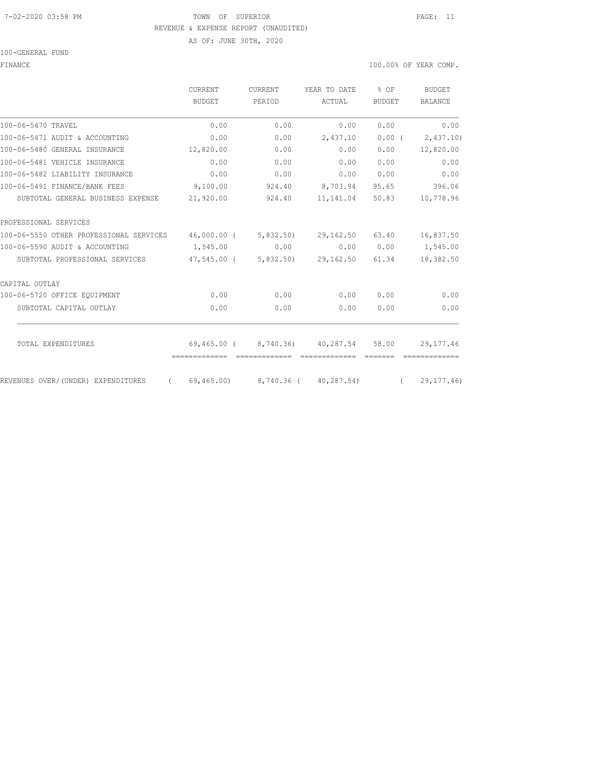TOWN OF SUPERIOR
REVENUE & EXPENSE REPORT (UNAUDITED)
AS OF: JUNE 30TH, 2020

100-GENERAL FUND

FINANCE 100.00% OF YEAR COMP.

| | CURRENT BUDGET | CURRENT PERIOD | YEAR TO DATE ACTUAL | % OF BUDGET | BUDGET BALANCE |
|---|---|---|---|---|---|
| 100-06-5470 TRAVEL | 0.00 | 0.00 | 0.00 | 0.00 | 0.00 |
| 100-06-5471 AUDIT & ACCOUNTING | 0.00 | 0.00 | 2,437.10 | 0.00 | ( 2,437.10) |
| 100-06-5480 GENERAL INSURANCE | 12,820.00 | 0.00 | 0.00 | 0.00 | 12,820.00 |
| 100-06-5481 VEHICLE INSURANCE | 0.00 | 0.00 | 0.00 | 0.00 | 0.00 |
| 100-06-5482 LIABILITY INSURANCE | 0.00 | 0.00 | 0.00 | 0.00 | 0.00 |
| 100-06-5491 FINANCE/BANK FEES | 9,100.00 | 924.40 | 8,703.94 | 95.65 | 396.06 |
| SUBTOTAL GENERAL BUSINESS EXPENSE | 21,920.00 | 924.40 | 11,141.04 | 50.83 | 10,778.96 |
| PROFESSIONAL SERVICES | | | | | |
| 100-06-5550 OTHER PROFESSIONAL SERVICES | 46,000.00 | ( 5,832.50) | 29,162.50 | 63.40 | 16,837.50 |
| 100-06-5590 AUDIT & ACCOUNTING | 1,545.00 | 0.00 | 0.00 | 0.00 | 1,545.00 |
| SUBTOTAL PROFESSIONAL SERVICES | 47,545.00 | ( 5,832.50) | 29,162.50 | 61.34 | 18,382.50 |
| CAPITAL OUTLAY | | | | | |
| 100-06-5720 OFFICE EQUIPMENT | 0.00 | 0.00 | 0.00 | 0.00 | 0.00 |
| SUBTOTAL CAPITAL OUTLAY | 0.00 | 0.00 | 0.00 | 0.00 | 0.00 |
| TOTAL EXPENDITURES | 69,465.00 | ( 8,740.36) | 40,287.54 | 58.00 | 29,177.46 |
| REVENUES OVER/(UNDER) EXPENDITURES | ( 69,465.00) | 8,740.36 | ( 40,287.54) | | ( 29,177.46) |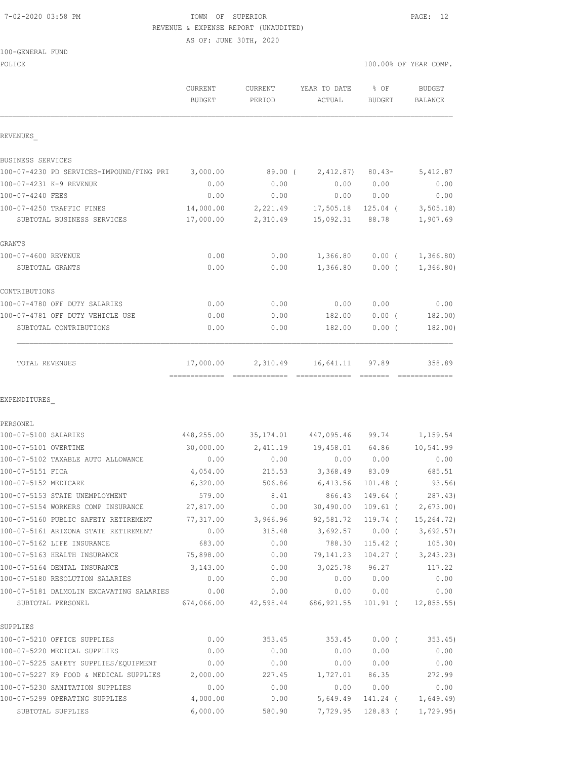7-02-2020 03:58 PM — TOWN OF SUPERIOR — PAGE: 12

REVENUE & EXPENSE REPORT (UNAUDITED)

AS OF: JUNE 30TH, 2020

100-GENERAL FUND

POLICE — 100.00% OF YEAR COMP.

| | CURRENT BUDGET | CURRENT PERIOD | YEAR TO DATE ACTUAL | % OF BUDGET | BUDGET BALANCE |
|---|---|---|---|---|---|
| **REVENUES** | | | | | |
| BUSINESS SERVICES | | | | | |
| 100-07-4230 PD SERVICES-IMPOUND/FING PRI | 3,000.00 | 89.00 ( | 2,412.87) | 80.43- | 5,412.87 |
| 100-07-4231 K-9 REVENUE | 0.00 | 0.00 | 0.00 | 0.00 | 0.00 |
| 100-07-4240 FEES | 0.00 | 0.00 | 0.00 | 0.00 | 0.00 |
| 100-07-4250 TRAFFIC FINES | 14,000.00 | 2,221.49 | 17,505.18 | 125.04 ( | 3,505.18) |
| SUBTOTAL BUSINESS SERVICES | 17,000.00 | 2,310.49 | 15,092.31 | 88.78 | 1,907.69 |
| GRANTS | | | | | |
| 100-07-4600 REVENUE | 0.00 | 0.00 | 1,366.80 | 0.00 ( | 1,366.80) |
| SUBTOTAL GRANTS | 0.00 | 0.00 | 1,366.80 | 0.00 ( | 1,366.80) |
| CONTRIBUTIONS | | | | | |
| 100-07-4780 OFF DUTY SALARIES | 0.00 | 0.00 | 0.00 | 0.00 | 0.00 |
| 100-07-4781 OFF DUTY VEHICLE USE | 0.00 | 0.00 | 182.00 | 0.00 ( | 182.00) |
| SUBTOTAL CONTRIBUTIONS | 0.00 | 0.00 | 182.00 | 0.00 ( | 182.00) |
| TOTAL REVENUES | 17,000.00 | 2,310.49 | 16,641.11 | 97.89 | 358.89 |
| **EXPENDITURES** | | | | | |
| PERSONEL | | | | | |
| 100-07-5100 SALARIES | 448,255.00 | 35,174.01 | 447,095.46 | 99.74 | 1,159.54 |
| 100-07-5101 OVERTIME | 30,000.00 | 2,411.19 | 19,458.01 | 64.86 | 10,541.99 |
| 100-07-5102 TAXABLE AUTO ALLOWANCE | 0.00 | 0.00 | 0.00 | 0.00 | 0.00 |
| 100-07-5151 FICA | 4,054.00 | 215.53 | 3,368.49 | 83.09 | 685.51 |
| 100-07-5152 MEDICARE | 6,320.00 | 506.86 | 6,413.56 | 101.48 ( | 93.56) |
| 100-07-5153 STATE UNEMPLOYMENT | 579.00 | 8.41 | 866.43 | 149.64 ( | 287.43) |
| 100-07-5154 WORKERS COMP INSURANCE | 27,817.00 | 0.00 | 30,490.00 | 109.61 ( | 2,673.00) |
| 100-07-5160 PUBLIC SAFETY RETIREMENT | 77,317.00 | 3,966.96 | 92,581.72 | 119.74 ( | 15,264.72) |
| 100-07-5161 ARIZONA STATE RETIREMENT | 0.00 | 315.48 | 3,692.57 | 0.00 ( | 3,692.57) |
| 100-07-5162 LIFE INSURANCE | 683.00 | 0.00 | 788.30 | 115.42 ( | 105.30) |
| 100-07-5163 HEALTH INSURANCE | 75,898.00 | 0.00 | 79,141.23 | 104.27 ( | 3,243.23) |
| 100-07-5164 DENTAL INSURANCE | 3,143.00 | 0.00 | 3,025.78 | 96.27 | 117.22 |
| 100-07-5180 RESOLUTION SALARIES | 0.00 | 0.00 | 0.00 | 0.00 | 0.00 |
| 100-07-5181 DALMOLIN EXCAVATING SALARIES | 0.00 | 0.00 | 0.00 | 0.00 | 0.00 |
| SUBTOTAL PERSONEL | 674,066.00 | 42,598.44 | 686,921.55 | 101.91 ( | 12,855.55) |
| SUPPLIES | | | | | |
| 100-07-5210 OFFICE SUPPLIES | 0.00 | 353.45 | 353.45 | 0.00 ( | 353.45) |
| 100-07-5220 MEDICAL SUPPLIES | 0.00 | 0.00 | 0.00 | 0.00 | 0.00 |
| 100-07-5225 SAFETY SUPPLIES/EQUIPMENT | 0.00 | 0.00 | 0.00 | 0.00 | 0.00 |
| 100-07-5227 K9 FOOD & MEDICAL SUPPLIES | 2,000.00 | 227.45 | 1,727.01 | 86.35 | 272.99 |
| 100-07-5230 SANITATION SUPPLIES | 0.00 | 0.00 | 0.00 | 0.00 | 0.00 |
| 100-07-5299 OPERATING SUPPLIES | 4,000.00 | 0.00 | 5,649.49 | 141.24 ( | 1,649.49) |
| SUBTOTAL SUPPLIES | 6,000.00 | 580.90 | 7,729.95 | 128.83 ( | 1,729.95) |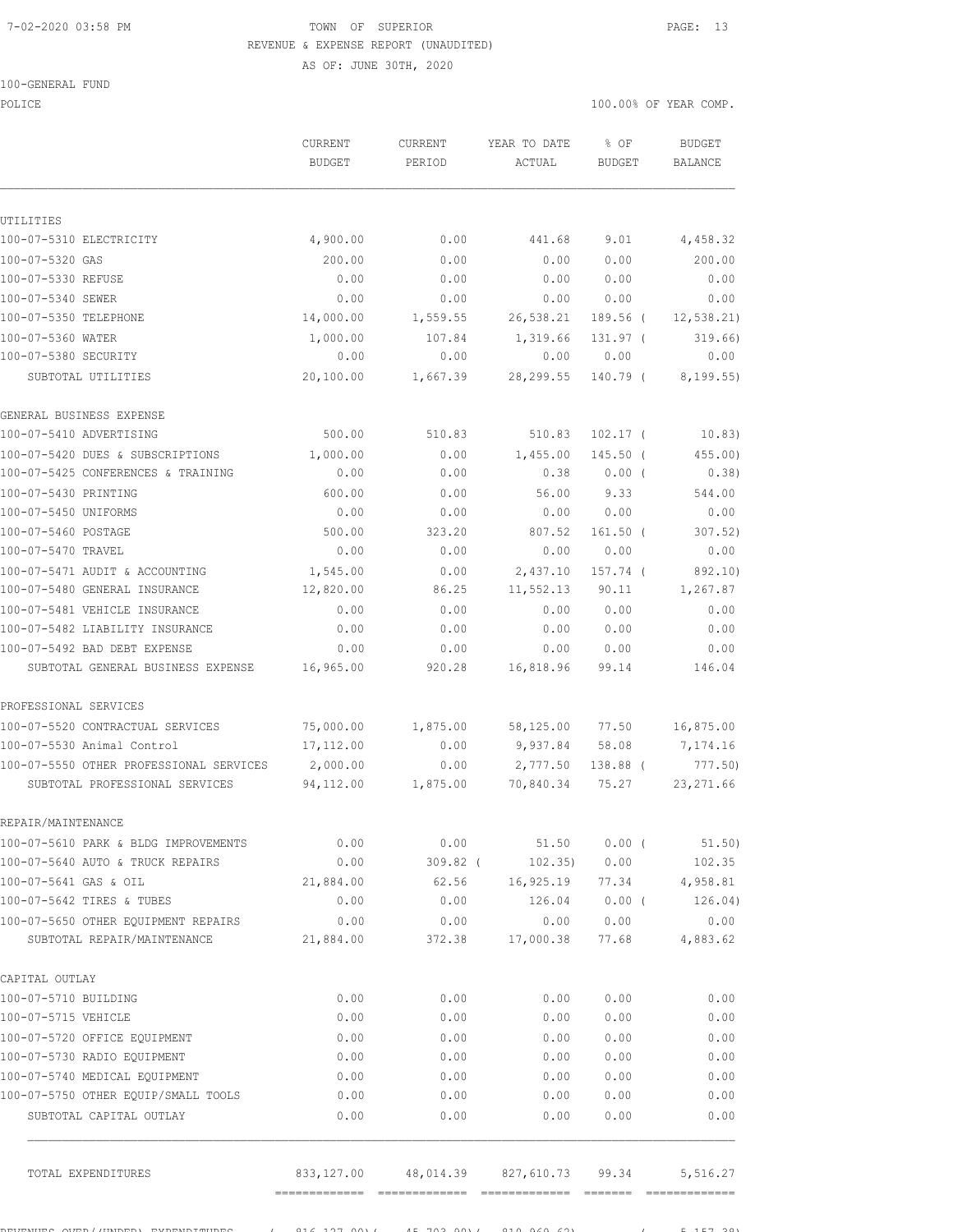TOWN OF SUPERIOR

REVENUE & EXPENSE REPORT (UNAUDITED)

AS OF: JUNE 30TH, 2020

100-GENERAL FUND

POLICE

100.00% OF YEAR COMP.

| | CURRENT BUDGET | CURRENT PERIOD | YEAR TO DATE ACTUAL | % OF BUDGET | BUDGET BALANCE |
|---|---|---|---|---|---|
| **UTILITIES** | | | | | |
| 100-07-5310 ELECTRICITY | 4,900.00 | 0.00 | 441.68 | 9.01 | 4,458.32 |
| 100-07-5320 GAS | 200.00 | 0.00 | 0.00 | 0.00 | 200.00 |
| 100-07-5330 REFUSE | 0.00 | 0.00 | 0.00 | 0.00 | 0.00 |
| 100-07-5340 SEWER | 0.00 | 0.00 | 0.00 | 0.00 | 0.00 |
| 100-07-5350 TELEPHONE | 14,000.00 | 1,559.55 | 26,538.21 | 189.56 | ( 12,538.21) |
| 100-07-5360 WATER | 1,000.00 | 107.84 | 1,319.66 | 131.97 | ( 319.66) |
| 100-07-5380 SECURITY | 0.00 | 0.00 | 0.00 | 0.00 | 0.00 |
| SUBTOTAL UTILITIES | 20,100.00 | 1,667.39 | 28,299.55 | 140.79 | ( 8,199.55) |
| **GENERAL BUSINESS EXPENSE** | | | | | |
| 100-07-5410 ADVERTISING | 500.00 | 510.83 | 510.83 | 102.17 | ( 10.83) |
| 100-07-5420 DUES & SUBSCRIPTIONS | 1,000.00 | 0.00 | 1,455.00 | 145.50 | ( 455.00) |
| 100-07-5425 CONFERENCES & TRAINING | 0.00 | 0.00 | 0.38 | 0.00 | ( 0.38) |
| 100-07-5430 PRINTING | 600.00 | 0.00 | 56.00 | 9.33 | 544.00 |
| 100-07-5450 UNIFORMS | 0.00 | 0.00 | 0.00 | 0.00 | 0.00 |
| 100-07-5460 POSTAGE | 500.00 | 323.20 | 807.52 | 161.50 | ( 307.52) |
| 100-07-5470 TRAVEL | 0.00 | 0.00 | 0.00 | 0.00 | 0.00 |
| 100-07-5471 AUDIT & ACCOUNTING | 1,545.00 | 0.00 | 2,437.10 | 157.74 | ( 892.10) |
| 100-07-5480 GENERAL INSURANCE | 12,820.00 | 86.25 | 11,552.13 | 90.11 | 1,267.87 |
| 100-07-5481 VEHICLE INSURANCE | 0.00 | 0.00 | 0.00 | 0.00 | 0.00 |
| 100-07-5482 LIABILITY INSURANCE | 0.00 | 0.00 | 0.00 | 0.00 | 0.00 |
| 100-07-5492 BAD DEBT EXPENSE | 0.00 | 0.00 | 0.00 | 0.00 | 0.00 |
| SUBTOTAL GENERAL BUSINESS EXPENSE | 16,965.00 | 920.28 | 16,818.96 | 99.14 | 146.04 |
| **PROFESSIONAL SERVICES** | | | | | |
| 100-07-5520 CONTRACTUAL SERVICES | 75,000.00 | 1,875.00 | 58,125.00 | 77.50 | 16,875.00 |
| 100-07-5530 Animal Control | 17,112.00 | 0.00 | 9,937.84 | 58.08 | 7,174.16 |
| 100-07-5550 OTHER PROFESSIONAL SERVICES | 2,000.00 | 0.00 | 2,777.50 | 138.88 | ( 777.50) |
| SUBTOTAL PROFESSIONAL SERVICES | 94,112.00 | 1,875.00 | 70,840.34 | 75.27 | 23,271.66 |
| **REPAIR/MAINTENANCE** | | | | | |
| 100-07-5610 PARK & BLDG IMPROVEMENTS | 0.00 | 0.00 | 51.50 | 0.00 | ( 51.50) |
| 100-07-5640 AUTO & TRUCK REPAIRS | 0.00 | 309.82 | ( 102.35) | 0.00 | 102.35 |
| 100-07-5641 GAS & OIL | 21,884.00 | 62.56 | 16,925.19 | 77.34 | 4,958.81 |
| 100-07-5642 TIRES & TUBES | 0.00 | 0.00 | 126.04 | 0.00 | ( 126.04) |
| 100-07-5650 OTHER EQUIPMENT REPAIRS | 0.00 | 0.00 | 0.00 | 0.00 | 0.00 |
| SUBTOTAL REPAIR/MAINTENANCE | 21,884.00 | 372.38 | 17,000.38 | 77.68 | 4,883.62 |
| **CAPITAL OUTLAY** | | | | | |
| 100-07-5710 BUILDING | 0.00 | 0.00 | 0.00 | 0.00 | 0.00 |
| 100-07-5715 VEHICLE | 0.00 | 0.00 | 0.00 | 0.00 | 0.00 |
| 100-07-5720 OFFICE EQUIPMENT | 0.00 | 0.00 | 0.00 | 0.00 | 0.00 |
| 100-07-5730 RADIO EQUIPMENT | 0.00 | 0.00 | 0.00 | 0.00 | 0.00 |
| 100-07-5740 MEDICAL EQUIPMENT | 0.00 | 0.00 | 0.00 | 0.00 | 0.00 |
| 100-07-5750 OTHER EQUIP/SMALL TOOLS | 0.00 | 0.00 | 0.00 | 0.00 | 0.00 |
| SUBTOTAL CAPITAL OUTLAY | 0.00 | 0.00 | 0.00 | 0.00 | 0.00 |
| TOTAL EXPENDITURES | 833,127.00 | 48,014.39 | 827,610.73 | 99.34 | 5,516.27 |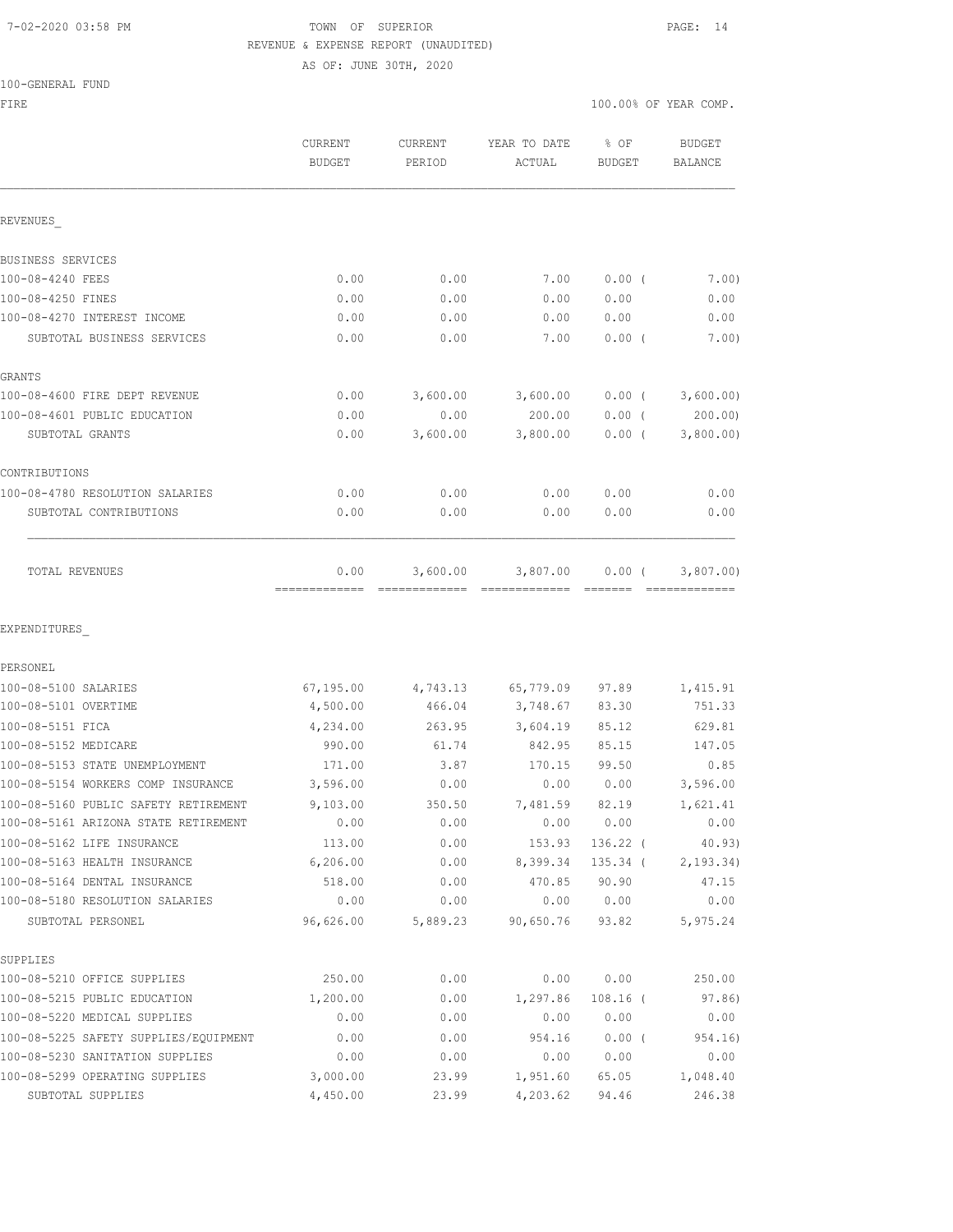7-02-2020 03:58 PM TOWN OF SUPERIOR

REVENUE & EXPENSE REPORT (UNAUDITED)

AS OF: JUNE 30TH, 2020

100-GENERAL FUND

FIRE 100.00% OF YEAR COMP.

| | CURRENT BUDGET | CURRENT PERIOD | YEAR TO DATE ACTUAL | % OF BUDGET | BUDGET BALANCE |
|---|---|---|---|---|---|
| REVENUES_ | | | | | |
| BUSINESS SERVICES | | | | | |
| 100-08-4240 FEES | 0.00 | 0.00 | 7.00 | 0.00 ( | 7.00) |
| 100-08-4250 FINES | 0.00 | 0.00 | 0.00 | 0.00 | 0.00 |
| 100-08-4270 INTEREST INCOME | 0.00 | 0.00 | 0.00 | 0.00 | 0.00 |
| SUBTOTAL BUSINESS SERVICES | 0.00 | 0.00 | 7.00 | 0.00 ( | 7.00) |
| GRANTS | | | | | |
| 100-08-4600 FIRE DEPT REVENUE | 0.00 | 3,600.00 | 3,600.00 | 0.00 ( | 3,600.00) |
| 100-08-4601 PUBLIC EDUCATION | 0.00 | 0.00 | 200.00 | 0.00 ( | 200.00) |
| SUBTOTAL GRANTS | 0.00 | 3,600.00 | 3,800.00 | 0.00 ( | 3,800.00) |
| CONTRIBUTIONS | | | | | |
| 100-08-4780 RESOLUTION SALARIES | 0.00 | 0.00 | 0.00 | 0.00 | 0.00 |
| SUBTOTAL CONTRIBUTIONS | 0.00 | 0.00 | 0.00 | 0.00 | 0.00 |
| TOTAL REVENUES | 0.00 | 3,600.00 | 3,807.00 | 0.00 ( | 3,807.00) |
| EXPENDITURES_ | | | | | |
| PERSONEL | | | | | |
| 100-08-5100 SALARIES | 67,195.00 | 4,743.13 | 65,779.09 | 97.89 | 1,415.91 |
| 100-08-5101 OVERTIME | 4,500.00 | 466.04 | 3,748.67 | 83.30 | 751.33 |
| 100-08-5151 FICA | 4,234.00 | 263.95 | 3,604.19 | 85.12 | 629.81 |
| 100-08-5152 MEDICARE | 990.00 | 61.74 | 842.95 | 85.15 | 147.05 |
| 100-08-5153 STATE UNEMPLOYMENT | 171.00 | 3.87 | 170.15 | 99.50 | 0.85 |
| 100-08-5154 WORKERS COMP INSURANCE | 3,596.00 | 0.00 | 0.00 | 0.00 | 3,596.00 |
| 100-08-5160 PUBLIC SAFETY RETIREMENT | 9,103.00 | 350.50 | 7,481.59 | 82.19 | 1,621.41 |
| 100-08-5161 ARIZONA STATE RETIREMENT | 0.00 | 0.00 | 0.00 | 0.00 | 0.00 |
| 100-08-5162 LIFE INSURANCE | 113.00 | 0.00 | 153.93 | 136.22 ( | 40.93) |
| 100-08-5163 HEALTH INSURANCE | 6,206.00 | 0.00 | 8,399.34 | 135.34 ( | 2,193.34) |
| 100-08-5164 DENTAL INSURANCE | 518.00 | 0.00 | 470.85 | 90.90 | 47.15 |
| 100-08-5180 RESOLUTION SALARIES | 0.00 | 0.00 | 0.00 | 0.00 | 0.00 |
| SUBTOTAL PERSONEL | 96,626.00 | 5,889.23 | 90,650.76 | 93.82 | 5,975.24 |
| SUPPLIES | | | | | |
| 100-08-5210 OFFICE SUPPLIES | 250.00 | 0.00 | 0.00 | 0.00 | 250.00 |
| 100-08-5215 PUBLIC EDUCATION | 1,200.00 | 0.00 | 1,297.86 | 108.16 ( | 97.86) |
| 100-08-5220 MEDICAL SUPPLIES | 0.00 | 0.00 | 0.00 | 0.00 | 0.00 |
| 100-08-5225 SAFETY SUPPLIES/EQUIPMENT | 0.00 | 0.00 | 954.16 | 0.00 ( | 954.16) |
| 100-08-5230 SANITATION SUPPLIES | 0.00 | 0.00 | 0.00 | 0.00 | 0.00 |
| 100-08-5299 OPERATING SUPPLIES | 3,000.00 | 23.99 | 1,951.60 | 65.05 | 1,048.40 |
| SUBTOTAL SUPPLIES | 4,450.00 | 23.99 | 4,203.62 | 94.46 | 246.38 |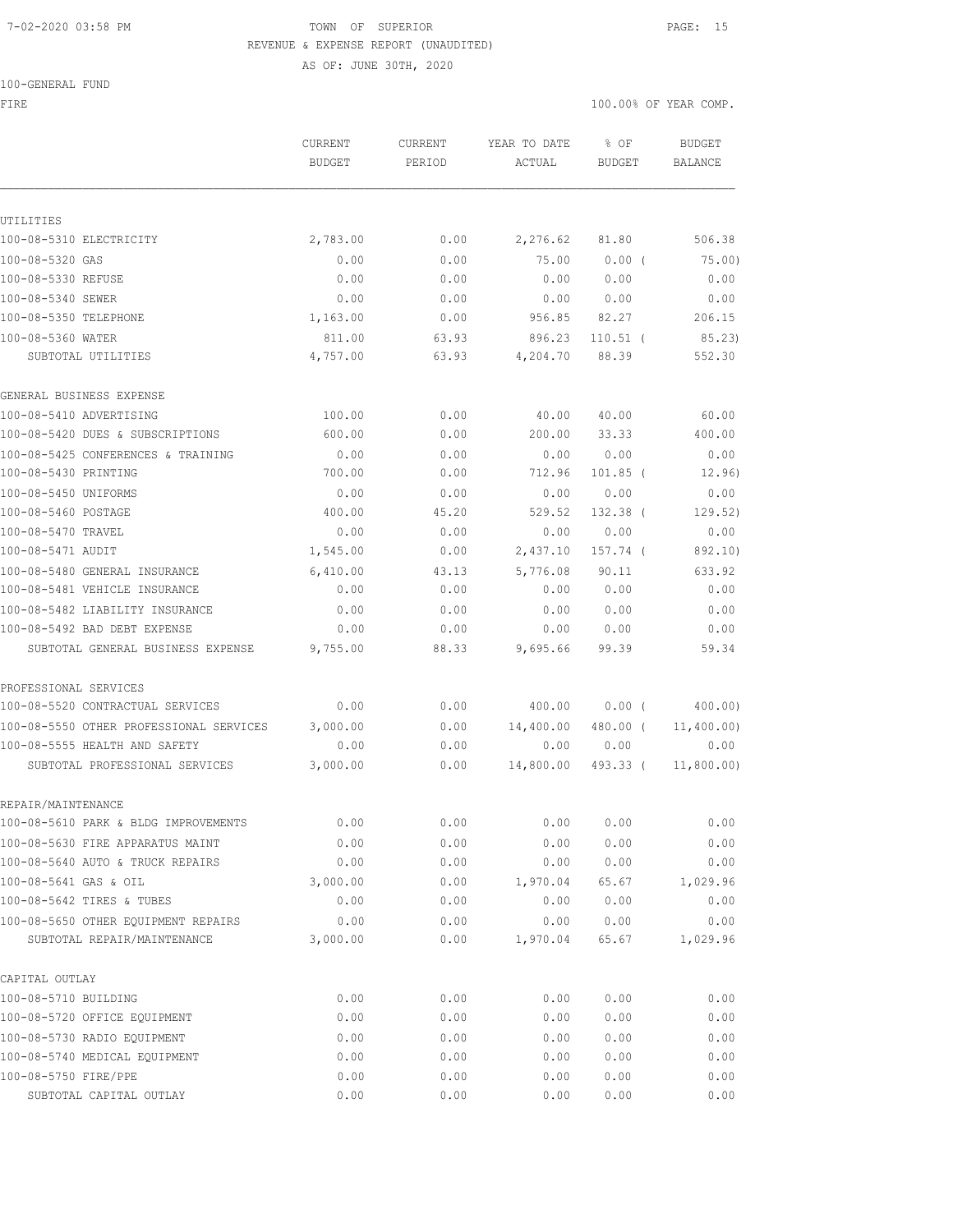7-02-2020 03:58 PM TOWN OF SUPERIOR PAGE: 15

REVENUE & EXPENSE REPORT (UNAUDITED)

AS OF: JUNE 30TH, 2020

100-GENERAL FUND

FIRE 100.00% OF YEAR COMP.

| | CURRENT BUDGET | CURRENT PERIOD | YEAR TO DATE ACTUAL | % OF BUDGET | BUDGET BALANCE |
|---|---|---|---|---|---|
| **UTILITIES** | | | | | |
| 100-08-5310 ELECTRICITY | 2,783.00 | 0.00 | 2,276.62 | 81.80 | 506.38 |
| 100-08-5320 GAS | 0.00 | 0.00 | 75.00 | 0.00 ( | 75.00) |
| 100-08-5330 REFUSE | 0.00 | 0.00 | 0.00 | 0.00 | 0.00 |
| 100-08-5340 SEWER | 0.00 | 0.00 | 0.00 | 0.00 | 0.00 |
| 100-08-5350 TELEPHONE | 1,163.00 | 0.00 | 956.85 | 82.27 | 206.15 |
| 100-08-5360 WATER | 811.00 | 63.93 | 896.23 | 110.51 ( | 85.23) |
| SUBTOTAL UTILITIES | 4,757.00 | 63.93 | 4,204.70 | 88.39 | 552.30 |
| **GENERAL BUSINESS EXPENSE** | | | | | |
| 100-08-5410 ADVERTISING | 100.00 | 0.00 | 40.00 | 40.00 | 60.00 |
| 100-08-5420 DUES & SUBSCRIPTIONS | 600.00 | 0.00 | 200.00 | 33.33 | 400.00 |
| 100-08-5425 CONFERENCES & TRAINING | 0.00 | 0.00 | 0.00 | 0.00 | 0.00 |
| 100-08-5430 PRINTING | 700.00 | 0.00 | 712.96 | 101.85 ( | 12.96) |
| 100-08-5450 UNIFORMS | 0.00 | 0.00 | 0.00 | 0.00 | 0.00 |
| 100-08-5460 POSTAGE | 400.00 | 45.20 | 529.52 | 132.38 ( | 129.52) |
| 100-08-5470 TRAVEL | 0.00 | 0.00 | 0.00 | 0.00 | 0.00 |
| 100-08-5471 AUDIT | 1,545.00 | 0.00 | 2,437.10 | 157.74 ( | 892.10) |
| 100-08-5480 GENERAL INSURANCE | 6,410.00 | 43.13 | 5,776.08 | 90.11 | 633.92 |
| 100-08-5481 VEHICLE INSURANCE | 0.00 | 0.00 | 0.00 | 0.00 | 0.00 |
| 100-08-5482 LIABILITY INSURANCE | 0.00 | 0.00 | 0.00 | 0.00 | 0.00 |
| 100-08-5492 BAD DEBT EXPENSE | 0.00 | 0.00 | 0.00 | 0.00 | 0.00 |
| SUBTOTAL GENERAL BUSINESS EXPENSE | 9,755.00 | 88.33 | 9,695.66 | 99.39 | 59.34 |
| **PROFESSIONAL SERVICES** | | | | | |
| 100-08-5520 CONTRACTUAL SERVICES | 0.00 | 0.00 | 400.00 | 0.00 ( | 400.00) |
| 100-08-5550 OTHER PROFESSIONAL SERVICES | 3,000.00 | 0.00 | 14,400.00 | 480.00 ( | 11,400.00) |
| 100-08-5555 HEALTH AND SAFETY | 0.00 | 0.00 | 0.00 | 0.00 | 0.00 |
| SUBTOTAL PROFESSIONAL SERVICES | 3,000.00 | 0.00 | 14,800.00 | 493.33 ( | 11,800.00) |
| **REPAIR/MAINTENANCE** | | | | | |
| 100-08-5610 PARK & BLDG IMPROVEMENTS | 0.00 | 0.00 | 0.00 | 0.00 | 0.00 |
| 100-08-5630 FIRE APPARATUS MAINT | 0.00 | 0.00 | 0.00 | 0.00 | 0.00 |
| 100-08-5640 AUTO & TRUCK REPAIRS | 0.00 | 0.00 | 0.00 | 0.00 | 0.00 |
| 100-08-5641 GAS & OIL | 3,000.00 | 0.00 | 1,970.04 | 65.67 | 1,029.96 |
| 100-08-5642 TIRES & TUBES | 0.00 | 0.00 | 0.00 | 0.00 | 0.00 |
| 100-08-5650 OTHER EQUIPMENT REPAIRS | 0.00 | 0.00 | 0.00 | 0.00 | 0.00 |
| SUBTOTAL REPAIR/MAINTENANCE | 3,000.00 | 0.00 | 1,970.04 | 65.67 | 1,029.96 |
| **CAPITAL OUTLAY** | | | | | |
| 100-08-5710 BUILDING | 0.00 | 0.00 | 0.00 | 0.00 | 0.00 |
| 100-08-5720 OFFICE EQUIPMENT | 0.00 | 0.00 | 0.00 | 0.00 | 0.00 |
| 100-08-5730 RADIO EQUIPMENT | 0.00 | 0.00 | 0.00 | 0.00 | 0.00 |
| 100-08-5740 MEDICAL EQUIPMENT | 0.00 | 0.00 | 0.00 | 0.00 | 0.00 |
| 100-08-5750 FIRE/PPE | 0.00 | 0.00 | 0.00 | 0.00 | 0.00 |
| SUBTOTAL CAPITAL OUTLAY | 0.00 | 0.00 | 0.00 | 0.00 | 0.00 |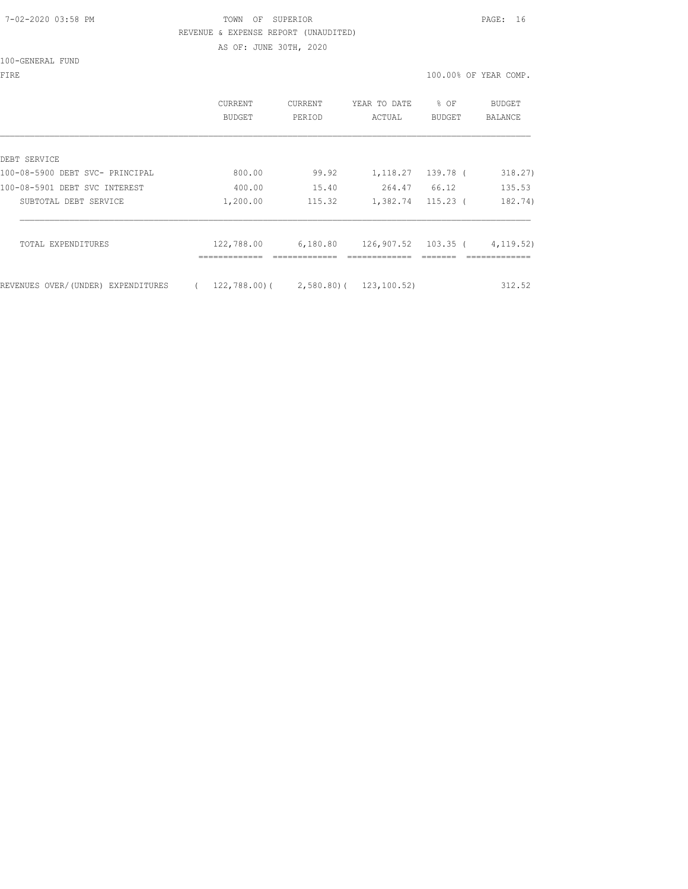TOWN OF SUPERIOR
REVENUE & EXPENSE REPORT (UNAUDITED)
AS OF: JUNE 30TH, 2020

100-GENERAL FUND

FIRE — 100.00% OF YEAR COMP.

| | CURRENT BUDGET | CURRENT PERIOD | YEAR TO DATE ACTUAL | % OF BUDGET | BUDGET BALANCE |
|---|---|---|---|---|---|
| DEBT SERVICE | | | | | |
| 100-08-5900 DEBT SVC- PRINCIPAL | 800.00 | 99.92 | 1,118.27 | 139.78 | ( 318.27) |
| 100-08-5901 DEBT SVC INTEREST | 400.00 | 15.40 | 264.47 | 66.12 | 135.53 |
| SUBTOTAL DEBT SERVICE | 1,200.00 | 115.32 | 1,382.74 | 115.23 | ( 182.74) |
| TOTAL EXPENDITURES | 122,788.00 | 6,180.80 | 126,907.52 | 103.35 | ( 4,119.52) |
| REVENUES OVER/(UNDER) EXPENDITURES | ( 122,788.00) | ( 2,580.80) | ( 123,100.52) | | 312.52 |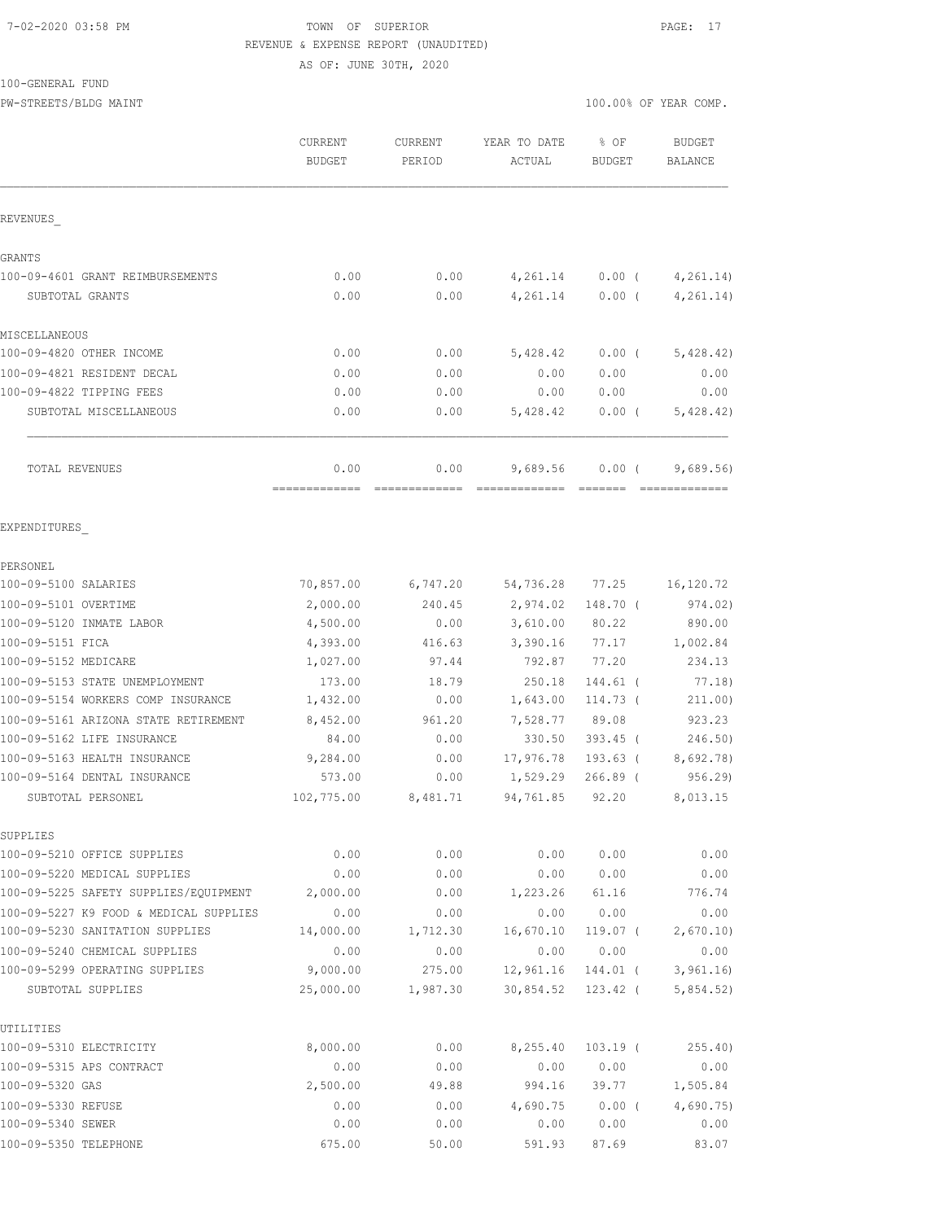7-02-2020 03:58 PM TOWN OF SUPERIOR PAGE: 17

REVENUE & EXPENSE REPORT (UNAUDITED)

AS OF: JUNE 30TH, 2020

100-GENERAL FUND

PW-STREETS/BLDG MAINT 100.00% OF YEAR COMP.

| | CURRENT BUDGET | CURRENT PERIOD | YEAR TO DATE ACTUAL | % OF BUDGET | BUDGET BALANCE |
|---|---|---|---|---|---|
| REVENUES_ | | | | | |
| GRANTS | | | | | |
| 100-09-4601 GRANT REIMBURSEMENTS | 0.00 | 0.00 | 4,261.14 | 0.00 ( | 4,261.14) |
| SUBTOTAL GRANTS | 0.00 | 0.00 | 4,261.14 | 0.00 ( | 4,261.14) |
| MISCELLANEOUS | | | | | |
| 100-09-4820 OTHER INCOME | 0.00 | 0.00 | 5,428.42 | 0.00 ( | 5,428.42) |
| 100-09-4821 RESIDENT DECAL | 0.00 | 0.00 | 0.00 | 0.00 | 0.00 |
| 100-09-4822 TIPPING FEES | 0.00 | 0.00 | 0.00 | 0.00 | 0.00 |
| SUBTOTAL MISCELLANEOUS | 0.00 | 0.00 | 5,428.42 | 0.00 ( | 5,428.42) |
| TOTAL REVENUES | 0.00 | 0.00 | 9,689.56 | 0.00 ( | 9,689.56) |
| EXPENDITURES_ | | | | | |
| PERSONEL | | | | | |
| 100-09-5100 SALARIES | 70,857.00 | 6,747.20 | 54,736.28 | 77.25 | 16,120.72 |
| 100-09-5101 OVERTIME | 2,000.00 | 240.45 | 2,974.02 | 148.70 ( | 974.02) |
| 100-09-5120 INMATE LABOR | 4,500.00 | 0.00 | 3,610.00 | 80.22 | 890.00 |
| 100-09-5151 FICA | 4,393.00 | 416.63 | 3,390.16 | 77.17 | 1,002.84 |
| 100-09-5152 MEDICARE | 1,027.00 | 97.44 | 792.87 | 77.20 | 234.13 |
| 100-09-5153 STATE UNEMPLOYMENT | 173.00 | 18.79 | 250.18 | 144.61 ( | 77.18) |
| 100-09-5154 WORKERS COMP INSURANCE | 1,432.00 | 0.00 | 1,643.00 | 114.73 ( | 211.00) |
| 100-09-5161 ARIZONA STATE RETIREMENT | 8,452.00 | 961.20 | 7,528.77 | 89.08 | 923.23 |
| 100-09-5162 LIFE INSURANCE | 84.00 | 0.00 | 330.50 | 393.45 ( | 246.50) |
| 100-09-5163 HEALTH INSURANCE | 9,284.00 | 0.00 | 17,976.78 | 193.63 ( | 8,692.78) |
| 100-09-5164 DENTAL INSURANCE | 573.00 | 0.00 | 1,529.29 | 266.89 ( | 956.29) |
| SUBTOTAL PERSONEL | 102,775.00 | 8,481.71 | 94,761.85 | 92.20 | 8,013.15 |
| SUPPLIES | | | | | |
| 100-09-5210 OFFICE SUPPLIES | 0.00 | 0.00 | 0.00 | 0.00 | 0.00 |
| 100-09-5220 MEDICAL SUPPLIES | 0.00 | 0.00 | 0.00 | 0.00 | 0.00 |
| 100-09-5225 SAFETY SUPPLIES/EQUIPMENT | 2,000.00 | 0.00 | 1,223.26 | 61.16 | 776.74 |
| 100-09-5227 K9 FOOD & MEDICAL SUPPLIES | 0.00 | 0.00 | 0.00 | 0.00 | 0.00 |
| 100-09-5230 SANITATION SUPPLIES | 14,000.00 | 1,712.30 | 16,670.10 | 119.07 ( | 2,670.10) |
| 100-09-5240 CHEMICAL SUPPLIES | 0.00 | 0.00 | 0.00 | 0.00 | 0.00 |
| 100-09-5299 OPERATING SUPPLIES | 9,000.00 | 275.00 | 12,961.16 | 144.01 ( | 3,961.16) |
| SUBTOTAL SUPPLIES | 25,000.00 | 1,987.30 | 30,854.52 | 123.42 ( | 5,854.52) |
| UTILITIES | | | | | |
| 100-09-5310 ELECTRICITY | 8,000.00 | 0.00 | 8,255.40 | 103.19 ( | 255.40) |
| 100-09-5315 APS CONTRACT | 0.00 | 0.00 | 0.00 | 0.00 | 0.00 |
| 100-09-5320 GAS | 2,500.00 | 49.88 | 994.16 | 39.77 | 1,505.84 |
| 100-09-5330 REFUSE | 0.00 | 0.00 | 4,690.75 | 0.00 ( | 4,690.75) |
| 100-09-5340 SEWER | 0.00 | 0.00 | 0.00 | 0.00 | 0.00 |
| 100-09-5350 TELEPHONE | 675.00 | 50.00 | 591.93 | 87.69 | 83.07 |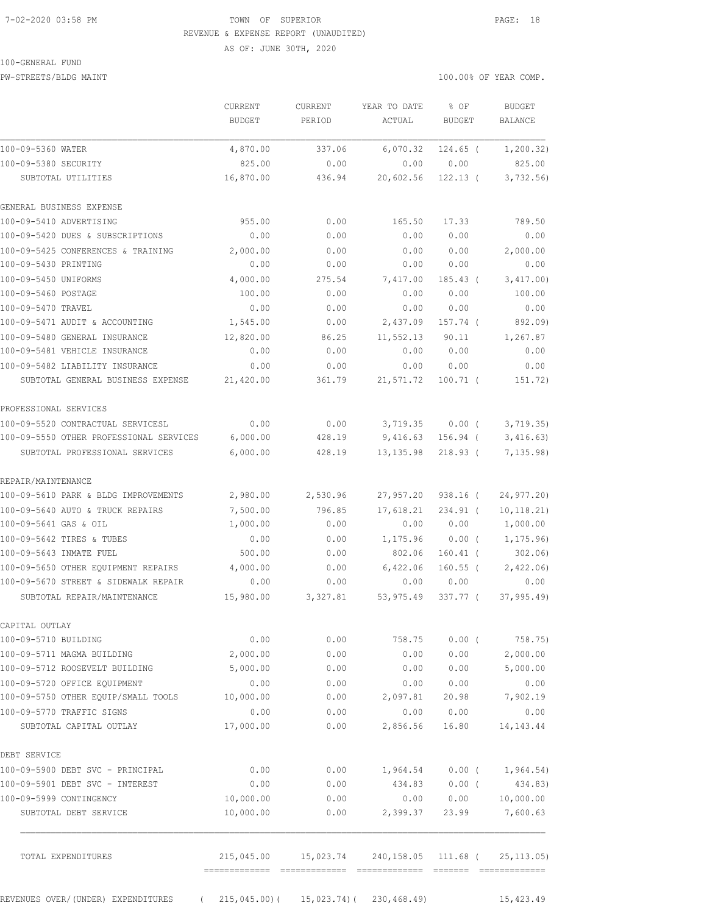TOWN OF SUPERIOR
REVENUE & EXPENSE REPORT (UNAUDITED)
AS OF: JUNE 30TH, 2020

100-GENERAL FUND
PW-STREETS/BLDG MAINT

100.00% OF YEAR COMP.

| | CURRENT BUDGET | CURRENT PERIOD | YEAR TO DATE ACTUAL | % OF BUDGET | BUDGET BALANCE |
|---|---|---|---|---|---|
| 100-09-5360 WATER | 4,870.00 | 337.06 | 6,070.32 | 124.65 ( | 1,200.32) |
| 100-09-5380 SECURITY | 825.00 | 0.00 | 0.00 | 0.00 | 825.00 |
| SUBTOTAL UTILITIES | 16,870.00 | 436.94 | 20,602.56 | 122.13 ( | 3,732.56) |
| GENERAL BUSINESS EXPENSE | | | | | |
| 100-09-5410 ADVERTISING | 955.00 | 0.00 | 165.50 | 17.33 | 789.50 |
| 100-09-5420 DUES & SUBSCRIPTIONS | 0.00 | 0.00 | 0.00 | 0.00 | 0.00 |
| 100-09-5425 CONFERENCES & TRAINING | 2,000.00 | 0.00 | 0.00 | 0.00 | 2,000.00 |
| 100-09-5430 PRINTING | 0.00 | 0.00 | 0.00 | 0.00 | 0.00 |
| 100-09-5450 UNIFORMS | 4,000.00 | 275.54 | 7,417.00 | 185.43 ( | 3,417.00) |
| 100-09-5460 POSTAGE | 100.00 | 0.00 | 0.00 | 0.00 | 100.00 |
| 100-09-5470 TRAVEL | 0.00 | 0.00 | 0.00 | 0.00 | 0.00 |
| 100-09-5471 AUDIT & ACCOUNTING | 1,545.00 | 0.00 | 2,437.09 | 157.74 ( | 892.09) |
| 100-09-5480 GENERAL INSURANCE | 12,820.00 | 86.25 | 11,552.13 | 90.11 | 1,267.87 |
| 100-09-5481 VEHICLE INSURANCE | 0.00 | 0.00 | 0.00 | 0.00 | 0.00 |
| 100-09-5482 LIABILITY INSURANCE | 0.00 | 0.00 | 0.00 | 0.00 | 0.00 |
| SUBTOTAL GENERAL BUSINESS EXPENSE | 21,420.00 | 361.79 | 21,571.72 | 100.71 ( | 151.72) |
| PROFESSIONAL SERVICES | | | | | |
| 100-09-5520 CONTRACTUAL SERVICESL | 0.00 | 0.00 | 3,719.35 | 0.00 ( | 3,719.35) |
| 100-09-5550 OTHER PROFESSIONAL SERVICES | 6,000.00 | 428.19 | 9,416.63 | 156.94 ( | 3,416.63) |
| SUBTOTAL PROFESSIONAL SERVICES | 6,000.00 | 428.19 | 13,135.98 | 218.93 ( | 7,135.98) |
| REPAIR/MAINTENANCE | | | | | |
| 100-09-5610 PARK & BLDG IMPROVEMENTS | 2,980.00 | 2,530.96 | 27,957.20 | 938.16 ( | 24,977.20) |
| 100-09-5640 AUTO & TRUCK REPAIRS | 7,500.00 | 796.85 | 17,618.21 | 234.91 ( | 10,118.21) |
| 100-09-5641 GAS & OIL | 1,000.00 | 0.00 | 0.00 | 0.00 | 1,000.00 |
| 100-09-5642 TIRES & TUBES | 0.00 | 0.00 | 1,175.96 | 0.00 ( | 1,175.96) |
| 100-09-5643 INMATE FUEL | 500.00 | 0.00 | 802.06 | 160.41 ( | 302.06) |
| 100-09-5650 OTHER EQUIPMENT REPAIRS | 4,000.00 | 0.00 | 6,422.06 | 160.55 ( | 2,422.06) |
| 100-09-5670 STREET & SIDEWALK REPAIR | 0.00 | 0.00 | 0.00 | 0.00 | 0.00 |
| SUBTOTAL REPAIR/MAINTENANCE | 15,980.00 | 3,327.81 | 53,975.49 | 337.77 ( | 37,995.49) |
| CAPITAL OUTLAY | | | | | |
| 100-09-5710 BUILDING | 0.00 | 0.00 | 758.75 | 0.00 ( | 758.75) |
| 100-09-5711 MAGMA BUILDING | 2,000.00 | 0.00 | 0.00 | 0.00 | 2,000.00 |
| 100-09-5712 ROOSEVELT BUILDING | 5,000.00 | 0.00 | 0.00 | 0.00 | 5,000.00 |
| 100-09-5720 OFFICE EQUIPMENT | 0.00 | 0.00 | 0.00 | 0.00 | 0.00 |
| 100-09-5750 OTHER EQUIP/SMALL TOOLS | 10,000.00 | 0.00 | 2,097.81 | 20.98 | 7,902.19 |
| 100-09-5770 TRAFFIC SIGNS | 0.00 | 0.00 | 0.00 | 0.00 | 0.00 |
| SUBTOTAL CAPITAL OUTLAY | 17,000.00 | 0.00 | 2,856.56 | 16.80 | 14,143.44 |
| DEBT SERVICE | | | | | |
| 100-09-5900 DEBT SVC - PRINCIPAL | 0.00 | 0.00 | 1,964.54 | 0.00 ( | 1,964.54) |
| 100-09-5901 DEBT SVC - INTEREST | 0.00 | 0.00 | 434.83 | 0.00 ( | 434.83) |
| 100-09-5999 CONTINGENCY | 10,000.00 | 0.00 | 0.00 | 0.00 | 10,000.00 |
| SUBTOTAL DEBT SERVICE | 10,000.00 | 0.00 | 2,399.37 | 23.99 | 7,600.63 |
| TOTAL EXPENDITURES | 215,045.00 | 15,023.74 | 240,158.05 | 111.68 ( | 25,113.05) |
| REVENUES OVER/(UNDER) EXPENDITURES | ( 215,045.00) | ( 15,023.74) | ( 230,468.49) | | 15,423.49 |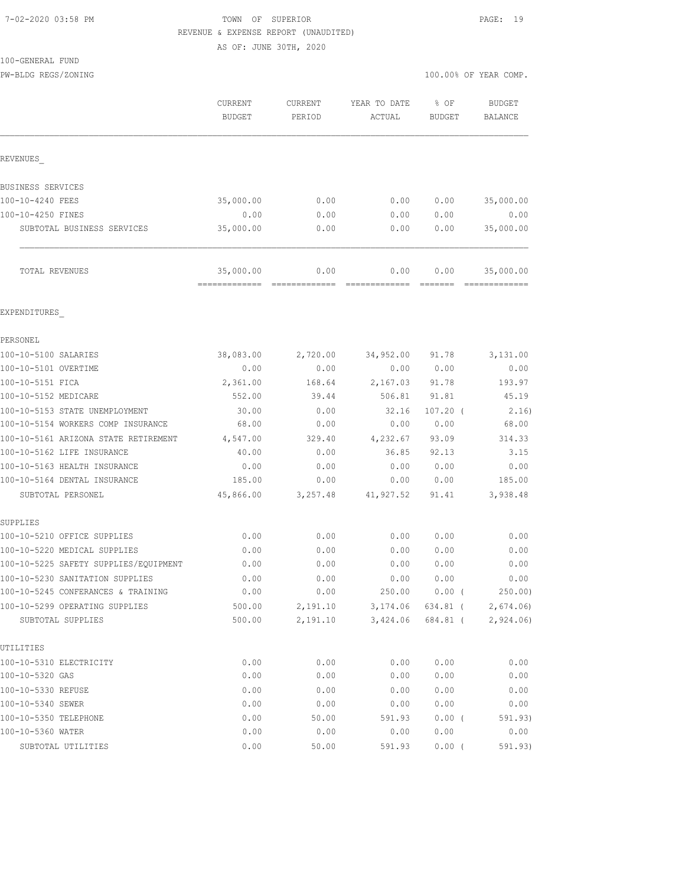7-02-2020 03:58 PM

# TOWN OF SUPERIOR

REVENUE & EXPENSE REPORT (UNAUDITED)

AS OF: JUNE 30TH, 2020

100-GENERAL FUND

PW-BLDG REGS/ZONING — 100.00% OF YEAR COMP.

| | CURRENT BUDGET | CURRENT PERIOD | YEAR TO DATE ACTUAL | % OF BUDGET | BUDGET BALANCE |
|---|---|---|---|---|---|
| **REVENUES_** | | | | | |
| BUSINESS SERVICES | | | | | |
| 100-10-4240 FEES | 35,000.00 | 0.00 | 0.00 | 0.00 | 35,000.00 |
| 100-10-4250 FINES | 0.00 | 0.00 | 0.00 | 0.00 | 0.00 |
| SUBTOTAL BUSINESS SERVICES | 35,000.00 | 0.00 | 0.00 | 0.00 | 35,000.00 |
| TOTAL REVENUES | 35,000.00 | 0.00 | 0.00 | 0.00 | 35,000.00 |
| **EXPENDITURES_** | | | | | |
| PERSONEL | | | | | |
| 100-10-5100 SALARIES | 38,083.00 | 2,720.00 | 34,952.00 | 91.78 | 3,131.00 |
| 100-10-5101 OVERTIME | 0.00 | 0.00 | 0.00 | 0.00 | 0.00 |
| 100-10-5151 FICA | 2,361.00 | 168.64 | 2,167.03 | 91.78 | 193.97 |
| 100-10-5152 MEDICARE | 552.00 | 39.44 | 506.81 | 91.81 | 45.19 |
| 100-10-5153 STATE UNEMPLOYMENT | 30.00 | 0.00 | 32.16 | 107.20 | (2.16) |
| 100-10-5154 WORKERS COMP INSURANCE | 68.00 | 0.00 | 0.00 | 0.00 | 68.00 |
| 100-10-5161 ARIZONA STATE RETIREMENT | 4,547.00 | 329.40 | 4,232.67 | 93.09 | 314.33 |
| 100-10-5162 LIFE INSURANCE | 40.00 | 0.00 | 36.85 | 92.13 | 3.15 |
| 100-10-5163 HEALTH INSURANCE | 0.00 | 0.00 | 0.00 | 0.00 | 0.00 |
| 100-10-5164 DENTAL INSURANCE | 185.00 | 0.00 | 0.00 | 0.00 | 185.00 |
| SUBTOTAL PERSONEL | 45,866.00 | 3,257.48 | 41,927.52 | 91.41 | 3,938.48 |
| SUPPLIES | | | | | |
| 100-10-5210 OFFICE SUPPLIES | 0.00 | 0.00 | 0.00 | 0.00 | 0.00 |
| 100-10-5220 MEDICAL SUPPLIES | 0.00 | 0.00 | 0.00 | 0.00 | 0.00 |
| 100-10-5225 SAFETY SUPPLIES/EQUIPMENT | 0.00 | 0.00 | 0.00 | 0.00 | 0.00 |
| 100-10-5230 SANITATION SUPPLIES | 0.00 | 0.00 | 0.00 | 0.00 | 0.00 |
| 100-10-5245 CONFERANCES & TRAINING | 0.00 | 0.00 | 250.00 | 0.00 | (250.00) |
| 100-10-5299 OPERATING SUPPLIES | 500.00 | 2,191.10 | 3,174.06 | 634.81 | (2,674.06) |
| SUBTOTAL SUPPLIES | 500.00 | 2,191.10 | 3,424.06 | 684.81 | (2,924.06) |
| UTILITIES | | | | | |
| 100-10-5310 ELECTRICITY | 0.00 | 0.00 | 0.00 | 0.00 | 0.00 |
| 100-10-5320 GAS | 0.00 | 0.00 | 0.00 | 0.00 | 0.00 |
| 100-10-5330 REFUSE | 0.00 | 0.00 | 0.00 | 0.00 | 0.00 |
| 100-10-5340 SEWER | 0.00 | 0.00 | 0.00 | 0.00 | 0.00 |
| 100-10-5350 TELEPHONE | 0.00 | 50.00 | 591.93 | 0.00 | (591.93) |
| 100-10-5360 WATER | 0.00 | 0.00 | 0.00 | 0.00 | 0.00 |
| SUBTOTAL UTILITIES | 0.00 | 50.00 | 591.93 | 0.00 | (591.93) |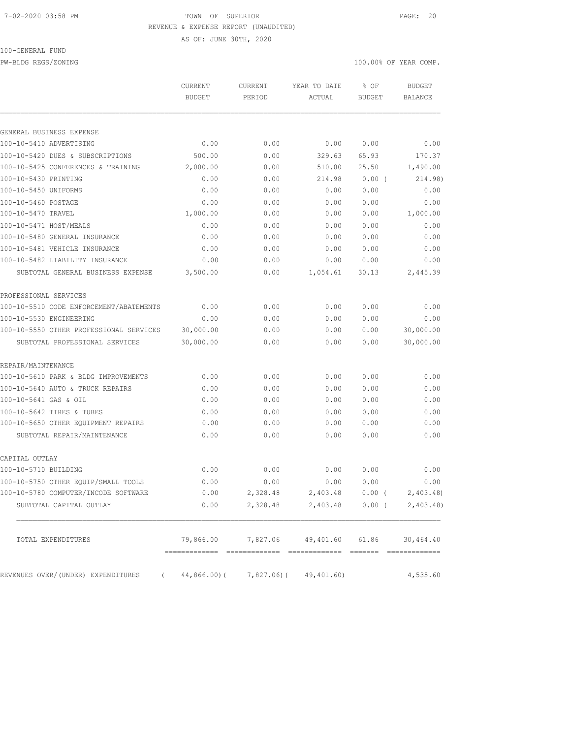TOWN OF SUPERIOR
REVENUE & EXPENSE REPORT (UNAUDITED)
AS OF: JUNE 30TH, 2020

7-02-2020 03:58 PM

100-GENERAL FUND
PW-BLDG REGS/ZONING

100.00% OF YEAR COMP.

| | CURRENT BUDGET | CURRENT PERIOD | YEAR TO DATE ACTUAL | % OF BUDGET | BUDGET BALANCE |
|---|---|---|---|---|---|
| GENERAL BUSINESS EXPENSE | | | | | |
| 100-10-5410 ADVERTISING | 0.00 | 0.00 | 0.00 | 0.00 | 0.00 |
| 100-10-5420 DUES & SUBSCRIPTIONS | 500.00 | 0.00 | 329.63 | 65.93 | 170.37 |
| 100-10-5425 CONFERENCES & TRAINING | 2,000.00 | 0.00 | 510.00 | 25.50 | 1,490.00 |
| 100-10-5430 PRINTING | 0.00 | 0.00 | 214.98 | 0.00 ( | 214.98) |
| 100-10-5450 UNIFORMS | 0.00 | 0.00 | 0.00 | 0.00 | 0.00 |
| 100-10-5460 POSTAGE | 0.00 | 0.00 | 0.00 | 0.00 | 0.00 |
| 100-10-5470 TRAVEL | 1,000.00 | 0.00 | 0.00 | 0.00 | 1,000.00 |
| 100-10-5471 HOST/MEALS | 0.00 | 0.00 | 0.00 | 0.00 | 0.00 |
| 100-10-5480 GENERAL INSURANCE | 0.00 | 0.00 | 0.00 | 0.00 | 0.00 |
| 100-10-5481 VEHICLE INSURANCE | 0.00 | 0.00 | 0.00 | 0.00 | 0.00 |
| 100-10-5482 LIABILITY INSURANCE | 0.00 | 0.00 | 0.00 | 0.00 | 0.00 |
| SUBTOTAL GENERAL BUSINESS EXPENSE | 3,500.00 | 0.00 | 1,054.61 | 30.13 | 2,445.39 |
| PROFESSIONAL SERVICES | | | | | |
| 100-10-5510 CODE ENFORCEMENT/ABATEMENTS | 0.00 | 0.00 | 0.00 | 0.00 | 0.00 |
| 100-10-5530 ENGINEERING | 0.00 | 0.00 | 0.00 | 0.00 | 0.00 |
| 100-10-5550 OTHER PROFESSIONAL SERVICES | 30,000.00 | 0.00 | 0.00 | 0.00 | 30,000.00 |
| SUBTOTAL PROFESSIONAL SERVICES | 30,000.00 | 0.00 | 0.00 | 0.00 | 30,000.00 |
| REPAIR/MAINTENANCE | | | | | |
| 100-10-5610 PARK & BLDG IMPROVEMENTS | 0.00 | 0.00 | 0.00 | 0.00 | 0.00 |
| 100-10-5640 AUTO & TRUCK REPAIRS | 0.00 | 0.00 | 0.00 | 0.00 | 0.00 |
| 100-10-5641 GAS & OIL | 0.00 | 0.00 | 0.00 | 0.00 | 0.00 |
| 100-10-5642 TIRES & TUBES | 0.00 | 0.00 | 0.00 | 0.00 | 0.00 |
| 100-10-5650 OTHER EQUIPMENT REPAIRS | 0.00 | 0.00 | 0.00 | 0.00 | 0.00 |
| SUBTOTAL REPAIR/MAINTENANCE | 0.00 | 0.00 | 0.00 | 0.00 | 0.00 |
| CAPITAL OUTLAY | | | | | |
| 100-10-5710 BUILDING | 0.00 | 0.00 | 0.00 | 0.00 | 0.00 |
| 100-10-5750 OTHER EQUIP/SMALL TOOLS | 0.00 | 0.00 | 0.00 | 0.00 | 0.00 |
| 100-10-5780 COMPUTER/INCODE SOFTWARE | 0.00 | 2,328.48 | 2,403.48 | 0.00 ( | 2,403.48) |
| SUBTOTAL CAPITAL OUTLAY | 0.00 | 2,328.48 | 2,403.48 | 0.00 ( | 2,403.48) |
| TOTAL EXPENDITURES | 79,866.00 | 7,827.06 | 49,401.60 | 61.86 | 30,464.40 |
| REVENUES OVER/(UNDER) EXPENDITURES | ( 44,866.00)( | 7,827.06)( | 49,401.60) | | 4,535.60 |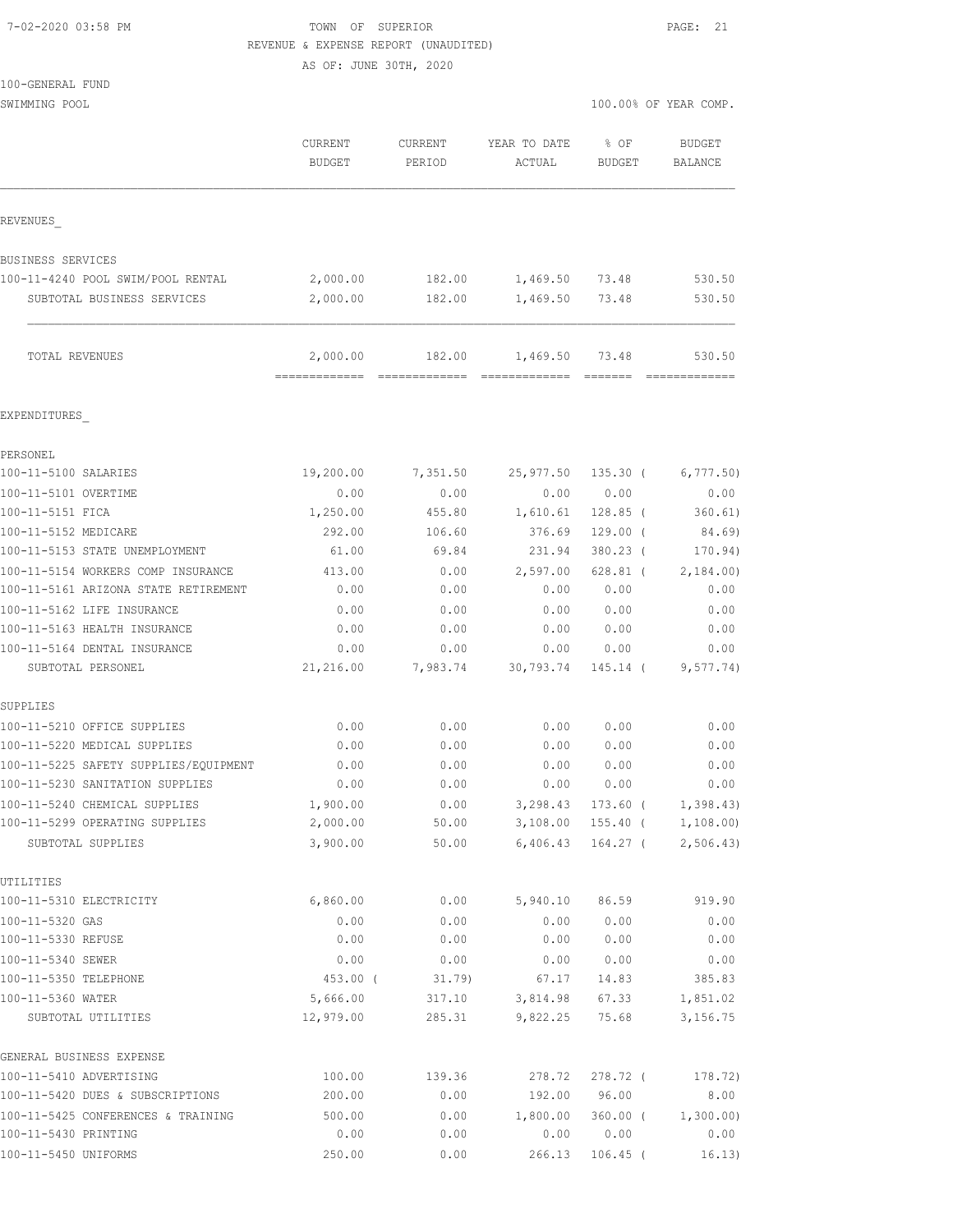7-02-2020 03:58 PM

TOWN OF SUPERIOR
REVENUE & EXPENSE REPORT (UNAUDITED)
AS OF: JUNE 30TH, 2020

100-GENERAL FUND
SWIMMING POOL

100.00% OF YEAR COMP.

| | CURRENT BUDGET | CURRENT PERIOD | YEAR TO DATE ACTUAL | % OF BUDGET | BUDGET BALANCE |
|---|---|---|---|---|---|
| **REVENUES_** | | | | | |
| BUSINESS SERVICES | | | | | |
| 100-11-4240 POOL SWIM/POOL RENTAL | 2,000.00 | 182.00 | 1,469.50 | 73.48 | 530.50 |
| SUBTOTAL BUSINESS SERVICES | 2,000.00 | 182.00 | 1,469.50 | 73.48 | 530.50 |
| TOTAL REVENUES | 2,000.00 | 182.00 | 1,469.50 | 73.48 | 530.50 |
| **EXPENDITURES_** | | | | | |
| PERSONEL | | | | | |
| 100-11-5100 SALARIES | 19,200.00 | 7,351.50 | 25,977.50 | 135.30 ( | 6,777.50) |
| 100-11-5101 OVERTIME | 0.00 | 0.00 | 0.00 | 0.00 | 0.00 |
| 100-11-5151 FICA | 1,250.00 | 455.80 | 1,610.61 | 128.85 ( | 360.61) |
| 100-11-5152 MEDICARE | 292.00 | 106.60 | 376.69 | 129.00 ( | 84.69) |
| 100-11-5153 STATE UNEMPLOYMENT | 61.00 | 69.84 | 231.94 | 380.23 ( | 170.94) |
| 100-11-5154 WORKERS COMP INSURANCE | 413.00 | 0.00 | 2,597.00 | 628.81 ( | 2,184.00) |
| 100-11-5161 ARIZONA STATE RETIREMENT | 0.00 | 0.00 | 0.00 | 0.00 | 0.00 |
| 100-11-5162 LIFE INSURANCE | 0.00 | 0.00 | 0.00 | 0.00 | 0.00 |
| 100-11-5163 HEALTH INSURANCE | 0.00 | 0.00 | 0.00 | 0.00 | 0.00 |
| 100-11-5164 DENTAL INSURANCE | 0.00 | 0.00 | 0.00 | 0.00 | 0.00 |
| SUBTOTAL PERSONEL | 21,216.00 | 7,983.74 | 30,793.74 | 145.14 ( | 9,577.74) |
| SUPPLIES | | | | | |
| 100-11-5210 OFFICE SUPPLIES | 0.00 | 0.00 | 0.00 | 0.00 | 0.00 |
| 100-11-5220 MEDICAL SUPPLIES | 0.00 | 0.00 | 0.00 | 0.00 | 0.00 |
| 100-11-5225 SAFETY SUPPLIES/EQUIPMENT | 0.00 | 0.00 | 0.00 | 0.00 | 0.00 |
| 100-11-5230 SANITATION SUPPLIES | 0.00 | 0.00 | 0.00 | 0.00 | 0.00 |
| 100-11-5240 CHEMICAL SUPPLIES | 1,900.00 | 0.00 | 3,298.43 | 173.60 ( | 1,398.43) |
| 100-11-5299 OPERATING SUPPLIES | 2,000.00 | 50.00 | 3,108.00 | 155.40 ( | 1,108.00) |
| SUBTOTAL SUPPLIES | 3,900.00 | 50.00 | 6,406.43 | 164.27 ( | 2,506.43) |
| UTILITIES | | | | | |
| 100-11-5310 ELECTRICITY | 6,860.00 | 0.00 | 5,940.10 | 86.59 | 919.90 |
| 100-11-5320 GAS | 0.00 | 0.00 | 0.00 | 0.00 | 0.00 |
| 100-11-5330 REFUSE | 0.00 | 0.00 | 0.00 | 0.00 | 0.00 |
| 100-11-5340 SEWER | 0.00 | 0.00 | 0.00 | 0.00 | 0.00 |
| 100-11-5350 TELEPHONE | 453.00 ( | 31.79) | 67.17 | 14.83 | 385.83 |
| 100-11-5360 WATER | 5,666.00 | 317.10 | 3,814.98 | 67.33 | 1,851.02 |
| SUBTOTAL UTILITIES | 12,979.00 | 285.31 | 9,822.25 | 75.68 | 3,156.75 |
| GENERAL BUSINESS EXPENSE | | | | | |
| 100-11-5410 ADVERTISING | 100.00 | 139.36 | 278.72 | 278.72 ( | 178.72) |
| 100-11-5420 DUES & SUBSCRIPTIONS | 200.00 | 0.00 | 192.00 | 96.00 | 8.00 |
| 100-11-5425 CONFERENCES & TRAINING | 500.00 | 0.00 | 1,800.00 | 360.00 ( | 1,300.00) |
| 100-11-5430 PRINTING | 0.00 | 0.00 | 0.00 | 0.00 | 0.00 |
| 100-11-5450 UNIFORMS | 250.00 | 0.00 | 266.13 | 106.45 ( | 16.13) |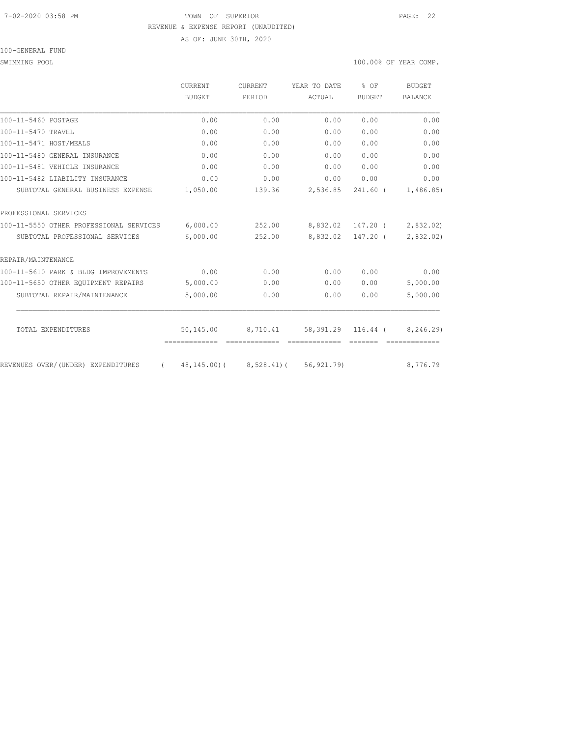7-02-2020 03:58 PM TOWN OF SUPERIOR

REVENUE & EXPENSE REPORT (UNAUDITED)

AS OF: JUNE 30TH, 2020

100-GENERAL FUND

SWIMMING POOL 100.00% OF YEAR COMP.

| | CURRENT BUDGET | CURRENT PERIOD | YEAR TO DATE ACTUAL | % OF BUDGET | BUDGET BALANCE |
|---|---|---|---|---|---|
| 100-11-5460 POSTAGE | 0.00 | 0.00 | 0.00 | 0.00 | 0.00 |
| 100-11-5470 TRAVEL | 0.00 | 0.00 | 0.00 | 0.00 | 0.00 |
| 100-11-5471 HOST/MEALS | 0.00 | 0.00 | 0.00 | 0.00 | 0.00 |
| 100-11-5480 GENERAL INSURANCE | 0.00 | 0.00 | 0.00 | 0.00 | 0.00 |
| 100-11-5481 VEHICLE INSURANCE | 0.00 | 0.00 | 0.00 | 0.00 | 0.00 |
| 100-11-5482 LIABILITY INSURANCE | 0.00 | 0.00 | 0.00 | 0.00 | 0.00 |
| SUBTOTAL GENERAL BUSINESS EXPENSE | 1,050.00 | 139.36 | 2,536.85 | 241.60 | ( 1,486.85) |
| PROFESSIONAL SERVICES | | | | | |
| 100-11-5550 OTHER PROFESSIONAL SERVICES | 6,000.00 | 252.00 | 8,832.02 | 147.20 | ( 2,832.02) |
| SUBTOTAL PROFESSIONAL SERVICES | 6,000.00 | 252.00 | 8,832.02 | 147.20 | ( 2,832.02) |
| REPAIR/MAINTENANCE | | | | | |
| 100-11-5610 PARK & BLDG IMPROVEMENTS | 0.00 | 0.00 | 0.00 | 0.00 | 0.00 |
| 100-11-5650 OTHER EQUIPMENT REPAIRS | 5,000.00 | 0.00 | 0.00 | 0.00 | 5,000.00 |
| SUBTOTAL REPAIR/MAINTENANCE | 5,000.00 | 0.00 | 0.00 | 0.00 | 5,000.00 |
| TOTAL EXPENDITURES | 50,145.00 | 8,710.41 | 58,391.29 | 116.44 | ( 8,246.29) |
| REVENUES OVER/(UNDER) EXPENDITURES | ( 48,145.00) | ( 8,528.41) | ( 56,921.79) | | 8,776.79 |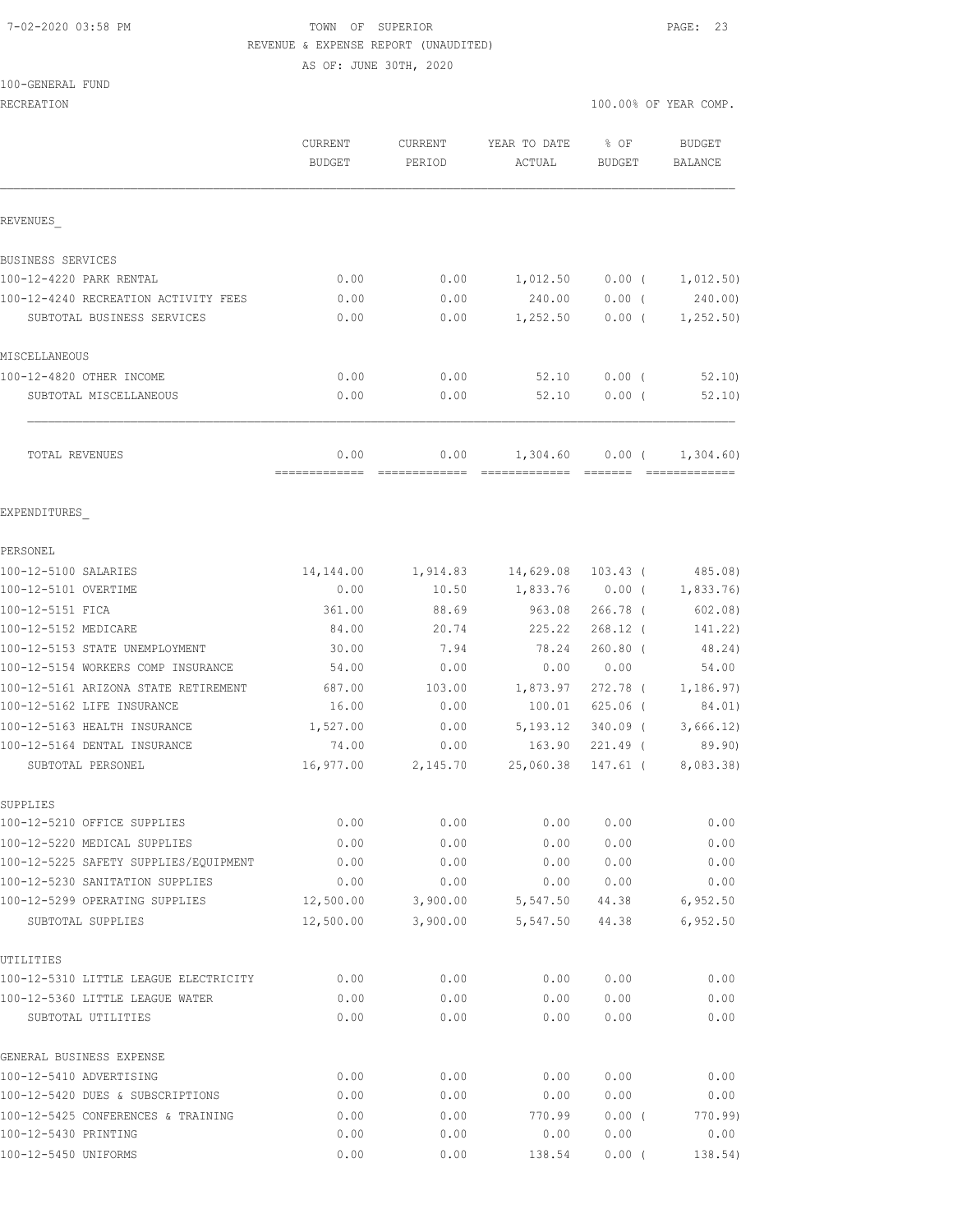7-02-2020 03:58 PM

TOWN OF SUPERIOR

REVENUE & EXPENSE REPORT (UNAUDITED)

AS OF: JUNE 30TH, 2020

100-GENERAL FUND

RECREATION

100.00% OF YEAR COMP.

| | CURRENT BUDGET | CURRENT PERIOD | YEAR TO DATE ACTUAL | % OF BUDGET | BUDGET BALANCE |
|---|---|---|---|---|---|
| **REVENUES** | | | | | |
| BUSINESS SERVICES | | | | | |
| 100-12-4220 PARK RENTAL | 0.00 | 0.00 | 1,012.50 | 0.00 ( | 1,012.50) |
| 100-12-4240 RECREATION ACTIVITY FEES | 0.00 | 0.00 | 240.00 | 0.00 ( | 240.00) |
| SUBTOTAL BUSINESS SERVICES | 0.00 | 0.00 | 1,252.50 | 0.00 ( | 1,252.50) |
| MISCELLANEOUS | | | | | |
| 100-12-4820 OTHER INCOME | 0.00 | 0.00 | 52.10 | 0.00 ( | 52.10) |
| SUBTOTAL MISCELLANEOUS | 0.00 | 0.00 | 52.10 | 0.00 ( | 52.10) |
| TOTAL REVENUES | 0.00 | 0.00 | 1,304.60 | 0.00 ( | 1,304.60) |
| **EXPENDITURES** | | | | | |
| PERSONEL | | | | | |
| 100-12-5100 SALARIES | 14,144.00 | 1,914.83 | 14,629.08 | 103.43 ( | 485.08) |
| 100-12-5101 OVERTIME | 0.00 | 10.50 | 1,833.76 | 0.00 ( | 1,833.76) |
| 100-12-5151 FICA | 361.00 | 88.69 | 963.08 | 266.78 ( | 602.08) |
| 100-12-5152 MEDICARE | 84.00 | 20.74 | 225.22 | 268.12 ( | 141.22) |
| 100-12-5153 STATE UNEMPLOYMENT | 30.00 | 7.94 | 78.24 | 260.80 ( | 48.24) |
| 100-12-5154 WORKERS COMP INSURANCE | 54.00 | 0.00 | 0.00 | 0.00 | 54.00 |
| 100-12-5161 ARIZONA STATE RETIREMENT | 687.00 | 103.00 | 1,873.97 | 272.78 ( | 1,186.97) |
| 100-12-5162 LIFE INSURANCE | 16.00 | 0.00 | 100.01 | 625.06 ( | 84.01) |
| 100-12-5163 HEALTH INSURANCE | 1,527.00 | 0.00 | 5,193.12 | 340.09 ( | 3,666.12) |
| 100-12-5164 DENTAL INSURANCE | 74.00 | 0.00 | 163.90 | 221.49 ( | 89.90) |
| SUBTOTAL PERSONEL | 16,977.00 | 2,145.70 | 25,060.38 | 147.61 ( | 8,083.38) |
| SUPPLIES | | | | | |
| 100-12-5210 OFFICE SUPPLIES | 0.00 | 0.00 | 0.00 | 0.00 | 0.00 |
| 100-12-5220 MEDICAL SUPPLIES | 0.00 | 0.00 | 0.00 | 0.00 | 0.00 |
| 100-12-5225 SAFETY SUPPLIES/EQUIPMENT | 0.00 | 0.00 | 0.00 | 0.00 | 0.00 |
| 100-12-5230 SANITATION SUPPLIES | 0.00 | 0.00 | 0.00 | 0.00 | 0.00 |
| 100-12-5299 OPERATING SUPPLIES | 12,500.00 | 3,900.00 | 5,547.50 | 44.38 | 6,952.50 |
| SUBTOTAL SUPPLIES | 12,500.00 | 3,900.00 | 5,547.50 | 44.38 | 6,952.50 |
| UTILITIES | | | | | |
| 100-12-5310 LITTLE LEAGUE ELECTRICITY | 0.00 | 0.00 | 0.00 | 0.00 | 0.00 |
| 100-12-5360 LITTLE LEAGUE WATER | 0.00 | 0.00 | 0.00 | 0.00 | 0.00 |
| SUBTOTAL UTILITIES | 0.00 | 0.00 | 0.00 | 0.00 | 0.00 |
| GENERAL BUSINESS EXPENSE | | | | | |
| 100-12-5410 ADVERTISING | 0.00 | 0.00 | 0.00 | 0.00 | 0.00 |
| 100-12-5420 DUES & SUBSCRIPTIONS | 0.00 | 0.00 | 0.00 | 0.00 | 0.00 |
| 100-12-5425 CONFERENCES & TRAINING | 0.00 | 0.00 | 770.99 | 0.00 ( | 770.99) |
| 100-12-5430 PRINTING | 0.00 | 0.00 | 0.00 | 0.00 | 0.00 |
| 100-12-5450 UNIFORMS | 0.00 | 0.00 | 138.54 | 0.00 ( | 138.54) |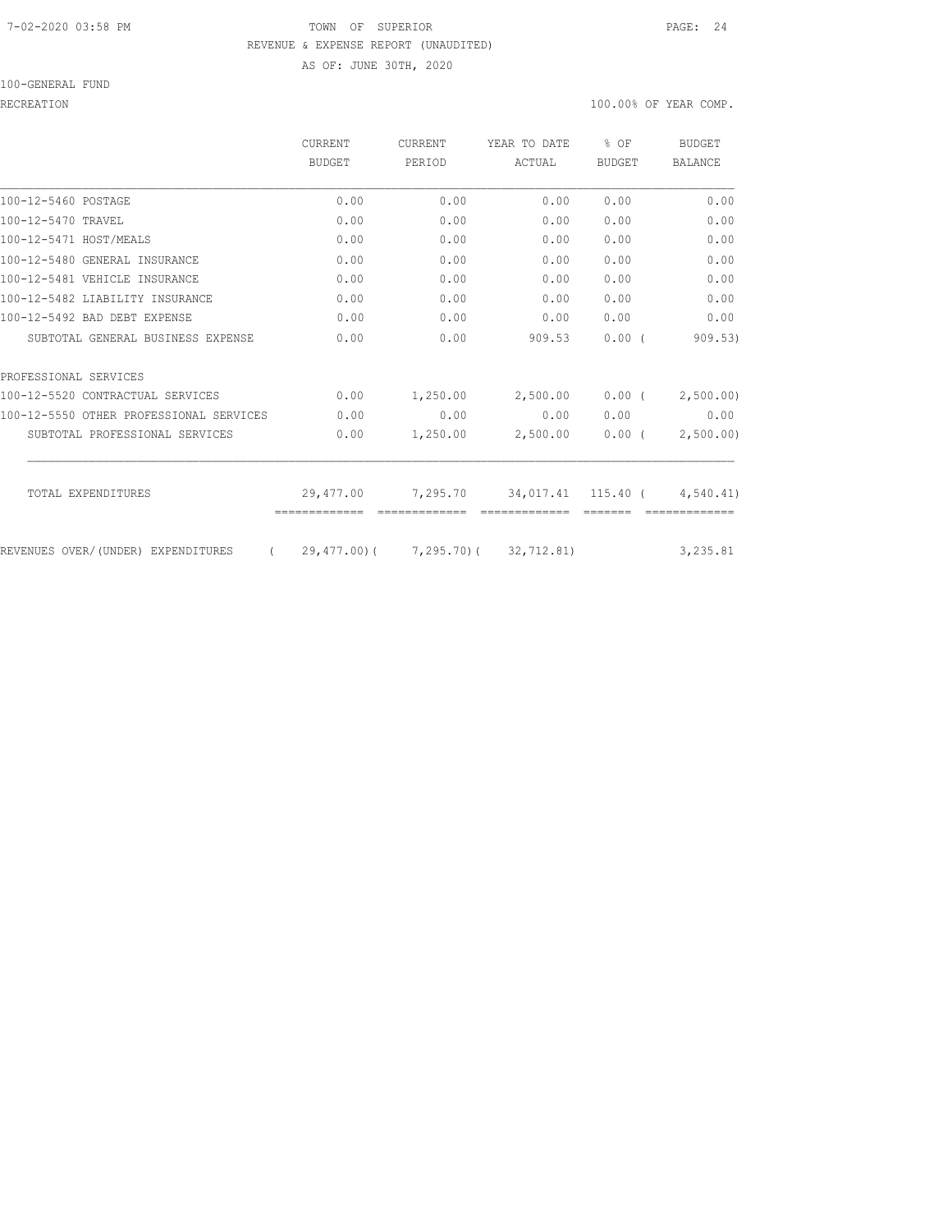TOWN OF SUPERIOR

REVENUE & EXPENSE REPORT (UNAUDITED)

AS OF: JUNE 30TH, 2020

100-GENERAL FUND

RECREATION 100.00% OF YEAR COMP.

| | CURRENT BUDGET | CURRENT PERIOD | YEAR TO DATE ACTUAL | % OF BUDGET | BUDGET BALANCE |
|---|---|---|---|---|---|
| 100-12-5460 POSTAGE | 0.00 | 0.00 | 0.00 | 0.00 | 0.00 |
| 100-12-5470 TRAVEL | 0.00 | 0.00 | 0.00 | 0.00 | 0.00 |
| 100-12-5471 HOST/MEALS | 0.00 | 0.00 | 0.00 | 0.00 | 0.00 |
| 100-12-5480 GENERAL INSURANCE | 0.00 | 0.00 | 0.00 | 0.00 | 0.00 |
| 100-12-5481 VEHICLE INSURANCE | 0.00 | 0.00 | 0.00 | 0.00 | 0.00 |
| 100-12-5482 LIABILITY INSURANCE | 0.00 | 0.00 | 0.00 | 0.00 | 0.00 |
| 100-12-5492 BAD DEBT EXPENSE | 0.00 | 0.00 | 0.00 | 0.00 | 0.00 |
| SUBTOTAL GENERAL BUSINESS EXPENSE | 0.00 | 0.00 | 909.53 | 0.00 ( | 909.53) |
| PROFESSIONAL SERVICES | | | | | |
| 100-12-5520 CONTRACTUAL SERVICES | 0.00 | 1,250.00 | 2,500.00 | 0.00 ( | 2,500.00) |
| 100-12-5550 OTHER PROFESSIONAL SERVICES | 0.00 | 0.00 | 0.00 | 0.00 | 0.00 |
| SUBTOTAL PROFESSIONAL SERVICES | 0.00 | 1,250.00 | 2,500.00 | 0.00 ( | 2,500.00) |
| TOTAL EXPENDITURES | 29,477.00 | 7,295.70 | 34,017.41 | 115.40 ( | 4,540.41) |
| REVENUES OVER/(UNDER) EXPENDITURES | ( 29,477.00)( | 7,295.70)( | 32,712.81) | | 3,235.81 |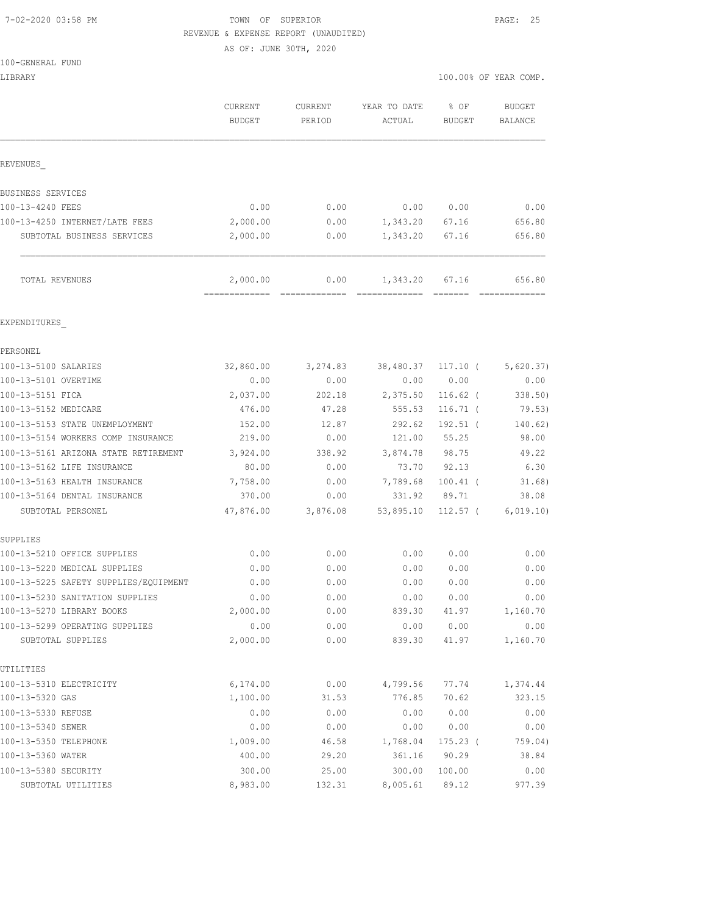TOWN OF SUPERIOR
REVENUE & EXPENSE REPORT (UNAUDITED)
AS OF: JUNE 30TH, 2020

100-GENERAL FUND
LIBRARY

100.00% OF YEAR COMP.

| | CURRENT BUDGET | CURRENT PERIOD | YEAR TO DATE ACTUAL | % OF BUDGET | BUDGET BALANCE |
|---|---|---|---|---|---|
| **REVENUES** | | | | | |
| BUSINESS SERVICES | | | | | |
| 100-13-4240 FEES | 0.00 | 0.00 | 0.00 | 0.00 | 0.00 |
| 100-13-4250 INTERNET/LATE FEES | 2,000.00 | 0.00 | 1,343.20 | 67.16 | 656.80 |
| SUBTOTAL BUSINESS SERVICES | 2,000.00 | 0.00 | 1,343.20 | 67.16 | 656.80 |
| TOTAL REVENUES | 2,000.00 | 0.00 | 1,343.20 | 67.16 | 656.80 |
| **EXPENDITURES** | | | | | |
| PERSONEL | | | | | |
| 100-13-5100 SALARIES | 32,860.00 | 3,274.83 | 38,480.37 | 117.10 ( | 5,620.37) |
| 100-13-5101 OVERTIME | 0.00 | 0.00 | 0.00 | 0.00 | 0.00 |
| 100-13-5151 FICA | 2,037.00 | 202.18 | 2,375.50 | 116.62 ( | 338.50) |
| 100-13-5152 MEDICARE | 476.00 | 47.28 | 555.53 | 116.71 ( | 79.53) |
| 100-13-5153 STATE UNEMPLOYMENT | 152.00 | 12.87 | 292.62 | 192.51 ( | 140.62) |
| 100-13-5154 WORKERS COMP INSURANCE | 219.00 | 0.00 | 121.00 | 55.25 | 98.00 |
| 100-13-5161 ARIZONA STATE RETIREMENT | 3,924.00 | 338.92 | 3,874.78 | 98.75 | 49.22 |
| 100-13-5162 LIFE INSURANCE | 80.00 | 0.00 | 73.70 | 92.13 | 6.30 |
| 100-13-5163 HEALTH INSURANCE | 7,758.00 | 0.00 | 7,789.68 | 100.41 ( | 31.68) |
| 100-13-5164 DENTAL INSURANCE | 370.00 | 0.00 | 331.92 | 89.71 | 38.08 |
| SUBTOTAL PERSONEL | 47,876.00 | 3,876.08 | 53,895.10 | 112.57 ( | 6,019.10) |
| SUPPLIES | | | | | |
| 100-13-5210 OFFICE SUPPLIES | 0.00 | 0.00 | 0.00 | 0.00 | 0.00 |
| 100-13-5220 MEDICAL SUPPLIES | 0.00 | 0.00 | 0.00 | 0.00 | 0.00 |
| 100-13-5225 SAFETY SUPPLIES/EQUIPMENT | 0.00 | 0.00 | 0.00 | 0.00 | 0.00 |
| 100-13-5230 SANITATION SUPPLIES | 0.00 | 0.00 | 0.00 | 0.00 | 0.00 |
| 100-13-5270 LIBRARY BOOKS | 2,000.00 | 0.00 | 839.30 | 41.97 | 1,160.70 |
| 100-13-5299 OPERATING SUPPLIES | 0.00 | 0.00 | 0.00 | 0.00 | 0.00 |
| SUBTOTAL SUPPLIES | 2,000.00 | 0.00 | 839.30 | 41.97 | 1,160.70 |
| UTILITIES | | | | | |
| 100-13-5310 ELECTRICITY | 6,174.00 | 0.00 | 4,799.56 | 77.74 | 1,374.44 |
| 100-13-5320 GAS | 1,100.00 | 31.53 | 776.85 | 70.62 | 323.15 |
| 100-13-5330 REFUSE | 0.00 | 0.00 | 0.00 | 0.00 | 0.00 |
| 100-13-5340 SEWER | 0.00 | 0.00 | 0.00 | 0.00 | 0.00 |
| 100-13-5350 TELEPHONE | 1,009.00 | 46.58 | 1,768.04 | 175.23 ( | 759.04) |
| 100-13-5360 WATER | 400.00 | 29.20 | 361.16 | 90.29 | 38.84 |
| 100-13-5380 SECURITY | 300.00 | 25.00 | 300.00 | 100.00 | 0.00 |
| SUBTOTAL UTILITIES | 8,983.00 | 132.31 | 8,005.61 | 89.12 | 977.39 |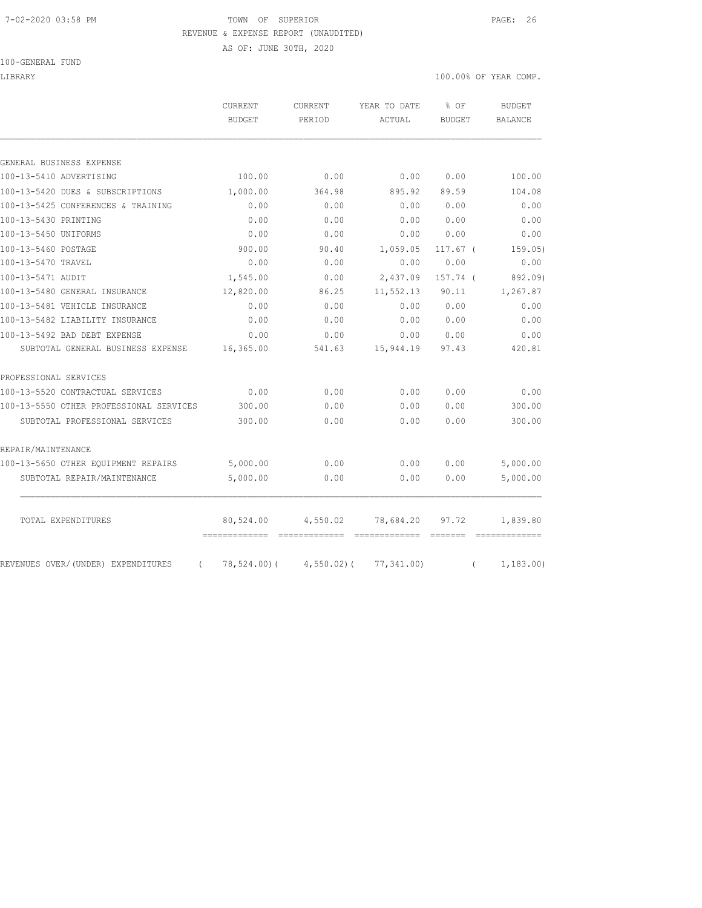TOWN OF SUPERIOR
REVENUE & EXPENSE REPORT (UNAUDITED)
AS OF: JUNE 30TH, 2020

100-GENERAL FUND

LIBRARY — 100.00% OF YEAR COMP.

| | CURRENT BUDGET | CURRENT PERIOD | YEAR TO DATE ACTUAL | % OF BUDGET | BUDGET BALANCE |
|---|---|---|---|---|---|
| GENERAL BUSINESS EXPENSE | | | | | |
| 100-13-5410 ADVERTISING | 100.00 | 0.00 | 0.00 | 0.00 | 100.00 |
| 100-13-5420 DUES & SUBSCRIPTIONS | 1,000.00 | 364.98 | 895.92 | 89.59 | 104.08 |
| 100-13-5425 CONFERENCES & TRAINING | 0.00 | 0.00 | 0.00 | 0.00 | 0.00 |
| 100-13-5430 PRINTING | 0.00 | 0.00 | 0.00 | 0.00 | 0.00 |
| 100-13-5450 UNIFORMS | 0.00 | 0.00 | 0.00 | 0.00 | 0.00 |
| 100-13-5460 POSTAGE | 900.00 | 90.40 | 1,059.05 | 117.67 | ( 159.05) |
| 100-13-5470 TRAVEL | 0.00 | 0.00 | 0.00 | 0.00 | 0.00 |
| 100-13-5471 AUDIT | 1,545.00 | 0.00 | 2,437.09 | 157.74 | ( 892.09) |
| 100-13-5480 GENERAL INSURANCE | 12,820.00 | 86.25 | 11,552.13 | 90.11 | 1,267.87 |
| 100-13-5481 VEHICLE INSURANCE | 0.00 | 0.00 | 0.00 | 0.00 | 0.00 |
| 100-13-5482 LIABILITY INSURANCE | 0.00 | 0.00 | 0.00 | 0.00 | 0.00 |
| 100-13-5492 BAD DEBT EXPENSE | 0.00 | 0.00 | 0.00 | 0.00 | 0.00 |
| SUBTOTAL GENERAL BUSINESS EXPENSE | 16,365.00 | 541.63 | 15,944.19 | 97.43 | 420.81 |
| PROFESSIONAL SERVICES | | | | | |
| 100-13-5520 CONTRACTUAL SERVICES | 0.00 | 0.00 | 0.00 | 0.00 | 0.00 |
| 100-13-5550 OTHER PROFESSIONAL SERVICES | 300.00 | 0.00 | 0.00 | 0.00 | 300.00 |
| SUBTOTAL PROFESSIONAL SERVICES | 300.00 | 0.00 | 0.00 | 0.00 | 300.00 |
| REPAIR/MAINTENANCE | | | | | |
| 100-13-5650 OTHER EQUIPMENT REPAIRS | 5,000.00 | 0.00 | 0.00 | 0.00 | 5,000.00 |
| SUBTOTAL REPAIR/MAINTENANCE | 5,000.00 | 0.00 | 0.00 | 0.00 | 5,000.00 |
| TOTAL EXPENDITURES | 80,524.00 | 4,550.02 | 78,684.20 | 97.72 | 1,839.80 |
| REVENUES OVER/(UNDER) EXPENDITURES | ( 78,524.00) | ( 4,550.02) | ( 77,341.00) | | ( 1,183.00) |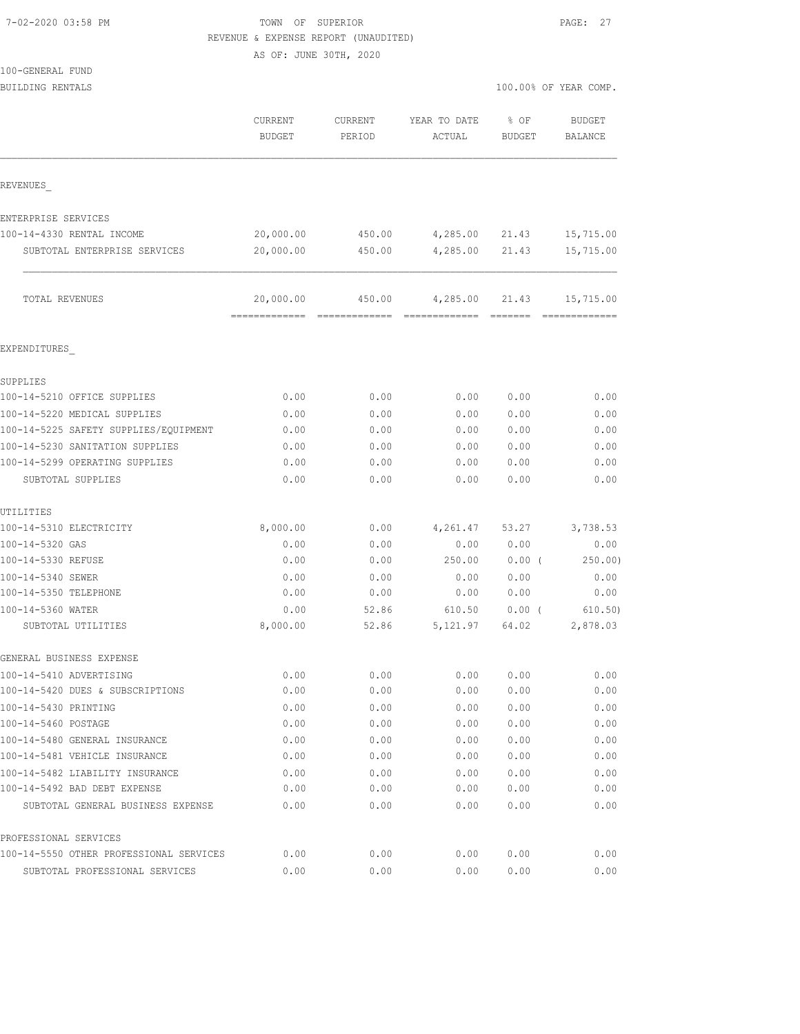TOWN OF SUPERIOR
REVENUE & EXPENSE REPORT (UNAUDITED)
AS OF: JUNE 30TH, 2020

7-02-2020 03:58 PM

100-GENERAL FUND
BUILDING RENTALS

100.00% OF YEAR COMP.

| | CURRENT BUDGET | CURRENT PERIOD | YEAR TO DATE ACTUAL | % OF BUDGET | BUDGET BALANCE |
|---|---|---|---|---|---|
| **REVENUES** | | | | | |
| ENTERPRISE SERVICES | | | | | |
| 100-14-4330 RENTAL INCOME | 20,000.00 | 450.00 | 4,285.00 | 21.43 | 15,715.00 |
| SUBTOTAL ENTERPRISE SERVICES | 20,000.00 | 450.00 | 4,285.00 | 21.43 | 15,715.00 |
| TOTAL REVENUES | 20,000.00 | 450.00 | 4,285.00 | 21.43 | 15,715.00 |
| **EXPENDITURES** | | | | | |
| SUPPLIES | | | | | |
| 100-14-5210 OFFICE SUPPLIES | 0.00 | 0.00 | 0.00 | 0.00 | 0.00 |
| 100-14-5220 MEDICAL SUPPLIES | 0.00 | 0.00 | 0.00 | 0.00 | 0.00 |
| 100-14-5225 SAFETY SUPPLIES/EQUIPMENT | 0.00 | 0.00 | 0.00 | 0.00 | 0.00 |
| 100-14-5230 SANITATION SUPPLIES | 0.00 | 0.00 | 0.00 | 0.00 | 0.00 |
| 100-14-5299 OPERATING SUPPLIES | 0.00 | 0.00 | 0.00 | 0.00 | 0.00 |
| SUBTOTAL SUPPLIES | 0.00 | 0.00 | 0.00 | 0.00 | 0.00 |
| UTILITIES | | | | | |
| 100-14-5310 ELECTRICITY | 8,000.00 | 0.00 | 4,261.47 | 53.27 | 3,738.53 |
| 100-14-5320 GAS | 0.00 | 0.00 | 0.00 | 0.00 | 0.00 |
| 100-14-5330 REFUSE | 0.00 | 0.00 | 250.00 | 0.00 | ( 250.00) |
| 100-14-5340 SEWER | 0.00 | 0.00 | 0.00 | 0.00 | 0.00 |
| 100-14-5350 TELEPHONE | 0.00 | 0.00 | 0.00 | 0.00 | 0.00 |
| 100-14-5360 WATER | 0.00 | 52.86 | 610.50 | 0.00 | ( 610.50) |
| SUBTOTAL UTILITIES | 8,000.00 | 52.86 | 5,121.97 | 64.02 | 2,878.03 |
| GENERAL BUSINESS EXPENSE | | | | | |
| 100-14-5410 ADVERTISING | 0.00 | 0.00 | 0.00 | 0.00 | 0.00 |
| 100-14-5420 DUES & SUBSCRIPTIONS | 0.00 | 0.00 | 0.00 | 0.00 | 0.00 |
| 100-14-5430 PRINTING | 0.00 | 0.00 | 0.00 | 0.00 | 0.00 |
| 100-14-5460 POSTAGE | 0.00 | 0.00 | 0.00 | 0.00 | 0.00 |
| 100-14-5480 GENERAL INSURANCE | 0.00 | 0.00 | 0.00 | 0.00 | 0.00 |
| 100-14-5481 VEHICLE INSURANCE | 0.00 | 0.00 | 0.00 | 0.00 | 0.00 |
| 100-14-5482 LIABILITY INSURANCE | 0.00 | 0.00 | 0.00 | 0.00 | 0.00 |
| 100-14-5492 BAD DEBT EXPENSE | 0.00 | 0.00 | 0.00 | 0.00 | 0.00 |
| SUBTOTAL GENERAL BUSINESS EXPENSE | 0.00 | 0.00 | 0.00 | 0.00 | 0.00 |
| PROFESSIONAL SERVICES | | | | | |
| 100-14-5550 OTHER PROFESSIONAL SERVICES | 0.00 | 0.00 | 0.00 | 0.00 | 0.00 |
| SUBTOTAL PROFESSIONAL SERVICES | 0.00 | 0.00 | 0.00 | 0.00 | 0.00 |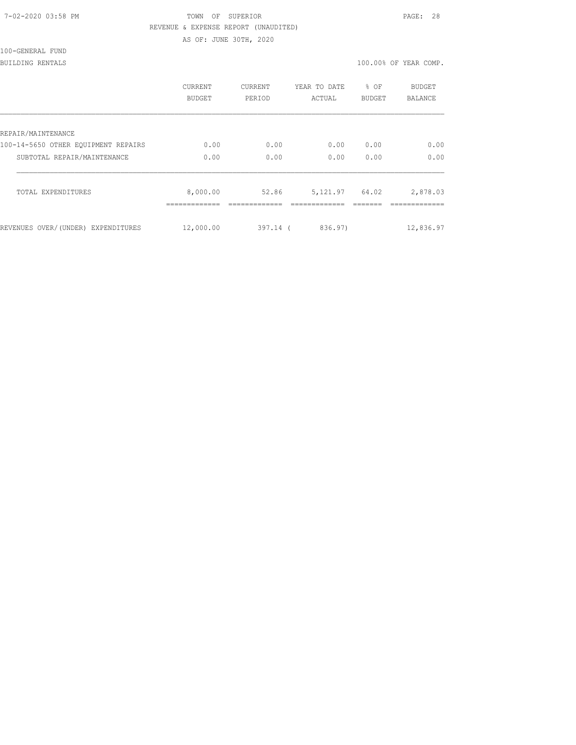TOWN OF SUPERIOR
REVENUE & EXPENSE REPORT (UNAUDITED)
AS OF: JUNE 30TH, 2020

100-GENERAL FUND
BUILDING RENTALS

100.00% OF YEAR COMP.

| | CURRENT BUDGET | CURRENT PERIOD | YEAR TO DATE ACTUAL | % OF BUDGET | BUDGET BALANCE |
|---|---|---|---|---|---|
| REPAIR/MAINTENANCE | | | | | |
| 100-14-5650 OTHER EQUIPMENT REPAIRS | 0.00 | 0.00 | 0.00 | 0.00 | 0.00 |
| SUBTOTAL REPAIR/MAINTENANCE | 0.00 | 0.00 | 0.00 | 0.00 | 0.00 |
| TOTAL EXPENDITURES | 8,000.00 | 52.86 | 5,121.97 | 64.02 | 2,878.03 |
| REVENUES OVER/(UNDER) EXPENDITURES | 12,000.00 | 397.14 | ( 836.97) | | 12,836.97 |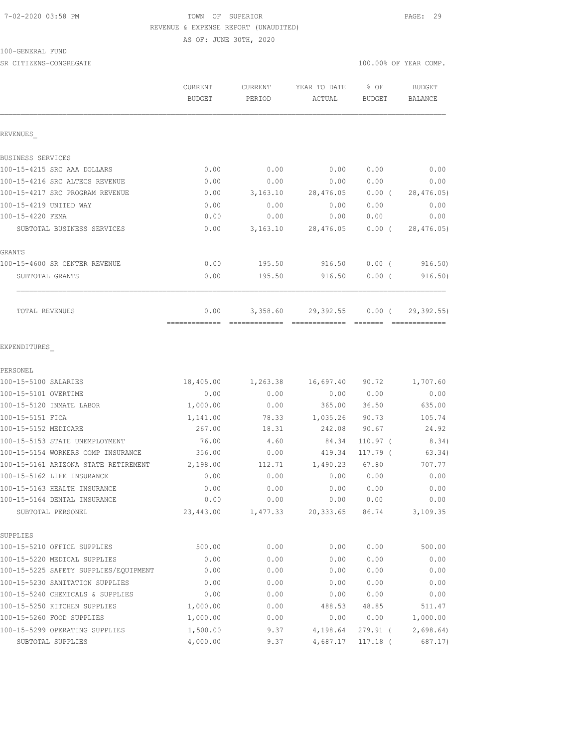TOWN OF SUPERIOR
REVENUE & EXPENSE REPORT (UNAUDITED)
AS OF: JUNE 30TH, 2020

100-GENERAL FUND

SR CITIZENS-CONGREGATE

100.00% OF YEAR COMP.

| | CURRENT BUDGET | CURRENT PERIOD | YEAR TO DATE ACTUAL | % OF BUDGET | BUDGET BALANCE |
|---|---|---|---|---|---|
| REVENUES_ | | | | | |
| BUSINESS SERVICES | | | | | |
| 100-15-4215 SRC AAA DOLLARS | 0.00 | 0.00 | 0.00 | 0.00 | 0.00 |
| 100-15-4216 SRC ALTECS REVENUE | 0.00 | 0.00 | 0.00 | 0.00 | 0.00 |
| 100-15-4217 SRC PROGRAM REVENUE | 0.00 | 3,163.10 | 28,476.05 | 0.00 ( | 28,476.05) |
| 100-15-4219 UNITED WAY | 0.00 | 0.00 | 0.00 | 0.00 | 0.00 |
| 100-15-4220 FEMA | 0.00 | 0.00 | 0.00 | 0.00 | 0.00 |
| SUBTOTAL BUSINESS SERVICES | 0.00 | 3,163.10 | 28,476.05 | 0.00 ( | 28,476.05) |
| GRANTS | | | | | |
| 100-15-4600 SR CENTER REVENUE | 0.00 | 195.50 | 916.50 | 0.00 ( | 916.50) |
| SUBTOTAL GRANTS | 0.00 | 195.50 | 916.50 | 0.00 ( | 916.50) |
| TOTAL REVENUES | 0.00 | 3,358.60 | 29,392.55 | 0.00 ( | 29,392.55) |
| EXPENDITURES_ | | | | | |
| PERSONEL | | | | | |
| 100-15-5100 SALARIES | 18,405.00 | 1,263.38 | 16,697.40 | 90.72 | 1,707.60 |
| 100-15-5101 OVERTIME | 0.00 | 0.00 | 0.00 | 0.00 | 0.00 |
| 100-15-5120 INMATE LABOR | 1,000.00 | 0.00 | 365.00 | 36.50 | 635.00 |
| 100-15-5151 FICA | 1,141.00 | 78.33 | 1,035.26 | 90.73 | 105.74 |
| 100-15-5152 MEDICARE | 267.00 | 18.31 | 242.08 | 90.67 | 24.92 |
| 100-15-5153 STATE UNEMPLOYMENT | 76.00 | 4.60 | 84.34 | 110.97 ( | 8.34) |
| 100-15-5154 WORKERS COMP INSURANCE | 356.00 | 0.00 | 419.34 | 117.79 ( | 63.34) |
| 100-15-5161 ARIZONA STATE RETIREMENT | 2,198.00 | 112.71 | 1,490.23 | 67.80 | 707.77 |
| 100-15-5162 LIFE INSURANCE | 0.00 | 0.00 | 0.00 | 0.00 | 0.00 |
| 100-15-5163 HEALTH INSURANCE | 0.00 | 0.00 | 0.00 | 0.00 | 0.00 |
| 100-15-5164 DENTAL INSURANCE | 0.00 | 0.00 | 0.00 | 0.00 | 0.00 |
| SUBTOTAL PERSONEL | 23,443.00 | 1,477.33 | 20,333.65 | 86.74 | 3,109.35 |
| SUPPLIES | | | | | |
| 100-15-5210 OFFICE SUPPLIES | 500.00 | 0.00 | 0.00 | 0.00 | 500.00 |
| 100-15-5220 MEDICAL SUPPLIES | 0.00 | 0.00 | 0.00 | 0.00 | 0.00 |
| 100-15-5225 SAFETY SUPPLIES/EQUIPMENT | 0.00 | 0.00 | 0.00 | 0.00 | 0.00 |
| 100-15-5230 SANITATION SUPPLIES | 0.00 | 0.00 | 0.00 | 0.00 | 0.00 |
| 100-15-5240 CHEMICALS & SUPPLIES | 0.00 | 0.00 | 0.00 | 0.00 | 0.00 |
| 100-15-5250 KITCHEN SUPPLIES | 1,000.00 | 0.00 | 488.53 | 48.85 | 511.47 |
| 100-15-5260 FOOD SUPPLIES | 1,000.00 | 0.00 | 0.00 | 0.00 | 1,000.00 |
| 100-15-5299 OPERATING SUPPLIES | 1,500.00 | 9.37 | 4,198.64 | 279.91 ( | 2,698.64) |
| SUBTOTAL SUPPLIES | 4,000.00 | 9.37 | 4,687.17 | 117.18 ( | 687.17) |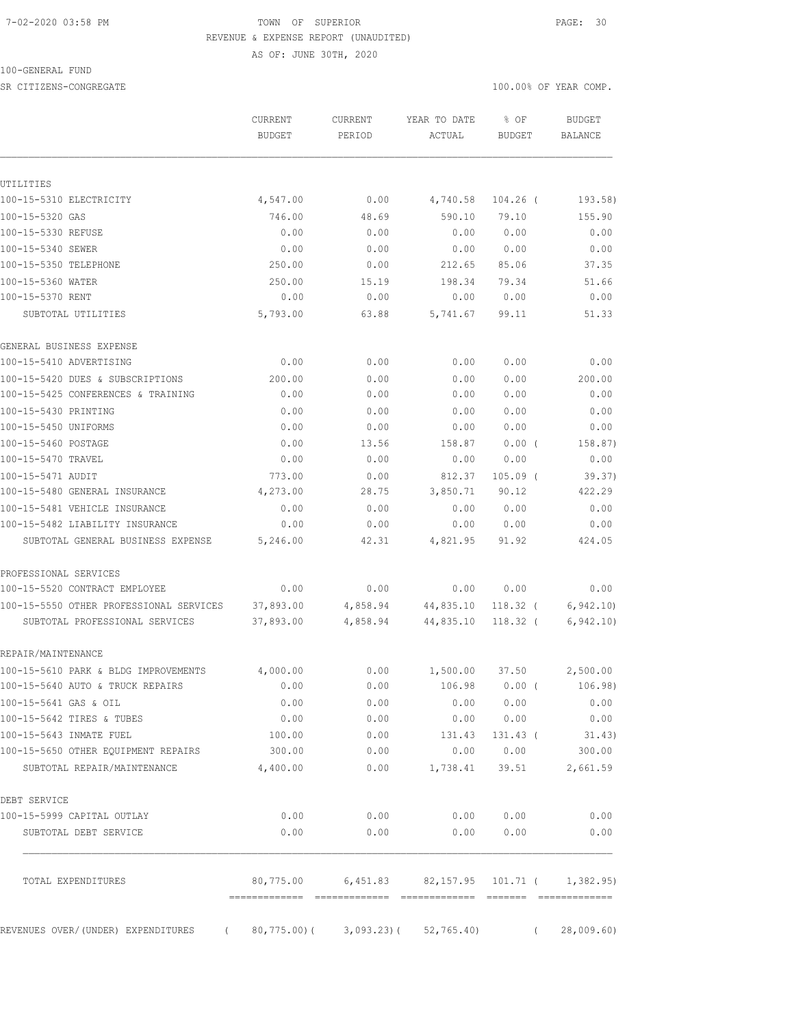7-02-2020 03:58 PM TOWN OF SUPERIOR

REVENUE & EXPENSE REPORT (UNAUDITED)

AS OF: JUNE 30TH, 2020

100-GENERAL FUND

SR CITIZENS-CONGREGATE 100.00% OF YEAR COMP.

| | CURRENT BUDGET | CURRENT PERIOD | YEAR TO DATE ACTUAL | % OF BUDGET | BUDGET BALANCE |
|---|---|---|---|---|---|
| **UTILITIES** | | | | | |
| 100-15-5310 ELECTRICITY | 4,547.00 | 0.00 | 4,740.58 | 104.26 ( | 193.58) |
| 100-15-5320 GAS | 746.00 | 48.69 | 590.10 | 79.10 | 155.90 |
| 100-15-5330 REFUSE | 0.00 | 0.00 | 0.00 | 0.00 | 0.00 |
| 100-15-5340 SEWER | 0.00 | 0.00 | 0.00 | 0.00 | 0.00 |
| 100-15-5350 TELEPHONE | 250.00 | 0.00 | 212.65 | 85.06 | 37.35 |
| 100-15-5360 WATER | 250.00 | 15.19 | 198.34 | 79.34 | 51.66 |
| 100-15-5370 RENT | 0.00 | 0.00 | 0.00 | 0.00 | 0.00 |
| SUBTOTAL UTILITIES | 5,793.00 | 63.88 | 5,741.67 | 99.11 | 51.33 |
| **GENERAL BUSINESS EXPENSE** | | | | | |
| 100-15-5410 ADVERTISING | 0.00 | 0.00 | 0.00 | 0.00 | 0.00 |
| 100-15-5420 DUES & SUBSCRIPTIONS | 200.00 | 0.00 | 0.00 | 0.00 | 200.00 |
| 100-15-5425 CONFERENCES & TRAINING | 0.00 | 0.00 | 0.00 | 0.00 | 0.00 |
| 100-15-5430 PRINTING | 0.00 | 0.00 | 0.00 | 0.00 | 0.00 |
| 100-15-5450 UNIFORMS | 0.00 | 0.00 | 0.00 | 0.00 | 0.00 |
| 100-15-5460 POSTAGE | 0.00 | 13.56 | 158.87 | 0.00 ( | 158.87) |
| 100-15-5470 TRAVEL | 0.00 | 0.00 | 0.00 | 0.00 | 0.00 |
| 100-15-5471 AUDIT | 773.00 | 0.00 | 812.37 | 105.09 ( | 39.37) |
| 100-15-5480 GENERAL INSURANCE | 4,273.00 | 28.75 | 3,850.71 | 90.12 | 422.29 |
| 100-15-5481 VEHICLE INSURANCE | 0.00 | 0.00 | 0.00 | 0.00 | 0.00 |
| 100-15-5482 LIABILITY INSURANCE | 0.00 | 0.00 | 0.00 | 0.00 | 0.00 |
| SUBTOTAL GENERAL BUSINESS EXPENSE | 5,246.00 | 42.31 | 4,821.95 | 91.92 | 424.05 |
| **PROFESSIONAL SERVICES** | | | | | |
| 100-15-5520 CONTRACT EMPLOYEE | 0.00 | 0.00 | 0.00 | 0.00 | 0.00 |
| 100-15-5550 OTHER PROFESSIONAL SERVICES | 37,893.00 | 4,858.94 | 44,835.10 | 118.32 ( | 6,942.10) |
| SUBTOTAL PROFESSIONAL SERVICES | 37,893.00 | 4,858.94 | 44,835.10 | 118.32 ( | 6,942.10) |
| **REPAIR/MAINTENANCE** | | | | | |
| 100-15-5610 PARK & BLDG IMPROVEMENTS | 4,000.00 | 0.00 | 1,500.00 | 37.50 | 2,500.00 |
| 100-15-5640 AUTO & TRUCK REPAIRS | 0.00 | 0.00 | 106.98 | 0.00 ( | 106.98) |
| 100-15-5641 GAS & OIL | 0.00 | 0.00 | 0.00 | 0.00 | 0.00 |
| 100-15-5642 TIRES & TUBES | 0.00 | 0.00 | 0.00 | 0.00 | 0.00 |
| 100-15-5643 INMATE FUEL | 100.00 | 0.00 | 131.43 | 131.43 ( | 31.43) |
| 100-15-5650 OTHER EQUIPMENT REPAIRS | 300.00 | 0.00 | 0.00 | 0.00 | 300.00 |
| SUBTOTAL REPAIR/MAINTENANCE | 4,400.00 | 0.00 | 1,738.41 | 39.51 | 2,661.59 |
| **DEBT SERVICE** | | | | | |
| 100-15-5999 CAPITAL OUTLAY | 0.00 | 0.00 | 0.00 | 0.00 | 0.00 |
| SUBTOTAL DEBT SERVICE | 0.00 | 0.00 | 0.00 | 0.00 | 0.00 |
| TOTAL EXPENDITURES | 80,775.00 | 6,451.83 | 82,157.95 | 101.71 ( | 1,382.95) |
| REVENUES OVER/(UNDER) EXPENDITURES | ( 80,775.00)( | 3,093.23)( | 52,765.40) | ( | 28,009.60) |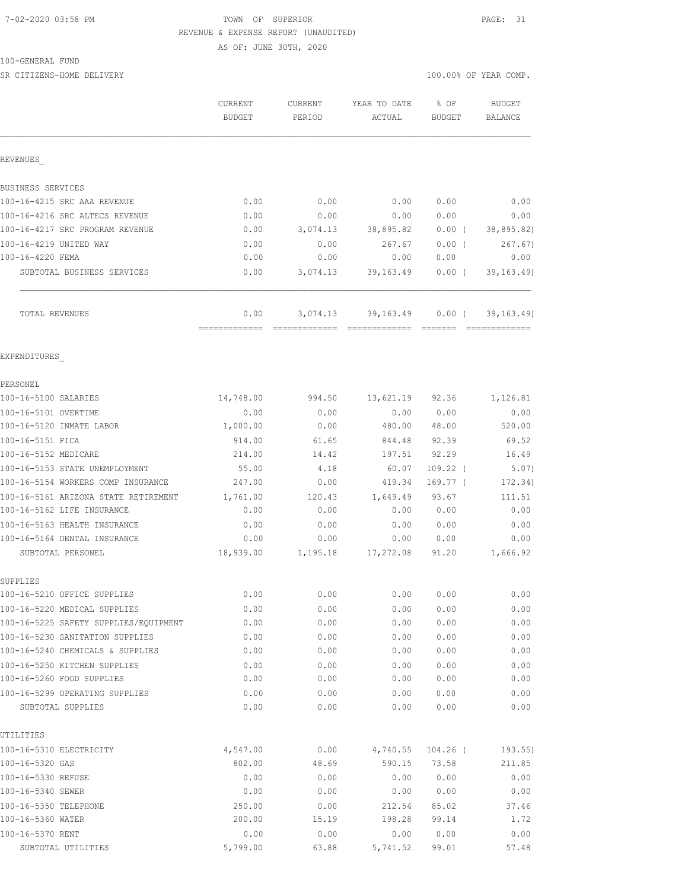7-02-2020 03:58 PM

TOWN OF SUPERIOR
REVENUE & EXPENSE REPORT (UNAUDITED)
AS OF: JUNE 30TH, 2020

100-GENERAL FUND
SR CITIZENS-HOME DELIVERY

100.00% OF YEAR COMP.

| | CURRENT BUDGET | CURRENT PERIOD | YEAR TO DATE ACTUAL | % OF BUDGET | BUDGET BALANCE |
|---|---|---|---|---|---|
| **REVENUES** | | | | | |
| BUSINESS SERVICES | | | | | |
| 100-16-4215 SRC AAA REVENUE | 0.00 | 0.00 | 0.00 | 0.00 | 0.00 |
| 100-16-4216 SRC ALTECS REVENUE | 0.00 | 0.00 | 0.00 | 0.00 | 0.00 |
| 100-16-4217 SRC PROGRAM REVENUE | 0.00 | 3,074.13 | 38,895.82 | 0.00 ( | 38,895.82) |
| 100-16-4219 UNITED WAY | 0.00 | 0.00 | 267.67 | 0.00 ( | 267.67) |
| 100-16-4220 FEMA | 0.00 | 0.00 | 0.00 | 0.00 | 0.00 |
| SUBTOTAL BUSINESS SERVICES | 0.00 | 3,074.13 | 39,163.49 | 0.00 ( | 39,163.49) |
| TOTAL REVENUES | 0.00 | 3,074.13 | 39,163.49 | 0.00 ( | 39,163.49) |
| **EXPENDITURES** | | | | | |
| PERSONEL | | | | | |
| 100-16-5100 SALARIES | 14,748.00 | 994.50 | 13,621.19 | 92.36 | 1,126.81 |
| 100-16-5101 OVERTIME | 0.00 | 0.00 | 0.00 | 0.00 | 0.00 |
| 100-16-5120 INMATE LABOR | 1,000.00 | 0.00 | 480.00 | 48.00 | 520.00 |
| 100-16-5151 FICA | 914.00 | 61.65 | 844.48 | 92.39 | 69.52 |
| 100-16-5152 MEDICARE | 214.00 | 14.42 | 197.51 | 92.29 | 16.49 |
| 100-16-5153 STATE UNEMPLOYMENT | 55.00 | 4.18 | 60.07 | 109.22 ( | 5.07) |
| 100-16-5154 WORKERS COMP INSURANCE | 247.00 | 0.00 | 419.34 | 169.77 ( | 172.34) |
| 100-16-5161 ARIZONA STATE RETIREMENT | 1,761.00 | 120.43 | 1,649.49 | 93.67 | 111.51 |
| 100-16-5162 LIFE INSURANCE | 0.00 | 0.00 | 0.00 | 0.00 | 0.00 |
| 100-16-5163 HEALTH INSURANCE | 0.00 | 0.00 | 0.00 | 0.00 | 0.00 |
| 100-16-5164 DENTAL INSURANCE | 0.00 | 0.00 | 0.00 | 0.00 | 0.00 |
| SUBTOTAL PERSONEL | 18,939.00 | 1,195.18 | 17,272.08 | 91.20 | 1,666.92 |
| SUPPLIES | | | | | |
| 100-16-5210 OFFICE SUPPLIES | 0.00 | 0.00 | 0.00 | 0.00 | 0.00 |
| 100-16-5220 MEDICAL SUPPLIES | 0.00 | 0.00 | 0.00 | 0.00 | 0.00 |
| 100-16-5225 SAFETY SUPPLIES/EQUIPMENT | 0.00 | 0.00 | 0.00 | 0.00 | 0.00 |
| 100-16-5230 SANITATION SUPPLIES | 0.00 | 0.00 | 0.00 | 0.00 | 0.00 |
| 100-16-5240 CHEMICALS & SUPPLIES | 0.00 | 0.00 | 0.00 | 0.00 | 0.00 |
| 100-16-5250 KITCHEN SUPPLIES | 0.00 | 0.00 | 0.00 | 0.00 | 0.00 |
| 100-16-5260 FOOD SUPPLIES | 0.00 | 0.00 | 0.00 | 0.00 | 0.00 |
| 100-16-5299 OPERATING SUPPLIES | 0.00 | 0.00 | 0.00 | 0.00 | 0.00 |
| SUBTOTAL SUPPLIES | 0.00 | 0.00 | 0.00 | 0.00 | 0.00 |
| UTILITIES | | | | | |
| 100-16-5310 ELECTRICITY | 4,547.00 | 0.00 | 4,740.55 | 104.26 ( | 193.55) |
| 100-16-5320 GAS | 802.00 | 48.69 | 590.15 | 73.58 | 211.85 |
| 100-16-5330 REFUSE | 0.00 | 0.00 | 0.00 | 0.00 | 0.00 |
| 100-16-5340 SEWER | 0.00 | 0.00 | 0.00 | 0.00 | 0.00 |
| 100-16-5350 TELEPHONE | 250.00 | 0.00 | 212.54 | 85.02 | 37.46 |
| 100-16-5360 WATER | 200.00 | 15.19 | 198.28 | 99.14 | 1.72 |
| 100-16-5370 RENT | 0.00 | 0.00 | 0.00 | 0.00 | 0.00 |
| SUBTOTAL UTILITIES | 5,799.00 | 63.88 | 5,741.52 | 99.01 | 57.48 |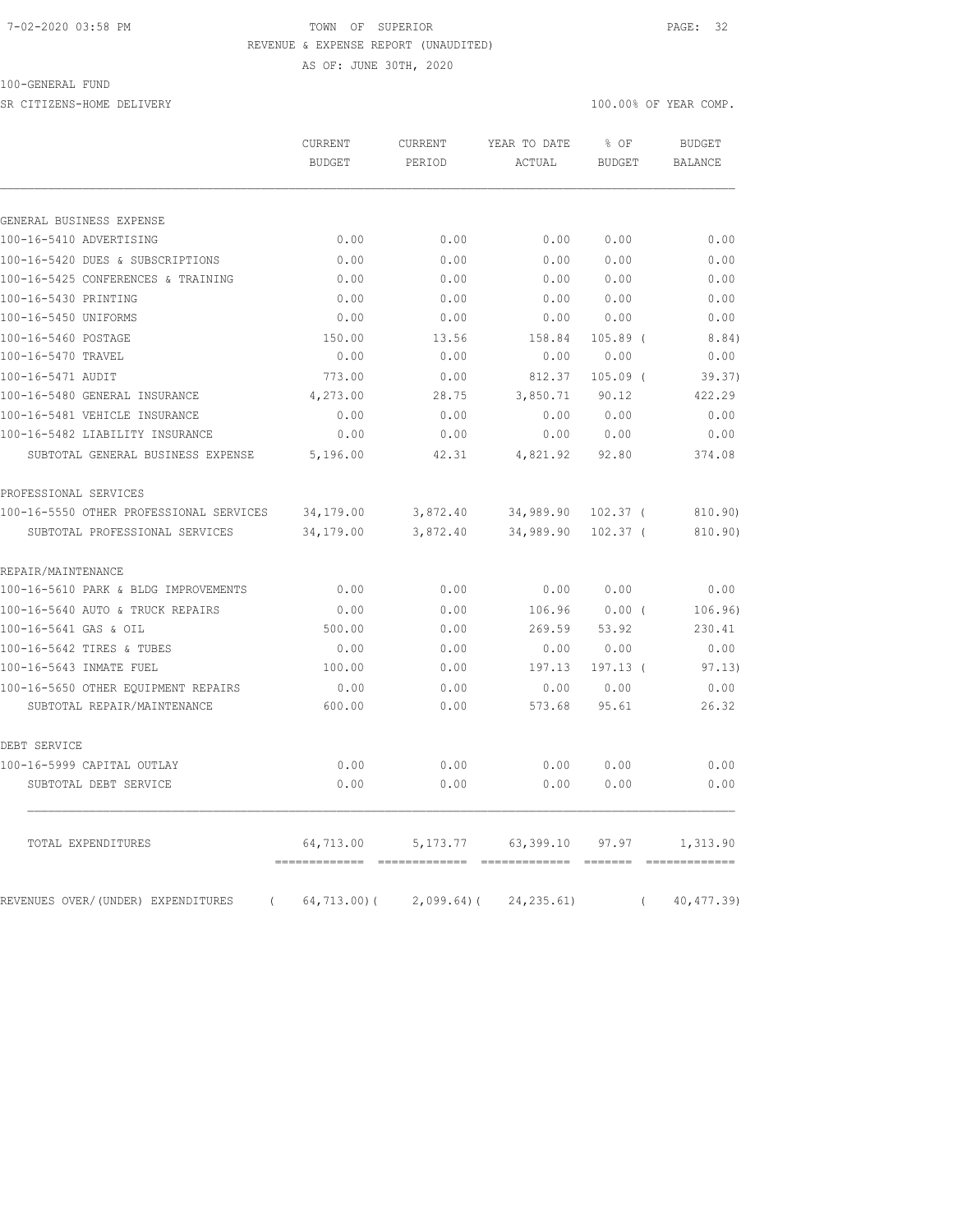7-02-2020 03:58 PM TOWN OF SUPERIOR

REVENUE & EXPENSE REPORT (UNAUDITED)

AS OF: JUNE 30TH, 2020

100-GENERAL FUND

SR CITIZENS-HOME DELIVERY 100.00% OF YEAR COMP.

| | CURRENT BUDGET | CURRENT PERIOD | YEAR TO DATE ACTUAL | % OF BUDGET | BUDGET BALANCE |
|---|---|---|---|---|---|
| GENERAL BUSINESS EXPENSE | | | | | |
| 100-16-5410 ADVERTISING | 0.00 | 0.00 | 0.00 | 0.00 | 0.00 |
| 100-16-5420 DUES & SUBSCRIPTIONS | 0.00 | 0.00 | 0.00 | 0.00 | 0.00 |
| 100-16-5425 CONFERENCES & TRAINING | 0.00 | 0.00 | 0.00 | 0.00 | 0.00 |
| 100-16-5430 PRINTING | 0.00 | 0.00 | 0.00 | 0.00 | 0.00 |
| 100-16-5450 UNIFORMS | 0.00 | 0.00 | 0.00 | 0.00 | 0.00 |
| 100-16-5460 POSTAGE | 150.00 | 13.56 | 158.84 | 105.89 ( | 8.84) |
| 100-16-5470 TRAVEL | 0.00 | 0.00 | 0.00 | 0.00 | 0.00 |
| 100-16-5471 AUDIT | 773.00 | 0.00 | 812.37 | 105.09 ( | 39.37) |
| 100-16-5480 GENERAL INSURANCE | 4,273.00 | 28.75 | 3,850.71 | 90.12 | 422.29 |
| 100-16-5481 VEHICLE INSURANCE | 0.00 | 0.00 | 0.00 | 0.00 | 0.00 |
| 100-16-5482 LIABILITY INSURANCE | 0.00 | 0.00 | 0.00 | 0.00 | 0.00 |
| SUBTOTAL GENERAL BUSINESS EXPENSE | 5,196.00 | 42.31 | 4,821.92 | 92.80 | 374.08 |
| PROFESSIONAL SERVICES | | | | | |
| 100-16-5550 OTHER PROFESSIONAL SERVICES | 34,179.00 | 3,872.40 | 34,989.90 | 102.37 ( | 810.90) |
| SUBTOTAL PROFESSIONAL SERVICES | 34,179.00 | 3,872.40 | 34,989.90 | 102.37 ( | 810.90) |
| REPAIR/MAINTENANCE | | | | | |
| 100-16-5610 PARK & BLDG IMPROVEMENTS | 0.00 | 0.00 | 0.00 | 0.00 | 0.00 |
| 100-16-5640 AUTO & TRUCK REPAIRS | 0.00 | 0.00 | 106.96 | 0.00 ( | 106.96) |
| 100-16-5641 GAS & OIL | 500.00 | 0.00 | 269.59 | 53.92 | 230.41 |
| 100-16-5642 TIRES & TUBES | 0.00 | 0.00 | 0.00 | 0.00 | 0.00 |
| 100-16-5643 INMATE FUEL | 100.00 | 0.00 | 197.13 | 197.13 ( | 97.13) |
| 100-16-5650 OTHER EQUIPMENT REPAIRS | 0.00 | 0.00 | 0.00 | 0.00 | 0.00 |
| SUBTOTAL REPAIR/MAINTENANCE | 600.00 | 0.00 | 573.68 | 95.61 | 26.32 |
| DEBT SERVICE | | | | | |
| 100-16-5999 CAPITAL OUTLAY | 0.00 | 0.00 | 0.00 | 0.00 | 0.00 |
| SUBTOTAL DEBT SERVICE | 0.00 | 0.00 | 0.00 | 0.00 | 0.00 |
| TOTAL EXPENDITURES | 64,713.00 | 5,173.77 | 63,399.10 | 97.97 | 1,313.90 |
| REVENUES OVER/(UNDER) EXPENDITURES | ( 64,713.00)( | 2,099.64)( | 24,235.61) | ( | 40,477.39) |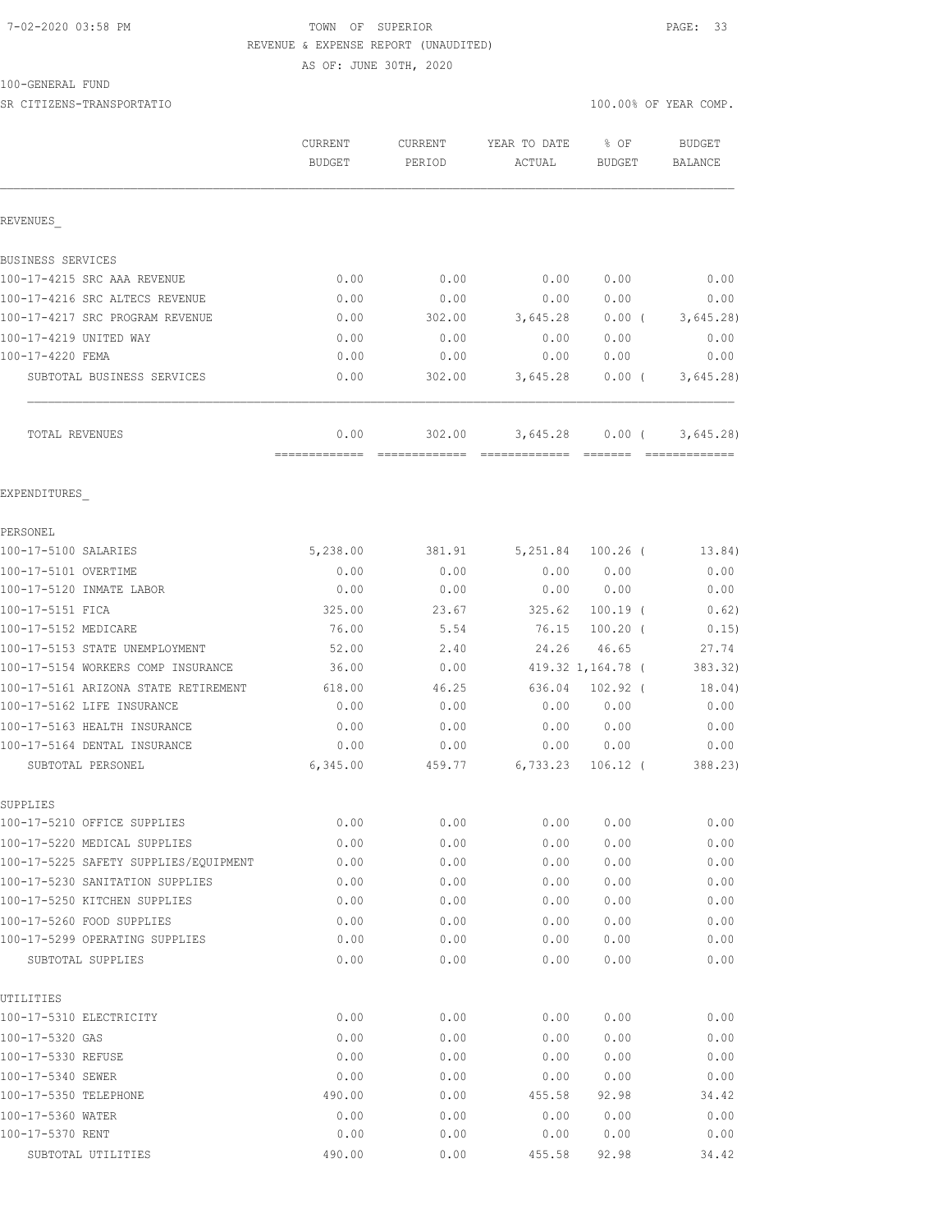7-02-2020 03:58 PM TOWN OF SUPERIOR PAGE: 33

REVENUE & EXPENSE REPORT (UNAUDITED)

AS OF: JUNE 30TH, 2020

100-GENERAL FUND

SR CITIZENS-TRANSPORTATIO 100.00% OF YEAR COMP.

| | CURRENT BUDGET | CURRENT PERIOD | YEAR TO DATE ACTUAL | % OF BUDGET | BUDGET BALANCE |
|---|---|---|---|---|---|
| **REVENUES** | | | | | |
| BUSINESS SERVICES | | | | | |
| 100-17-4215 SRC AAA REVENUE | 0.00 | 0.00 | 0.00 | 0.00 | 0.00 |
| 100-17-4216 SRC ALTECS REVENUE | 0.00 | 0.00 | 0.00 | 0.00 | 0.00 |
| 100-17-4217 SRC PROGRAM REVENUE | 0.00 | 302.00 | 3,645.28 | 0.00 ( | 3,645.28) |
| 100-17-4219 UNITED WAY | 0.00 | 0.00 | 0.00 | 0.00 | 0.00 |
| 100-17-4220 FEMA | 0.00 | 0.00 | 0.00 | 0.00 | 0.00 |
| SUBTOTAL BUSINESS SERVICES | 0.00 | 302.00 | 3,645.28 | 0.00 ( | 3,645.28) |
| TOTAL REVENUES | 0.00 | 302.00 | 3,645.28 | 0.00 ( | 3,645.28) |
| **EXPENDITURES** | | | | | |
| PERSONEL | | | | | |
| 100-17-5100 SALARIES | 5,238.00 | 381.91 | 5,251.84 | 100.26 ( | 13.84) |
| 100-17-5101 OVERTIME | 0.00 | 0.00 | 0.00 | 0.00 | 0.00 |
| 100-17-5120 INMATE LABOR | 0.00 | 0.00 | 0.00 | 0.00 | 0.00 |
| 100-17-5151 FICA | 325.00 | 23.67 | 325.62 | 100.19 ( | 0.62) |
| 100-17-5152 MEDICARE | 76.00 | 5.54 | 76.15 | 100.20 ( | 0.15) |
| 100-17-5153 STATE UNEMPLOYMENT | 52.00 | 2.40 | 24.26 | 46.65 | 27.74 |
| 100-17-5154 WORKERS COMP INSURANCE | 36.00 | 0.00 | 419.32 | 1,164.78 ( | 383.32) |
| 100-17-5161 ARIZONA STATE RETIREMENT | 618.00 | 46.25 | 636.04 | 102.92 ( | 18.04) |
| 100-17-5162 LIFE INSURANCE | 0.00 | 0.00 | 0.00 | 0.00 | 0.00 |
| 100-17-5163 HEALTH INSURANCE | 0.00 | 0.00 | 0.00 | 0.00 | 0.00 |
| 100-17-5164 DENTAL INSURANCE | 0.00 | 0.00 | 0.00 | 0.00 | 0.00 |
| SUBTOTAL PERSONEL | 6,345.00 | 459.77 | 6,733.23 | 106.12 ( | 388.23) |
| SUPPLIES | | | | | |
| 100-17-5210 OFFICE SUPPLIES | 0.00 | 0.00 | 0.00 | 0.00 | 0.00 |
| 100-17-5220 MEDICAL SUPPLIES | 0.00 | 0.00 | 0.00 | 0.00 | 0.00 |
| 100-17-5225 SAFETY SUPPLIES/EQUIPMENT | 0.00 | 0.00 | 0.00 | 0.00 | 0.00 |
| 100-17-5230 SANITATION SUPPLIES | 0.00 | 0.00 | 0.00 | 0.00 | 0.00 |
| 100-17-5250 KITCHEN SUPPLIES | 0.00 | 0.00 | 0.00 | 0.00 | 0.00 |
| 100-17-5260 FOOD SUPPLIES | 0.00 | 0.00 | 0.00 | 0.00 | 0.00 |
| 100-17-5299 OPERATING SUPPLIES | 0.00 | 0.00 | 0.00 | 0.00 | 0.00 |
| SUBTOTAL SUPPLIES | 0.00 | 0.00 | 0.00 | 0.00 | 0.00 |
| UTILITIES | | | | | |
| 100-17-5310 ELECTRICITY | 0.00 | 0.00 | 0.00 | 0.00 | 0.00 |
| 100-17-5320 GAS | 0.00 | 0.00 | 0.00 | 0.00 | 0.00 |
| 100-17-5330 REFUSE | 0.00 | 0.00 | 0.00 | 0.00 | 0.00 |
| 100-17-5340 SEWER | 0.00 | 0.00 | 0.00 | 0.00 | 0.00 |
| 100-17-5350 TELEPHONE | 490.00 | 0.00 | 455.58 | 92.98 | 34.42 |
| 100-17-5360 WATER | 0.00 | 0.00 | 0.00 | 0.00 | 0.00 |
| 100-17-5370 RENT | 0.00 | 0.00 | 0.00 | 0.00 | 0.00 |
| SUBTOTAL UTILITIES | 490.00 | 0.00 | 455.58 | 92.98 | 34.42 |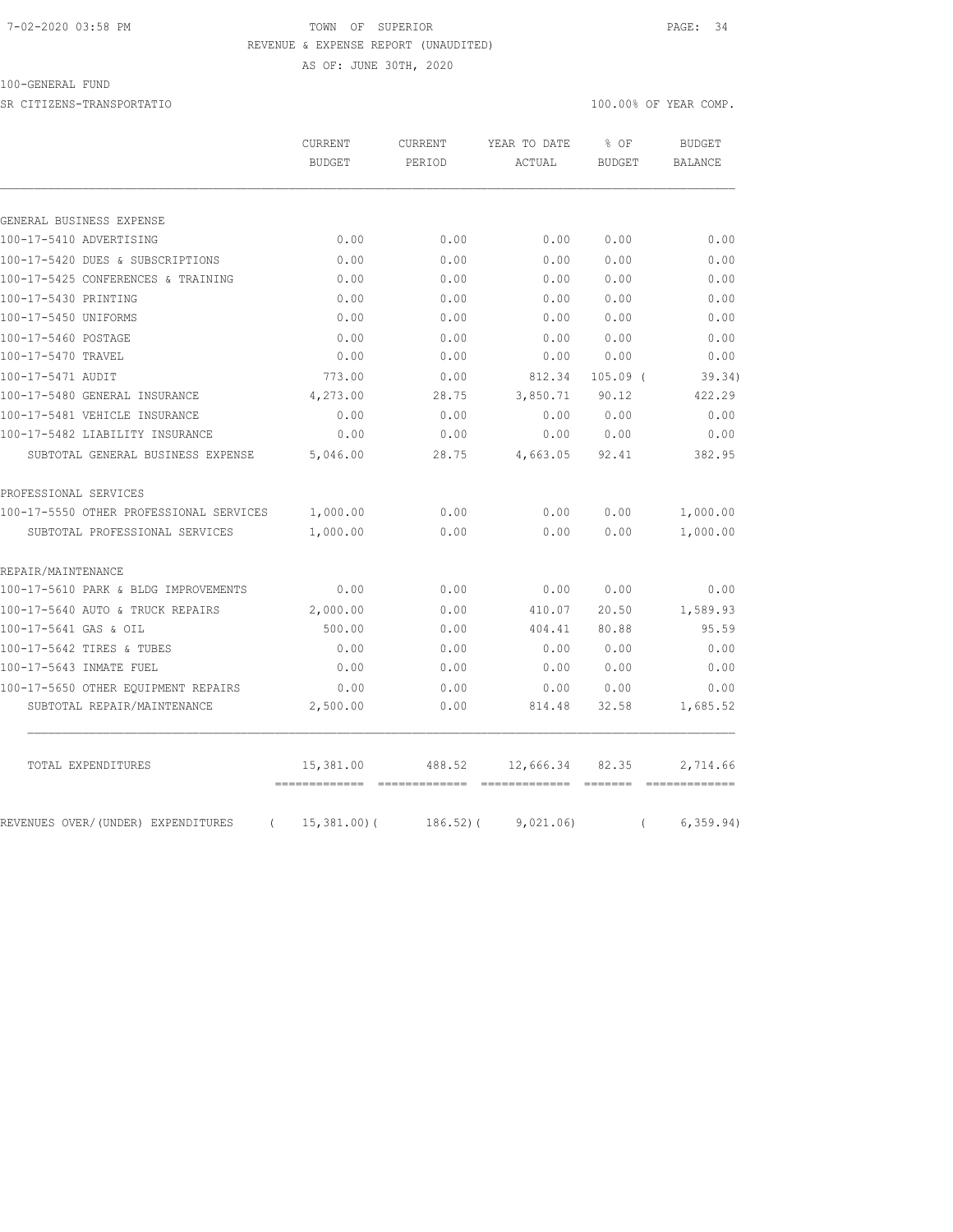7-02-2020 03:58 PM TOWN OF SUPERIOR

REVENUE & EXPENSE REPORT (UNAUDITED)

AS OF: JUNE 30TH, 2020

100-GENERAL FUND

SR CITIZENS-TRANSPORTATIO 100.00% OF YEAR COMP.

| | CURRENT BUDGET | CURRENT PERIOD | YEAR TO DATE ACTUAL | % OF BUDGET | BUDGET BALANCE |
|---|---|---|---|---|---|
| GENERAL BUSINESS EXPENSE | | | | | |
| 100-17-5410 ADVERTISING | 0.00 | 0.00 | 0.00 | 0.00 | 0.00 |
| 100-17-5420 DUES & SUBSCRIPTIONS | 0.00 | 0.00 | 0.00 | 0.00 | 0.00 |
| 100-17-5425 CONFERENCES & TRAINING | 0.00 | 0.00 | 0.00 | 0.00 | 0.00 |
| 100-17-5430 PRINTING | 0.00 | 0.00 | 0.00 | 0.00 | 0.00 |
| 100-17-5450 UNIFORMS | 0.00 | 0.00 | 0.00 | 0.00 | 0.00 |
| 100-17-5460 POSTAGE | 0.00 | 0.00 | 0.00 | 0.00 | 0.00 |
| 100-17-5470 TRAVEL | 0.00 | 0.00 | 0.00 | 0.00 | 0.00 |
| 100-17-5471 AUDIT | 773.00 | 0.00 | 812.34 | 105.09 | ( 39.34) |
| 100-17-5480 GENERAL INSURANCE | 4,273.00 | 28.75 | 3,850.71 | 90.12 | 422.29 |
| 100-17-5481 VEHICLE INSURANCE | 0.00 | 0.00 | 0.00 | 0.00 | 0.00 |
| 100-17-5482 LIABILITY INSURANCE | 0.00 | 0.00 | 0.00 | 0.00 | 0.00 |
| SUBTOTAL GENERAL BUSINESS EXPENSE | 5,046.00 | 28.75 | 4,663.05 | 92.41 | 382.95 |
| PROFESSIONAL SERVICES | | | | | |
| 100-17-5550 OTHER PROFESSIONAL SERVICES | 1,000.00 | 0.00 | 0.00 | 0.00 | 1,000.00 |
| SUBTOTAL PROFESSIONAL SERVICES | 1,000.00 | 0.00 | 0.00 | 0.00 | 1,000.00 |
| REPAIR/MAINTENANCE | | | | | |
| 100-17-5610 PARK & BLDG IMPROVEMENTS | 0.00 | 0.00 | 0.00 | 0.00 | 0.00 |
| 100-17-5640 AUTO & TRUCK REPAIRS | 2,000.00 | 0.00 | 410.07 | 20.50 | 1,589.93 |
| 100-17-5641 GAS & OIL | 500.00 | 0.00 | 404.41 | 80.88 | 95.59 |
| 100-17-5642 TIRES & TUBES | 0.00 | 0.00 | 0.00 | 0.00 | 0.00 |
| 100-17-5643 INMATE FUEL | 0.00 | 0.00 | 0.00 | 0.00 | 0.00 |
| 100-17-5650 OTHER EQUIPMENT REPAIRS | 0.00 | 0.00 | 0.00 | 0.00 | 0.00 |
| SUBTOTAL REPAIR/MAINTENANCE | 2,500.00 | 0.00 | 814.48 | 32.58 | 1,685.52 |
| TOTAL EXPENDITURES | 15,381.00 | 488.52 | 12,666.34 | 82.35 | 2,714.66 |
| REVENUES OVER/(UNDER) EXPENDITURES | ( 15,381.00) | ( 186.52) | ( 9,021.06) | | ( 6,359.94) |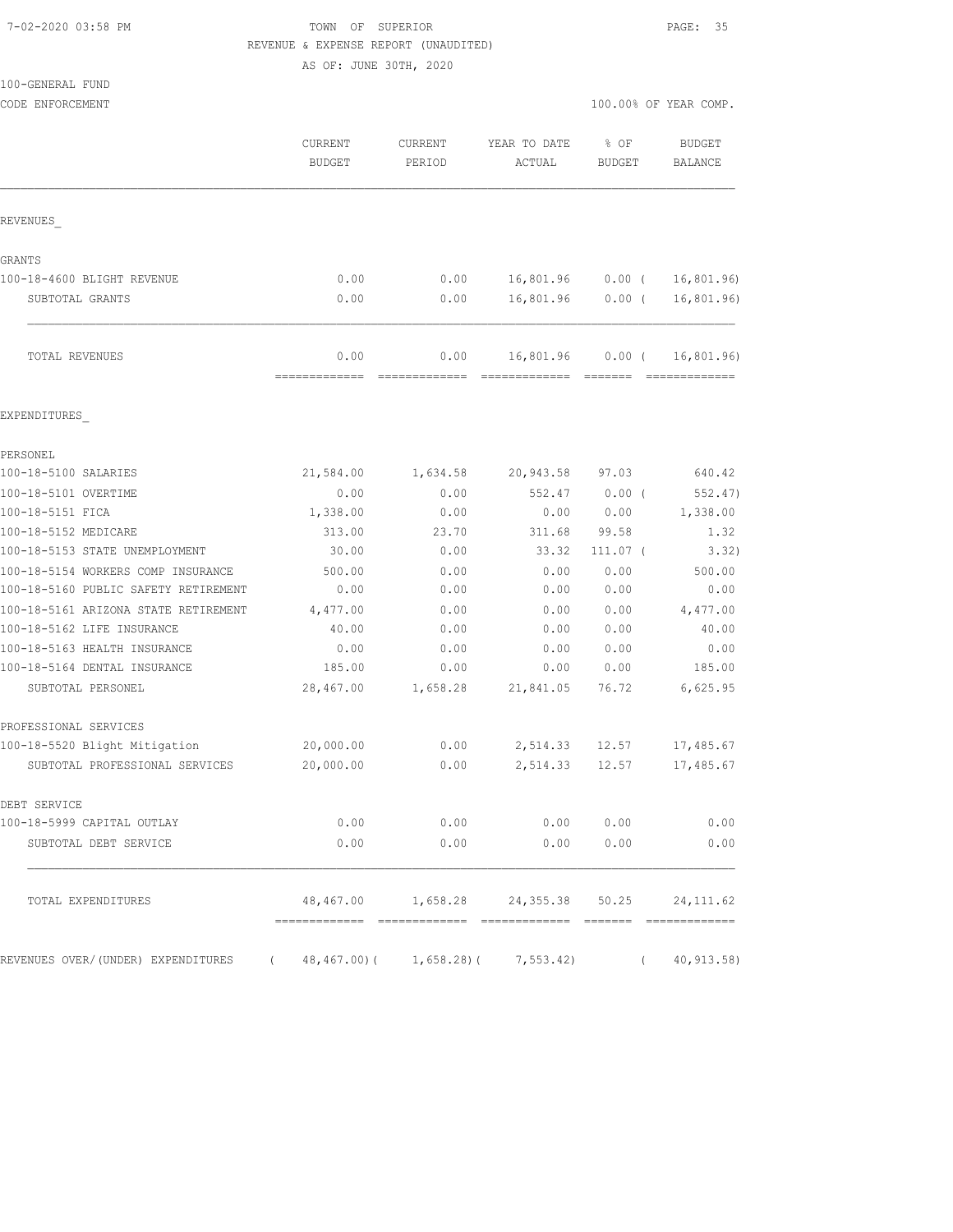TOWN OF SUPERIOR
REVENUE & EXPENSE REPORT (UNAUDITED)
AS OF: JUNE 30TH, 2020

7-02-2020 03:58 PM

100-GENERAL FUND
CODE ENFORCEMENT

100.00% OF YEAR COMP.

| | CURRENT BUDGET | CURRENT PERIOD | YEAR TO DATE ACTUAL | % OF BUDGET | BUDGET BALANCE |
|---|---|---|---|---|---|
| REVENUES_ | | | | | |
| GRANTS | | | | | |
| 100-18-4600 BLIGHT REVENUE | 0.00 | 0.00 | 16,801.96 | 0.00 ( | 16,801.96) |
| SUBTOTAL GRANTS | 0.00 | 0.00 | 16,801.96 | 0.00 ( | 16,801.96) |
| TOTAL REVENUES | 0.00 | 0.00 | 16,801.96 | 0.00 ( | 16,801.96) |
| EXPENDITURES_ | | | | | |
| PERSONEL | | | | | |
| 100-18-5100 SALARIES | 21,584.00 | 1,634.58 | 20,943.58 | 97.03 | 640.42 |
| 100-18-5101 OVERTIME | 0.00 | 0.00 | 552.47 | 0.00 ( | 552.47) |
| 100-18-5151 FICA | 1,338.00 | 0.00 | 0.00 | 0.00 | 1,338.00 |
| 100-18-5152 MEDICARE | 313.00 | 23.70 | 311.68 | 99.58 | 1.32 |
| 100-18-5153 STATE UNEMPLOYMENT | 30.00 | 0.00 | 33.32 | 111.07 ( | 3.32) |
| 100-18-5154 WORKERS COMP INSURANCE | 500.00 | 0.00 | 0.00 | 0.00 | 500.00 |
| 100-18-5160 PUBLIC SAFETY RETIREMENT | 0.00 | 0.00 | 0.00 | 0.00 | 0.00 |
| 100-18-5161 ARIZONA STATE RETIREMENT | 4,477.00 | 0.00 | 0.00 | 0.00 | 4,477.00 |
| 100-18-5162 LIFE INSURANCE | 40.00 | 0.00 | 0.00 | 0.00 | 40.00 |
| 100-18-5163 HEALTH INSURANCE | 0.00 | 0.00 | 0.00 | 0.00 | 0.00 |
| 100-18-5164 DENTAL INSURANCE | 185.00 | 0.00 | 0.00 | 0.00 | 185.00 |
| SUBTOTAL PERSONEL | 28,467.00 | 1,658.28 | 21,841.05 | 76.72 | 6,625.95 |
| PROFESSIONAL SERVICES | | | | | |
| 100-18-5520 Blight Mitigation | 20,000.00 | 0.00 | 2,514.33 | 12.57 | 17,485.67 |
| SUBTOTAL PROFESSIONAL SERVICES | 20,000.00 | 0.00 | 2,514.33 | 12.57 | 17,485.67 |
| DEBT SERVICE | | | | | |
| 100-18-5999 CAPITAL OUTLAY | 0.00 | 0.00 | 0.00 | 0.00 | 0.00 |
| SUBTOTAL DEBT SERVICE | 0.00 | 0.00 | 0.00 | 0.00 | 0.00 |
| TOTAL EXPENDITURES | 48,467.00 | 1,658.28 | 24,355.38 | 50.25 | 24,111.62 |
| REVENUES OVER/(UNDER) EXPENDITURES | ( 48,467.00)( | 1,658.28)( | 7,553.42) | ( | 40,913.58) |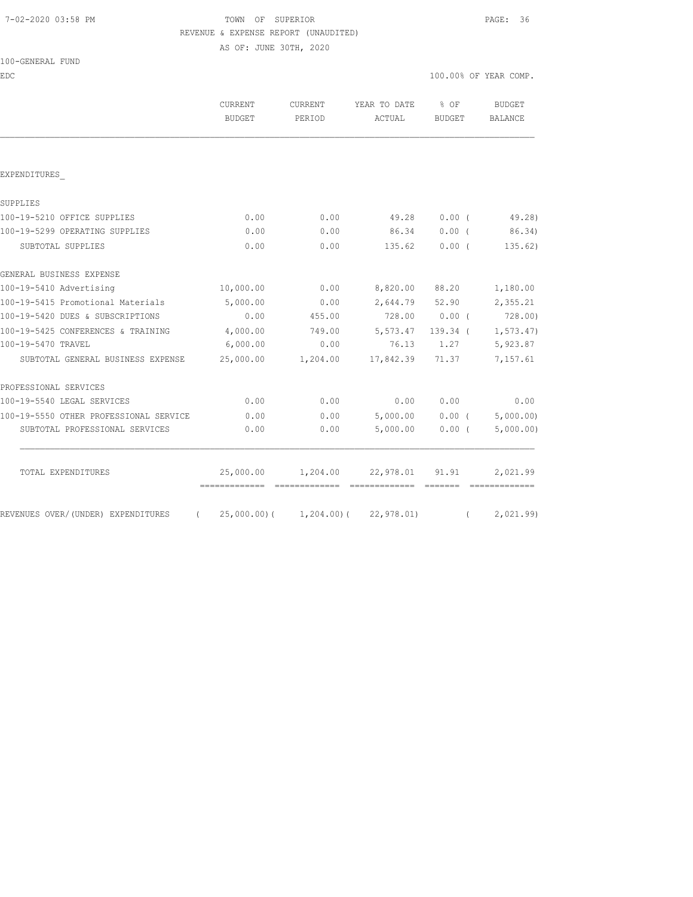7-02-2020 03:58 PM

# TOWN OF SUPERIOR

REVENUE & EXPENSE REPORT (UNAUDITED)

AS OF: JUNE 30TH, 2020

100-GENERAL FUND

EDC

100.00% OF YEAR COMP.

| | CURRENT BUDGET | CURRENT PERIOD | YEAR TO DATE ACTUAL | % OF BUDGET | BUDGET BALANCE |
|---|---|---|---|---|---|
| EXPENDITURES_ | | | | | |
| SUPPLIES | | | | | |
| 100-19-5210 OFFICE SUPPLIES | 0.00 | 0.00 | 49.28 | 0.00 ( | 49.28) |
| 100-19-5299 OPERATING SUPPLIES | 0.00 | 0.00 | 86.34 | 0.00 ( | 86.34) |
| SUBTOTAL SUPPLIES | 0.00 | 0.00 | 135.62 | 0.00 ( | 135.62) |
| GENERAL BUSINESS EXPENSE | | | | | |
| 100-19-5410 Advertising | 10,000.00 | 0.00 | 8,820.00 | 88.20 | 1,180.00 |
| 100-19-5415 Promotional Materials | 5,000.00 | 0.00 | 2,644.79 | 52.90 | 2,355.21 |
| 100-19-5420 DUES & SUBSCRIPTIONS | 0.00 | 455.00 | 728.00 | 0.00 ( | 728.00) |
| 100-19-5425 CONFERENCES & TRAINING | 4,000.00 | 749.00 | 5,573.47 | 139.34 ( | 1,573.47) |
| 100-19-5470 TRAVEL | 6,000.00 | 0.00 | 76.13 | 1.27 | 5,923.87 |
| SUBTOTAL GENERAL BUSINESS EXPENSE | 25,000.00 | 1,204.00 | 17,842.39 | 71.37 | 7,157.61 |
| PROFESSIONAL SERVICES | | | | | |
| 100-19-5540 LEGAL SERVICES | 0.00 | 0.00 | 0.00 | 0.00 | 0.00 |
| 100-19-5550 OTHER PROFESSIONAL SERVICE | 0.00 | 0.00 | 5,000.00 | 0.00 ( | 5,000.00) |
| SUBTOTAL PROFESSIONAL SERVICES | 0.00 | 0.00 | 5,000.00 | 0.00 ( | 5,000.00) |
| TOTAL EXPENDITURES | 25,000.00 | 1,204.00 | 22,978.01 | 91.91 | 2,021.99 |
| REVENUES OVER/(UNDER) EXPENDITURES | ( 25,000.00)( | 1,204.00)( | 22,978.01) | ( | 2,021.99) |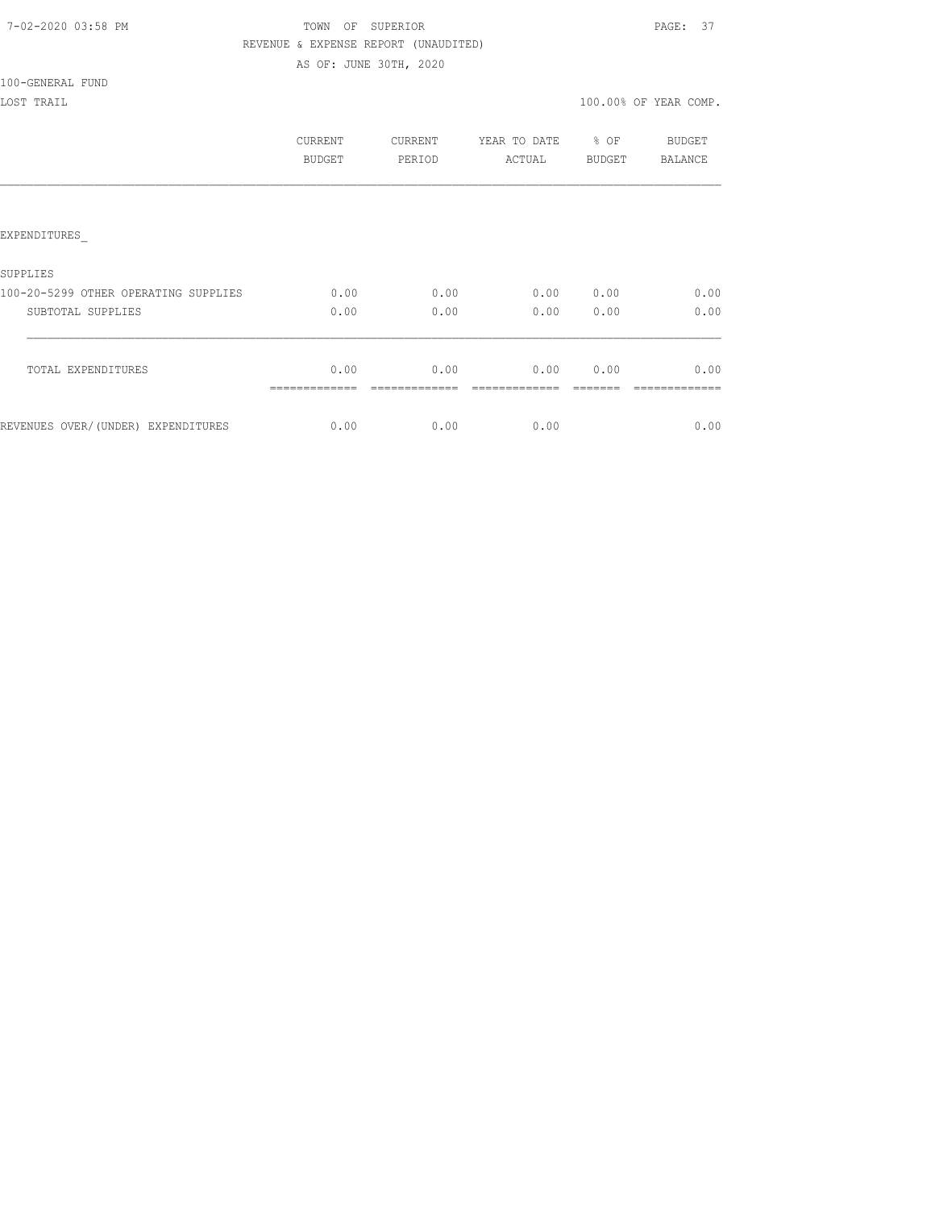TOWN OF SUPERIOR
REVENUE & EXPENSE REPORT (UNAUDITED)
AS OF: JUNE 30TH, 2020

100-GENERAL FUND

LOST TRAIL

100.00% OF YEAR COMP.

| | CURRENT BUDGET | CURRENT PERIOD | YEAR TO DATE ACTUAL | % OF BUDGET | BUDGET BALANCE |
|---|---|---|---|---|---|
| EXPENDITURES_ | | | | | |
| SUPPLIES | | | | | |
| 100-20-5299 OTHER OPERATING SUPPLIES | 0.00 | 0.00 | 0.00 | 0.00 | 0.00 |
| SUBTOTAL SUPPLIES | 0.00 | 0.00 | 0.00 | 0.00 | 0.00 |
| TOTAL EXPENDITURES | 0.00 | 0.00 | 0.00 | 0.00 | 0.00 |
| REVENUES OVER/(UNDER) EXPENDITURES | 0.00 | 0.00 | 0.00 | | 0.00 |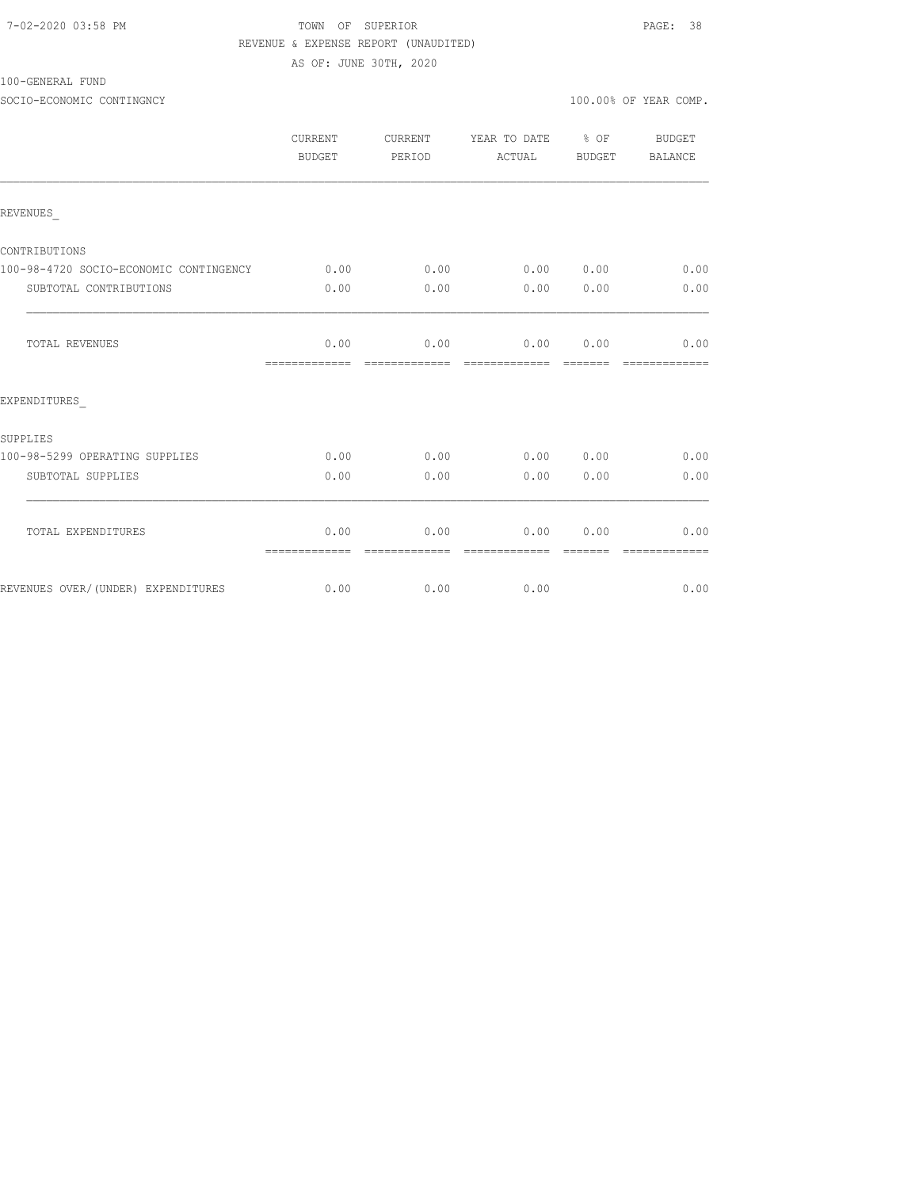7-02-2020 03:58 PM

TOWN OF SUPERIOR

REVENUE & EXPENSE REPORT (UNAUDITED)

AS OF: JUNE 30TH, 2020

100-GENERAL FUND

SOCIO-ECONOMIC CONTINGNCY

100.00% OF YEAR COMP.

| | CURRENT BUDGET | CURRENT PERIOD | YEAR TO DATE ACTUAL | % OF BUDGET | BUDGET BALANCE |
|---|---|---|---|---|---|
| REVENUES_ | | | | | |
| CONTRIBUTIONS | | | | | |
| 100-98-4720 SOCIO-ECONOMIC CONTINGENCY | 0.00 | 0.00 | 0.00 | 0.00 | 0.00 |
| SUBTOTAL CONTRIBUTIONS | 0.00 | 0.00 | 0.00 | 0.00 | 0.00 |
| TOTAL REVENUES | 0.00 | 0.00 | 0.00 | 0.00 | 0.00 |
| EXPENDITURES_ | | | | | |
| SUPPLIES | | | | | |
| 100-98-5299 OPERATING SUPPLIES | 0.00 | 0.00 | 0.00 | 0.00 | 0.00 |
| SUBTOTAL SUPPLIES | 0.00 | 0.00 | 0.00 | 0.00 | 0.00 |
| TOTAL EXPENDITURES | 0.00 | 0.00 | 0.00 | 0.00 | 0.00 |
| REVENUES OVER/(UNDER) EXPENDITURES | 0.00 | 0.00 | 0.00 | | 0.00 |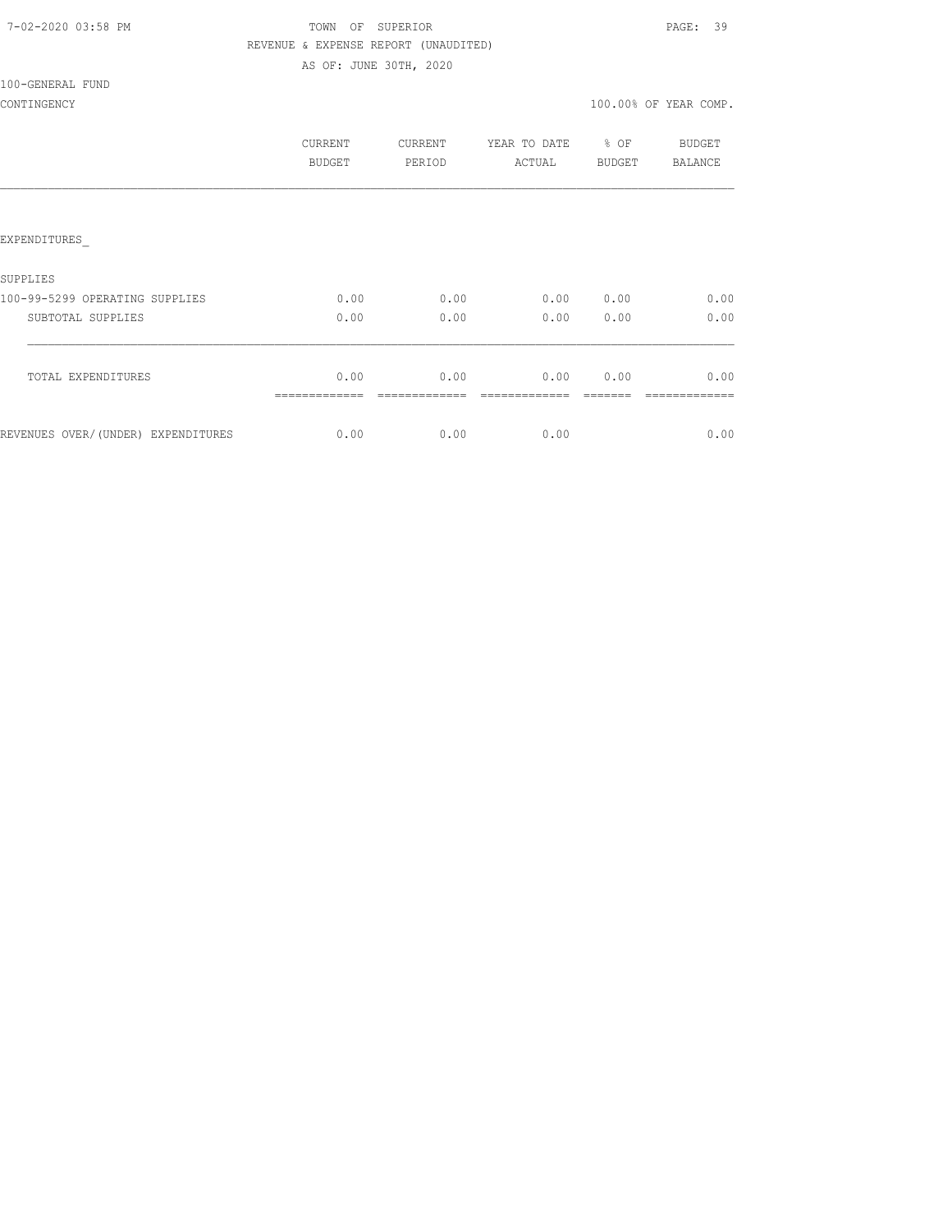TOWN OF SUPERIOR
REVENUE & EXPENSE REPORT (UNAUDITED)
AS OF: JUNE 30TH, 2020

100-GENERAL FUND
CONTINGENCY

100.00% OF YEAR COMP.

| | CURRENT BUDGET | CURRENT PERIOD | YEAR TO DATE ACTUAL | % OF BUDGET | BUDGET BALANCE |
|---|---|---|---|---|---|
| EXPENDITURES_ | | | | | |
| SUPPLIES | | | | | |
| 100-99-5299 OPERATING SUPPLIES | 0.00 | 0.00 | 0.00 | 0.00 | 0.00 |
| SUBTOTAL SUPPLIES | 0.00 | 0.00 | 0.00 | 0.00 | 0.00 |
| TOTAL EXPENDITURES | 0.00 | 0.00 | 0.00 | 0.00 | 0.00 |
| REVENUES OVER/(UNDER) EXPENDITURES | 0.00 | 0.00 | 0.00 | | 0.00 |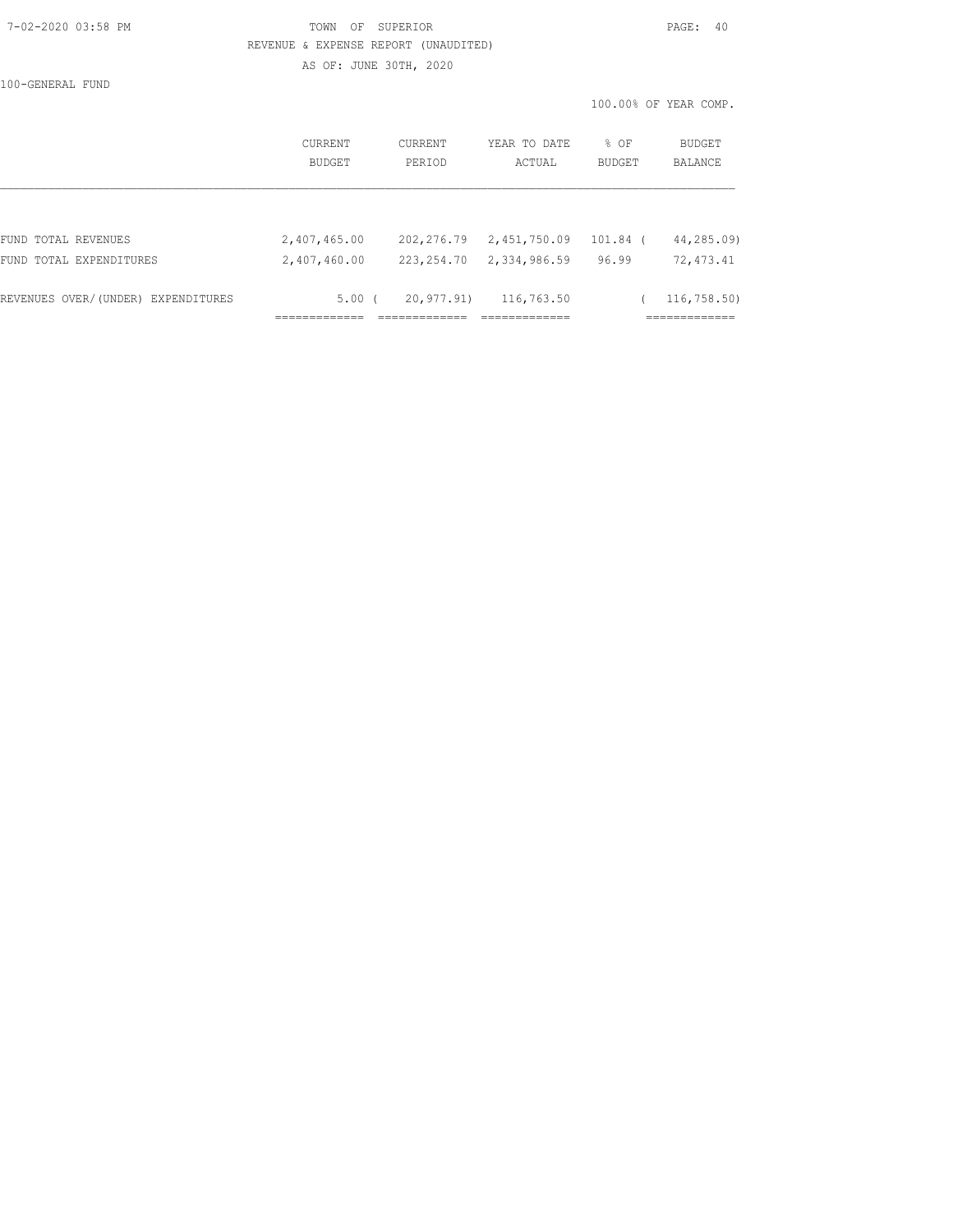TOWN OF SUPERIOR

REVENUE & EXPENSE REPORT (UNAUDITED)

AS OF: JUNE 30TH, 2020

100-GENERAL FUND

100.00% OF YEAR COMP.

| | CURRENT BUDGET | CURRENT PERIOD | YEAR TO DATE ACTUAL | % OF BUDGET | BUDGET BALANCE |
|---|---|---|---|---|---|
| FUND TOTAL REVENUES | 2,407,465.00 | 202,276.79 | 2,451,750.09 | 101.84 | ( 44,285.09) |
| FUND TOTAL EXPENDITURES | 2,407,460.00 | 223,254.70 | 2,334,986.59 | 96.99 | 72,473.41 |
| REVENUES OVER/(UNDER) EXPENDITURES | 5.00 | ( 20,977.91) | 116,763.50 | | ( 116,758.50) |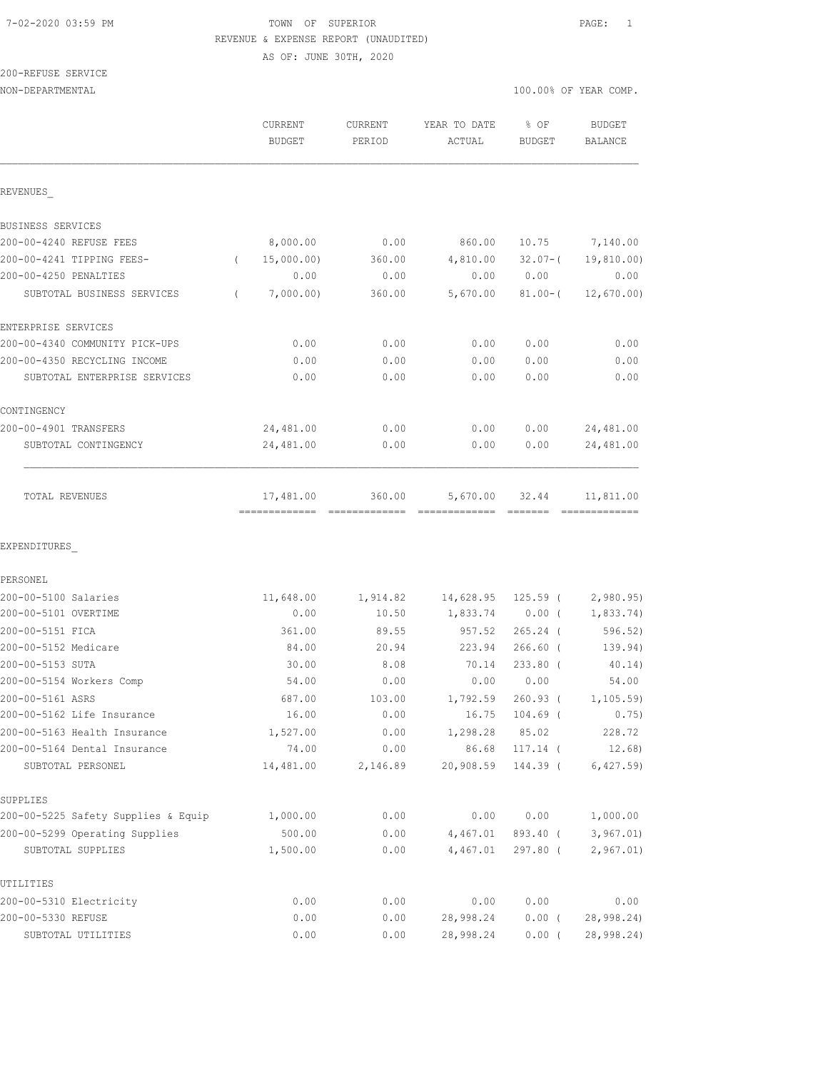7-02-2020 03:59 PM

# TOWN OF SUPERIOR

REVENUE & EXPENSE REPORT (UNAUDITED)

AS OF: JUNE 30TH, 2020

200-REFUSE SERVICE

NON-DEPARTMENTAL

100.00% OF YEAR COMP.

| | CURRENT BUDGET | CURRENT PERIOD | YEAR TO DATE ACTUAL | % OF BUDGET | BUDGET BALANCE |
|---|---|---|---|---|---|
| **REVENUES** | | | | | |
| BUSINESS SERVICES | | | | | |
| 200-00-4240 REFUSE FEES | 8,000.00 | 0.00 | 860.00 | 10.75 | 7,140.00 |
| 200-00-4241 TIPPING FEES- | ( 15,000.00) | 360.00 | 4,810.00 | 32.07-( | 19,810.00) |
| 200-00-4250 PENALTIES | 0.00 | 0.00 | 0.00 | 0.00 | 0.00 |
| SUBTOTAL BUSINESS SERVICES | ( 7,000.00) | 360.00 | 5,670.00 | 81.00-( | 12,670.00) |
| ENTERPRISE SERVICES | | | | | |
| 200-00-4340 COMMUNITY PICK-UPS | 0.00 | 0.00 | 0.00 | 0.00 | 0.00 |
| 200-00-4350 RECYCLING INCOME | 0.00 | 0.00 | 0.00 | 0.00 | 0.00 |
| SUBTOTAL ENTERPRISE SERVICES | 0.00 | 0.00 | 0.00 | 0.00 | 0.00 |
| CONTINGENCY | | | | | |
| 200-00-4901 TRANSFERS | 24,481.00 | 0.00 | 0.00 | 0.00 | 24,481.00 |
| SUBTOTAL CONTINGENCY | 24,481.00 | 0.00 | 0.00 | 0.00 | 24,481.00 |
| TOTAL REVENUES | 17,481.00 | 360.00 | 5,670.00 | 32.44 | 11,811.00 |
| **EXPENDITURES** | | | | | |
| PERSONEL | | | | | |
| 200-00-5100 Salaries | 11,648.00 | 1,914.82 | 14,628.95 | 125.59 ( | 2,980.95) |
| 200-00-5101 OVERTIME | 0.00 | 10.50 | 1,833.74 | 0.00 ( | 1,833.74) |
| 200-00-5151 FICA | 361.00 | 89.55 | 957.52 | 265.24 ( | 596.52) |
| 200-00-5152 Medicare | 84.00 | 20.94 | 223.94 | 266.60 ( | 139.94) |
| 200-00-5153 SUTA | 30.00 | 8.08 | 70.14 | 233.80 ( | 40.14) |
| 200-00-5154 Workers Comp | 54.00 | 0.00 | 0.00 | 0.00 | 54.00 |
| 200-00-5161 ASRS | 687.00 | 103.00 | 1,792.59 | 260.93 ( | 1,105.59) |
| 200-00-5162 Life Insurance | 16.00 | 0.00 | 16.75 | 104.69 ( | 0.75) |
| 200-00-5163 Health Insurance | 1,527.00 | 0.00 | 1,298.28 | 85.02 | 228.72 |
| 200-00-5164 Dental Insurance | 74.00 | 0.00 | 86.68 | 117.14 ( | 12.68) |
| SUBTOTAL PERSONEL | 14,481.00 | 2,146.89 | 20,908.59 | 144.39 ( | 6,427.59) |
| SUPPLIES | | | | | |
| 200-00-5225 Safety Supplies & Equip | 1,000.00 | 0.00 | 0.00 | 0.00 | 1,000.00 |
| 200-00-5299 Operating Supplies | 500.00 | 0.00 | 4,467.01 | 893.40 ( | 3,967.01) |
| SUBTOTAL SUPPLIES | 1,500.00 | 0.00 | 4,467.01 | 297.80 ( | 2,967.01) |
| UTILITIES | | | | | |
| 200-00-5310 Electricity | 0.00 | 0.00 | 0.00 | 0.00 | 0.00 |
| 200-00-5330 REFUSE | 0.00 | 0.00 | 28,998.24 | 0.00 ( | 28,998.24) |
| SUBTOTAL UTILITIES | 0.00 | 0.00 | 28,998.24 | 0.00 ( | 28,998.24) |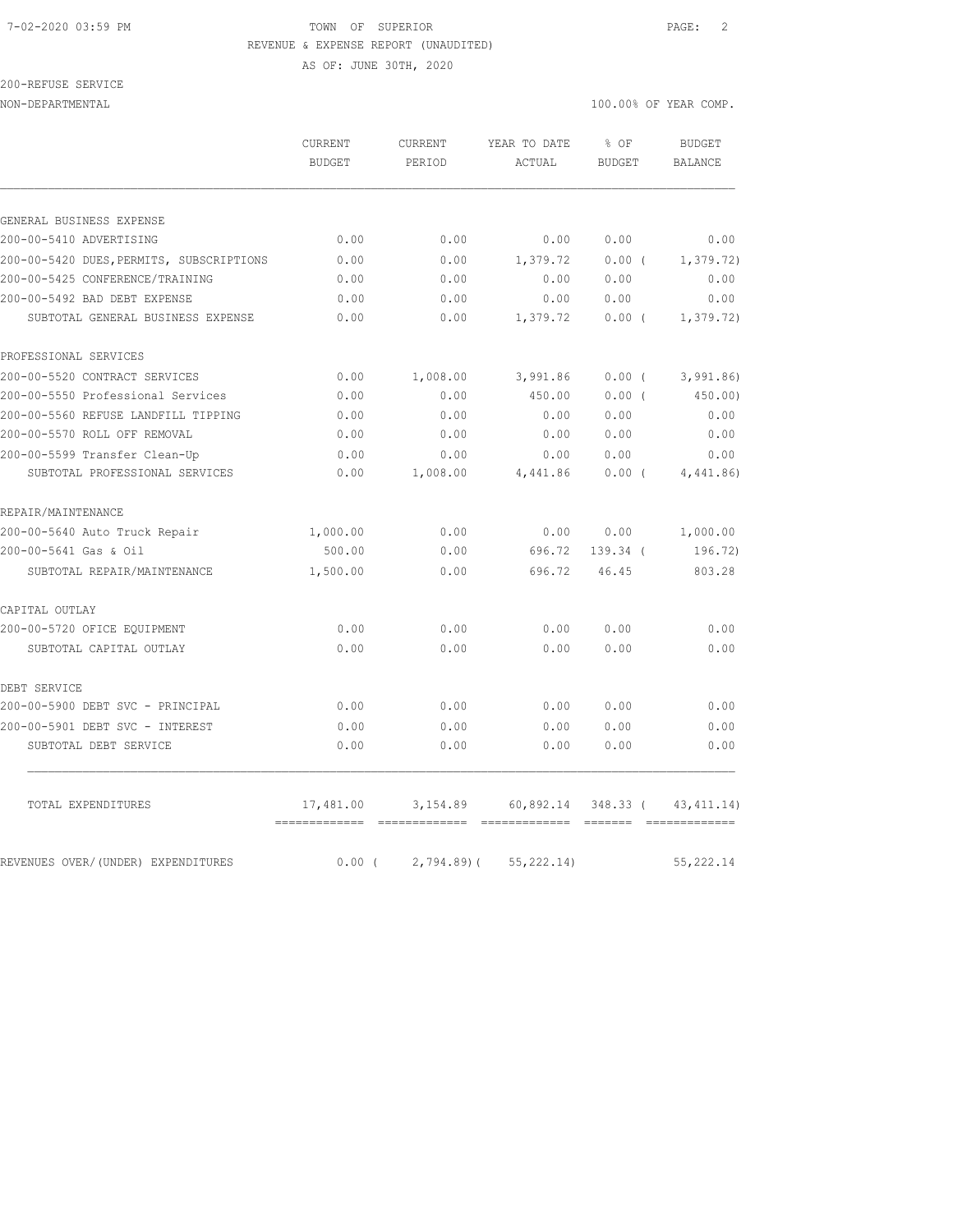TOWN OF SUPERIOR
REVENUE & EXPENSE REPORT (UNAUDITED)
AS OF: JUNE 30TH, 2020

200-REFUSE SERVICE
NON-DEPARTMENTAL

100.00% OF YEAR COMP.

| | CURRENT BUDGET | CURRENT PERIOD | YEAR TO DATE ACTUAL | % OF BUDGET | BUDGET BALANCE |
|---|---|---|---|---|---|
| GENERAL BUSINESS EXPENSE | | | | | |
| 200-00-5410 ADVERTISING | 0.00 | 0.00 | 0.00 | 0.00 | 0.00 |
| 200-00-5420 DUES,PERMITS, SUBSCRIPTIONS | 0.00 | 0.00 | 1,379.72 | 0.00 ( | 1,379.72) |
| 200-00-5425 CONFERENCE/TRAINING | 0.00 | 0.00 | 0.00 | 0.00 | 0.00 |
| 200-00-5492 BAD DEBT EXPENSE | 0.00 | 0.00 | 0.00 | 0.00 | 0.00 |
| SUBTOTAL GENERAL BUSINESS EXPENSE | 0.00 | 0.00 | 1,379.72 | 0.00 ( | 1,379.72) |
| PROFESSIONAL SERVICES | | | | | |
| 200-00-5520 CONTRACT SERVICES | 0.00 | 1,008.00 | 3,991.86 | 0.00 ( | 3,991.86) |
| 200-00-5550 Professional Services | 0.00 | 0.00 | 450.00 | 0.00 ( | 450.00) |
| 200-00-5560 REFUSE LANDFILL TIPPING | 0.00 | 0.00 | 0.00 | 0.00 | 0.00 |
| 200-00-5570 ROLL OFF REMOVAL | 0.00 | 0.00 | 0.00 | 0.00 | 0.00 |
| 200-00-5599 Transfer Clean-Up | 0.00 | 0.00 | 0.00 | 0.00 | 0.00 |
| SUBTOTAL PROFESSIONAL SERVICES | 0.00 | 1,008.00 | 4,441.86 | 0.00 ( | 4,441.86) |
| REPAIR/MAINTENANCE | | | | | |
| 200-00-5640 Auto Truck Repair | 1,000.00 | 0.00 | 0.00 | 0.00 | 1,000.00 |
| 200-00-5641 Gas & Oil | 500.00 | 0.00 | 696.72 | 139.34 ( | 196.72) |
| SUBTOTAL REPAIR/MAINTENANCE | 1,500.00 | 0.00 | 696.72 | 46.45 | 803.28 |
| CAPITAL OUTLAY | | | | | |
| 200-00-5720 OFICE EQUIPMENT | 0.00 | 0.00 | 0.00 | 0.00 | 0.00 |
| SUBTOTAL CAPITAL OUTLAY | 0.00 | 0.00 | 0.00 | 0.00 | 0.00 |
| DEBT SERVICE | | | | | |
| 200-00-5900 DEBT SVC - PRINCIPAL | 0.00 | 0.00 | 0.00 | 0.00 | 0.00 |
| 200-00-5901 DEBT SVC - INTEREST | 0.00 | 0.00 | 0.00 | 0.00 | 0.00 |
| SUBTOTAL DEBT SERVICE | 0.00 | 0.00 | 0.00 | 0.00 | 0.00 |
| TOTAL EXPENDITURES | 17,481.00 | 3,154.89 | 60,892.14 | 348.33 ( | 43,411.14) |
| REVENUES OVER/(UNDER) EXPENDITURES | 0.00 ( | 2,794.89)( | 55,222.14) | | 55,222.14 |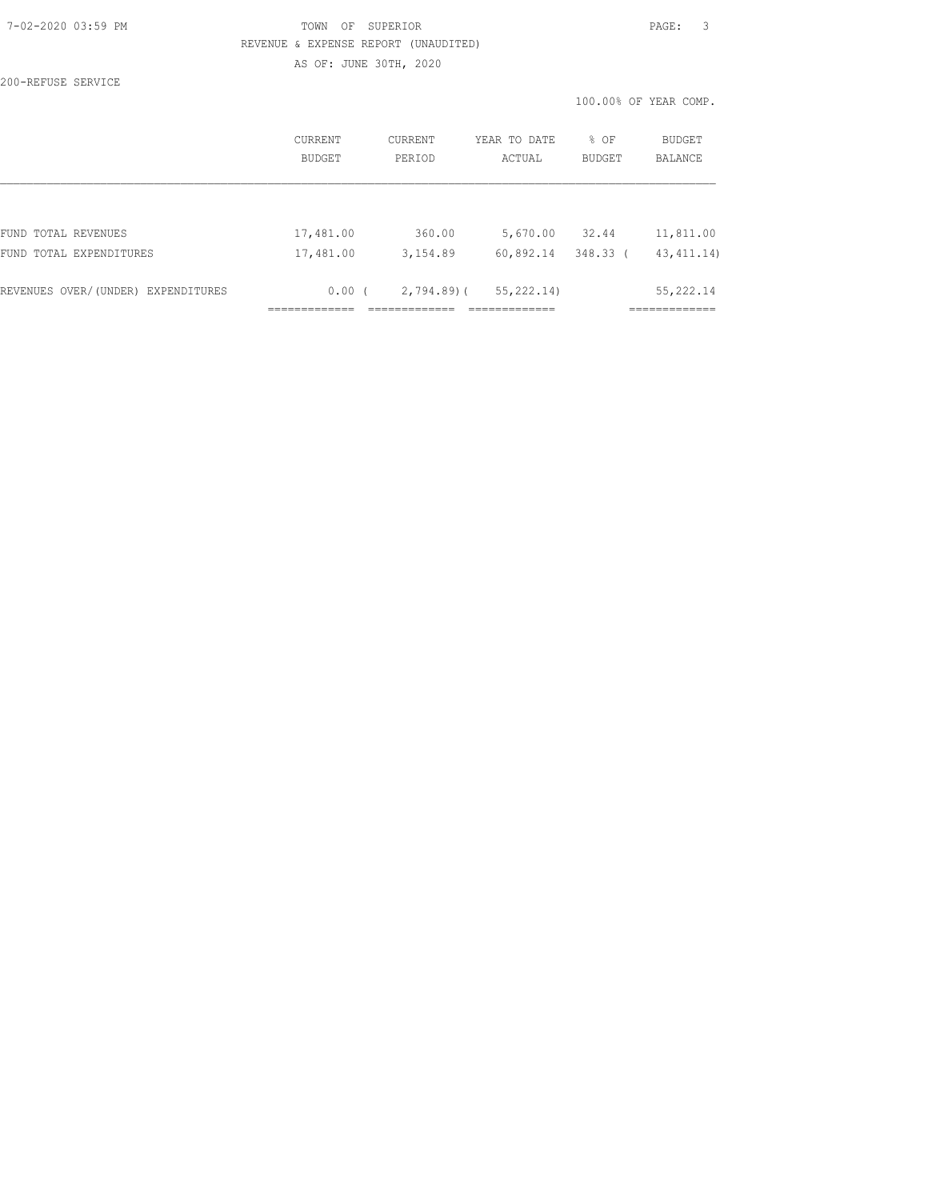TOWN OF SUPERIOR

REVENUE & EXPENSE REPORT (UNAUDITED)

AS OF: JUNE 30TH, 2020

200-REFUSE SERVICE

100.00% OF YEAR COMP.

| | CURRENT BUDGET | CURRENT PERIOD | YEAR TO DATE ACTUAL | % OF BUDGET | BUDGET BALANCE |
|---|---|---|---|---|---|
| FUND TOTAL REVENUES | 17,481.00 | 360.00 | 5,670.00 | 32.44 | 11,811.00 |
| FUND TOTAL EXPENDITURES | 17,481.00 | 3,154.89 | 60,892.14 | 348.33 | ( 43,411.14) |
| REVENUES OVER/(UNDER) EXPENDITURES | 0.00 | ( 2,794.89) | ( 55,222.14) | | 55,222.14 |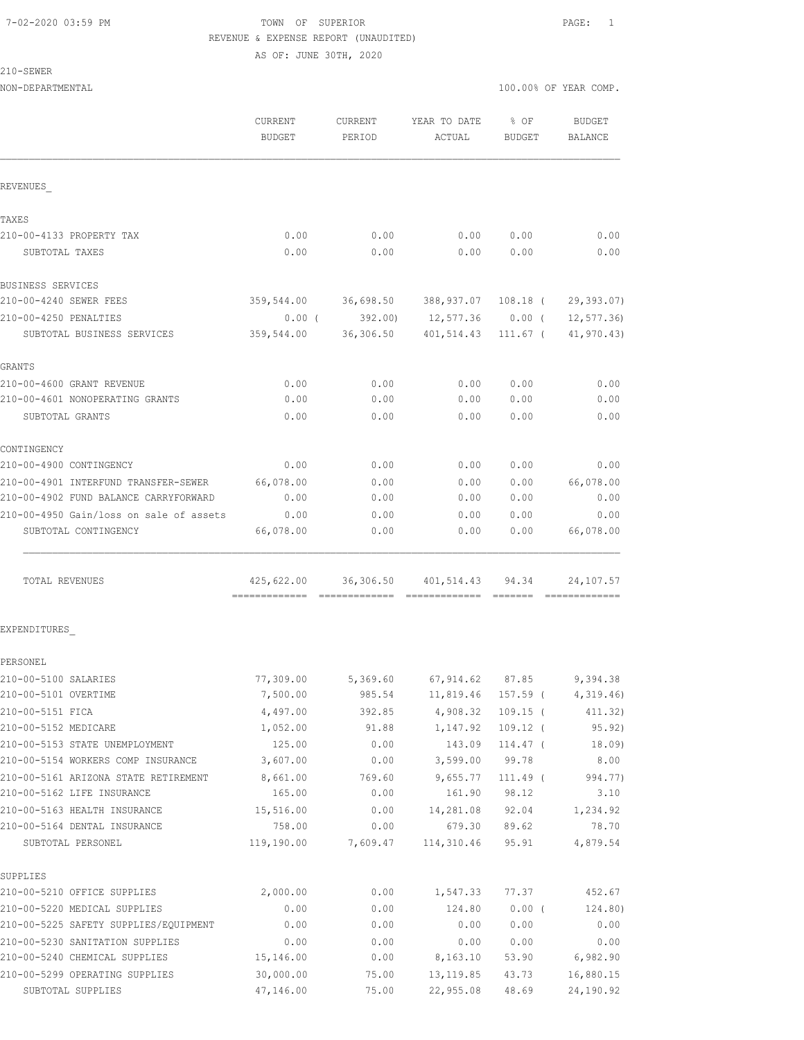TOWN OF SUPERIOR
REVENUE & EXPENSE REPORT (UNAUDITED)
AS OF: JUNE 30TH, 2020

210-SEWER
NON-DEPARTMENTAL

100.00% OF YEAR COMP.

| | CURRENT BUDGET | CURRENT PERIOD | YEAR TO DATE ACTUAL | % OF BUDGET | BUDGET BALANCE |
|---|---|---|---|---|---|
| **REVENUES_** | | | | | |
| **TAXES** | | | | | |
| 210-00-4133 PROPERTY TAX | 0.00 | 0.00 | 0.00 | 0.00 | 0.00 |
| SUBTOTAL TAXES | 0.00 | 0.00 | 0.00 | 0.00 | 0.00 |
| **BUSINESS SERVICES** | | | | | |
| 210-00-4240 SEWER FEES | 359,544.00 | 36,698.50 | 388,937.07 | 108.18 ( | 29,393.07) |
| 210-00-4250 PENALTIES | 0.00 ( | 392.00) | 12,577.36 | 0.00 ( | 12,577.36) |
| SUBTOTAL BUSINESS SERVICES | 359,544.00 | 36,306.50 | 401,514.43 | 111.67 ( | 41,970.43) |
| **GRANTS** | | | | | |
| 210-00-4600 GRANT REVENUE | 0.00 | 0.00 | 0.00 | 0.00 | 0.00 |
| 210-00-4601 NONOPERATING GRANTS | 0.00 | 0.00 | 0.00 | 0.00 | 0.00 |
| SUBTOTAL GRANTS | 0.00 | 0.00 | 0.00 | 0.00 | 0.00 |
| **CONTINGENCY** | | | | | |
| 210-00-4900 CONTINGENCY | 0.00 | 0.00 | 0.00 | 0.00 | 0.00 |
| 210-00-4901 INTERFUND TRANSFER-SEWER | 66,078.00 | 0.00 | 0.00 | 0.00 | 66,078.00 |
| 210-00-4902 FUND BALANCE CARRYFORWARD | 0.00 | 0.00 | 0.00 | 0.00 | 0.00 |
| 210-00-4950 Gain/loss on sale of assets | 0.00 | 0.00 | 0.00 | 0.00 | 0.00 |
| SUBTOTAL CONTINGENCY | 66,078.00 | 0.00 | 0.00 | 0.00 | 66,078.00 |
| TOTAL REVENUES | 425,622.00 | 36,306.50 | 401,514.43 | 94.34 | 24,107.57 |
| **EXPENDITURES_** | | | | | |
| **PERSONEL** | | | | | |
| 210-00-5100 SALARIES | 77,309.00 | 5,369.60 | 67,914.62 | 87.85 | 9,394.38 |
| 210-00-5101 OVERTIME | 7,500.00 | 985.54 | 11,819.46 | 157.59 ( | 4,319.46) |
| 210-00-5151 FICA | 4,497.00 | 392.85 | 4,908.32 | 109.15 ( | 411.32) |
| 210-00-5152 MEDICARE | 1,052.00 | 91.88 | 1,147.92 | 109.12 ( | 95.92) |
| 210-00-5153 STATE UNEMPLOYMENT | 125.00 | 0.00 | 143.09 | 114.47 ( | 18.09) |
| 210-00-5154 WORKERS COMP INSURANCE | 3,607.00 | 0.00 | 3,599.00 | 99.78 | 8.00 |
| 210-00-5161 ARIZONA STATE RETIREMENT | 8,661.00 | 769.60 | 9,655.77 | 111.49 ( | 994.77) |
| 210-00-5162 LIFE INSURANCE | 165.00 | 0.00 | 161.90 | 98.12 | 3.10 |
| 210-00-5163 HEALTH INSURANCE | 15,516.00 | 0.00 | 14,281.08 | 92.04 | 1,234.92 |
| 210-00-5164 DENTAL INSURANCE | 758.00 | 0.00 | 679.30 | 89.62 | 78.70 |
| SUBTOTAL PERSONEL | 119,190.00 | 7,609.47 | 114,310.46 | 95.91 | 4,879.54 |
| **SUPPLIES** | | | | | |
| 210-00-5210 OFFICE SUPPLIES | 2,000.00 | 0.00 | 1,547.33 | 77.37 | 452.67 |
| 210-00-5220 MEDICAL SUPPLIES | 0.00 | 0.00 | 124.80 | 0.00 ( | 124.80) |
| 210-00-5225 SAFETY SUPPLIES/EQUIPMENT | 0.00 | 0.00 | 0.00 | 0.00 | 0.00 |
| 210-00-5230 SANITATION SUPPLIES | 0.00 | 0.00 | 0.00 | 0.00 | 0.00 |
| 210-00-5240 CHEMICAL SUPPLIES | 15,146.00 | 0.00 | 8,163.10 | 53.90 | 6,982.90 |
| 210-00-5299 OPERATING SUPPLIES | 30,000.00 | 75.00 | 13,119.85 | 43.73 | 16,880.15 |
| SUBTOTAL SUPPLIES | 47,146.00 | 75.00 | 22,955.08 | 48.69 | 24,190.92 |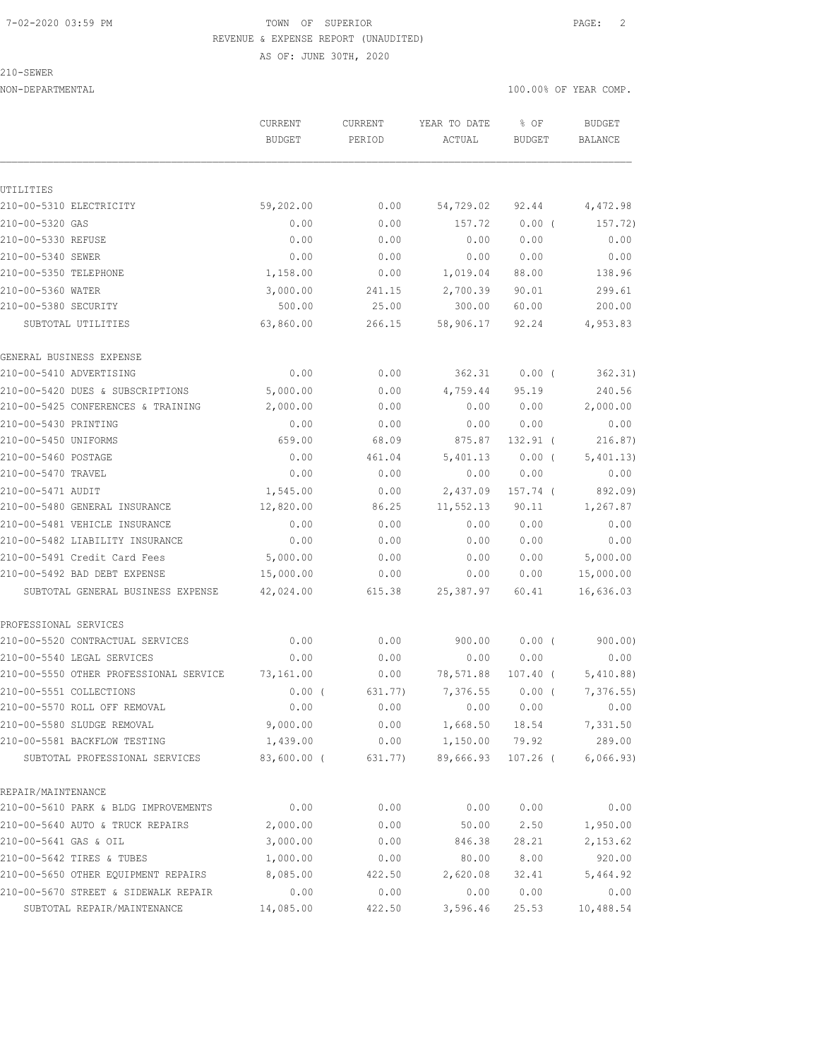7-02-2020 03:59 PM TOWN OF SUPERIOR

REVENUE & EXPENSE REPORT (UNAUDITED)

AS OF: JUNE 30TH, 2020

210-SEWER

NON-DEPARTMENTAL 100.00% OF YEAR COMP.

| | CURRENT BUDGET | CURRENT PERIOD | YEAR TO DATE ACTUAL | % OF BUDGET | BUDGET BALANCE |
|---|---|---|---|---|---|
| **UTILITIES** | | | | | |
| 210-00-5310 ELECTRICITY | 59,202.00 | 0.00 | 54,729.02 | 92.44 | 4,472.98 |
| 210-00-5320 GAS | 0.00 | 0.00 | 157.72 | 0.00 ( | 157.72) |
| 210-00-5330 REFUSE | 0.00 | 0.00 | 0.00 | 0.00 | 0.00 |
| 210-00-5340 SEWER | 0.00 | 0.00 | 0.00 | 0.00 | 0.00 |
| 210-00-5350 TELEPHONE | 1,158.00 | 0.00 | 1,019.04 | 88.00 | 138.96 |
| 210-00-5360 WATER | 3,000.00 | 241.15 | 2,700.39 | 90.01 | 299.61 |
| 210-00-5380 SECURITY | 500.00 | 25.00 | 300.00 | 60.00 | 200.00 |
| SUBTOTAL UTILITIES | 63,860.00 | 266.15 | 58,906.17 | 92.24 | 4,953.83 |
| **GENERAL BUSINESS EXPENSE** | | | | | |
| 210-00-5410 ADVERTISING | 0.00 | 0.00 | 362.31 | 0.00 ( | 362.31) |
| 210-00-5420 DUES & SUBSCRIPTIONS | 5,000.00 | 0.00 | 4,759.44 | 95.19 | 240.56 |
| 210-00-5425 CONFERENCES & TRAINING | 2,000.00 | 0.00 | 0.00 | 0.00 | 2,000.00 |
| 210-00-5430 PRINTING | 0.00 | 0.00 | 0.00 | 0.00 | 0.00 |
| 210-00-5450 UNIFORMS | 659.00 | 68.09 | 875.87 | 132.91 ( | 216.87) |
| 210-00-5460 POSTAGE | 0.00 | 461.04 | 5,401.13 | 0.00 ( | 5,401.13) |
| 210-00-5470 TRAVEL | 0.00 | 0.00 | 0.00 | 0.00 | 0.00 |
| 210-00-5471 AUDIT | 1,545.00 | 0.00 | 2,437.09 | 157.74 ( | 892.09) |
| 210-00-5480 GENERAL INSURANCE | 12,820.00 | 86.25 | 11,552.13 | 90.11 | 1,267.87 |
| 210-00-5481 VEHICLE INSURANCE | 0.00 | 0.00 | 0.00 | 0.00 | 0.00 |
| 210-00-5482 LIABILITY INSURANCE | 0.00 | 0.00 | 0.00 | 0.00 | 0.00 |
| 210-00-5491 Credit Card Fees | 5,000.00 | 0.00 | 0.00 | 0.00 | 5,000.00 |
| 210-00-5492 BAD DEBT EXPENSE | 15,000.00 | 0.00 | 0.00 | 0.00 | 15,000.00 |
| SUBTOTAL GENERAL BUSINESS EXPENSE | 42,024.00 | 615.38 | 25,387.97 | 60.41 | 16,636.03 |
| **PROFESSIONAL SERVICES** | | | | | |
| 210-00-5520 CONTRACTUAL SERVICES | 0.00 | 0.00 | 900.00 | 0.00 ( | 900.00) |
| 210-00-5540 LEGAL SERVICES | 0.00 | 0.00 | 0.00 | 0.00 | 0.00 |
| 210-00-5550 OTHER PROFESSIONAL SERVICE | 73,161.00 | 0.00 | 78,571.88 | 107.40 ( | 5,410.88) |
| 210-00-5551 COLLECTIONS | 0.00 ( | 631.77) | 7,376.55 | 0.00 ( | 7,376.55) |
| 210-00-5570 ROLL OFF REMOVAL | 0.00 | 0.00 | 0.00 | 0.00 | 0.00 |
| 210-00-5580 SLUDGE REMOVAL | 9,000.00 | 0.00 | 1,668.50 | 18.54 | 7,331.50 |
| 210-00-5581 BACKFLOW TESTING | 1,439.00 | 0.00 | 1,150.00 | 79.92 | 289.00 |
| SUBTOTAL PROFESSIONAL SERVICES | 83,600.00 ( | 631.77) | 89,666.93 | 107.26 ( | 6,066.93) |
| **REPAIR/MAINTENANCE** | | | | | |
| 210-00-5610 PARK & BLDG IMPROVEMENTS | 0.00 | 0.00 | 0.00 | 0.00 | 0.00 |
| 210-00-5640 AUTO & TRUCK REPAIRS | 2,000.00 | 0.00 | 50.00 | 2.50 | 1,950.00 |
| 210-00-5641 GAS & OIL | 3,000.00 | 0.00 | 846.38 | 28.21 | 2,153.62 |
| 210-00-5642 TIRES & TUBES | 1,000.00 | 0.00 | 80.00 | 8.00 | 920.00 |
| 210-00-5650 OTHER EQUIPMENT REPAIRS | 8,085.00 | 422.50 | 2,620.08 | 32.41 | 5,464.92 |
| 210-00-5670 STREET & SIDEWALK REPAIR | 0.00 | 0.00 | 0.00 | 0.00 | 0.00 |
| SUBTOTAL REPAIR/MAINTENANCE | 14,085.00 | 422.50 | 3,596.46 | 25.53 | 10,488.54 |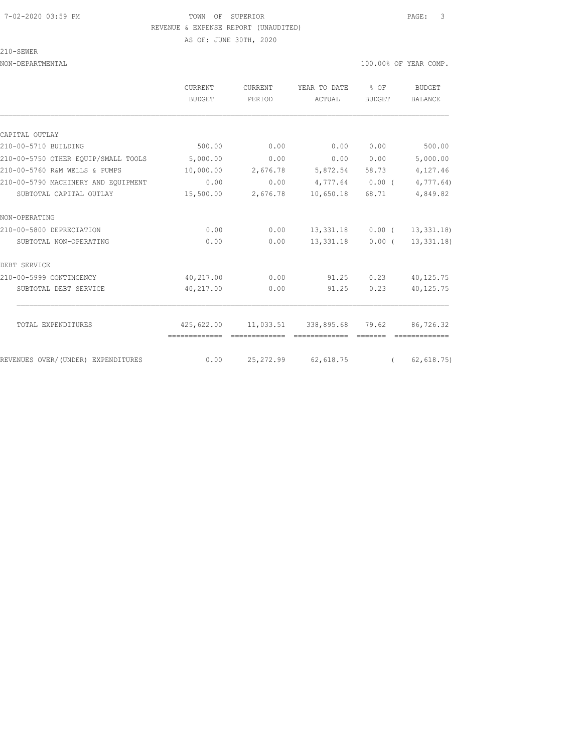7-02-2020 03:59 PM TOWN OF SUPERIOR PAGE: 3

REVENUE & EXPENSE REPORT (UNAUDITED)

AS OF: JUNE 30TH, 2020

210-SEWER

NON-DEPARTMENTAL 100.00% OF YEAR COMP.

| | CURRENT BUDGET | CURRENT PERIOD | YEAR TO DATE ACTUAL | % OF BUDGET | BUDGET BALANCE |
|---|---|---|---|---|---|
| CAPITAL OUTLAY | | | | | |
| 210-00-5710 BUILDING | 500.00 | 0.00 | 0.00 | 0.00 | 500.00 |
| 210-00-5750 OTHER EQUIP/SMALL TOOLS | 5,000.00 | 0.00 | 0.00 | 0.00 | 5,000.00 |
| 210-00-5760 R&M WELLS & PUMPS | 10,000.00 | 2,676.78 | 5,872.54 | 58.73 | 4,127.46 |
| 210-00-5790 MACHINERY AND EQUIPMENT | 0.00 | 0.00 | 4,777.64 | 0.00 | ( 4,777.64) |
| SUBTOTAL CAPITAL OUTLAY | 15,500.00 | 2,676.78 | 10,650.18 | 68.71 | 4,849.82 |
| NON-OPERATING | | | | | |
| 210-00-5800 DEPRECIATION | 0.00 | 0.00 | 13,331.18 | 0.00 | ( 13,331.18) |
| SUBTOTAL NON-OPERATING | 0.00 | 0.00 | 13,331.18 | 0.00 | ( 13,331.18) |
| DEBT SERVICE | | | | | |
| 210-00-5999 CONTINGENCY | 40,217.00 | 0.00 | 91.25 | 0.23 | 40,125.75 |
| SUBTOTAL DEBT SERVICE | 40,217.00 | 0.00 | 91.25 | 0.23 | 40,125.75 |
| TOTAL EXPENDITURES | 425,622.00 | 11,033.51 | 338,895.68 | 79.62 | 86,726.32 |
| REVENUES OVER/(UNDER) EXPENDITURES | 0.00 | 25,272.99 | 62,618.75 | | ( 62,618.75) |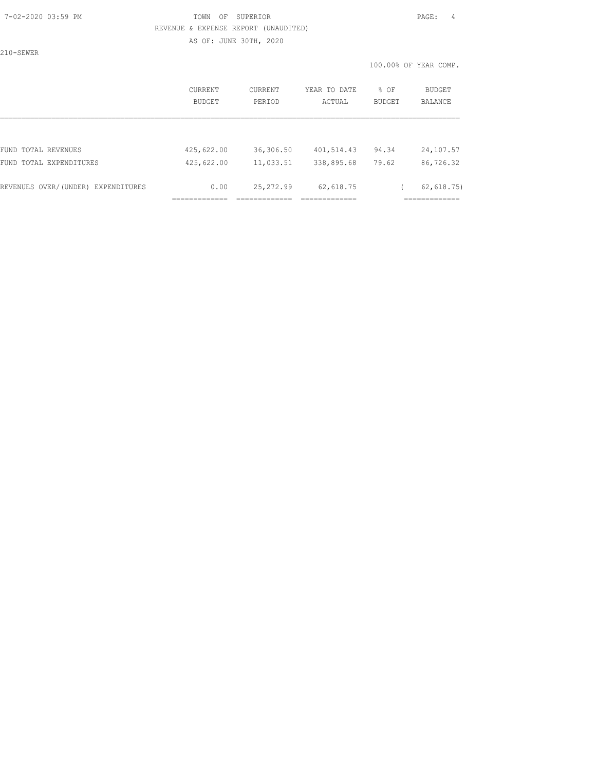TOWN OF SUPERIOR

REVENUE & EXPENSE REPORT (UNAUDITED)

AS OF: JUNE 30TH, 2020

210-SEWER

100.00% OF YEAR COMP.

| | CURRENT BUDGET | CURRENT PERIOD | YEAR TO DATE ACTUAL | % OF BUDGET | BUDGET BALANCE |
|---|---|---|---|---|---|
| FUND TOTAL REVENUES | 425,622.00 | 36,306.50 | 401,514.43 | 94.34 | 24,107.57 |
| FUND TOTAL EXPENDITURES | 425,622.00 | 11,033.51 | 338,895.68 | 79.62 | 86,726.32 |
| REVENUES OVER/(UNDER) EXPENDITURES | 0.00 | 25,272.99 | 62,618.75 | | ( 62,618.75) |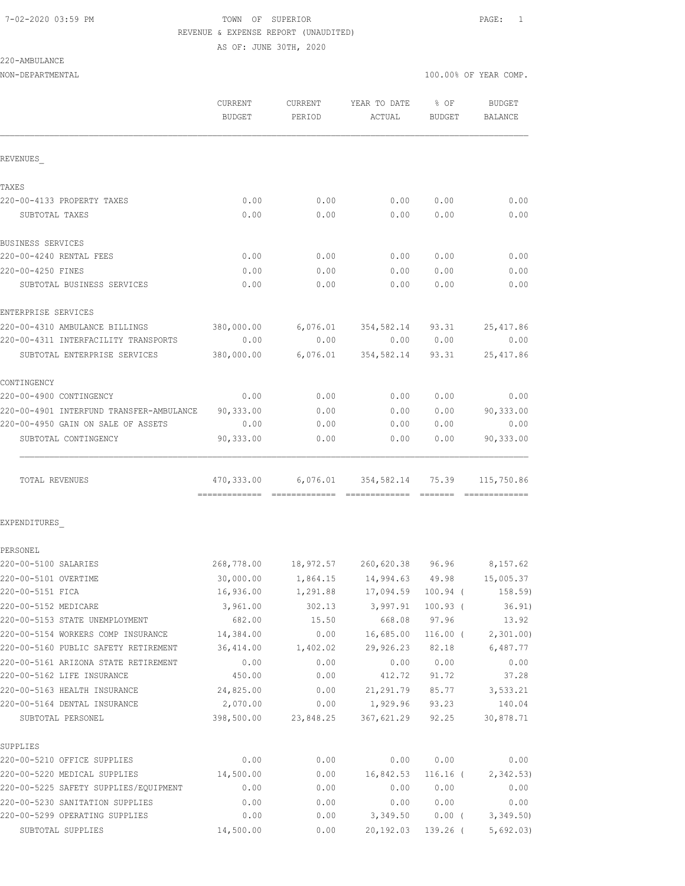7-02-2020 03:59 PM TOWN OF SUPERIOR PAGE: 1

REVENUE & EXPENSE REPORT (UNAUDITED)

AS OF: JUNE 30TH, 2020

220-AMBULANCE

NON-DEPARTMENTAL 100.00% OF YEAR COMP.

| | CURRENT BUDGET | CURRENT PERIOD | YEAR TO DATE ACTUAL | % OF BUDGET | BUDGET BALANCE |
|---|---|---|---|---|---|
| REVENUES_ | | | | | |
| TAXES | | | | | |
| 220-00-4133 PROPERTY TAXES | 0.00 | 0.00 | 0.00 | 0.00 | 0.00 |
| SUBTOTAL TAXES | 0.00 | 0.00 | 0.00 | 0.00 | 0.00 |
| BUSINESS SERVICES | | | | | |
| 220-00-4240 RENTAL FEES | 0.00 | 0.00 | 0.00 | 0.00 | 0.00 |
| 220-00-4250 FINES | 0.00 | 0.00 | 0.00 | 0.00 | 0.00 |
| SUBTOTAL BUSINESS SERVICES | 0.00 | 0.00 | 0.00 | 0.00 | 0.00 |
| ENTERPRISE SERVICES | | | | | |
| 220-00-4310 AMBULANCE BILLINGS | 380,000.00 | 6,076.01 | 354,582.14 | 93.31 | 25,417.86 |
| 220-00-4311 INTERFACILITY TRANSPORTS | 0.00 | 0.00 | 0.00 | 0.00 | 0.00 |
| SUBTOTAL ENTERPRISE SERVICES | 380,000.00 | 6,076.01 | 354,582.14 | 93.31 | 25,417.86 |
| CONTINGENCY | | | | | |
| 220-00-4900 CONTINGENCY | 0.00 | 0.00 | 0.00 | 0.00 | 0.00 |
| 220-00-4901 INTERFUND TRANSFER-AMBULANCE | 90,333.00 | 0.00 | 0.00 | 0.00 | 90,333.00 |
| 220-00-4950 GAIN ON SALE OF ASSETS | 0.00 | 0.00 | 0.00 | 0.00 | 0.00 |
| SUBTOTAL CONTINGENCY | 90,333.00 | 0.00 | 0.00 | 0.00 | 90,333.00 |
| TOTAL REVENUES | 470,333.00 | 6,076.01 | 354,582.14 | 75.39 | 115,750.86 |
| EXPENDITURES_ | | | | | |
| PERSONEL | | | | | |
| 220-00-5100 SALARIES | 268,778.00 | 18,972.57 | 260,620.38 | 96.96 | 8,157.62 |
| 220-00-5101 OVERTIME | 30,000.00 | 1,864.15 | 14,994.63 | 49.98 | 15,005.37 |
| 220-00-5151 FICA | 16,936.00 | 1,291.88 | 17,094.59 | 100.94 ( | 158.59) |
| 220-00-5152 MEDICARE | 3,961.00 | 302.13 | 3,997.91 | 100.93 ( | 36.91) |
| 220-00-5153 STATE UNEMPLOYMENT | 682.00 | 15.50 | 668.08 | 97.96 | 13.92 |
| 220-00-5154 WORKERS COMP INSURANCE | 14,384.00 | 0.00 | 16,685.00 | 116.00 ( | 2,301.00) |
| 220-00-5160 PUBLIC SAFETY RETIREMENT | 36,414.00 | 1,402.02 | 29,926.23 | 82.18 | 6,487.77 |
| 220-00-5161 ARIZONA STATE RETIREMENT | 0.00 | 0.00 | 0.00 | 0.00 | 0.00 |
| 220-00-5162 LIFE INSURANCE | 450.00 | 0.00 | 412.72 | 91.72 | 37.28 |
| 220-00-5163 HEALTH INSURANCE | 24,825.00 | 0.00 | 21,291.79 | 85.77 | 3,533.21 |
| 220-00-5164 DENTAL INSURANCE | 2,070.00 | 0.00 | 1,929.96 | 93.23 | 140.04 |
| SUBTOTAL PERSONEL | 398,500.00 | 23,848.25 | 367,621.29 | 92.25 | 30,878.71 |
| SUPPLIES | | | | | |
| 220-00-5210 OFFICE SUPPLIES | 0.00 | 0.00 | 0.00 | 0.00 | 0.00 |
| 220-00-5220 MEDICAL SUPPLIES | 14,500.00 | 0.00 | 16,842.53 | 116.16 ( | 2,342.53) |
| 220-00-5225 SAFETY SUPPLIES/EQUIPMENT | 0.00 | 0.00 | 0.00 | 0.00 | 0.00 |
| 220-00-5230 SANITATION SUPPLIES | 0.00 | 0.00 | 0.00 | 0.00 | 0.00 |
| 220-00-5299 OPERATING SUPPLIES | 0.00 | 0.00 | 3,349.50 | 0.00 ( | 3,349.50) |
| SUBTOTAL SUPPLIES | 14,500.00 | 0.00 | 20,192.03 | 139.26 ( | 5,692.03) |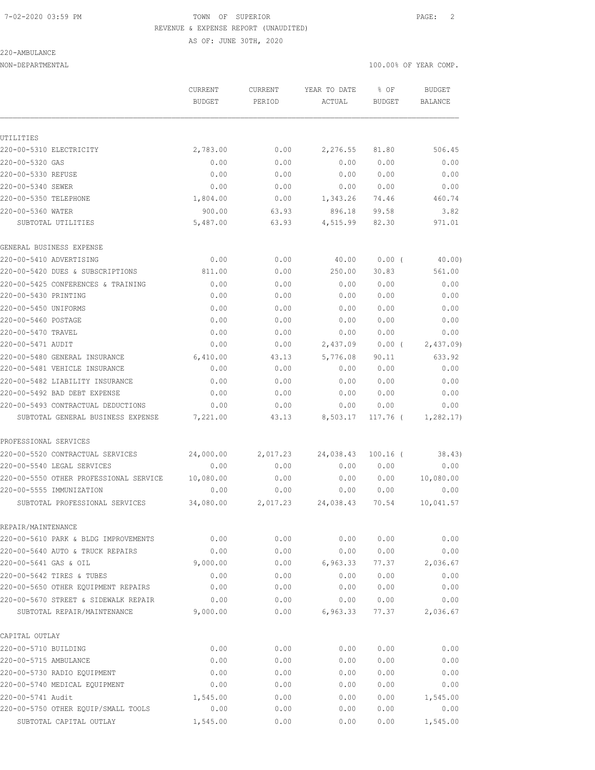TOWN OF SUPERIOR
REVENUE & EXPENSE REPORT (UNAUDITED)
AS OF: JUNE 30TH, 2020

220-AMBULANCE
NON-DEPARTMENTAL — 100.00% OF YEAR COMP.

| | CURRENT BUDGET | CURRENT PERIOD | YEAR TO DATE ACTUAL | % OF BUDGET | BUDGET BALANCE |
|---|---|---|---|---|---|
| **UTILITIES** | | | | | |
| 220-00-5310 ELECTRICITY | 2,783.00 | 0.00 | 2,276.55 | 81.80 | 506.45 |
| 220-00-5320 GAS | 0.00 | 0.00 | 0.00 | 0.00 | 0.00 |
| 220-00-5330 REFUSE | 0.00 | 0.00 | 0.00 | 0.00 | 0.00 |
| 220-00-5340 SEWER | 0.00 | 0.00 | 0.00 | 0.00 | 0.00 |
| 220-00-5350 TELEPHONE | 1,804.00 | 0.00 | 1,343.26 | 74.46 | 460.74 |
| 220-00-5360 WATER | 900.00 | 63.93 | 896.18 | 99.58 | 3.82 |
| SUBTOTAL UTILITIES | 5,487.00 | 63.93 | 4,515.99 | 82.30 | 971.01 |
| **GENERAL BUSINESS EXPENSE** | | | | | |
| 220-00-5410 ADVERTISING | 0.00 | 0.00 | 40.00 | 0.00 ( | 40.00) |
| 220-00-5420 DUES & SUBSCRIPTIONS | 811.00 | 0.00 | 250.00 | 30.83 | 561.00 |
| 220-00-5425 CONFERENCES & TRAINING | 0.00 | 0.00 | 0.00 | 0.00 | 0.00 |
| 220-00-5430 PRINTING | 0.00 | 0.00 | 0.00 | 0.00 | 0.00 |
| 220-00-5450 UNIFORMS | 0.00 | 0.00 | 0.00 | 0.00 | 0.00 |
| 220-00-5460 POSTAGE | 0.00 | 0.00 | 0.00 | 0.00 | 0.00 |
| 220-00-5470 TRAVEL | 0.00 | 0.00 | 0.00 | 0.00 | 0.00 |
| 220-00-5471 AUDIT | 0.00 | 0.00 | 2,437.09 | 0.00 ( | 2,437.09) |
| 220-00-5480 GENERAL INSURANCE | 6,410.00 | 43.13 | 5,776.08 | 90.11 | 633.92 |
| 220-00-5481 VEHICLE INSURANCE | 0.00 | 0.00 | 0.00 | 0.00 | 0.00 |
| 220-00-5482 LIABILITY INSURANCE | 0.00 | 0.00 | 0.00 | 0.00 | 0.00 |
| 220-00-5492 BAD DEBT EXPENSE | 0.00 | 0.00 | 0.00 | 0.00 | 0.00 |
| 220-00-5493 CONTRACTUAL DEDUCTIONS | 0.00 | 0.00 | 0.00 | 0.00 | 0.00 |
| SUBTOTAL GENERAL BUSINESS EXPENSE | 7,221.00 | 43.13 | 8,503.17 | 117.76 ( | 1,282.17) |
| **PROFESSIONAL SERVICES** | | | | | |
| 220-00-5520 CONTRACTUAL SERVICES | 24,000.00 | 2,017.23 | 24,038.43 | 100.16 ( | 38.43) |
| 220-00-5540 LEGAL SERVICES | 0.00 | 0.00 | 0.00 | 0.00 | 0.00 |
| 220-00-5550 OTHER PROFESSIONAL SERVICE | 10,080.00 | 0.00 | 0.00 | 0.00 | 10,080.00 |
| 220-00-5555 IMMUNIZATION | 0.00 | 0.00 | 0.00 | 0.00 | 0.00 |
| SUBTOTAL PROFESSIONAL SERVICES | 34,080.00 | 2,017.23 | 24,038.43 | 70.54 | 10,041.57 |
| **REPAIR/MAINTENANCE** | | | | | |
| 220-00-5610 PARK & BLDG IMPROVEMENTS | 0.00 | 0.00 | 0.00 | 0.00 | 0.00 |
| 220-00-5640 AUTO & TRUCK REPAIRS | 0.00 | 0.00 | 0.00 | 0.00 | 0.00 |
| 220-00-5641 GAS & OIL | 9,000.00 | 0.00 | 6,963.33 | 77.37 | 2,036.67 |
| 220-00-5642 TIRES & TUBES | 0.00 | 0.00 | 0.00 | 0.00 | 0.00 |
| 220-00-5650 OTHER EQUIPMENT REPAIRS | 0.00 | 0.00 | 0.00 | 0.00 | 0.00 |
| 220-00-5670 STREET & SIDEWALK REPAIR | 0.00 | 0.00 | 0.00 | 0.00 | 0.00 |
| SUBTOTAL REPAIR/MAINTENANCE | 9,000.00 | 0.00 | 6,963.33 | 77.37 | 2,036.67 |
| **CAPITAL OUTLAY** | | | | | |
| 220-00-5710 BUILDING | 0.00 | 0.00 | 0.00 | 0.00 | 0.00 |
| 220-00-5715 AMBULANCE | 0.00 | 0.00 | 0.00 | 0.00 | 0.00 |
| 220-00-5730 RADIO EQUIPMENT | 0.00 | 0.00 | 0.00 | 0.00 | 0.00 |
| 220-00-5740 MEDICAL EQUIPMENT | 0.00 | 0.00 | 0.00 | 0.00 | 0.00 |
| 220-00-5741 Audit | 1,545.00 | 0.00 | 0.00 | 0.00 | 1,545.00 |
| 220-00-5750 OTHER EQUIP/SMALL TOOLS | 0.00 | 0.00 | 0.00 | 0.00 | 0.00 |
| SUBTOTAL CAPITAL OUTLAY | 1,545.00 | 0.00 | 0.00 | 0.00 | 1,545.00 |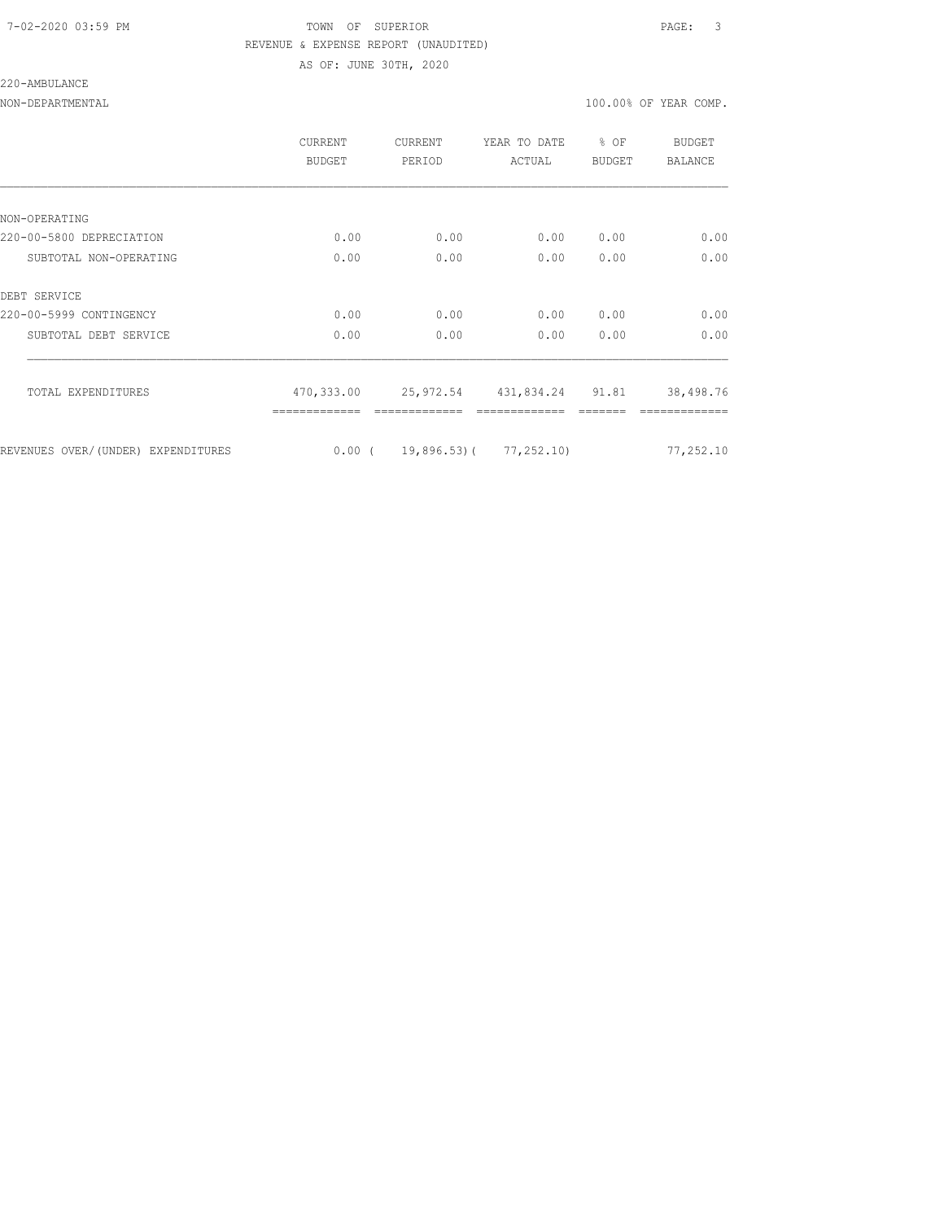TOWN OF SUPERIOR

REVENUE & EXPENSE REPORT (UNAUDITED)

AS OF: JUNE 30TH, 2020

220-AMBULANCE

NON-DEPARTMENTAL — 100.00% OF YEAR COMP.

| | CURRENT BUDGET | CURRENT PERIOD | YEAR TO DATE ACTUAL | % OF BUDGET | BUDGET BALANCE |
|---|---|---|---|---|---|
| NON-OPERATING | | | | | |
| 220-00-5800 DEPRECIATION | 0.00 | 0.00 | 0.00 | 0.00 | 0.00 |
| SUBTOTAL NON-OPERATING | 0.00 | 0.00 | 0.00 | 0.00 | 0.00 |
| DEBT SERVICE | | | | | |
| 220-00-5999 CONTINGENCY | 0.00 | 0.00 | 0.00 | 0.00 | 0.00 |
| SUBTOTAL DEBT SERVICE | 0.00 | 0.00 | 0.00 | 0.00 | 0.00 |
| TOTAL EXPENDITURES | 470,333.00 | 25,972.54 | 431,834.24 | 91.81 | 38,498.76 |
| REVENUES OVER/(UNDER) EXPENDITURES | 0.00 | ( 19,896.53) | ( 77,252.10) | | 77,252.10 |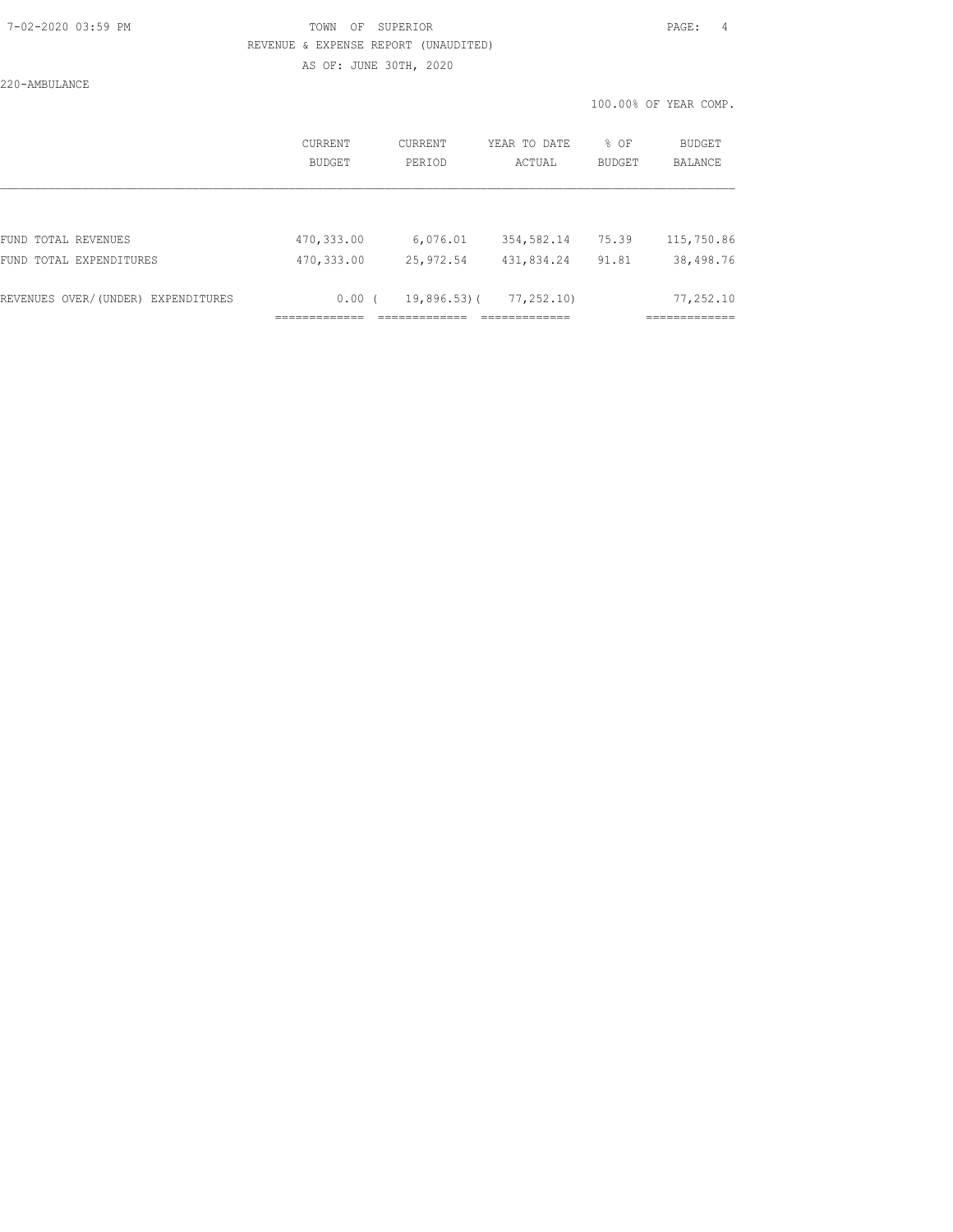TOWN OF SUPERIOR

REVENUE & EXPENSE REPORT (UNAUDITED)

AS OF: JUNE 30TH, 2020

220-AMBULANCE

100.00% OF YEAR COMP.

| | CURRENT BUDGET | CURRENT PERIOD | YEAR TO DATE ACTUAL | % OF BUDGET | BUDGET BALANCE |
|---|---|---|---|---|---|
| FUND TOTAL REVENUES | 470,333.00 | 6,076.01 | 354,582.14 | 75.39 | 115,750.86 |
| FUND TOTAL EXPENDITURES | 470,333.00 | 25,972.54 | 431,834.24 | 91.81 | 38,498.76 |
| REVENUES OVER/(UNDER) EXPENDITURES | 0.00 | ( 19,896.53) | ( 77,252.10) | | 77,252.10 |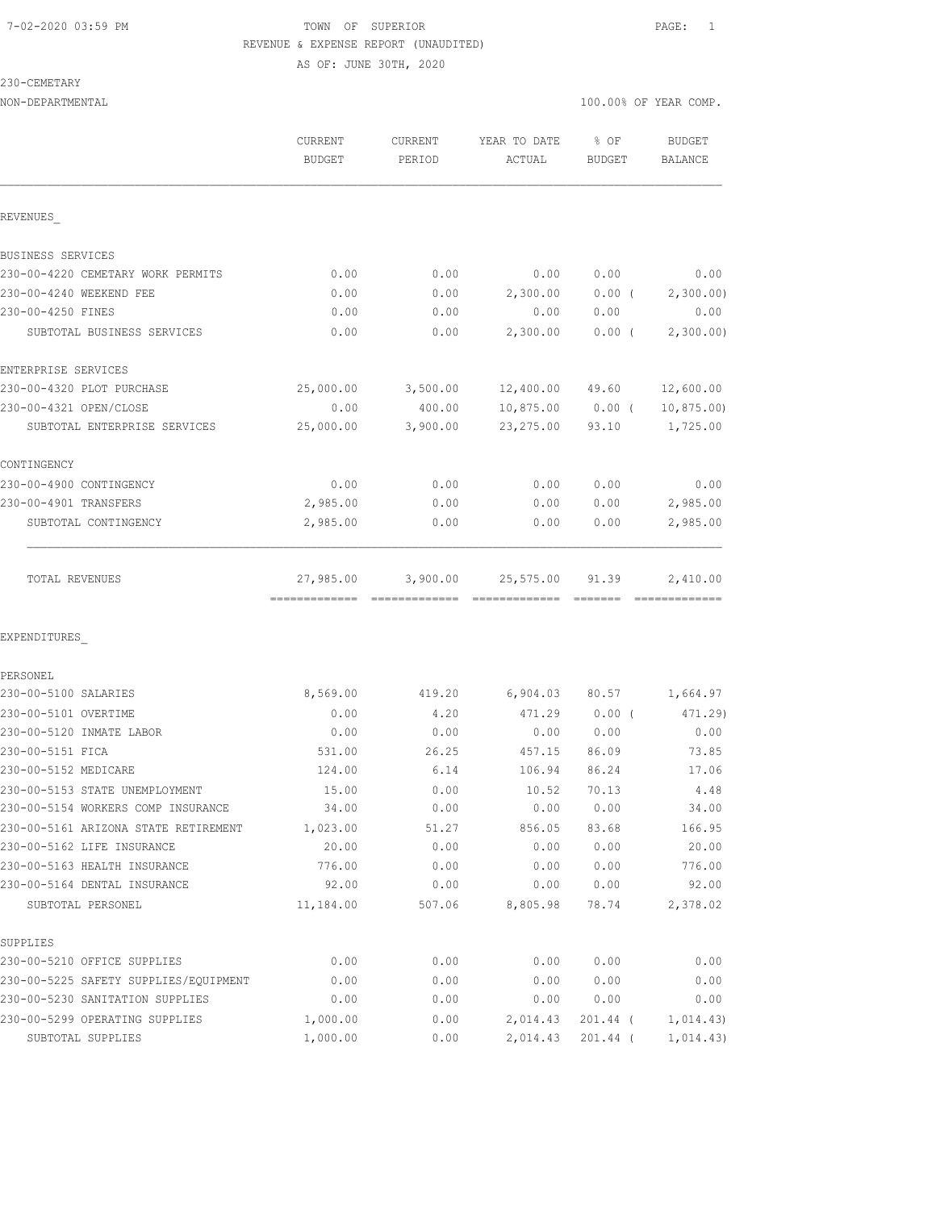7-02-2020 03:59 PM TOWN OF SUPERIOR

REVENUE & EXPENSE REPORT (UNAUDITED)

AS OF: JUNE 30TH, 2020

230-CEMETARY

NON-DEPARTMENTAL 100.00% OF YEAR COMP.

| | CURRENT BUDGET | CURRENT PERIOD | YEAR TO DATE ACTUAL | % OF BUDGET | BUDGET BALANCE |
|---|---|---|---|---|---|
| REVENUES_ | | | | | |
| BUSINESS SERVICES | | | | | |
| 230-00-4220 CEMETARY WORK PERMITS | 0.00 | 0.00 | 0.00 | 0.00 | 0.00 |
| 230-00-4240 WEEKEND FEE | 0.00 | 0.00 | 2,300.00 | 0.00 ( | 2,300.00) |
| 230-00-4250 FINES | 0.00 | 0.00 | 0.00 | 0.00 | 0.00 |
| SUBTOTAL BUSINESS SERVICES | 0.00 | 0.00 | 2,300.00 | 0.00 ( | 2,300.00) |
| ENTERPRISE SERVICES | | | | | |
| 230-00-4320 PLOT PURCHASE | 25,000.00 | 3,500.00 | 12,400.00 | 49.60 | 12,600.00 |
| 230-00-4321 OPEN/CLOSE | 0.00 | 400.00 | 10,875.00 | 0.00 ( | 10,875.00) |
| SUBTOTAL ENTERPRISE SERVICES | 25,000.00 | 3,900.00 | 23,275.00 | 93.10 | 1,725.00 |
| CONTINGENCY | | | | | |
| 230-00-4900 CONTINGENCY | 0.00 | 0.00 | 0.00 | 0.00 | 0.00 |
| 230-00-4901 TRANSFERS | 2,985.00 | 0.00 | 0.00 | 0.00 | 2,985.00 |
| SUBTOTAL CONTINGENCY | 2,985.00 | 0.00 | 0.00 | 0.00 | 2,985.00 |
| TOTAL REVENUES | 27,985.00 | 3,900.00 | 25,575.00 | 91.39 | 2,410.00 |
| EXPENDITURES_ | | | | | |
| PERSONEL | | | | | |
| 230-00-5100 SALARIES | 8,569.00 | 419.20 | 6,904.03 | 80.57 | 1,664.97 |
| 230-00-5101 OVERTIME | 0.00 | 4.20 | 471.29 | 0.00 ( | 471.29) |
| 230-00-5120 INMATE LABOR | 0.00 | 0.00 | 0.00 | 0.00 | 0.00 |
| 230-00-5151 FICA | 531.00 | 26.25 | 457.15 | 86.09 | 73.85 |
| 230-00-5152 MEDICARE | 124.00 | 6.14 | 106.94 | 86.24 | 17.06 |
| 230-00-5153 STATE UNEMPLOYMENT | 15.00 | 0.00 | 10.52 | 70.13 | 4.48 |
| 230-00-5154 WORKERS COMP INSURANCE | 34.00 | 0.00 | 0.00 | 0.00 | 34.00 |
| 230-00-5161 ARIZONA STATE RETIREMENT | 1,023.00 | 51.27 | 856.05 | 83.68 | 166.95 |
| 230-00-5162 LIFE INSURANCE | 20.00 | 0.00 | 0.00 | 0.00 | 20.00 |
| 230-00-5163 HEALTH INSURANCE | 776.00 | 0.00 | 0.00 | 0.00 | 776.00 |
| 230-00-5164 DENTAL INSURANCE | 92.00 | 0.00 | 0.00 | 0.00 | 92.00 |
| SUBTOTAL PERSONEL | 11,184.00 | 507.06 | 8,805.98 | 78.74 | 2,378.02 |
| SUPPLIES | | | | | |
| 230-00-5210 OFFICE SUPPLIES | 0.00 | 0.00 | 0.00 | 0.00 | 0.00 |
| 230-00-5225 SAFETY SUPPLIES/EQUIPMENT | 0.00 | 0.00 | 0.00 | 0.00 | 0.00 |
| 230-00-5230 SANITATION SUPPLIES | 0.00 | 0.00 | 0.00 | 0.00 | 0.00 |
| 230-00-5299 OPERATING SUPPLIES | 1,000.00 | 0.00 | 2,014.43 | 201.44 ( | 1,014.43) |
| SUBTOTAL SUPPLIES | 1,000.00 | 0.00 | 2,014.43 | 201.44 ( | 1,014.43) |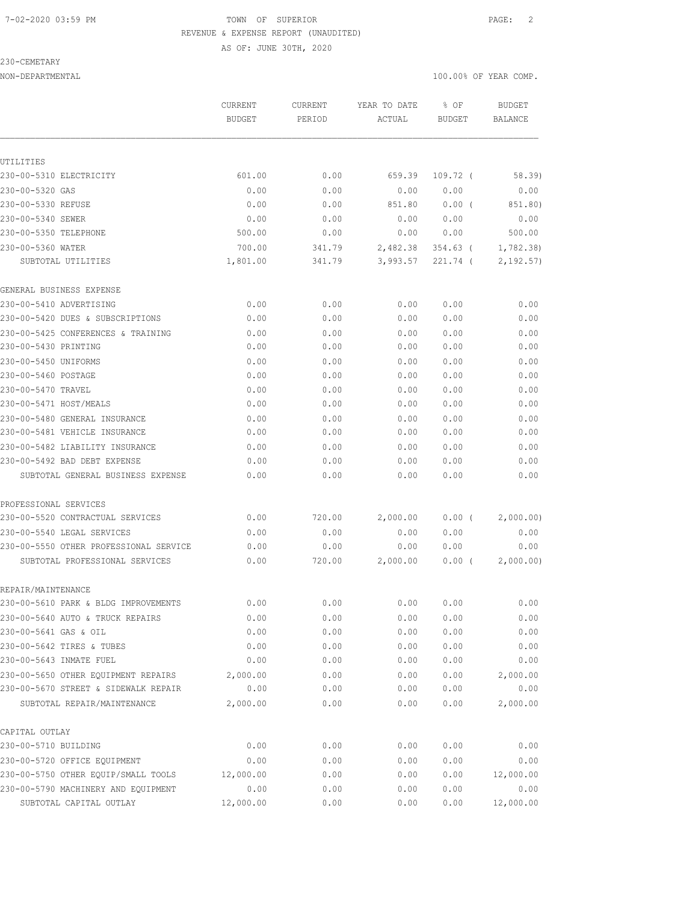TOWN OF SUPERIOR
REVENUE & EXPENSE REPORT (UNAUDITED)
AS OF: JUNE 30TH, 2020

230-CEMETARY
NON-DEPARTMENTAL

100.00% OF YEAR COMP.

| | CURRENT BUDGET | CURRENT PERIOD | YEAR TO DATE ACTUAL | % OF BUDGET | BUDGET BALANCE |
|---|---|---|---|---|---|
| UTILITIES | | | | | |
| 230-00-5310 ELECTRICITY | 601.00 | 0.00 | 659.39 | 109.72 ( | 58.39) |
| 230-00-5320 GAS | 0.00 | 0.00 | 0.00 | 0.00 | 0.00 |
| 230-00-5330 REFUSE | 0.00 | 0.00 | 851.80 | 0.00 ( | 851.80) |
| 230-00-5340 SEWER | 0.00 | 0.00 | 0.00 | 0.00 | 0.00 |
| 230-00-5350 TELEPHONE | 500.00 | 0.00 | 0.00 | 0.00 | 500.00 |
| 230-00-5360 WATER | 700.00 | 341.79 | 2,482.38 | 354.63 ( | 1,782.38) |
| SUBTOTAL UTILITIES | 1,801.00 | 341.79 | 3,993.57 | 221.74 ( | 2,192.57) |
| GENERAL BUSINESS EXPENSE | | | | | |
| 230-00-5410 ADVERTISING | 0.00 | 0.00 | 0.00 | 0.00 | 0.00 |
| 230-00-5420 DUES & SUBSCRIPTIONS | 0.00 | 0.00 | 0.00 | 0.00 | 0.00 |
| 230-00-5425 CONFERENCES & TRAINING | 0.00 | 0.00 | 0.00 | 0.00 | 0.00 |
| 230-00-5430 PRINTING | 0.00 | 0.00 | 0.00 | 0.00 | 0.00 |
| 230-00-5450 UNIFORMS | 0.00 | 0.00 | 0.00 | 0.00 | 0.00 |
| 230-00-5460 POSTAGE | 0.00 | 0.00 | 0.00 | 0.00 | 0.00 |
| 230-00-5470 TRAVEL | 0.00 | 0.00 | 0.00 | 0.00 | 0.00 |
| 230-00-5471 HOST/MEALS | 0.00 | 0.00 | 0.00 | 0.00 | 0.00 |
| 230-00-5480 GENERAL INSURANCE | 0.00 | 0.00 | 0.00 | 0.00 | 0.00 |
| 230-00-5481 VEHICLE INSURANCE | 0.00 | 0.00 | 0.00 | 0.00 | 0.00 |
| 230-00-5482 LIABILITY INSURANCE | 0.00 | 0.00 | 0.00 | 0.00 | 0.00 |
| 230-00-5492 BAD DEBT EXPENSE | 0.00 | 0.00 | 0.00 | 0.00 | 0.00 |
| SUBTOTAL GENERAL BUSINESS EXPENSE | 0.00 | 0.00 | 0.00 | 0.00 | 0.00 |
| PROFESSIONAL SERVICES | | | | | |
| 230-00-5520 CONTRACTUAL SERVICES | 0.00 | 720.00 | 2,000.00 | 0.00 ( | 2,000.00) |
| 230-00-5540 LEGAL SERVICES | 0.00 | 0.00 | 0.00 | 0.00 | 0.00 |
| 230-00-5550 OTHER PROFESSIONAL SERVICE | 0.00 | 0.00 | 0.00 | 0.00 | 0.00 |
| SUBTOTAL PROFESSIONAL SERVICES | 0.00 | 720.00 | 2,000.00 | 0.00 ( | 2,000.00) |
| REPAIR/MAINTENANCE | | | | | |
| 230-00-5610 PARK & BLDG IMPROVEMENTS | 0.00 | 0.00 | 0.00 | 0.00 | 0.00 |
| 230-00-5640 AUTO & TRUCK REPAIRS | 0.00 | 0.00 | 0.00 | 0.00 | 0.00 |
| 230-00-5641 GAS & OIL | 0.00 | 0.00 | 0.00 | 0.00 | 0.00 |
| 230-00-5642 TIRES & TUBES | 0.00 | 0.00 | 0.00 | 0.00 | 0.00 |
| 230-00-5643 INMATE FUEL | 0.00 | 0.00 | 0.00 | 0.00 | 0.00 |
| 230-00-5650 OTHER EQUIPMENT REPAIRS | 2,000.00 | 0.00 | 0.00 | 0.00 | 2,000.00 |
| 230-00-5670 STREET & SIDEWALK REPAIR | 0.00 | 0.00 | 0.00 | 0.00 | 0.00 |
| SUBTOTAL REPAIR/MAINTENANCE | 2,000.00 | 0.00 | 0.00 | 0.00 | 2,000.00 |
| CAPITAL OUTLAY | | | | | |
| 230-00-5710 BUILDING | 0.00 | 0.00 | 0.00 | 0.00 | 0.00 |
| 230-00-5720 OFFICE EQUIPMENT | 0.00 | 0.00 | 0.00 | 0.00 | 0.00 |
| 230-00-5750 OTHER EQUIP/SMALL TOOLS | 12,000.00 | 0.00 | 0.00 | 0.00 | 12,000.00 |
| 230-00-5790 MACHINERY AND EQUIPMENT | 0.00 | 0.00 | 0.00 | 0.00 | 0.00 |
| SUBTOTAL CAPITAL OUTLAY | 12,000.00 | 0.00 | 0.00 | 0.00 | 12,000.00 |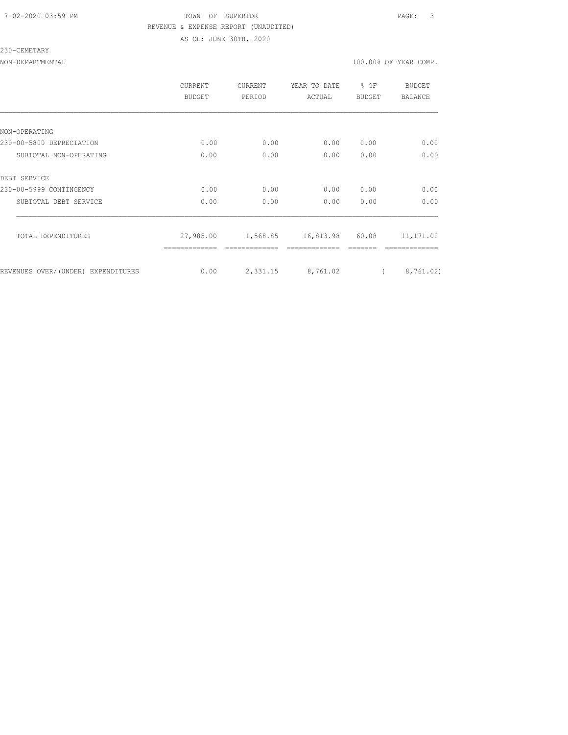TOWN OF SUPERIOR

REVENUE & EXPENSE REPORT (UNAUDITED)

AS OF: JUNE 30TH, 2020

230-CEMETARY

NON-DEPARTMENTAL — 100.00% OF YEAR COMP.

| | CURRENT BUDGET | CURRENT PERIOD | YEAR TO DATE ACTUAL | % OF BUDGET | BUDGET BALANCE |
|---|---|---|---|---|---|
| NON-OPERATING | | | | | |
| 230-00-5800 DEPRECIATION | 0.00 | 0.00 | 0.00 | 0.00 | 0.00 |
| SUBTOTAL NON-OPERATING | 0.00 | 0.00 | 0.00 | 0.00 | 0.00 |
| DEBT SERVICE | | | | | |
| 230-00-5999 CONTINGENCY | 0.00 | 0.00 | 0.00 | 0.00 | 0.00 |
| SUBTOTAL DEBT SERVICE | 0.00 | 0.00 | 0.00 | 0.00 | 0.00 |
| TOTAL EXPENDITURES | 27,985.00 | 1,568.85 | 16,813.98 | 60.08 | 11,171.02 |
| REVENUES OVER/(UNDER) EXPENDITURES | 0.00 | 2,331.15 | 8,761.02 | | ( 8,761.02) |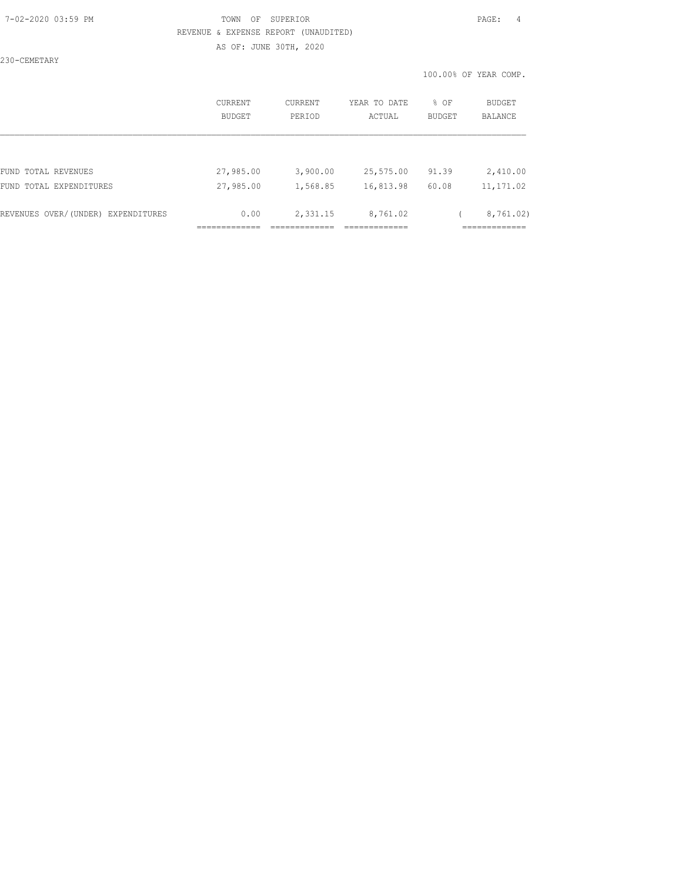TOWN OF SUPERIOR

REVENUE & EXPENSE REPORT (UNAUDITED)

AS OF: JUNE 30TH, 2020

230-CEMETARY

100.00% OF YEAR COMP.

| | CURRENT BUDGET | CURRENT PERIOD | YEAR TO DATE ACTUAL | % OF BUDGET | BUDGET BALANCE |
|---|---|---|---|---|---|
| FUND TOTAL REVENUES | 27,985.00 | 3,900.00 | 25,575.00 | 91.39 | 2,410.00 |
| FUND TOTAL EXPENDITURES | 27,985.00 | 1,568.85 | 16,813.98 | 60.08 | 11,171.02 |
| REVENUES OVER/(UNDER) EXPENDITURES | 0.00 | 2,331.15 | 8,761.02 | | ( 8,761.02) |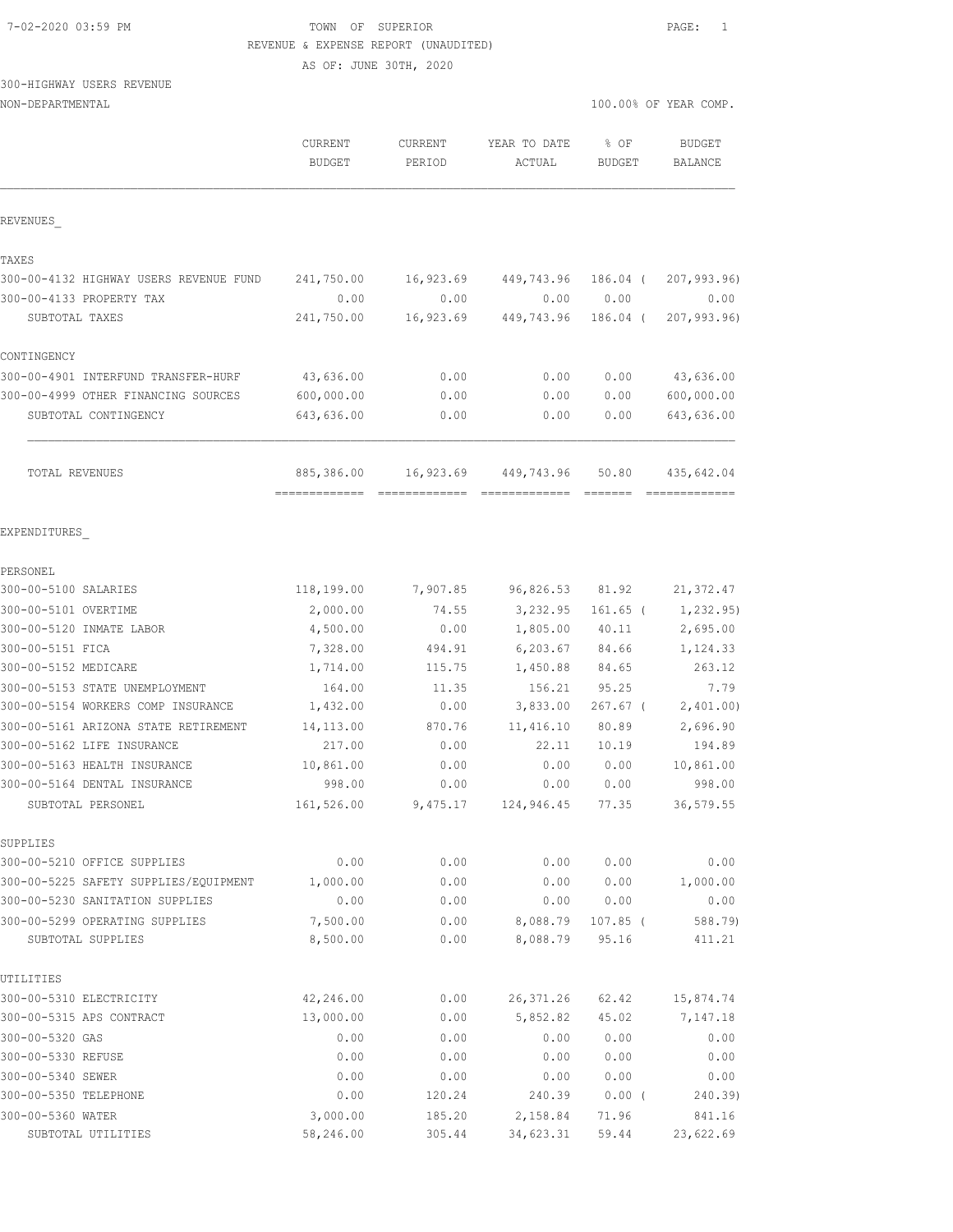7-02-2020 03:59 PM

# TOWN OF SUPERIOR

REVENUE & EXPENSE REPORT (UNAUDITED)

AS OF: JUNE 30TH, 2020

300-HIGHWAY USERS REVENUE

NON-DEPARTMENTAL — 100.00% OF YEAR COMP.

| | CURRENT BUDGET | CURRENT PERIOD | YEAR TO DATE ACTUAL | % OF BUDGET | BUDGET BALANCE |
|---|---|---|---|---|---|
| **REVENUES** | | | | | |
| **TAXES** | | | | | |
| 300-00-4132 HIGHWAY USERS REVENUE FUND | 241,750.00 | 16,923.69 | 449,743.96 | 186.04 ( | 207,993.96) |
| 300-00-4133 PROPERTY TAX | 0.00 | 0.00 | 0.00 | 0.00 | 0.00 |
| SUBTOTAL TAXES | 241,750.00 | 16,923.69 | 449,743.96 | 186.04 ( | 207,993.96) |
| **CONTINGENCY** | | | | | |
| 300-00-4901 INTERFUND TRANSFER-HURF | 43,636.00 | 0.00 | 0.00 | 0.00 | 43,636.00 |
| 300-00-4999 OTHER FINANCING SOURCES | 600,000.00 | 0.00 | 0.00 | 0.00 | 600,000.00 |
| SUBTOTAL CONTINGENCY | 643,636.00 | 0.00 | 0.00 | 0.00 | 643,636.00 |
| TOTAL REVENUES | 885,386.00 | 16,923.69 | 449,743.96 | 50.80 | 435,642.04 |
| **EXPENDITURES** | | | | | |
| **PERSONEL** | | | | | |
| 300-00-5100 SALARIES | 118,199.00 | 7,907.85 | 96,826.53 | 81.92 | 21,372.47 |
| 300-00-5101 OVERTIME | 2,000.00 | 74.55 | 3,232.95 | 161.65 ( | 1,232.95) |
| 300-00-5120 INMATE LABOR | 4,500.00 | 0.00 | 1,805.00 | 40.11 | 2,695.00 |
| 300-00-5151 FICA | 7,328.00 | 494.91 | 6,203.67 | 84.66 | 1,124.33 |
| 300-00-5152 MEDICARE | 1,714.00 | 115.75 | 1,450.88 | 84.65 | 263.12 |
| 300-00-5153 STATE UNEMPLOYMENT | 164.00 | 11.35 | 156.21 | 95.25 | 7.79 |
| 300-00-5154 WORKERS COMP INSURANCE | 1,432.00 | 0.00 | 3,833.00 | 267.67 ( | 2,401.00) |
| 300-00-5161 ARIZONA STATE RETIREMENT | 14,113.00 | 870.76 | 11,416.10 | 80.89 | 2,696.90 |
| 300-00-5162 LIFE INSURANCE | 217.00 | 0.00 | 22.11 | 10.19 | 194.89 |
| 300-00-5163 HEALTH INSURANCE | 10,861.00 | 0.00 | 0.00 | 0.00 | 10,861.00 |
| 300-00-5164 DENTAL INSURANCE | 998.00 | 0.00 | 0.00 | 0.00 | 998.00 |
| SUBTOTAL PERSONEL | 161,526.00 | 9,475.17 | 124,946.45 | 77.35 | 36,579.55 |
| **SUPPLIES** | | | | | |
| 300-00-5210 OFFICE SUPPLIES | 0.00 | 0.00 | 0.00 | 0.00 | 0.00 |
| 300-00-5225 SAFETY SUPPLIES/EQUIPMENT | 1,000.00 | 0.00 | 0.00 | 0.00 | 1,000.00 |
| 300-00-5230 SANITATION SUPPLIES | 0.00 | 0.00 | 0.00 | 0.00 | 0.00 |
| 300-00-5299 OPERATING SUPPLIES | 7,500.00 | 0.00 | 8,088.79 | 107.85 ( | 588.79) |
| SUBTOTAL SUPPLIES | 8,500.00 | 0.00 | 8,088.79 | 95.16 | 411.21 |
| **UTILITIES** | | | | | |
| 300-00-5310 ELECTRICITY | 42,246.00 | 0.00 | 26,371.26 | 62.42 | 15,874.74 |
| 300-00-5315 APS CONTRACT | 13,000.00 | 0.00 | 5,852.82 | 45.02 | 7,147.18 |
| 300-00-5320 GAS | 0.00 | 0.00 | 0.00 | 0.00 | 0.00 |
| 300-00-5330 REFUSE | 0.00 | 0.00 | 0.00 | 0.00 | 0.00 |
| 300-00-5340 SEWER | 0.00 | 0.00 | 0.00 | 0.00 | 0.00 |
| 300-00-5350 TELEPHONE | 0.00 | 120.24 | 240.39 | 0.00 ( | 240.39) |
| 300-00-5360 WATER | 3,000.00 | 185.20 | 2,158.84 | 71.96 | 841.16 |
| SUBTOTAL UTILITIES | 58,246.00 | 305.44 | 34,623.31 | 59.44 | 23,622.69 |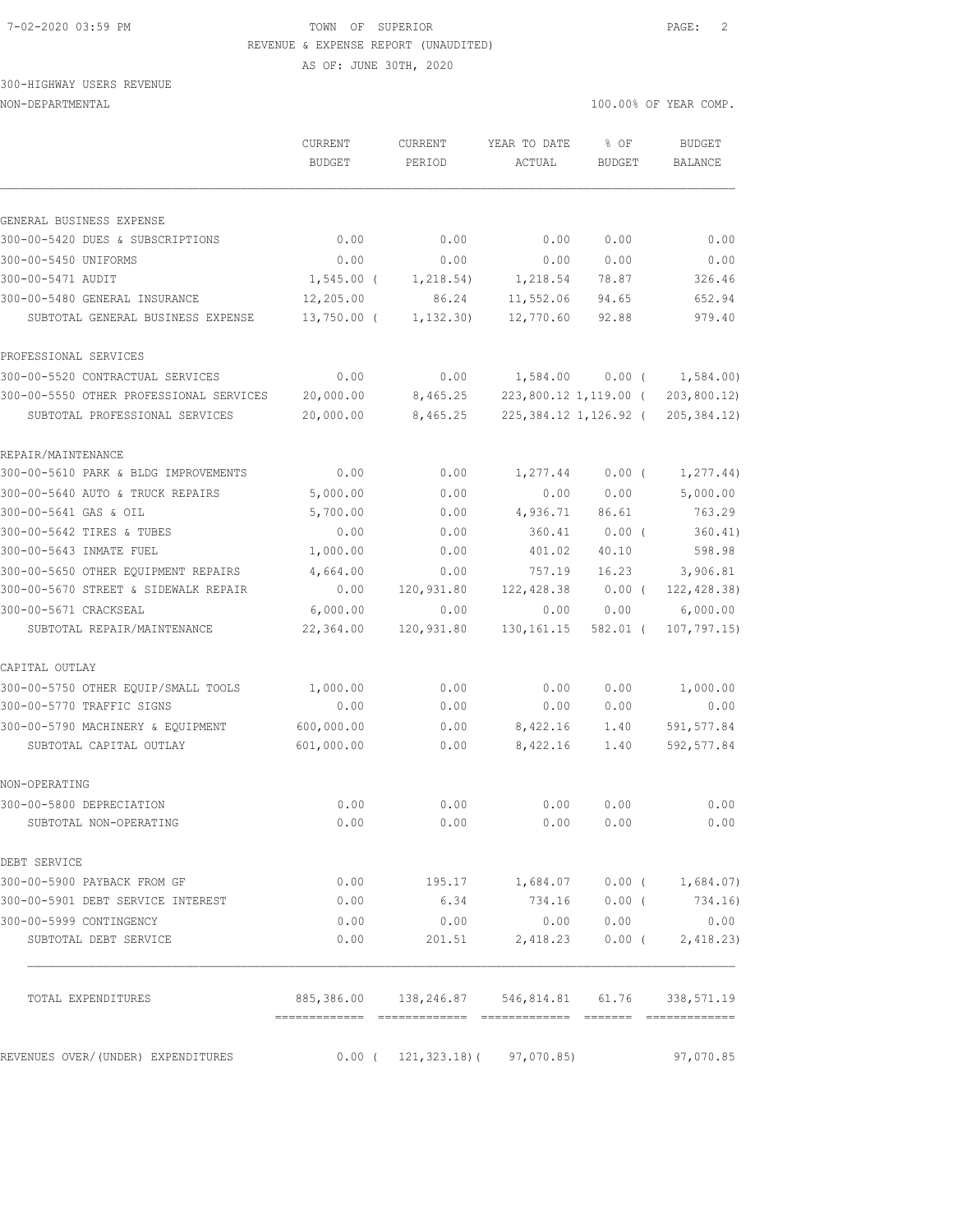TOWN OF SUPERIOR

REVENUE & EXPENSE REPORT (UNAUDITED)

AS OF: JUNE 30TH, 2020

300-HIGHWAY USERS REVENUE

NON-DEPARTMENTAL

100.00% OF YEAR COMP.

| | CURRENT BUDGET | CURRENT PERIOD | YEAR TO DATE ACTUAL | % OF BUDGET | BUDGET BALANCE |
|---|---|---|---|---|---|
| **GENERAL BUSINESS EXPENSE** | | | | | |
| 300-00-5420 DUES & SUBSCRIPTIONS | 0.00 | 0.00 | 0.00 | 0.00 | 0.00 |
| 300-00-5450 UNIFORMS | 0.00 | 0.00 | 0.00 | 0.00 | 0.00 |
| 300-00-5471 AUDIT | 1,545.00 | ( 1,218.54) | 1,218.54 | 78.87 | 326.46 |
| 300-00-5480 GENERAL INSURANCE | 12,205.00 | 86.24 | 11,552.06 | 94.65 | 652.94 |
| SUBTOTAL GENERAL BUSINESS EXPENSE | 13,750.00 | ( 1,132.30) | 12,770.60 | 92.88 | 979.40 |
| **PROFESSIONAL SERVICES** | | | | | |
| 300-00-5520 CONTRACTUAL SERVICES | 0.00 | 0.00 | 1,584.00 | 0.00 | ( 1,584.00) |
| 300-00-5550 OTHER PROFESSIONAL SERVICES | 20,000.00 | 8,465.25 | 223,800.12 | 1,119.00 | ( 203,800.12) |
| SUBTOTAL PROFESSIONAL SERVICES | 20,000.00 | 8,465.25 | 225,384.12 | 1,126.92 | ( 205,384.12) |
| **REPAIR/MAINTENANCE** | | | | | |
| 300-00-5610 PARK & BLDG IMPROVEMENTS | 0.00 | 0.00 | 1,277.44 | 0.00 | ( 1,277.44) |
| 300-00-5640 AUTO & TRUCK REPAIRS | 5,000.00 | 0.00 | 0.00 | 0.00 | 5,000.00 |
| 300-00-5641 GAS & OIL | 5,700.00 | 0.00 | 4,936.71 | 86.61 | 763.29 |
| 300-00-5642 TIRES & TUBES | 0.00 | 0.00 | 360.41 | 0.00 | ( 360.41) |
| 300-00-5643 INMATE FUEL | 1,000.00 | 0.00 | 401.02 | 40.10 | 598.98 |
| 300-00-5650 OTHER EQUIPMENT REPAIRS | 4,664.00 | 0.00 | 757.19 | 16.23 | 3,906.81 |
| 300-00-5670 STREET & SIDEWALK REPAIR | 0.00 | 120,931.80 | 122,428.38 | 0.00 | ( 122,428.38) |
| 300-00-5671 CRACKSEAL | 6,000.00 | 0.00 | 0.00 | 0.00 | 6,000.00 |
| SUBTOTAL REPAIR/MAINTENANCE | 22,364.00 | 120,931.80 | 130,161.15 | 582.01 | ( 107,797.15) |
| **CAPITAL OUTLAY** | | | | | |
| 300-00-5750 OTHER EQUIP/SMALL TOOLS | 1,000.00 | 0.00 | 0.00 | 0.00 | 1,000.00 |
| 300-00-5770 TRAFFIC SIGNS | 0.00 | 0.00 | 0.00 | 0.00 | 0.00 |
| 300-00-5790 MACHINERY & EQUIPMENT | 600,000.00 | 0.00 | 8,422.16 | 1.40 | 591,577.84 |
| SUBTOTAL CAPITAL OUTLAY | 601,000.00 | 0.00 | 8,422.16 | 1.40 | 592,577.84 |
| **NON-OPERATING** | | | | | |
| 300-00-5800 DEPRECIATION | 0.00 | 0.00 | 0.00 | 0.00 | 0.00 |
| SUBTOTAL NON-OPERATING | 0.00 | 0.00 | 0.00 | 0.00 | 0.00 |
| **DEBT SERVICE** | | | | | |
| 300-00-5900 PAYBACK FROM GF | 0.00 | 195.17 | 1,684.07 | 0.00 | ( 1,684.07) |
| 300-00-5901 DEBT SERVICE INTEREST | 0.00 | 6.34 | 734.16 | 0.00 | ( 734.16) |
| 300-00-5999 CONTINGENCY | 0.00 | 0.00 | 0.00 | 0.00 | 0.00 |
| SUBTOTAL DEBT SERVICE | 0.00 | 201.51 | 2,418.23 | 0.00 | ( 2,418.23) |
| TOTAL EXPENDITURES | 885,386.00 | 138,246.87 | 546,814.81 | 61.76 | 338,571.19 |
| REVENUES OVER/(UNDER) EXPENDITURES | 0.00 | ( 121,323.18) | ( 97,070.85) | | 97,070.85 |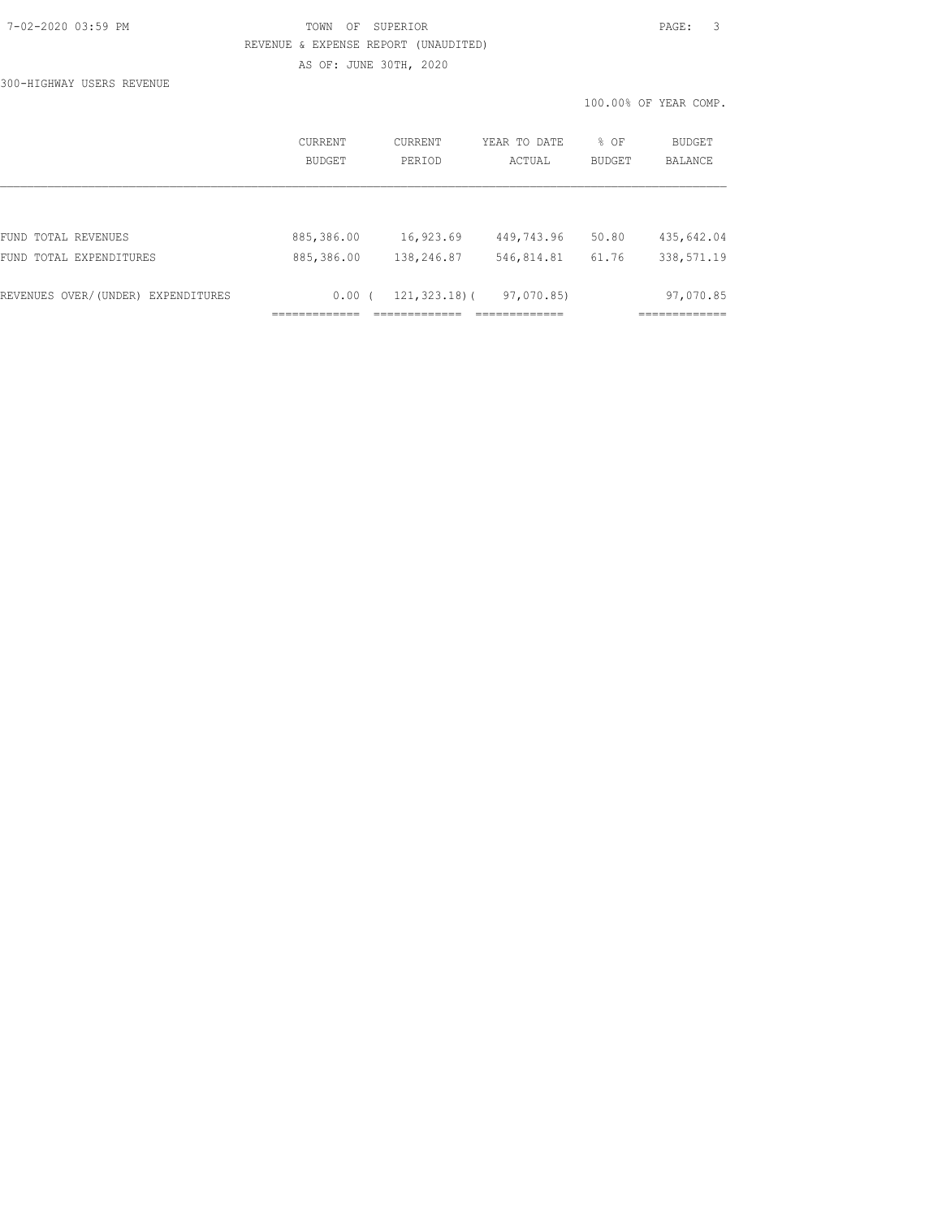TOWN OF SUPERIOR

REVENUE & EXPENSE REPORT (UNAUDITED)

AS OF: JUNE 30TH, 2020

300-HIGHWAY USERS REVENUE

100.00% OF YEAR COMP.

| | CURRENT BUDGET | CURRENT PERIOD | YEAR TO DATE ACTUAL | % OF BUDGET | BUDGET BALANCE |
|---|---|---|---|---|---|
| FUND TOTAL REVENUES | 885,386.00 | 16,923.69 | 449,743.96 | 50.80 | 435,642.04 |
| FUND TOTAL EXPENDITURES | 885,386.00 | 138,246.87 | 546,814.81 | 61.76 | 338,571.19 |
| REVENUES OVER/(UNDER) EXPENDITURES | 0.00 | ( 121,323.18) | ( 97,070.85) | | 97,070.85 |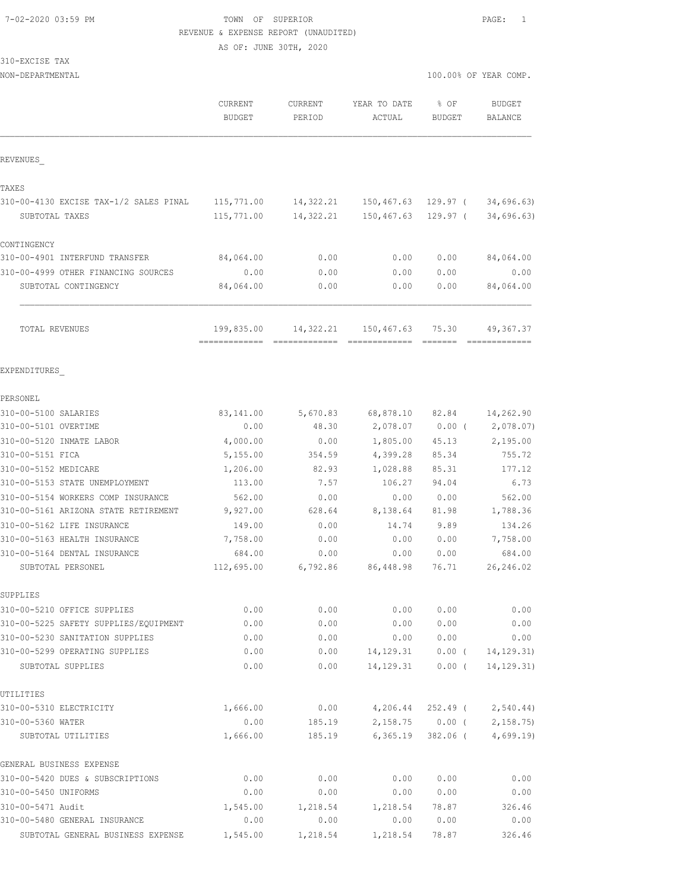7-02-2020 03:59 PM

TOWN OF SUPERIOR

REVENUE & EXPENSE REPORT (UNAUDITED)

AS OF: JUNE 30TH, 2020

310-EXCISE TAX

NON-DEPARTMENTAL

100.00% OF YEAR COMP.

| | CURRENT BUDGET | CURRENT PERIOD | YEAR TO DATE ACTUAL | % OF BUDGET | BUDGET BALANCE |
|---|---|---|---|---|---|
| **REVENUES** | | | | | |
| **TAXES** | | | | | |
| 310-00-4130 EXCISE TAX-1/2 SALES PINAL | 115,771.00 | 14,322.21 | 150,467.63 | 129.97 | ( 34,696.63) |
| SUBTOTAL TAXES | 115,771.00 | 14,322.21 | 150,467.63 | 129.97 | ( 34,696.63) |
| **CONTINGENCY** | | | | | |
| 310-00-4901 INTERFUND TRANSFER | 84,064.00 | 0.00 | 0.00 | 0.00 | 84,064.00 |
| 310-00-4999 OTHER FINANCING SOURCES | 0.00 | 0.00 | 0.00 | 0.00 | 0.00 |
| SUBTOTAL CONTINGENCY | 84,064.00 | 0.00 | 0.00 | 0.00 | 84,064.00 |
| TOTAL REVENUES | 199,835.00 | 14,322.21 | 150,467.63 | 75.30 | 49,367.37 |
| **EXPENDITURES** | | | | | |
| **PERSONEL** | | | | | |
| 310-00-5100 SALARIES | 83,141.00 | 5,670.83 | 68,878.10 | 82.84 | 14,262.90 |
| 310-00-5101 OVERTIME | 0.00 | 48.30 | 2,078.07 | 0.00 | ( 2,078.07) |
| 310-00-5120 INMATE LABOR | 4,000.00 | 0.00 | 1,805.00 | 45.13 | 2,195.00 |
| 310-00-5151 FICA | 5,155.00 | 354.59 | 4,399.28 | 85.34 | 755.72 |
| 310-00-5152 MEDICARE | 1,206.00 | 82.93 | 1,028.88 | 85.31 | 177.12 |
| 310-00-5153 STATE UNEMPLOYMENT | 113.00 | 7.57 | 106.27 | 94.04 | 6.73 |
| 310-00-5154 WORKERS COMP INSURANCE | 562.00 | 0.00 | 0.00 | 0.00 | 562.00 |
| 310-00-5161 ARIZONA STATE RETIREMENT | 9,927.00 | 628.64 | 8,138.64 | 81.98 | 1,788.36 |
| 310-00-5162 LIFE INSURANCE | 149.00 | 0.00 | 14.74 | 9.89 | 134.26 |
| 310-00-5163 HEALTH INSURANCE | 7,758.00 | 0.00 | 0.00 | 0.00 | 7,758.00 |
| 310-00-5164 DENTAL INSURANCE | 684.00 | 0.00 | 0.00 | 0.00 | 684.00 |
| SUBTOTAL PERSONEL | 112,695.00 | 6,792.86 | 86,448.98 | 76.71 | 26,246.02 |
| **SUPPLIES** | | | | | |
| 310-00-5210 OFFICE SUPPLIES | 0.00 | 0.00 | 0.00 | 0.00 | 0.00 |
| 310-00-5225 SAFETY SUPPLIES/EQUIPMENT | 0.00 | 0.00 | 0.00 | 0.00 | 0.00 |
| 310-00-5230 SANITATION SUPPLIES | 0.00 | 0.00 | 0.00 | 0.00 | 0.00 |
| 310-00-5299 OPERATING SUPPLIES | 0.00 | 0.00 | 14,129.31 | 0.00 | ( 14,129.31) |
| SUBTOTAL SUPPLIES | 0.00 | 0.00 | 14,129.31 | 0.00 | ( 14,129.31) |
| **UTILITIES** | | | | | |
| 310-00-5310 ELECTRICITY | 1,666.00 | 0.00 | 4,206.44 | 252.49 | ( 2,540.44) |
| 310-00-5360 WATER | 0.00 | 185.19 | 2,158.75 | 0.00 | ( 2,158.75) |
| SUBTOTAL UTILITIES | 1,666.00 | 185.19 | 6,365.19 | 382.06 | ( 4,699.19) |
| **GENERAL BUSINESS EXPENSE** | | | | | |
| 310-00-5420 DUES & SUBSCRIPTIONS | 0.00 | 0.00 | 0.00 | 0.00 | 0.00 |
| 310-00-5450 UNIFORMS | 0.00 | 0.00 | 0.00 | 0.00 | 0.00 |
| 310-00-5471 Audit | 1,545.00 | 1,218.54 | 1,218.54 | 78.87 | 326.46 |
| 310-00-5480 GENERAL INSURANCE | 0.00 | 0.00 | 0.00 | 0.00 | 0.00 |
| SUBTOTAL GENERAL BUSINESS EXPENSE | 1,545.00 | 1,218.54 | 1,218.54 | 78.87 | 326.46 |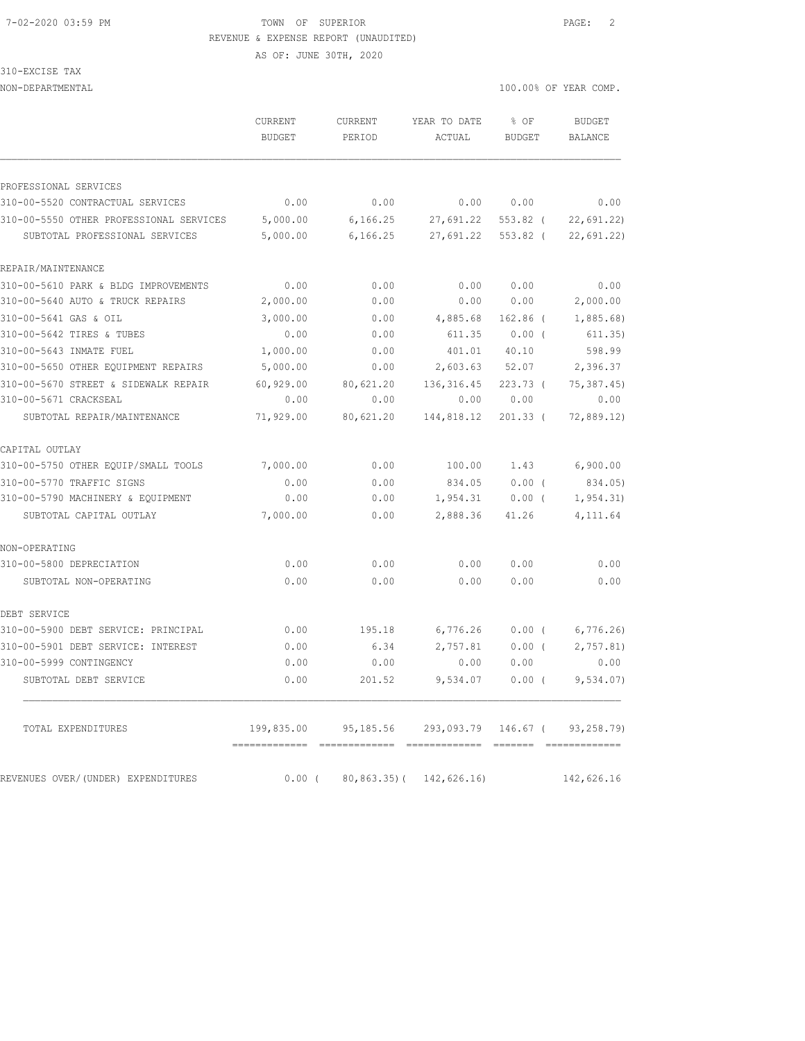TOWN OF SUPERIOR
REVENUE & EXPENSE REPORT (UNAUDITED)
AS OF: JUNE 30TH, 2020

310-EXCISE TAX
NON-DEPARTMENTAL — 100.00% OF YEAR COMP.

| | CURRENT BUDGET | CURRENT PERIOD | YEAR TO DATE ACTUAL | % OF BUDGET | BUDGET BALANCE |
|---|---|---|---|---|---|
| **PROFESSIONAL SERVICES** | | | | | |
| 310-00-5520 CONTRACTUAL SERVICES | 0.00 | 0.00 | 0.00 | 0.00 | 0.00 |
| 310-00-5550 OTHER PROFESSIONAL SERVICES | 5,000.00 | 6,166.25 | 27,691.22 | 553.82 ( | 22,691.22) |
| SUBTOTAL PROFESSIONAL SERVICES | 5,000.00 | 6,166.25 | 27,691.22 | 553.82 ( | 22,691.22) |
| **REPAIR/MAINTENANCE** | | | | | |
| 310-00-5610 PARK & BLDG IMPROVEMENTS | 0.00 | 0.00 | 0.00 | 0.00 | 0.00 |
| 310-00-5640 AUTO & TRUCK REPAIRS | 2,000.00 | 0.00 | 0.00 | 0.00 | 2,000.00 |
| 310-00-5641 GAS & OIL | 3,000.00 | 0.00 | 4,885.68 | 162.86 ( | 1,885.68) |
| 310-00-5642 TIRES & TUBES | 0.00 | 0.00 | 611.35 | 0.00 ( | 611.35) |
| 310-00-5643 INMATE FUEL | 1,000.00 | 0.00 | 401.01 | 40.10 | 598.99 |
| 310-00-5650 OTHER EQUIPMENT REPAIRS | 5,000.00 | 0.00 | 2,603.63 | 52.07 | 2,396.37 |
| 310-00-5670 STREET & SIDEWALK REPAIR | 60,929.00 | 80,621.20 | 136,316.45 | 223.73 ( | 75,387.45) |
| 310-00-5671 CRACKSEAL | 0.00 | 0.00 | 0.00 | 0.00 | 0.00 |
| SUBTOTAL REPAIR/MAINTENANCE | 71,929.00 | 80,621.20 | 144,818.12 | 201.33 ( | 72,889.12) |
| **CAPITAL OUTLAY** | | | | | |
| 310-00-5750 OTHER EQUIP/SMALL TOOLS | 7,000.00 | 0.00 | 100.00 | 1.43 | 6,900.00 |
| 310-00-5770 TRAFFIC SIGNS | 0.00 | 0.00 | 834.05 | 0.00 ( | 834.05) |
| 310-00-5790 MACHINERY & EQUIPMENT | 0.00 | 0.00 | 1,954.31 | 0.00 ( | 1,954.31) |
| SUBTOTAL CAPITAL OUTLAY | 7,000.00 | 0.00 | 2,888.36 | 41.26 | 4,111.64 |
| **NON-OPERATING** | | | | | |
| 310-00-5800 DEPRECIATION | 0.00 | 0.00 | 0.00 | 0.00 | 0.00 |
| SUBTOTAL NON-OPERATING | 0.00 | 0.00 | 0.00 | 0.00 | 0.00 |
| **DEBT SERVICE** | | | | | |
| 310-00-5900 DEBT SERVICE: PRINCIPAL | 0.00 | 195.18 | 6,776.26 | 0.00 ( | 6,776.26) |
| 310-00-5901 DEBT SERVICE: INTEREST | 0.00 | 6.34 | 2,757.81 | 0.00 ( | 2,757.81) |
| 310-00-5999 CONTINGENCY | 0.00 | 0.00 | 0.00 | 0.00 | 0.00 |
| SUBTOTAL DEBT SERVICE | 0.00 | 201.52 | 9,534.07 | 0.00 ( | 9,534.07) |
| TOTAL EXPENDITURES | 199,835.00 | 95,185.56 | 293,093.79 | 146.67 ( | 93,258.79) |
| REVENUES OVER/(UNDER) EXPENDITURES | 0.00 ( | 80,863.35)( | 142,626.16) | | 142,626.16 |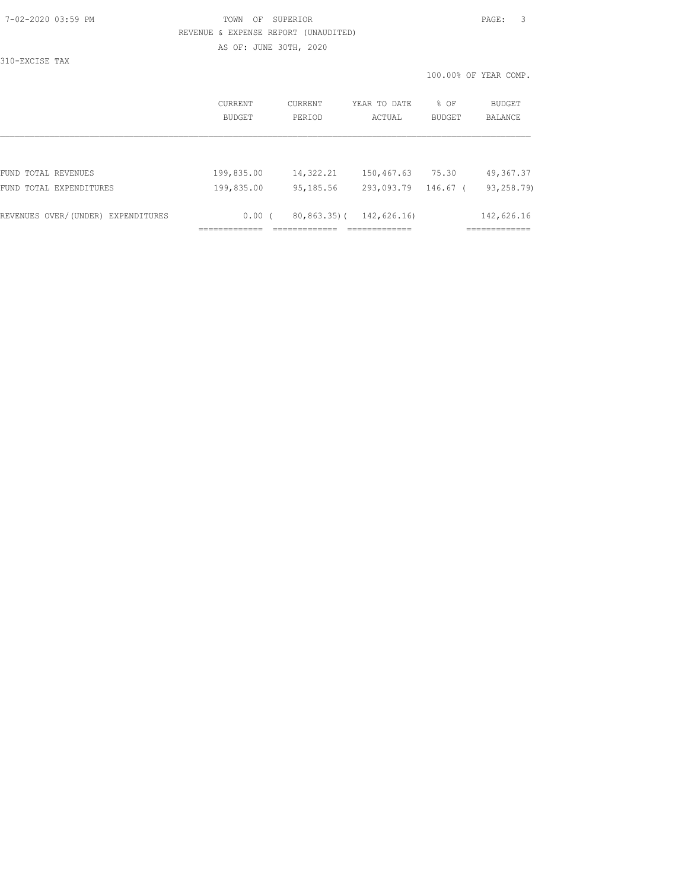TOWN OF SUPERIOR

REVENUE & EXPENSE REPORT (UNAUDITED)

AS OF: JUNE 30TH, 2020

310-EXCISE TAX

100.00% OF YEAR COMP.

| | CURRENT BUDGET | CURRENT PERIOD | YEAR TO DATE ACTUAL | % OF BUDGET | BUDGET BALANCE |
|---|---|---|---|---|---|
| FUND TOTAL REVENUES | 199,835.00 | 14,322.21 | 150,467.63 | 75.30 | 49,367.37 |
| FUND TOTAL EXPENDITURES | 199,835.00 | 95,185.56 | 293,093.79 | 146.67 | ( 93,258.79) |
| REVENUES OVER/(UNDER) EXPENDITURES | 0.00 | ( 80,863.35) | ( 142,626.16) | | 142,626.16 |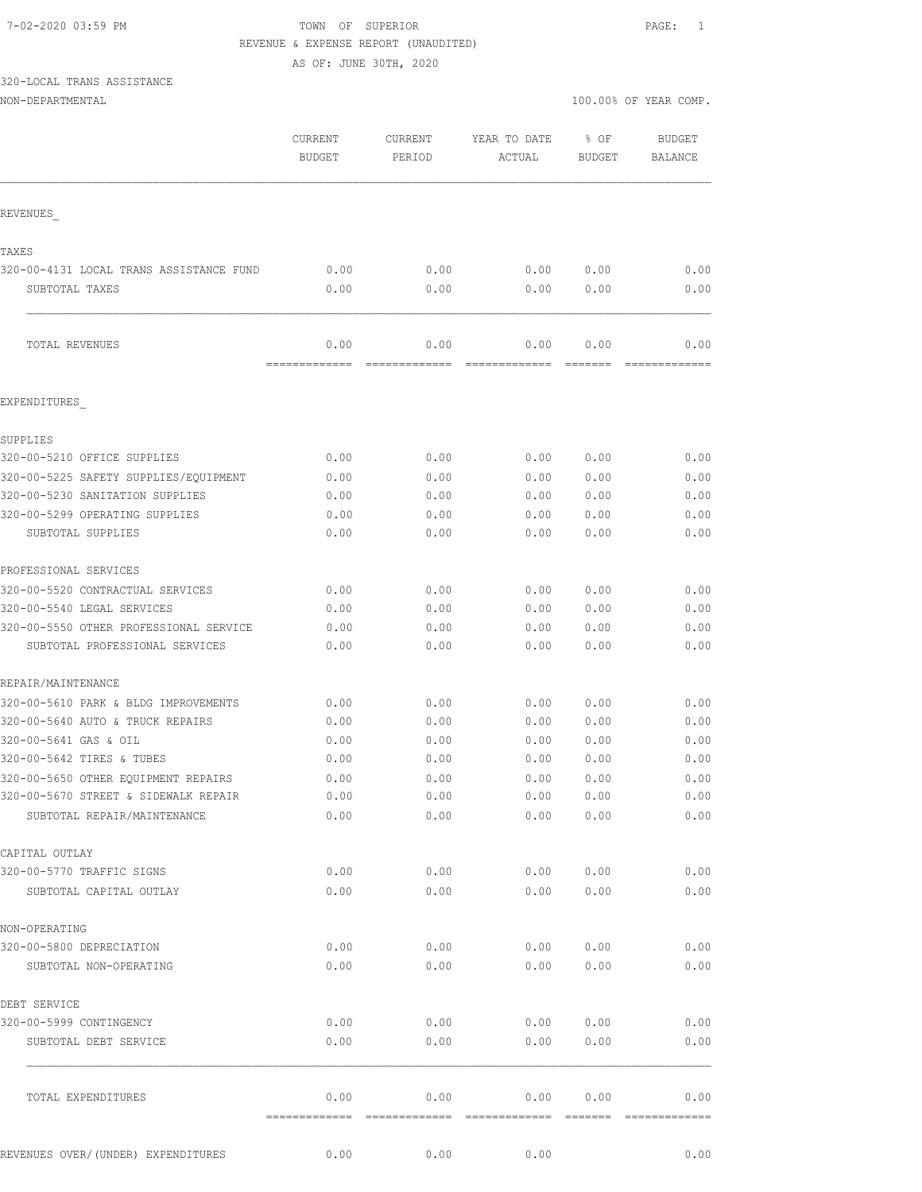7-02-2020 03:59 PM

TOWN OF SUPERIOR

REVENUE & EXPENSE REPORT (UNAUDITED)

AS OF: JUNE 30TH, 2020

320-LOCAL TRANS ASSISTANCE

NON-DEPARTMENTAL

100.00% OF YEAR COMP.

| | CURRENT BUDGET | CURRENT PERIOD | YEAR TO DATE ACTUAL | % OF BUDGET | BUDGET BALANCE |
|---|---|---|---|---|---|
| **REVENUES_** | | | | | |
| **TAXES** | | | | | |
| 320-00-4131 LOCAL TRANS ASSISTANCE FUND | 0.00 | 0.00 | 0.00 | 0.00 | 0.00 |
| SUBTOTAL TAXES | 0.00 | 0.00 | 0.00 | 0.00 | 0.00 |
| TOTAL REVENUES | 0.00 | 0.00 | 0.00 | 0.00 | 0.00 |
| **EXPENDITURES_** | | | | | |
| **SUPPLIES** | | | | | |
| 320-00-5210 OFFICE SUPPLIES | 0.00 | 0.00 | 0.00 | 0.00 | 0.00 |
| 320-00-5225 SAFETY SUPPLIES/EQUIPMENT | 0.00 | 0.00 | 0.00 | 0.00 | 0.00 |
| 320-00-5230 SANITATION SUPPLIES | 0.00 | 0.00 | 0.00 | 0.00 | 0.00 |
| 320-00-5299 OPERATING SUPPLIES | 0.00 | 0.00 | 0.00 | 0.00 | 0.00 |
| SUBTOTAL SUPPLIES | 0.00 | 0.00 | 0.00 | 0.00 | 0.00 |
| **PROFESSIONAL SERVICES** | | | | | |
| 320-00-5520 CONTRACTUAL SERVICES | 0.00 | 0.00 | 0.00 | 0.00 | 0.00 |
| 320-00-5540 LEGAL SERVICES | 0.00 | 0.00 | 0.00 | 0.00 | 0.00 |
| 320-00-5550 OTHER PROFESSIONAL SERVICE | 0.00 | 0.00 | 0.00 | 0.00 | 0.00 |
| SUBTOTAL PROFESSIONAL SERVICES | 0.00 | 0.00 | 0.00 | 0.00 | 0.00 |
| **REPAIR/MAINTENANCE** | | | | | |
| 320-00-5610 PARK & BLDG IMPROVEMENTS | 0.00 | 0.00 | 0.00 | 0.00 | 0.00 |
| 320-00-5640 AUTO & TRUCK REPAIRS | 0.00 | 0.00 | 0.00 | 0.00 | 0.00 |
| 320-00-5641 GAS & OIL | 0.00 | 0.00 | 0.00 | 0.00 | 0.00 |
| 320-00-5642 TIRES & TUBES | 0.00 | 0.00 | 0.00 | 0.00 | 0.00 |
| 320-00-5650 OTHER EQUIPMENT REPAIRS | 0.00 | 0.00 | 0.00 | 0.00 | 0.00 |
| 320-00-5670 STREET & SIDEWALK REPAIR | 0.00 | 0.00 | 0.00 | 0.00 | 0.00 |
| SUBTOTAL REPAIR/MAINTENANCE | 0.00 | 0.00 | 0.00 | 0.00 | 0.00 |
| **CAPITAL OUTLAY** | | | | | |
| 320-00-5770 TRAFFIC SIGNS | 0.00 | 0.00 | 0.00 | 0.00 | 0.00 |
| SUBTOTAL CAPITAL OUTLAY | 0.00 | 0.00 | 0.00 | 0.00 | 0.00 |
| **NON-OPERATING** | | | | | |
| 320-00-5800 DEPRECIATION | 0.00 | 0.00 | 0.00 | 0.00 | 0.00 |
| SUBTOTAL NON-OPERATING | 0.00 | 0.00 | 0.00 | 0.00 | 0.00 |
| **DEBT SERVICE** | | | | | |
| 320-00-5999 CONTINGENCY | 0.00 | 0.00 | 0.00 | 0.00 | 0.00 |
| SUBTOTAL DEBT SERVICE | 0.00 | 0.00 | 0.00 | 0.00 | 0.00 |
| TOTAL EXPENDITURES | 0.00 | 0.00 | 0.00 | 0.00 | 0.00 |
| REVENUES OVER/(UNDER) EXPENDITURES | 0.00 | 0.00 | 0.00 | | 0.00 |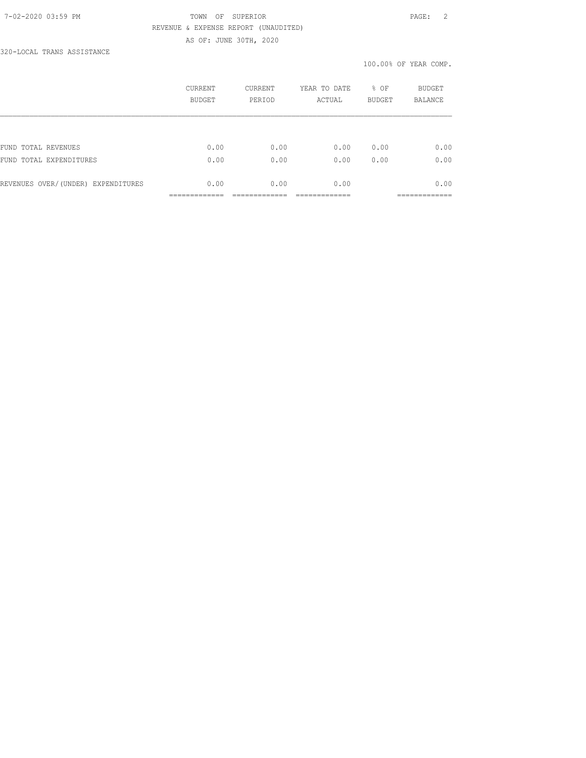TOWN OF SUPERIOR

REVENUE & EXPENSE REPORT (UNAUDITED)

AS OF: JUNE 30TH, 2020

320-LOCAL TRANS ASSISTANCE

100.00% OF YEAR COMP.

| | CURRENT BUDGET | CURRENT PERIOD | YEAR TO DATE ACTUAL | % OF BUDGET | BUDGET BALANCE |
|---|---|---|---|---|---|
| FUND TOTAL REVENUES | 0.00 | 0.00 | 0.00 | 0.00 | 0.00 |
| FUND TOTAL EXPENDITURES | 0.00 | 0.00 | 0.00 | 0.00 | 0.00 |
| REVENUES OVER/(UNDER) EXPENDITURES | 0.00 | 0.00 | 0.00 | | 0.00 |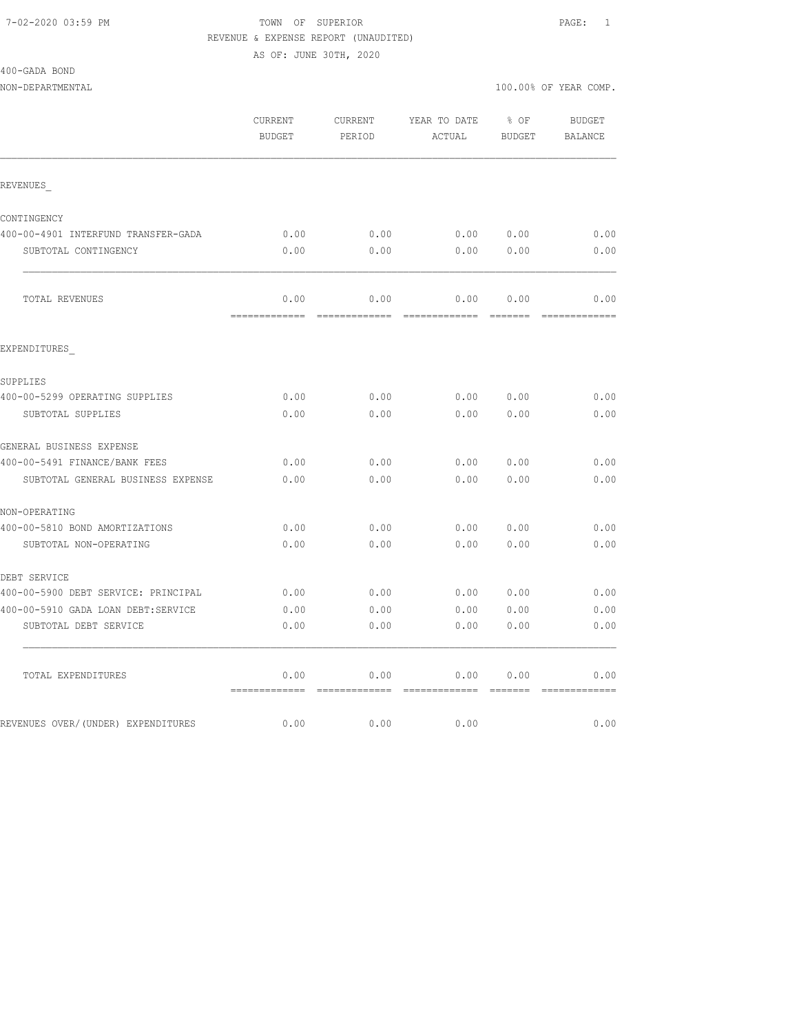TOWN OF SUPERIOR

REVENUE & EXPENSE REPORT (UNAUDITED)

AS OF: JUNE 30TH, 2020

400-GADA BOND

NON-DEPARTMENTAL — 100.00% OF YEAR COMP.

| | CURRENT BUDGET | CURRENT PERIOD | YEAR TO DATE ACTUAL | % OF BUDGET | BUDGET BALANCE |
|---|---|---|---|---|---|
| **REVENUES** | | | | | |
| CONTINGENCY | | | | | |
| 400-00-4901 INTERFUND TRANSFER-GADA | 0.00 | 0.00 | 0.00 | 0.00 | 0.00 |
| SUBTOTAL CONTINGENCY | 0.00 | 0.00 | 0.00 | 0.00 | 0.00 |
| TOTAL REVENUES | 0.00 | 0.00 | 0.00 | 0.00 | 0.00 |
| **EXPENDITURES** | | | | | |
| SUPPLIES | | | | | |
| 400-00-5299 OPERATING SUPPLIES | 0.00 | 0.00 | 0.00 | 0.00 | 0.00 |
| SUBTOTAL SUPPLIES | 0.00 | 0.00 | 0.00 | 0.00 | 0.00 |
| GENERAL BUSINESS EXPENSE | | | | | |
| 400-00-5491 FINANCE/BANK FEES | 0.00 | 0.00 | 0.00 | 0.00 | 0.00 |
| SUBTOTAL GENERAL BUSINESS EXPENSE | 0.00 | 0.00 | 0.00 | 0.00 | 0.00 |
| NON-OPERATING | | | | | |
| 400-00-5810 BOND AMORTIZATIONS | 0.00 | 0.00 | 0.00 | 0.00 | 0.00 |
| SUBTOTAL NON-OPERATING | 0.00 | 0.00 | 0.00 | 0.00 | 0.00 |
| DEBT SERVICE | | | | | |
| 400-00-5900 DEBT SERVICE: PRINCIPAL | 0.00 | 0.00 | 0.00 | 0.00 | 0.00 |
| 400-00-5910 GADA LOAN DEBT:SERVICE | 0.00 | 0.00 | 0.00 | 0.00 | 0.00 |
| SUBTOTAL DEBT SERVICE | 0.00 | 0.00 | 0.00 | 0.00 | 0.00 |
| TOTAL EXPENDITURES | 0.00 | 0.00 | 0.00 | 0.00 | 0.00 |
| REVENUES OVER/(UNDER) EXPENDITURES | 0.00 | 0.00 | 0.00 | | 0.00 |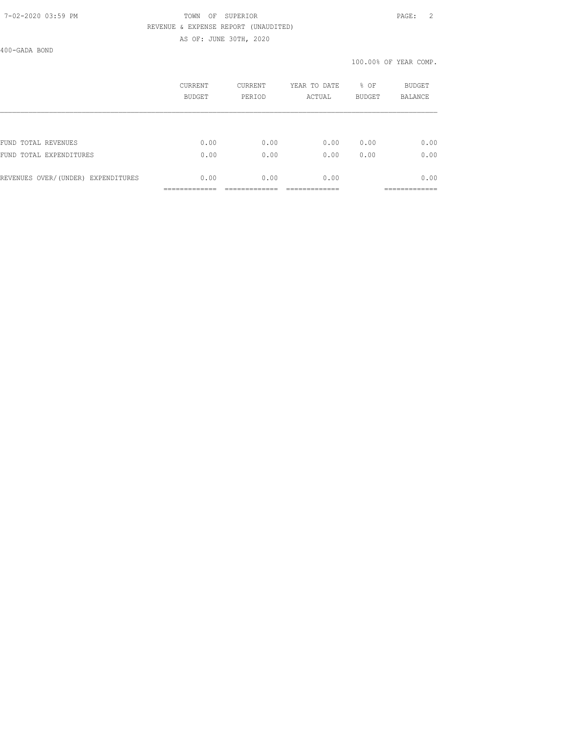400-GADA BOND

100.00% OF YEAR COMP.

|  | CURRENT BUDGET | CURRENT PERIOD | YEAR TO DATE ACTUAL | % OF BUDGET | BUDGET BALANCE |
|---|---|---|---|---|---|
| FUND TOTAL REVENUES | 0.00 | 0.00 | 0.00 | 0.00 | 0.00 |
| FUND TOTAL EXPENDITURES | 0.00 | 0.00 | 0.00 | 0.00 | 0.00 |
| REVENUES OVER/(UNDER) EXPENDITURES | 0.00 | 0.00 | 0.00 |  | 0.00 |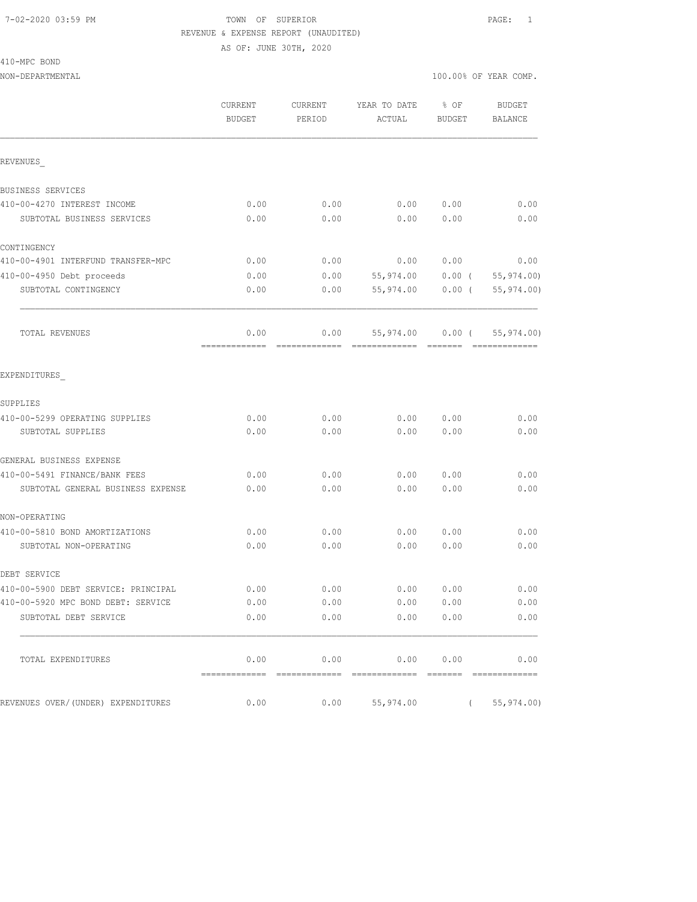TOWN OF SUPERIOR
REVENUE & EXPENSE REPORT (UNAUDITED)
AS OF: JUNE 30TH, 2020

410-MPC BOND
NON-DEPARTMENTAL

100.00% OF YEAR COMP.

| | CURRENT BUDGET | CURRENT PERIOD | YEAR TO DATE ACTUAL | % OF BUDGET | BUDGET BALANCE |
|---|---|---|---|---|---|
| REVENUES_ | | | | | |
| BUSINESS SERVICES | | | | | |
| 410-00-4270 INTEREST INCOME | 0.00 | 0.00 | 0.00 | 0.00 | 0.00 |
| SUBTOTAL BUSINESS SERVICES | 0.00 | 0.00 | 0.00 | 0.00 | 0.00 |
| CONTINGENCY | | | | | |
| 410-00-4901 INTERFUND TRANSFER-MPC | 0.00 | 0.00 | 0.00 | 0.00 | 0.00 |
| 410-00-4950 Debt proceeds | 0.00 | 0.00 | 55,974.00 | 0.00 | ( 55,974.00) |
| SUBTOTAL CONTINGENCY | 0.00 | 0.00 | 55,974.00 | 0.00 | ( 55,974.00) |
| TOTAL REVENUES | 0.00 | 0.00 | 55,974.00 | 0.00 | ( 55,974.00) |
| EXPENDITURES_ | | | | | |
| SUPPLIES | | | | | |
| 410-00-5299 OPERATING SUPPLIES | 0.00 | 0.00 | 0.00 | 0.00 | 0.00 |
| SUBTOTAL SUPPLIES | 0.00 | 0.00 | 0.00 | 0.00 | 0.00 |
| GENERAL BUSINESS EXPENSE | | | | | |
| 410-00-5491 FINANCE/BANK FEES | 0.00 | 0.00 | 0.00 | 0.00 | 0.00 |
| SUBTOTAL GENERAL BUSINESS EXPENSE | 0.00 | 0.00 | 0.00 | 0.00 | 0.00 |
| NON-OPERATING | | | | | |
| 410-00-5810 BOND AMORTIZATIONS | 0.00 | 0.00 | 0.00 | 0.00 | 0.00 |
| SUBTOTAL NON-OPERATING | 0.00 | 0.00 | 0.00 | 0.00 | 0.00 |
| DEBT SERVICE | | | | | |
| 410-00-5900 DEBT SERVICE: PRINCIPAL | 0.00 | 0.00 | 0.00 | 0.00 | 0.00 |
| 410-00-5920 MPC BOND DEBT: SERVICE | 0.00 | 0.00 | 0.00 | 0.00 | 0.00 |
| SUBTOTAL DEBT SERVICE | 0.00 | 0.00 | 0.00 | 0.00 | 0.00 |
| TOTAL EXPENDITURES | 0.00 | 0.00 | 0.00 | 0.00 | 0.00 |
| REVENUES OVER/(UNDER) EXPENDITURES | 0.00 | 0.00 | 55,974.00 | | ( 55,974.00) |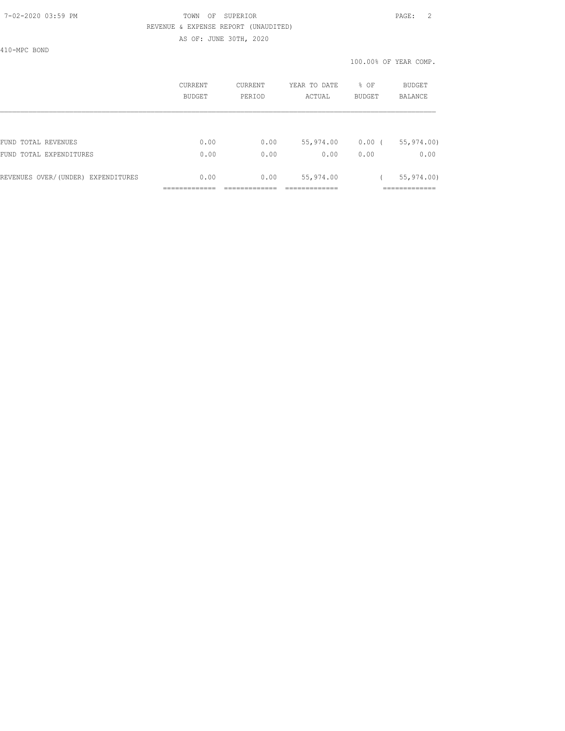TOWN OF SUPERIOR

REVENUE & EXPENSE REPORT (UNAUDITED)

AS OF: JUNE 30TH, 2020

410-MPC BOND

100.00% OF YEAR COMP.

| | CURRENT BUDGET | CURRENT PERIOD | YEAR TO DATE ACTUAL | % OF BUDGET | BUDGET BALANCE |
|---|---|---|---|---|---|
| FUND TOTAL REVENUES | 0.00 | 0.00 | 55,974.00 | 0.00 | ( 55,974.00) |
| FUND TOTAL EXPENDITURES | 0.00 | 0.00 | 0.00 | 0.00 | 0.00 |
| REVENUES OVER/(UNDER) EXPENDITURES | 0.00 | 0.00 | 55,974.00 | | ( 55,974.00) |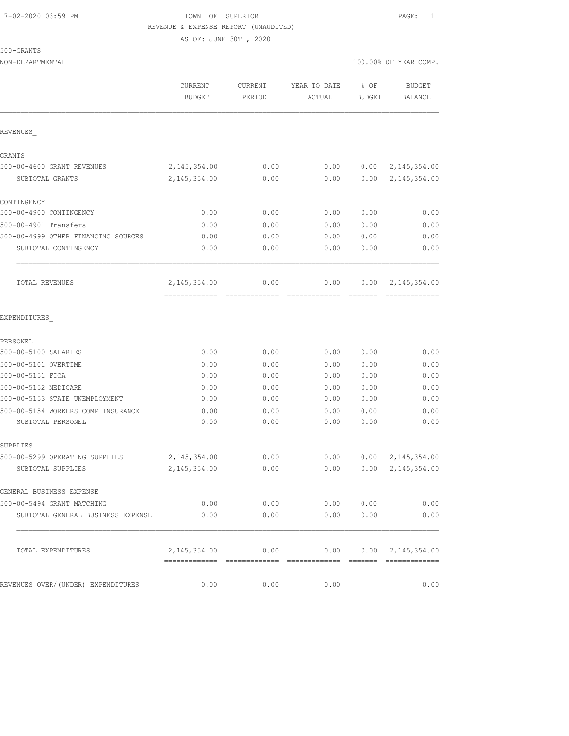TOWN OF SUPERIOR
REVENUE & EXPENSE REPORT (UNAUDITED)
AS OF: JUNE 30TH, 2020

500-GRANTS
NON-DEPARTMENTAL — 100.00% OF YEAR COMP.

| | CURRENT BUDGET | CURRENT PERIOD | YEAR TO DATE ACTUAL | % OF BUDGET | BUDGET BALANCE |
|---|---|---|---|---|---|
| **REVENUES_** | | | | | |
| GRANTS | | | | | |
| 500-00-4600 GRANT REVENUES | 2,145,354.00 | 0.00 | 0.00 | 0.00 | 2,145,354.00 |
| SUBTOTAL GRANTS | 2,145,354.00 | 0.00 | 0.00 | 0.00 | 2,145,354.00 |
| CONTINGENCY | | | | | |
| 500-00-4900 CONTINGENCY | 0.00 | 0.00 | 0.00 | 0.00 | 0.00 |
| 500-00-4901 Transfers | 0.00 | 0.00 | 0.00 | 0.00 | 0.00 |
| 500-00-4999 OTHER FINANCING SOURCES | 0.00 | 0.00 | 0.00 | 0.00 | 0.00 |
| SUBTOTAL CONTINGENCY | 0.00 | 0.00 | 0.00 | 0.00 | 0.00 |
| TOTAL REVENUES | 2,145,354.00 | 0.00 | 0.00 | 0.00 | 2,145,354.00 |
| **EXPENDITURES_** | | | | | |
| PERSONEL | | | | | |
| 500-00-5100 SALARIES | 0.00 | 0.00 | 0.00 | 0.00 | 0.00 |
| 500-00-5101 OVERTIME | 0.00 | 0.00 | 0.00 | 0.00 | 0.00 |
| 500-00-5151 FICA | 0.00 | 0.00 | 0.00 | 0.00 | 0.00 |
| 500-00-5152 MEDICARE | 0.00 | 0.00 | 0.00 | 0.00 | 0.00 |
| 500-00-5153 STATE UNEMPLOYMENT | 0.00 | 0.00 | 0.00 | 0.00 | 0.00 |
| 500-00-5154 WORKERS COMP INSURANCE | 0.00 | 0.00 | 0.00 | 0.00 | 0.00 |
| SUBTOTAL PERSONEL | 0.00 | 0.00 | 0.00 | 0.00 | 0.00 |
| SUPPLIES | | | | | |
| 500-00-5299 OPERATING SUPPLIES | 2,145,354.00 | 0.00 | 0.00 | 0.00 | 2,145,354.00 |
| SUBTOTAL SUPPLIES | 2,145,354.00 | 0.00 | 0.00 | 0.00 | 2,145,354.00 |
| GENERAL BUSINESS EXPENSE | | | | | |
| 500-00-5494 GRANT MATCHING | 0.00 | 0.00 | 0.00 | 0.00 | 0.00 |
| SUBTOTAL GENERAL BUSINESS EXPENSE | 0.00 | 0.00 | 0.00 | 0.00 | 0.00 |
| TOTAL EXPENDITURES | 2,145,354.00 | 0.00 | 0.00 | 0.00 | 2,145,354.00 |
| REVENUES OVER/(UNDER) EXPENDITURES | 0.00 | 0.00 | 0.00 | | 0.00 |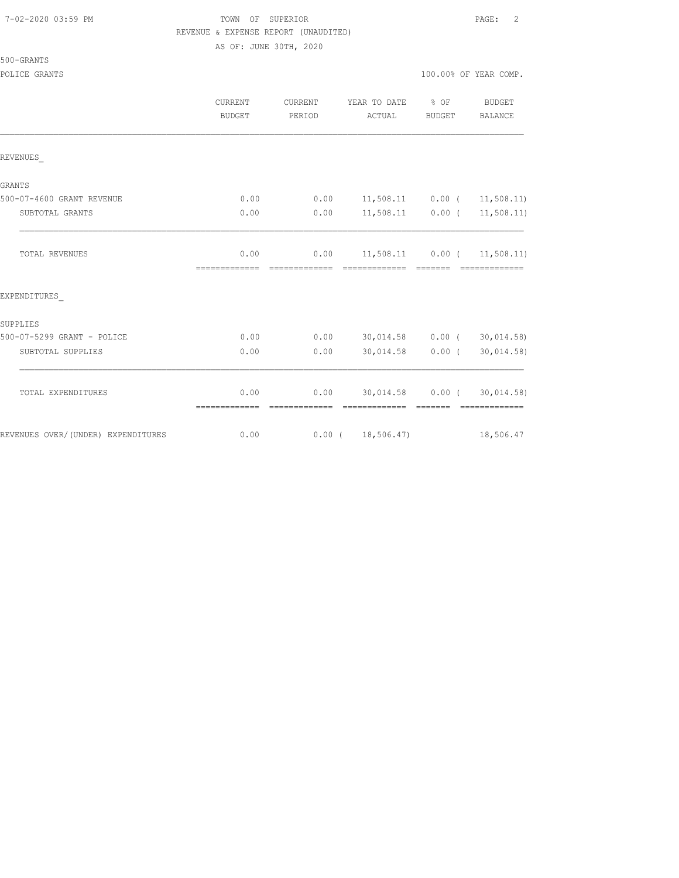TOWN OF SUPERIOR

REVENUE & EXPENSE REPORT (UNAUDITED)

AS OF: JUNE 30TH, 2020

500-GRANTS

POLICE GRANTS — 100.00% OF YEAR COMP.

| | CURRENT BUDGET | CURRENT PERIOD | YEAR TO DATE ACTUAL | % OF BUDGET | BUDGET BALANCE |
|---|---|---|---|---|---|
| REVENUES_ | | | | | |
| GRANTS | | | | | |
| 500-07-4600 GRANT REVENUE | 0.00 | 0.00 | 11,508.11 | 0.00 | ( 11,508.11) |
| SUBTOTAL GRANTS | 0.00 | 0.00 | 11,508.11 | 0.00 | ( 11,508.11) |
| TOTAL REVENUES | 0.00 | 0.00 | 11,508.11 | 0.00 | ( 11,508.11) |
| EXPENDITURES_ | | | | | |
| SUPPLIES | | | | | |
| 500-07-5299 GRANT - POLICE | 0.00 | 0.00 | 30,014.58 | 0.00 | ( 30,014.58) |
| SUBTOTAL SUPPLIES | 0.00 | 0.00 | 30,014.58 | 0.00 | ( 30,014.58) |
| TOTAL EXPENDITURES | 0.00 | 0.00 | 30,014.58 | 0.00 | ( 30,014.58) |
| REVENUES OVER/(UNDER) EXPENDITURES | 0.00 | 0.00 | ( 18,506.47) | | 18,506.47 |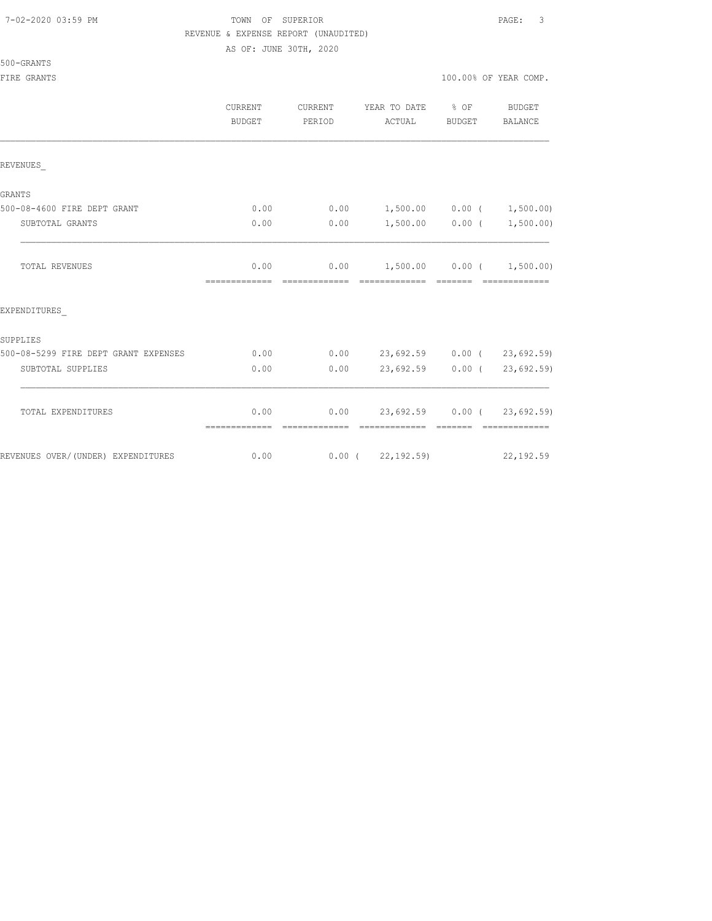TOWN OF SUPERIOR

REVENUE & EXPENSE REPORT (UNAUDITED)

AS OF: JUNE 30TH, 2020

500-GRANTS

FIRE GRANTS — 100.00% OF YEAR COMP.

| | CURRENT BUDGET | CURRENT PERIOD | YEAR TO DATE ACTUAL | % OF BUDGET | BUDGET BALANCE |
|---|---|---|---|---|---|
| REVENUES_ | | | | | |
| GRANTS | | | | | |
| 500-08-4600 FIRE DEPT GRANT | 0.00 | 0.00 | 1,500.00 | 0.00 | ( 1,500.00) |
| SUBTOTAL GRANTS | 0.00 | 0.00 | 1,500.00 | 0.00 | ( 1,500.00) |
| TOTAL REVENUES | 0.00 | 0.00 | 1,500.00 | 0.00 | ( 1,500.00) |
| EXPENDITURES_ | | | | | |
| SUPPLIES | | | | | |
| 500-08-5299 FIRE DEPT GRANT EXPENSES | 0.00 | 0.00 | 23,692.59 | 0.00 | ( 23,692.59) |
| SUBTOTAL SUPPLIES | 0.00 | 0.00 | 23,692.59 | 0.00 | ( 23,692.59) |
| TOTAL EXPENDITURES | 0.00 | 0.00 | 23,692.59 | 0.00 | ( 23,692.59) |
| REVENUES OVER/(UNDER) EXPENDITURES | 0.00 | 0.00 | ( 22,192.59) | | 22,192.59 |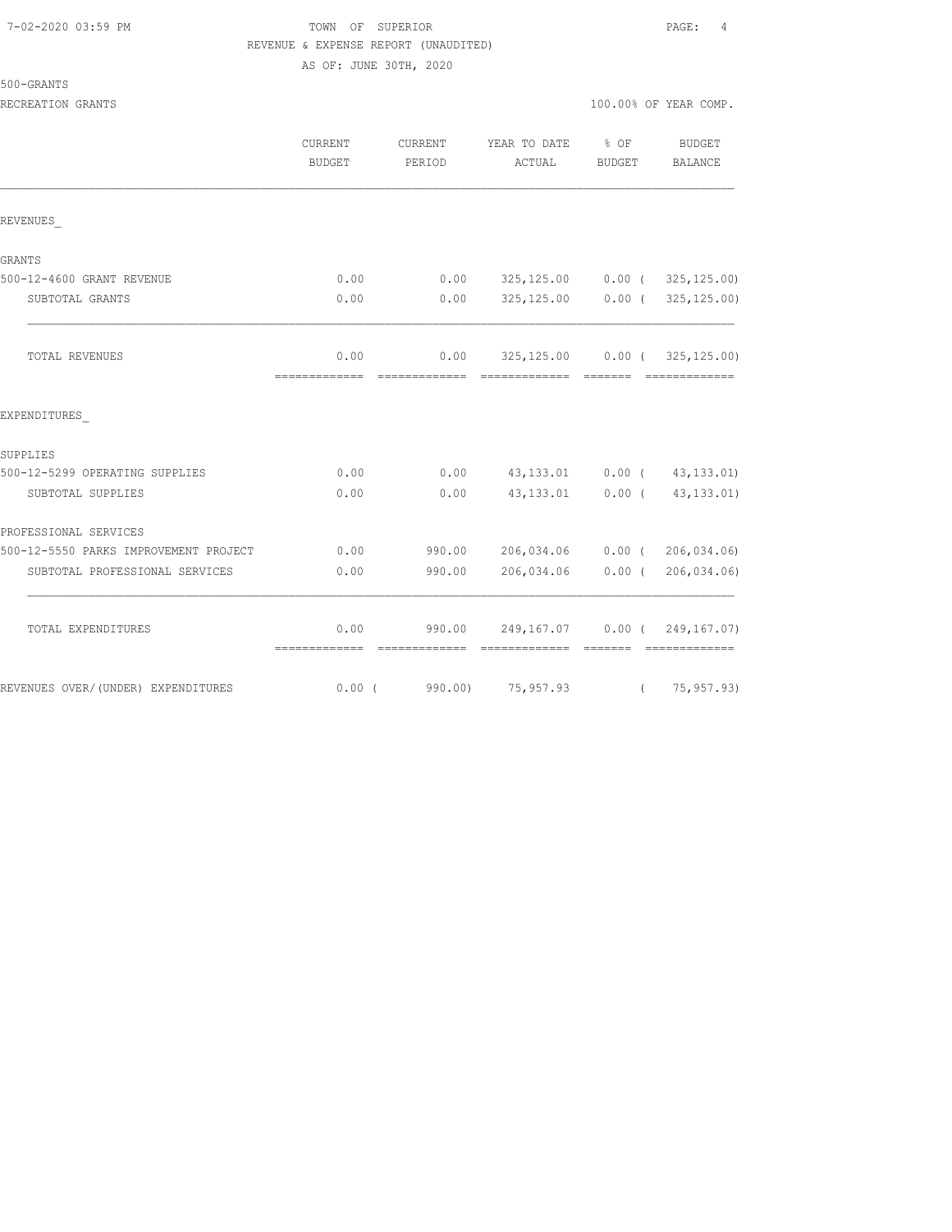TOWN OF SUPERIOR

REVENUE & EXPENSE REPORT (UNAUDITED)

AS OF: JUNE 30TH, 2020

500-GRANTS

RECREATION GRANTS

100.00% OF YEAR COMP.

| | CURRENT BUDGET | CURRENT PERIOD | YEAR TO DATE ACTUAL | % OF BUDGET | BUDGET BALANCE |
|---|---|---|---|---|---|
| REVENUES_ | | | | | |
| GRANTS | | | | | |
| 500-12-4600 GRANT REVENUE | 0.00 | 0.00 | 325,125.00 | 0.00 | ( 325,125.00) |
| SUBTOTAL GRANTS | 0.00 | 0.00 | 325,125.00 | 0.00 | ( 325,125.00) |
| TOTAL REVENUES | 0.00 | 0.00 | 325,125.00 | 0.00 | ( 325,125.00) |
| EXPENDITURES_ | | | | | |
| SUPPLIES | | | | | |
| 500-12-5299 OPERATING SUPPLIES | 0.00 | 0.00 | 43,133.01 | 0.00 | ( 43,133.01) |
| SUBTOTAL SUPPLIES | 0.00 | 0.00 | 43,133.01 | 0.00 | ( 43,133.01) |
| PROFESSIONAL SERVICES | | | | | |
| 500-12-5550 PARKS IMPROVEMENT PROJECT | 0.00 | 990.00 | 206,034.06 | 0.00 | ( 206,034.06) |
| SUBTOTAL PROFESSIONAL SERVICES | 0.00 | 990.00 | 206,034.06 | 0.00 | ( 206,034.06) |
| TOTAL EXPENDITURES | 0.00 | 990.00 | 249,167.07 | 0.00 | ( 249,167.07) |
| REVENUES OVER/(UNDER) EXPENDITURES | 0.00 | ( 990.00) | 75,957.93 | | ( 75,957.93) |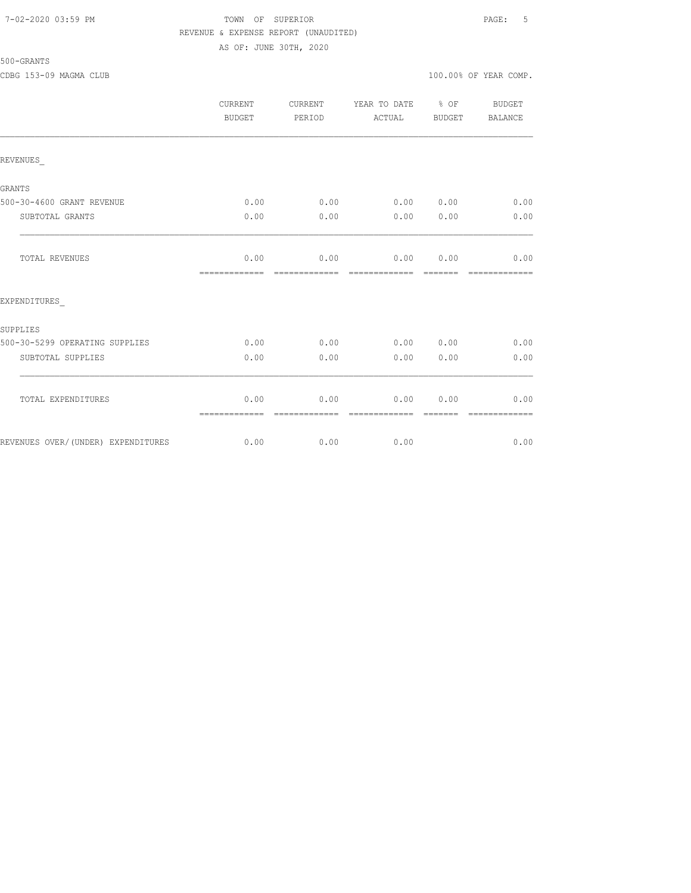TOWN OF SUPERIOR

REVENUE & EXPENSE REPORT (UNAUDITED)

AS OF: JUNE 30TH, 2020

500-GRANTS

CDBG 153-09 MAGMA CLUB

100.00% OF YEAR COMP.

| | CURRENT BUDGET | CURRENT PERIOD | YEAR TO DATE ACTUAL | % OF BUDGET | BUDGET BALANCE |
|---|---|---|---|---|---|
| REVENUES_ | | | | | |
| GRANTS | | | | | |
| 500-30-4600 GRANT REVENUE | 0.00 | 0.00 | 0.00 | 0.00 | 0.00 |
| SUBTOTAL GRANTS | 0.00 | 0.00 | 0.00 | 0.00 | 0.00 |
| TOTAL REVENUES | 0.00 | 0.00 | 0.00 | 0.00 | 0.00 |
| EXPENDITURES_ | | | | | |
| SUPPLIES | | | | | |
| 500-30-5299 OPERATING SUPPLIES | 0.00 | 0.00 | 0.00 | 0.00 | 0.00 |
| SUBTOTAL SUPPLIES | 0.00 | 0.00 | 0.00 | 0.00 | 0.00 |
| TOTAL EXPENDITURES | 0.00 | 0.00 | 0.00 | 0.00 | 0.00 |
| REVENUES OVER/(UNDER) EXPENDITURES | 0.00 | 0.00 | 0.00 | | 0.00 |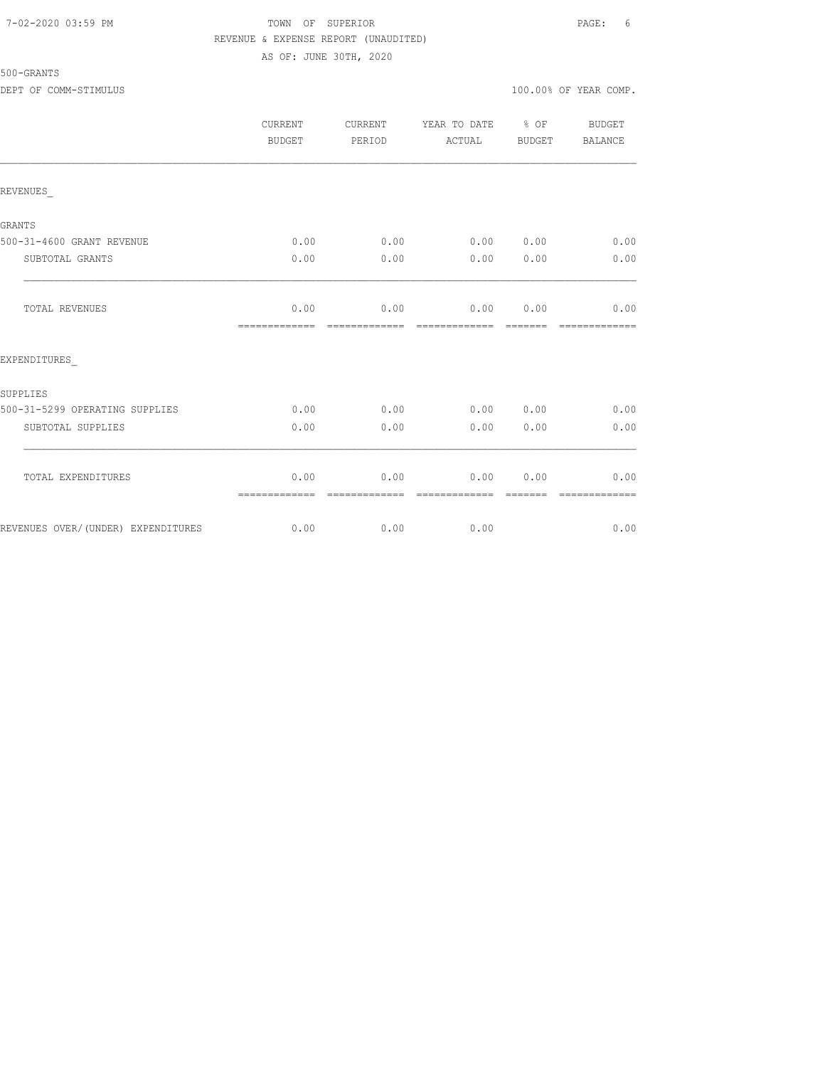TOWN OF SUPERIOR
REVENUE & EXPENSE REPORT (UNAUDITED)
AS OF: JUNE 30TH, 2020

500-GRANTS

DEPT OF COMM-STIMULUS — 100.00% OF YEAR COMP.

| | CURRENT BUDGET | CURRENT PERIOD | YEAR TO DATE ACTUAL | % OF BUDGET | BUDGET BALANCE |
|---|---|---|---|---|---|
| **REVENUES_** | | | | | |
| **GRANTS** | | | | | |
| 500-31-4600 GRANT REVENUE | 0.00 | 0.00 | 0.00 | 0.00 | 0.00 |
| SUBTOTAL GRANTS | 0.00 | 0.00 | 0.00 | 0.00 | 0.00 |
| TOTAL REVENUES | 0.00 | 0.00 | 0.00 | 0.00 | 0.00 |
| **EXPENDITURES_** | | | | | |
| **SUPPLIES** | | | | | |
| 500-31-5299 OPERATING SUPPLIES | 0.00 | 0.00 | 0.00 | 0.00 | 0.00 |
| SUBTOTAL SUPPLIES | 0.00 | 0.00 | 0.00 | 0.00 | 0.00 |
| TOTAL EXPENDITURES | 0.00 | 0.00 | 0.00 | 0.00 | 0.00 |
| REVENUES OVER/(UNDER) EXPENDITURES | 0.00 | 0.00 | 0.00 | | 0.00 |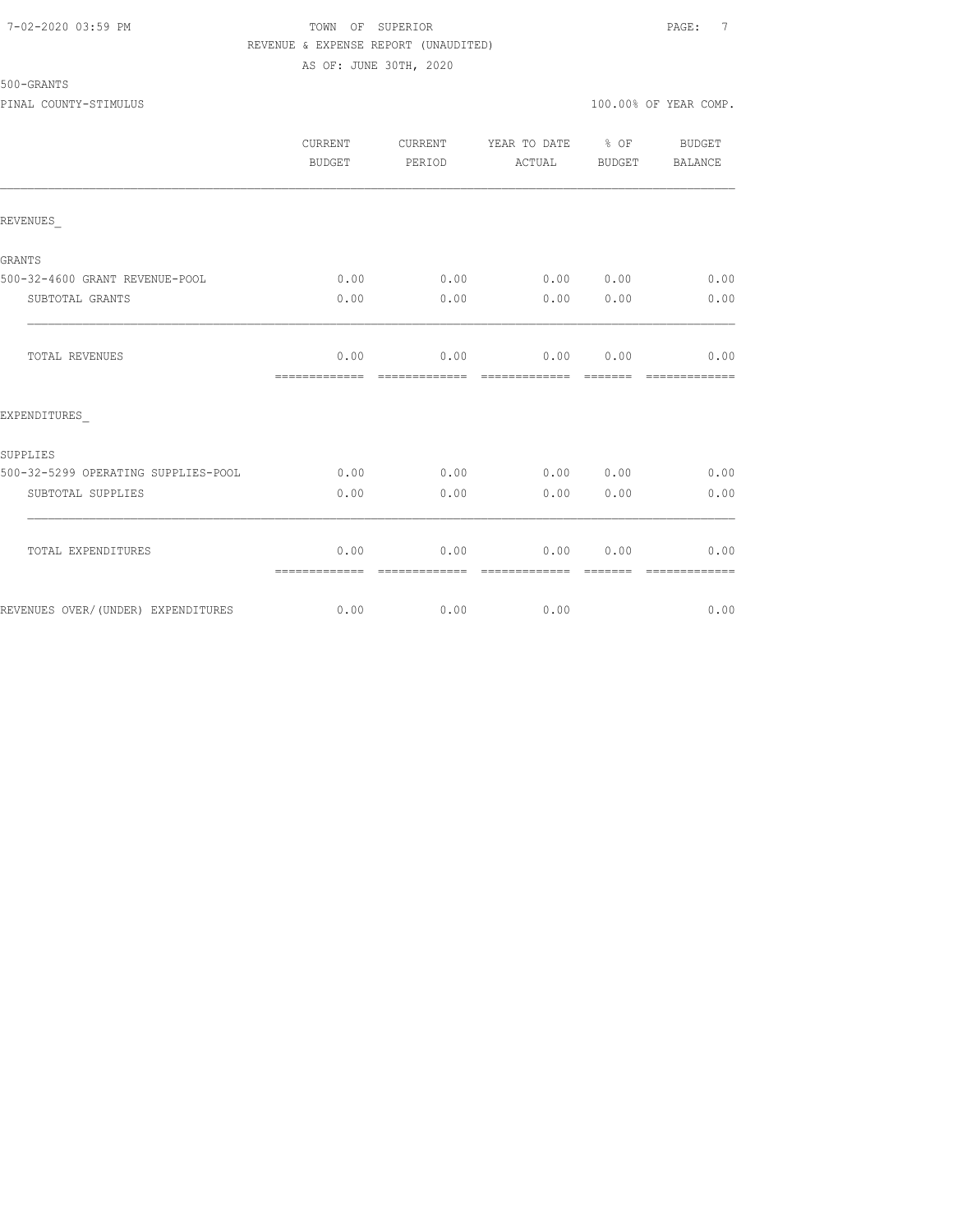TOWN OF SUPERIOR
REVENUE & EXPENSE REPORT (UNAUDITED)
AS OF: JUNE 30TH, 2020

500-GRANTS

PINAL COUNTY-STIMULUS

100.00% OF YEAR COMP.

| | CURRENT BUDGET | CURRENT PERIOD | YEAR TO DATE ACTUAL | % OF BUDGET | BUDGET BALANCE |
|---|---|---|---|---|---|
| REVENUES_ | | | | | |
| GRANTS | | | | | |
| 500-32-4600 GRANT REVENUE-POOL | 0.00 | 0.00 | 0.00 | 0.00 | 0.00 |
| SUBTOTAL GRANTS | 0.00 | 0.00 | 0.00 | 0.00 | 0.00 |
| TOTAL REVENUES | 0.00 | 0.00 | 0.00 | 0.00 | 0.00 |
| EXPENDITURES_ | | | | | |
| SUPPLIES | | | | | |
| 500-32-5299 OPERATING SUPPLIES-POOL | 0.00 | 0.00 | 0.00 | 0.00 | 0.00 |
| SUBTOTAL SUPPLIES | 0.00 | 0.00 | 0.00 | 0.00 | 0.00 |
| TOTAL EXPENDITURES | 0.00 | 0.00 | 0.00 | 0.00 | 0.00 |
| REVENUES OVER/(UNDER) EXPENDITURES | 0.00 | 0.00 | 0.00 | | 0.00 |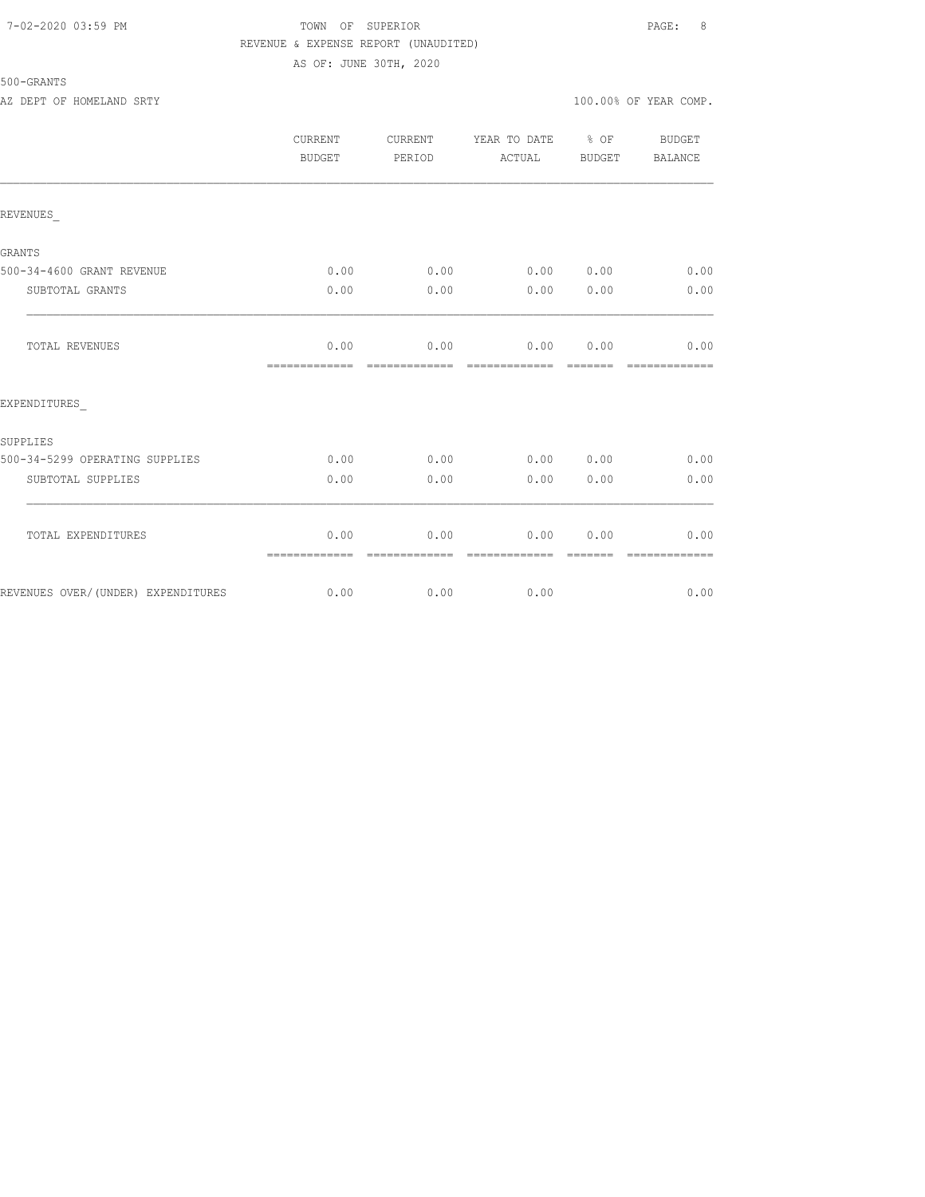TOWN OF SUPERIOR

REVENUE & EXPENSE REPORT (UNAUDITED)

AS OF: JUNE 30TH, 2020

500-GRANTS

AZ DEPT OF HOMELAND SRTY — 100.00% OF YEAR COMP.

| | CURRENT BUDGET | CURRENT PERIOD | YEAR TO DATE ACTUAL | % OF BUDGET | BUDGET BALANCE |
|---|---|---|---|---|---|
| REVENUES_ | | | | | |
| GRANTS | | | | | |
| 500-34-4600 GRANT REVENUE | 0.00 | 0.00 | 0.00 | 0.00 | 0.00 |
| SUBTOTAL GRANTS | 0.00 | 0.00 | 0.00 | 0.00 | 0.00 |
| TOTAL REVENUES | 0.00 | 0.00 | 0.00 | 0.00 | 0.00 |
| EXPENDITURES_ | | | | | |
| SUPPLIES | | | | | |
| 500-34-5299 OPERATING SUPPLIES | 0.00 | 0.00 | 0.00 | 0.00 | 0.00 |
| SUBTOTAL SUPPLIES | 0.00 | 0.00 | 0.00 | 0.00 | 0.00 |
| TOTAL EXPENDITURES | 0.00 | 0.00 | 0.00 | 0.00 | 0.00 |
| REVENUES OVER/(UNDER) EXPENDITURES | 0.00 | 0.00 | 0.00 | | 0.00 |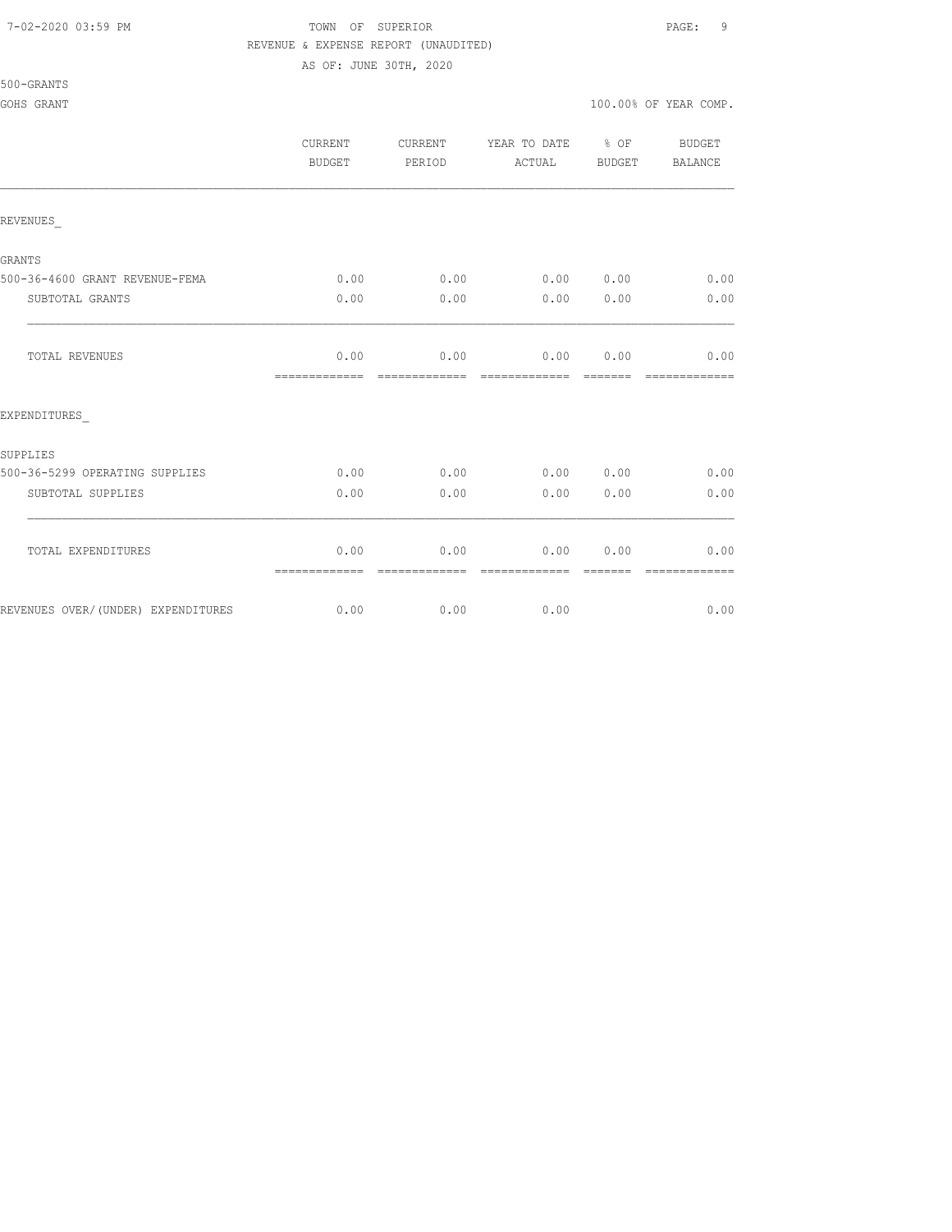TOWN OF SUPERIOR

REVENUE & EXPENSE REPORT (UNAUDITED)

AS OF: JUNE 30TH, 2020

500-GRANTS

GOHS GRANT

100.00% OF YEAR COMP.

| | CURRENT BUDGET | CURRENT PERIOD | YEAR TO DATE ACTUAL | % OF BUDGET | BUDGET BALANCE |
|---|---|---|---|---|---|
| REVENUES_ | | | | | |
| GRANTS | | | | | |
| 500-36-4600 GRANT REVENUE-FEMA | 0.00 | 0.00 | 0.00 | 0.00 | 0.00 |
| SUBTOTAL GRANTS | 0.00 | 0.00 | 0.00 | 0.00 | 0.00 |
| TOTAL REVENUES | 0.00 | 0.00 | 0.00 | 0.00 | 0.00 |
| EXPENDITURES_ | | | | | |
| SUPPLIES | | | | | |
| 500-36-5299 OPERATING SUPPLIES | 0.00 | 0.00 | 0.00 | 0.00 | 0.00 |
| SUBTOTAL SUPPLIES | 0.00 | 0.00 | 0.00 | 0.00 | 0.00 |
| TOTAL EXPENDITURES | 0.00 | 0.00 | 0.00 | 0.00 | 0.00 |
| REVENUES OVER/(UNDER) EXPENDITURES | 0.00 | 0.00 | 0.00 | | 0.00 |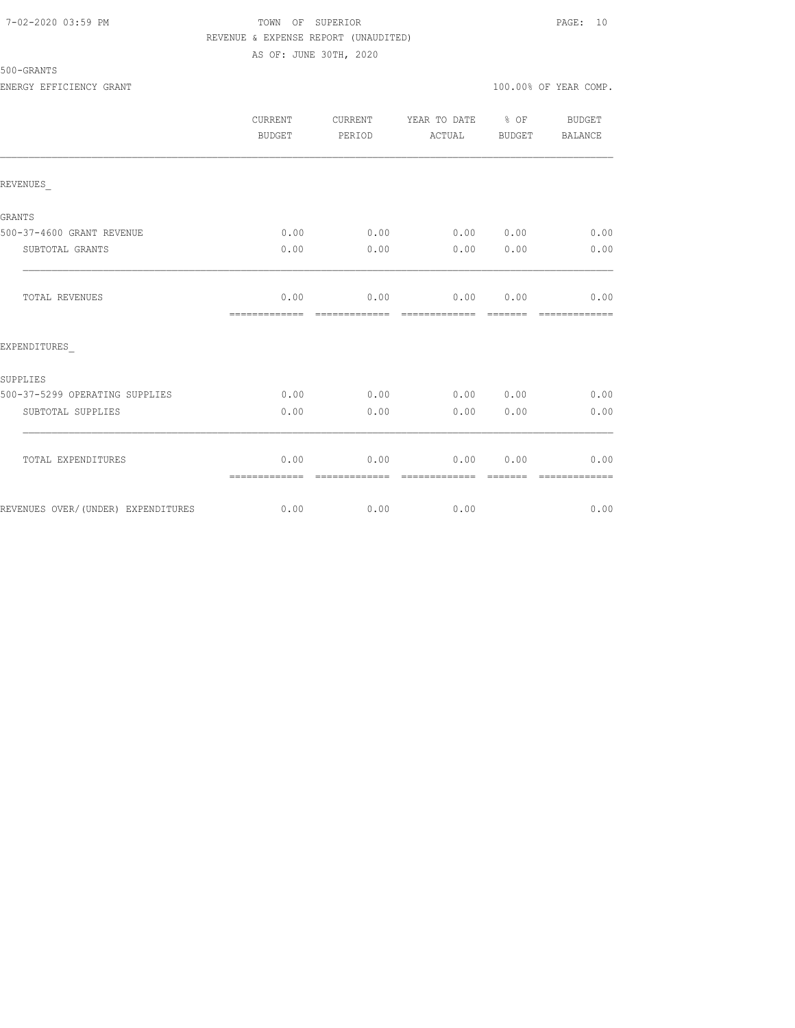TOWN OF SUPERIOR

REVENUE & EXPENSE REPORT (UNAUDITED)

AS OF: JUNE 30TH, 2020

500-GRANTS

ENERGY EFFICIENCY GRANT — 100.00% OF YEAR COMP.

| | CURRENT BUDGET | CURRENT PERIOD | YEAR TO DATE ACTUAL | % OF BUDGET | BUDGET BALANCE |
|---|---|---|---|---|---|
| **REVENUES_** | | | | | |
| **GRANTS** | | | | | |
| 500-37-4600 GRANT REVENUE | 0.00 | 0.00 | 0.00 | 0.00 | 0.00 |
| SUBTOTAL GRANTS | 0.00 | 0.00 | 0.00 | 0.00 | 0.00 |
| TOTAL REVENUES | 0.00 | 0.00 | 0.00 | 0.00 | 0.00 |
| **EXPENDITURES_** | | | | | |
| **SUPPLIES** | | | | | |
| 500-37-5299 OPERATING SUPPLIES | 0.00 | 0.00 | 0.00 | 0.00 | 0.00 |
| SUBTOTAL SUPPLIES | 0.00 | 0.00 | 0.00 | 0.00 | 0.00 |
| TOTAL EXPENDITURES | 0.00 | 0.00 | 0.00 | 0.00 | 0.00 |
| REVENUES OVER/(UNDER) EXPENDITURES | 0.00 | 0.00 | 0.00 | | 0.00 |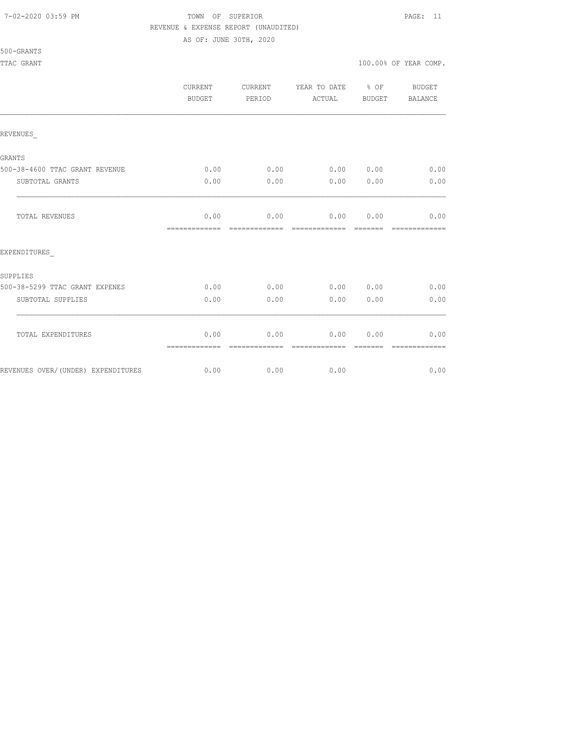TOWN OF SUPERIOR
REVENUE & EXPENSE REPORT (UNAUDITED)
AS OF: JUNE 30TH, 2020

500-GRANTS

TTAC GRANT — 100.00% OF YEAR COMP.

| | CURRENT BUDGET | CURRENT PERIOD | YEAR TO DATE ACTUAL | % OF BUDGET | BUDGET BALANCE |
|---|---|---|---|---|---|
| REVENUES_ | | | | | |
| GRANTS | | | | | |
| 500-38-4600 TTAC GRANT REVENUE | 0.00 | 0.00 | 0.00 | 0.00 | 0.00 |
| SUBTOTAL GRANTS | 0.00 | 0.00 | 0.00 | 0.00 | 0.00 |
| TOTAL REVENUES | 0.00 | 0.00 | 0.00 | 0.00 | 0.00 |
| EXPENDITURES_ | | | | | |
| SUPPLIES | | | | | |
| 500-38-5299 TTAC GRANT EXPENES | 0.00 | 0.00 | 0.00 | 0.00 | 0.00 |
| SUBTOTAL SUPPLIES | 0.00 | 0.00 | 0.00 | 0.00 | 0.00 |
| TOTAL EXPENDITURES | 0.00 | 0.00 | 0.00 | 0.00 | 0.00 |
| REVENUES OVER/(UNDER) EXPENDITURES | 0.00 | 0.00 | 0.00 | | 0.00 |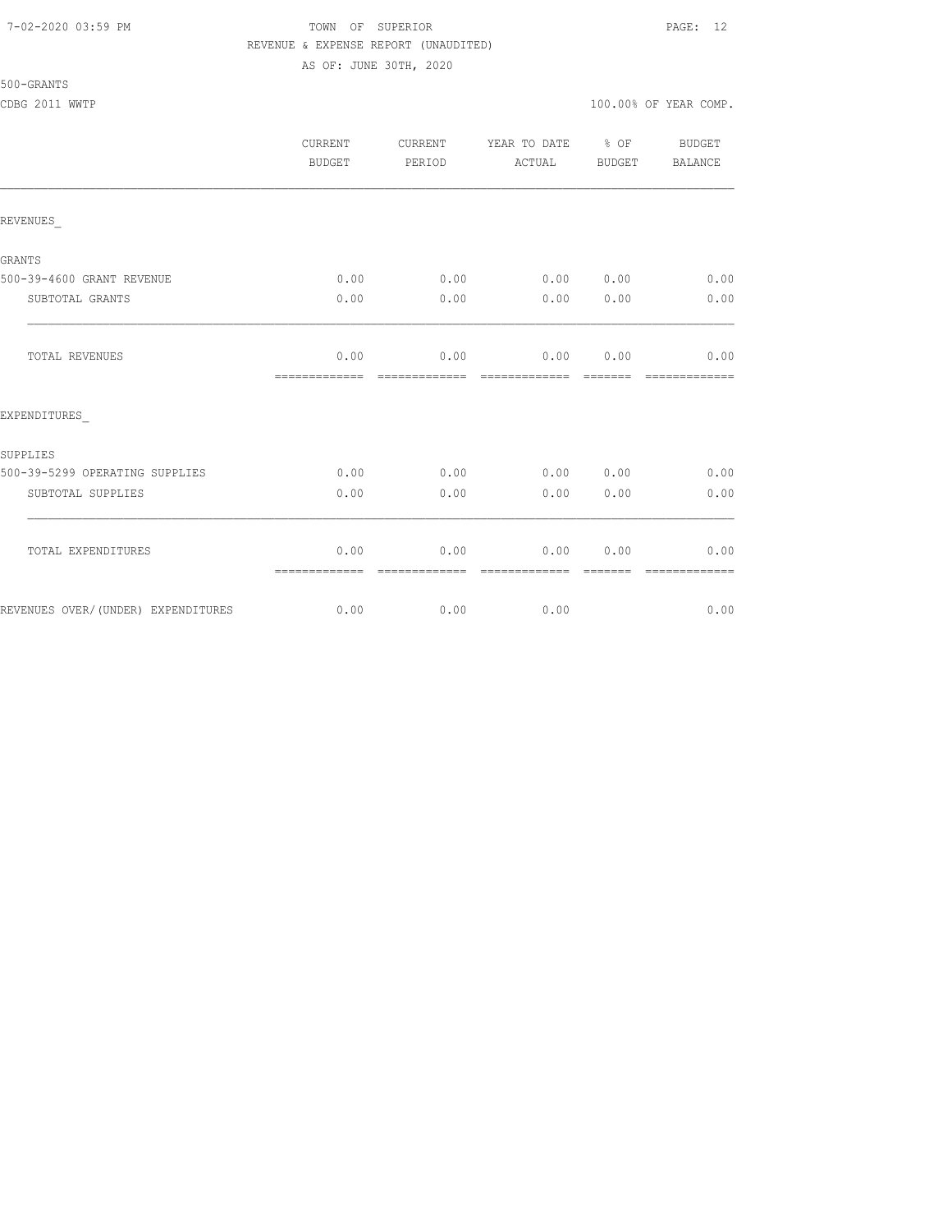TOWN OF SUPERIOR

REVENUE & EXPENSE REPORT (UNAUDITED)

AS OF: JUNE 30TH, 2020

500-GRANTS

CDBG 2011 WWTP

100.00% OF YEAR COMP.

| | CURRENT BUDGET | CURRENT PERIOD | YEAR TO DATE ACTUAL | % OF BUDGET | BUDGET BALANCE |
|---|---|---|---|---|---|
| REVENUES_ | | | | | |
| GRANTS | | | | | |
| 500-39-4600 GRANT REVENUE | 0.00 | 0.00 | 0.00 | 0.00 | 0.00 |
| SUBTOTAL GRANTS | 0.00 | 0.00 | 0.00 | 0.00 | 0.00 |
| TOTAL REVENUES | 0.00 | 0.00 | 0.00 | 0.00 | 0.00 |
| EXPENDITURES_ | | | | | |
| SUPPLIES | | | | | |
| 500-39-5299 OPERATING SUPPLIES | 0.00 | 0.00 | 0.00 | 0.00 | 0.00 |
| SUBTOTAL SUPPLIES | 0.00 | 0.00 | 0.00 | 0.00 | 0.00 |
| TOTAL EXPENDITURES | 0.00 | 0.00 | 0.00 | 0.00 | 0.00 |
| REVENUES OVER/(UNDER) EXPENDITURES | 0.00 | 0.00 | 0.00 | | 0.00 |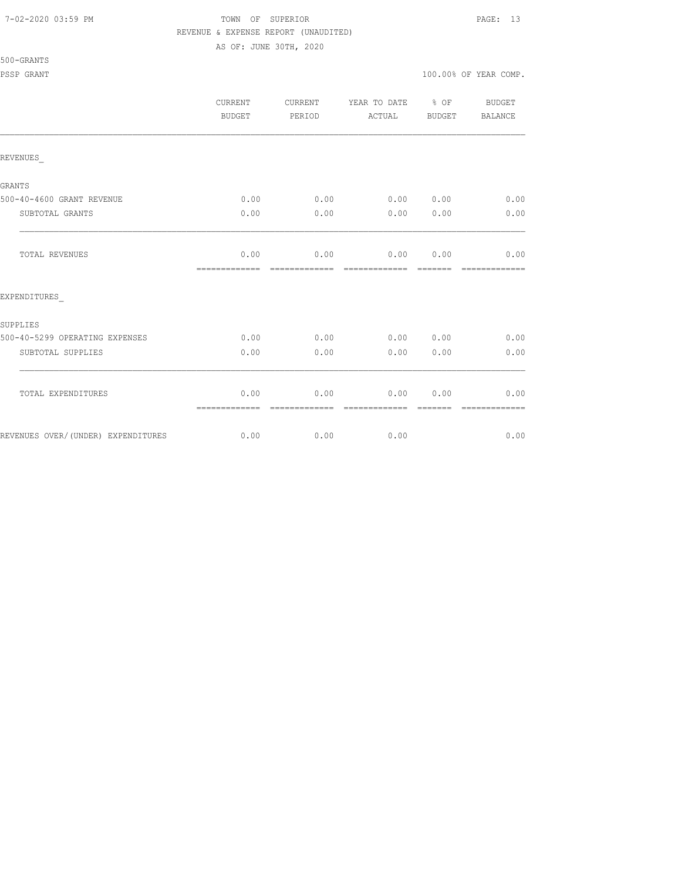TOWN OF SUPERIOR

REVENUE & EXPENSE REPORT (UNAUDITED)

AS OF: JUNE 30TH, 2020

500-GRANTS

PSSP GRANT

100.00% OF YEAR COMP.

| | CURRENT BUDGET | CURRENT PERIOD | YEAR TO DATE ACTUAL | % OF BUDGET | BUDGET BALANCE |
|---|---|---|---|---|---|
| REVENUES_ | | | | | |
| GRANTS | | | | | |
| 500-40-4600 GRANT REVENUE | 0.00 | 0.00 | 0.00 | 0.00 | 0.00 |
| SUBTOTAL GRANTS | 0.00 | 0.00 | 0.00 | 0.00 | 0.00 |
| TOTAL REVENUES | 0.00 | 0.00 | 0.00 | 0.00 | 0.00 |
| EXPENDITURES_ | | | | | |
| SUPPLIES | | | | | |
| 500-40-5299 OPERATING EXPENSES | 0.00 | 0.00 | 0.00 | 0.00 | 0.00 |
| SUBTOTAL SUPPLIES | 0.00 | 0.00 | 0.00 | 0.00 | 0.00 |
| TOTAL EXPENDITURES | 0.00 | 0.00 | 0.00 | 0.00 | 0.00 |
| REVENUES OVER/(UNDER) EXPENDITURES | 0.00 | 0.00 | 0.00 | | 0.00 |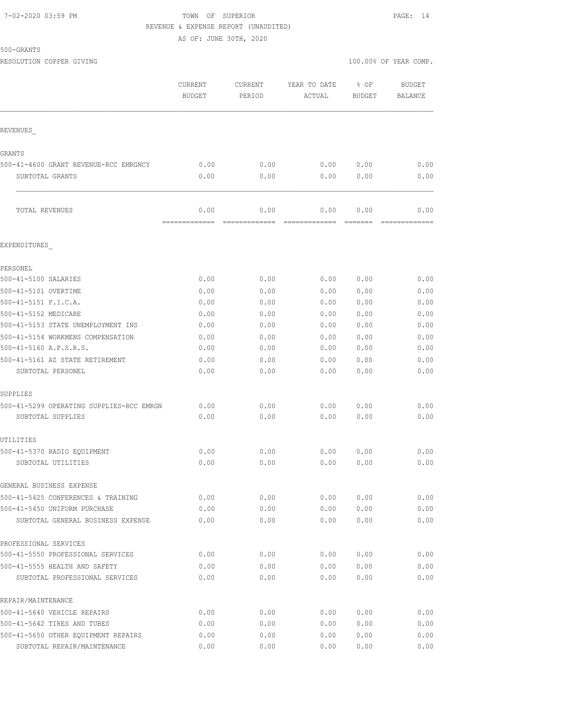7-02-2020 03:59 PM TOWN OF SUPERIOR

REVENUE & EXPENSE REPORT (UNAUDITED)

AS OF: JUNE 30TH, 2020

500-GRANTS

RESOLUTION COPPER GIVING — 100.00% OF YEAR COMP.

| | CURRENT BUDGET | CURRENT PERIOD | YEAR TO DATE ACTUAL | % OF BUDGET | BUDGET BALANCE |
|---|---|---|---|---|---|
| **REVENUES_** | | | | | |
| GRANTS | | | | | |
| 500-41-4600 GRANT REVENUE-RCC EMRGNCY | 0.00 | 0.00 | 0.00 | 0.00 | 0.00 |
| SUBTOTAL GRANTS | 0.00 | 0.00 | 0.00 | 0.00 | 0.00 |
| TOTAL REVENUES | 0.00 | 0.00 | 0.00 | 0.00 | 0.00 |
| **EXPENDITURES_** | | | | | |
| PERSONEL | | | | | |
| 500-41-5100 SALARIES | 0.00 | 0.00 | 0.00 | 0.00 | 0.00 |
| 500-41-5101 OVERTIME | 0.00 | 0.00 | 0.00 | 0.00 | 0.00 |
| 500-41-5151 F.I.C.A. | 0.00 | 0.00 | 0.00 | 0.00 | 0.00 |
| 500-41-5152 MEDICARE | 0.00 | 0.00 | 0.00 | 0.00 | 0.00 |
| 500-41-5153 STATE UNEMPLOYMENT INS | 0.00 | 0.00 | 0.00 | 0.00 | 0.00 |
| 500-41-5154 WORKMENS COMPENSATION | 0.00 | 0.00 | 0.00 | 0.00 | 0.00 |
| 500-41-5160 A.P.S.R.S. | 0.00 | 0.00 | 0.00 | 0.00 | 0.00 |
| 500-41-5161 AZ STATE RETIREMENT | 0.00 | 0.00 | 0.00 | 0.00 | 0.00 |
| SUBTOTAL PERSONEL | 0.00 | 0.00 | 0.00 | 0.00 | 0.00 |
| SUPPLIES | | | | | |
| 500-41-5299 OPERATING SUPPLIES-RCC EMRGN | 0.00 | 0.00 | 0.00 | 0.00 | 0.00 |
| SUBTOTAL SUPPLIES | 0.00 | 0.00 | 0.00 | 0.00 | 0.00 |
| UTILITIES | | | | | |
| 500-41-5370 RADIO EQUIPMENT | 0.00 | 0.00 | 0.00 | 0.00 | 0.00 |
| SUBTOTAL UTILITIES | 0.00 | 0.00 | 0.00 | 0.00 | 0.00 |
| GENERAL BUSINESS EXPENSE | | | | | |
| 500-41-5425 CONFERENCES & TRAINING | 0.00 | 0.00 | 0.00 | 0.00 | 0.00 |
| 500-41-5450 UNIFORM PURCHASE | 0.00 | 0.00 | 0.00 | 0.00 | 0.00 |
| SUBTOTAL GENERAL BUSINESS EXPENSE | 0.00 | 0.00 | 0.00 | 0.00 | 0.00 |
| PROFESSIONAL SERVICES | | | | | |
| 500-41-5550 PROFESSIONAL SERVICES | 0.00 | 0.00 | 0.00 | 0.00 | 0.00 |
| 500-41-5555 HEALTH AND SAFETY | 0.00 | 0.00 | 0.00 | 0.00 | 0.00 |
| SUBTOTAL PROFESSIONAL SERVICES | 0.00 | 0.00 | 0.00 | 0.00 | 0.00 |
| REPAIR/MAINTENANCE | | | | | |
| 500-41-5640 VEHICLE REPAIRS | 0.00 | 0.00 | 0.00 | 0.00 | 0.00 |
| 500-41-5642 TIRES AND TUBES | 0.00 | 0.00 | 0.00 | 0.00 | 0.00 |
| 500-41-5650 OTHER EQUIPMENT REPAIRS | 0.00 | 0.00 | 0.00 | 0.00 | 0.00 |
| SUBTOTAL REPAIR/MAINTENANCE | 0.00 | 0.00 | 0.00 | 0.00 | 0.00 |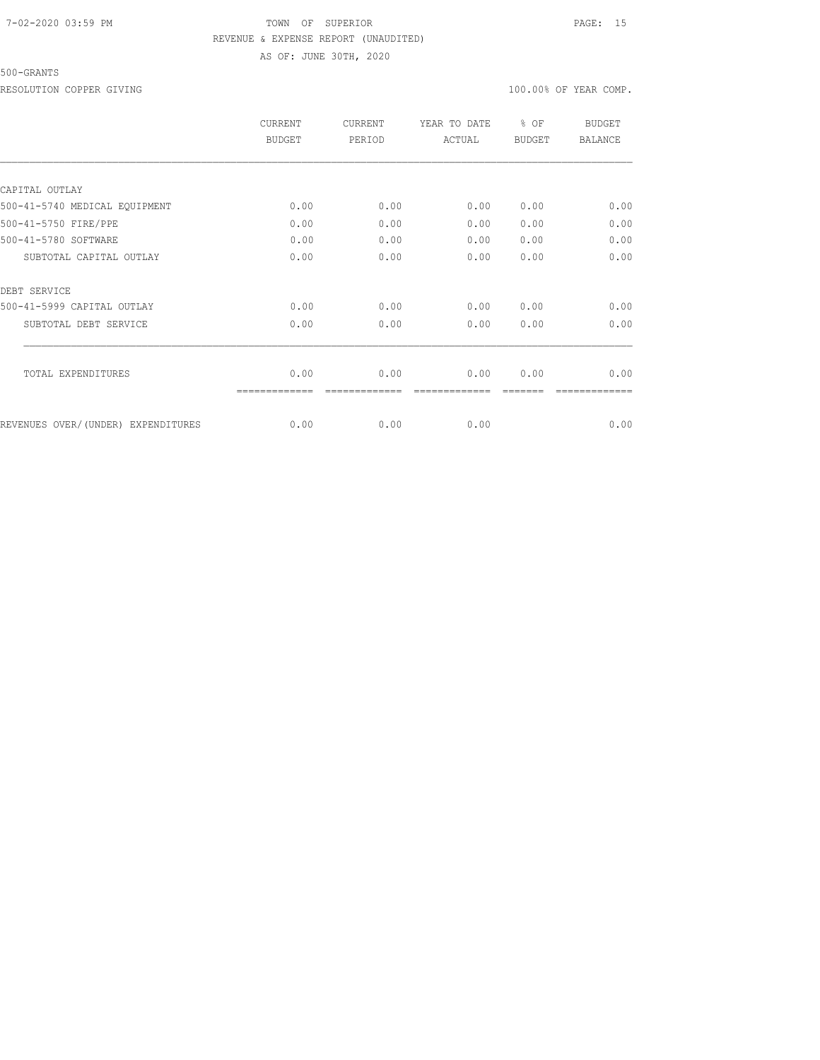TOWN OF SUPERIOR
REVENUE & EXPENSE REPORT (UNAUDITED)
AS OF: JUNE 30TH, 2020

500-GRANTS

RESOLUTION COPPER GIVING — 100.00% OF YEAR COMP.

| | CURRENT BUDGET | CURRENT PERIOD | YEAR TO DATE ACTUAL | % OF BUDGET | BUDGET BALANCE |
|---|---|---|---|---|---|
| CAPITAL OUTLAY | | | | | |
| 500-41-5740 MEDICAL EQUIPMENT | 0.00 | 0.00 | 0.00 | 0.00 | 0.00 |
| 500-41-5750 FIRE/PPE | 0.00 | 0.00 | 0.00 | 0.00 | 0.00 |
| 500-41-5780 SOFTWARE | 0.00 | 0.00 | 0.00 | 0.00 | 0.00 |
| SUBTOTAL CAPITAL OUTLAY | 0.00 | 0.00 | 0.00 | 0.00 | 0.00 |
| DEBT SERVICE | | | | | |
| 500-41-5999 CAPITAL OUTLAY | 0.00 | 0.00 | 0.00 | 0.00 | 0.00 |
| SUBTOTAL DEBT SERVICE | 0.00 | 0.00 | 0.00 | 0.00 | 0.00 |
| TOTAL EXPENDITURES | 0.00 | 0.00 | 0.00 | 0.00 | 0.00 |
| REVENUES OVER/(UNDER) EXPENDITURES | 0.00 | 0.00 | 0.00 | | 0.00 |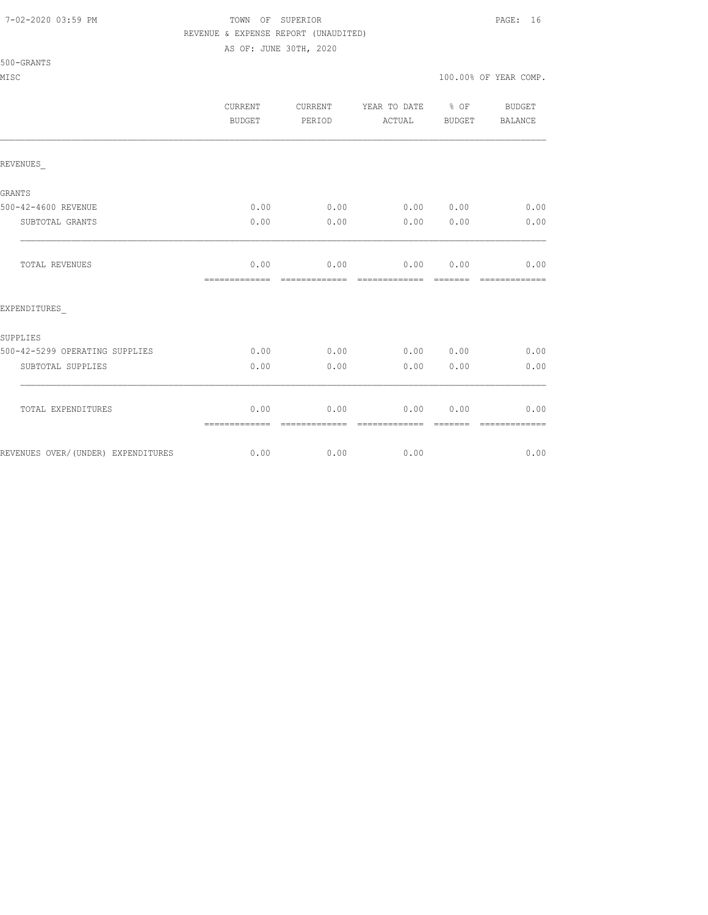TOWN OF SUPERIOR
REVENUE & EXPENSE REPORT (UNAUDITED)
AS OF: JUNE 30TH, 2020

500-GRANTS
MISC — 100.00% OF YEAR COMP.

| | CURRENT BUDGET | CURRENT PERIOD | YEAR TO DATE ACTUAL | % OF BUDGET | BUDGET BALANCE |
|---|---|---|---|---|---|
| **REVENUES_** | | | | | |
| GRANTS | | | | | |
| 500-42-4600 REVENUE | 0.00 | 0.00 | 0.00 | 0.00 | 0.00 |
| SUBTOTAL GRANTS | 0.00 | 0.00 | 0.00 | 0.00 | 0.00 |
| TOTAL REVENUES | 0.00 | 0.00 | 0.00 | 0.00 | 0.00 |
| **EXPENDITURES_** | | | | | |
| SUPPLIES | | | | | |
| 500-42-5299 OPERATING SUPPLIES | 0.00 | 0.00 | 0.00 | 0.00 | 0.00 |
| SUBTOTAL SUPPLIES | 0.00 | 0.00 | 0.00 | 0.00 | 0.00 |
| TOTAL EXPENDITURES | 0.00 | 0.00 | 0.00 | 0.00 | 0.00 |
| REVENUES OVER/(UNDER) EXPENDITURES | 0.00 | 0.00 | 0.00 | | 0.00 |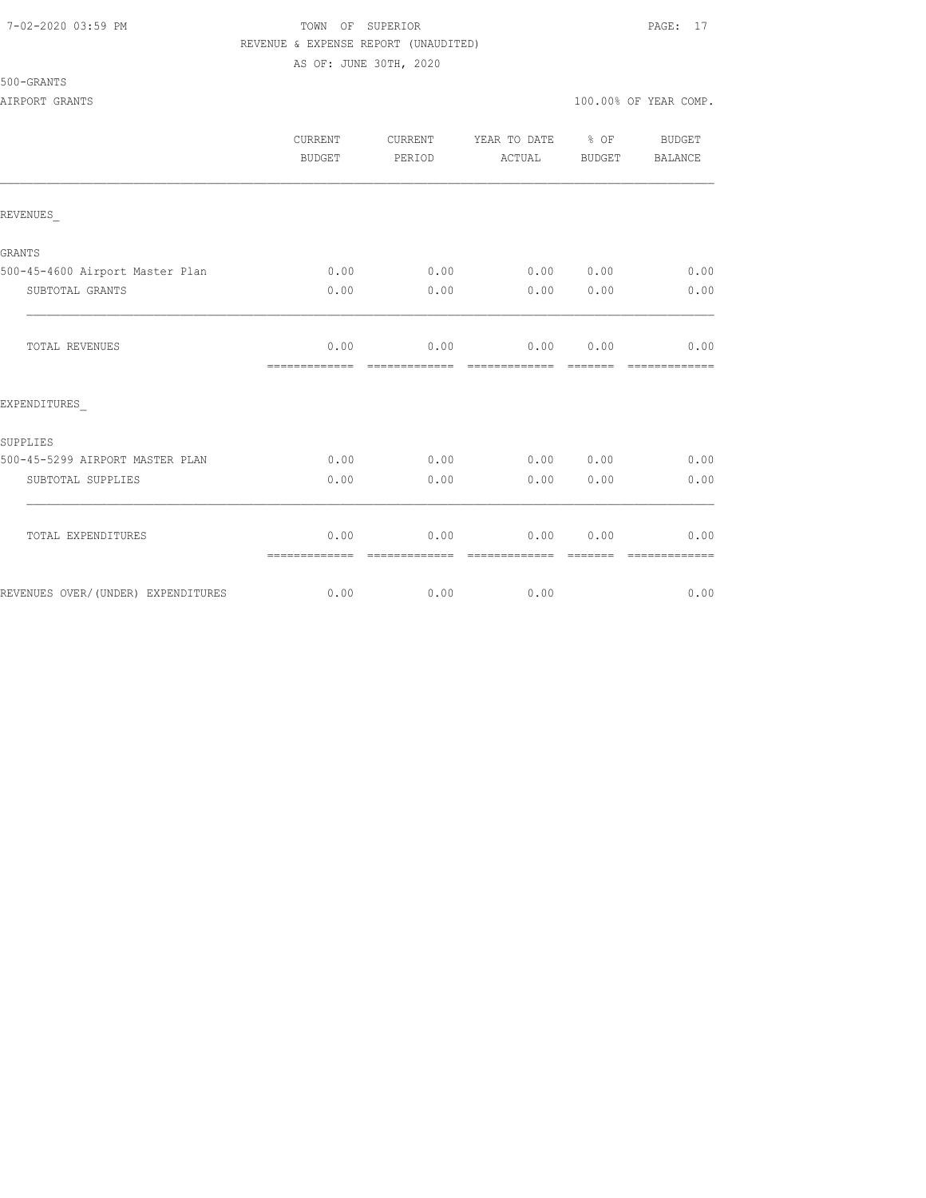TOWN OF SUPERIOR

REVENUE & EXPENSE REPORT (UNAUDITED)

AS OF: JUNE 30TH, 2020

500-GRANTS

AIRPORT GRANTS — 100.00% OF YEAR COMP.

| | CURRENT BUDGET | CURRENT PERIOD | YEAR TO DATE ACTUAL | % OF BUDGET | BUDGET BALANCE |
|---|---|---|---|---|---|
| **REVENUES_** | | | | | |
| **GRANTS** | | | | | |
| 500-45-4600 Airport Master Plan | 0.00 | 0.00 | 0.00 | 0.00 | 0.00 |
| SUBTOTAL GRANTS | 0.00 | 0.00 | 0.00 | 0.00 | 0.00 |
| TOTAL REVENUES | 0.00 | 0.00 | 0.00 | 0.00 | 0.00 |
| **EXPENDITURES_** | | | | | |
| **SUPPLIES** | | | | | |
| 500-45-5299 AIRPORT MASTER PLAN | 0.00 | 0.00 | 0.00 | 0.00 | 0.00 |
| SUBTOTAL SUPPLIES | 0.00 | 0.00 | 0.00 | 0.00 | 0.00 |
| TOTAL EXPENDITURES | 0.00 | 0.00 | 0.00 | 0.00 | 0.00 |
| REVENUES OVER/(UNDER) EXPENDITURES | 0.00 | 0.00 | 0.00 | | 0.00 |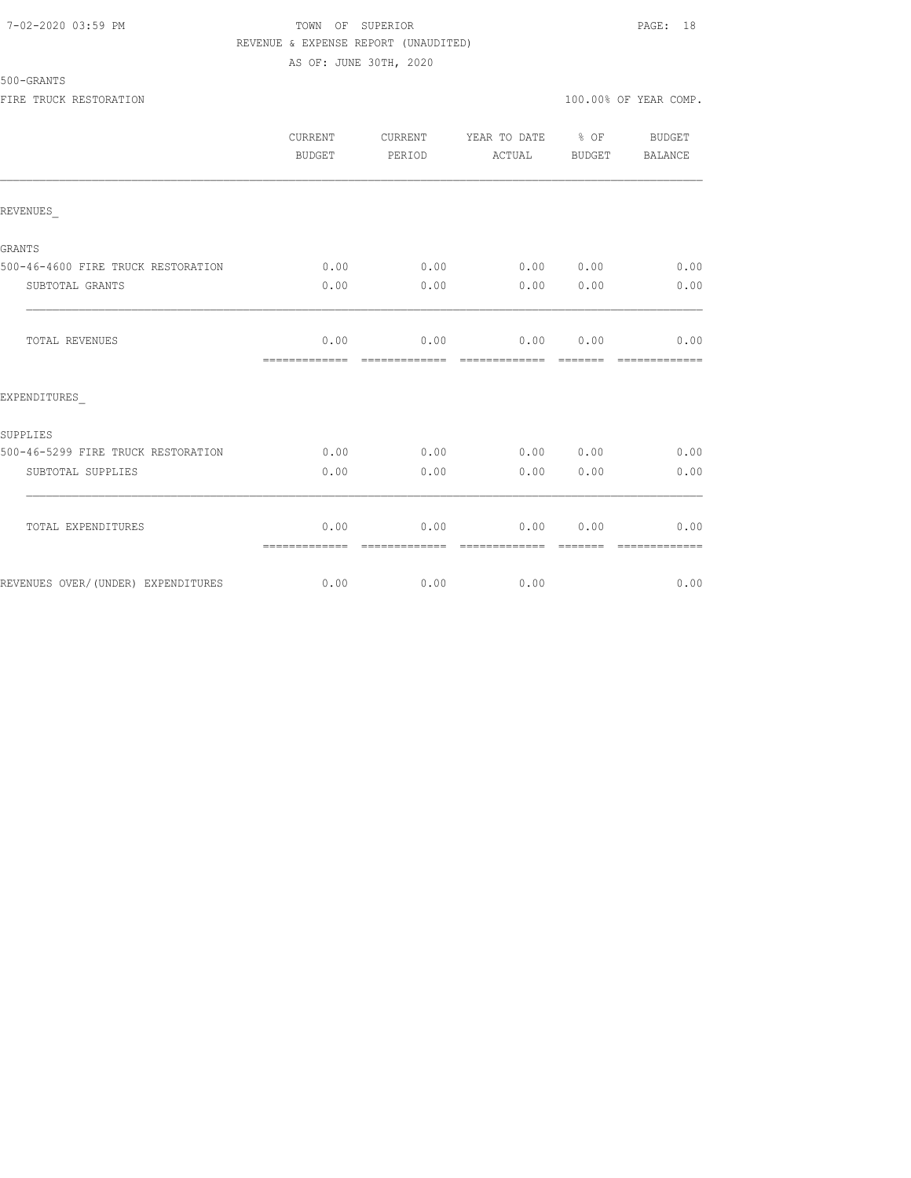TOWN OF SUPERIOR
REVENUE & EXPENSE REPORT (UNAUDITED)
AS OF: JUNE 30TH, 2020

500-GRANTS

FIRE TRUCK RESTORATION — 100.00% OF YEAR COMP.

| | CURRENT BUDGET | CURRENT PERIOD | YEAR TO DATE ACTUAL | % OF BUDGET | BUDGET BALANCE |
|---|---|---|---|---|---|
| REVENUES_ | | | | | |
| GRANTS | | | | | |
| 500-46-4600 FIRE TRUCK RESTORATION | 0.00 | 0.00 | 0.00 | 0.00 | 0.00 |
| SUBTOTAL GRANTS | 0.00 | 0.00 | 0.00 | 0.00 | 0.00 |
| TOTAL REVENUES | 0.00 | 0.00 | 0.00 | 0.00 | 0.00 |
| EXPENDITURES_ | | | | | |
| SUPPLIES | | | | | |
| 500-46-5299 FIRE TRUCK RESTORATION | 0.00 | 0.00 | 0.00 | 0.00 | 0.00 |
| SUBTOTAL SUPPLIES | 0.00 | 0.00 | 0.00 | 0.00 | 0.00 |
| TOTAL EXPENDITURES | 0.00 | 0.00 | 0.00 | 0.00 | 0.00 |
| REVENUES OVER/(UNDER) EXPENDITURES | 0.00 | 0.00 | 0.00 | | 0.00 |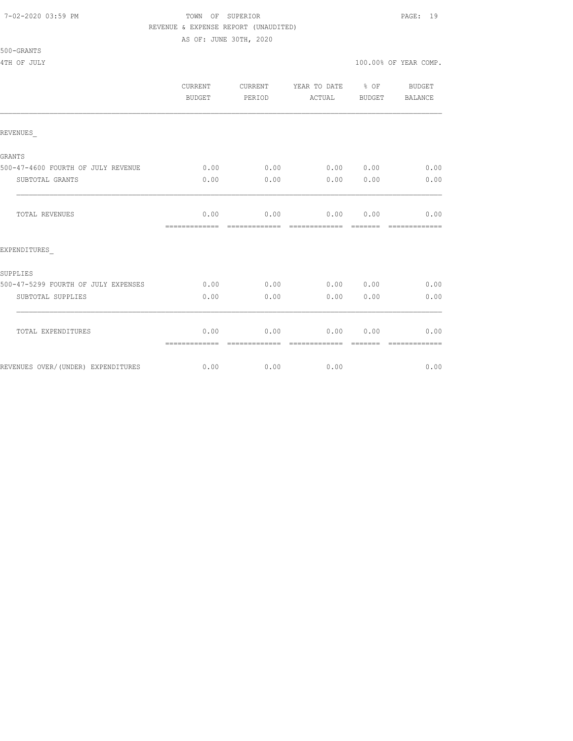TOWN OF SUPERIOR
REVENUE & EXPENSE REPORT (UNAUDITED)
AS OF: JUNE 30TH, 2020

500-GRANTS

4TH OF JULY

100.00% OF YEAR COMP.

| | CURRENT BUDGET | CURRENT PERIOD | YEAR TO DATE ACTUAL | % OF BUDGET | BUDGET BALANCE |
|---|---|---|---|---|---|
| REVENUES_ | | | | | |
| GRANTS | | | | | |
| 500-47-4600 FOURTH OF JULY REVENUE | 0.00 | 0.00 | 0.00 | 0.00 | 0.00 |
| SUBTOTAL GRANTS | 0.00 | 0.00 | 0.00 | 0.00 | 0.00 |
| TOTAL REVENUES | 0.00 | 0.00 | 0.00 | 0.00 | 0.00 |
| EXPENDITURES_ | | | | | |
| SUPPLIES | | | | | |
| 500-47-5299 FOURTH OF JULY EXPENSES | 0.00 | 0.00 | 0.00 | 0.00 | 0.00 |
| SUBTOTAL SUPPLIES | 0.00 | 0.00 | 0.00 | 0.00 | 0.00 |
| TOTAL EXPENDITURES | 0.00 | 0.00 | 0.00 | 0.00 | 0.00 |
| REVENUES OVER/(UNDER) EXPENDITURES | 0.00 | 0.00 | 0.00 | | 0.00 |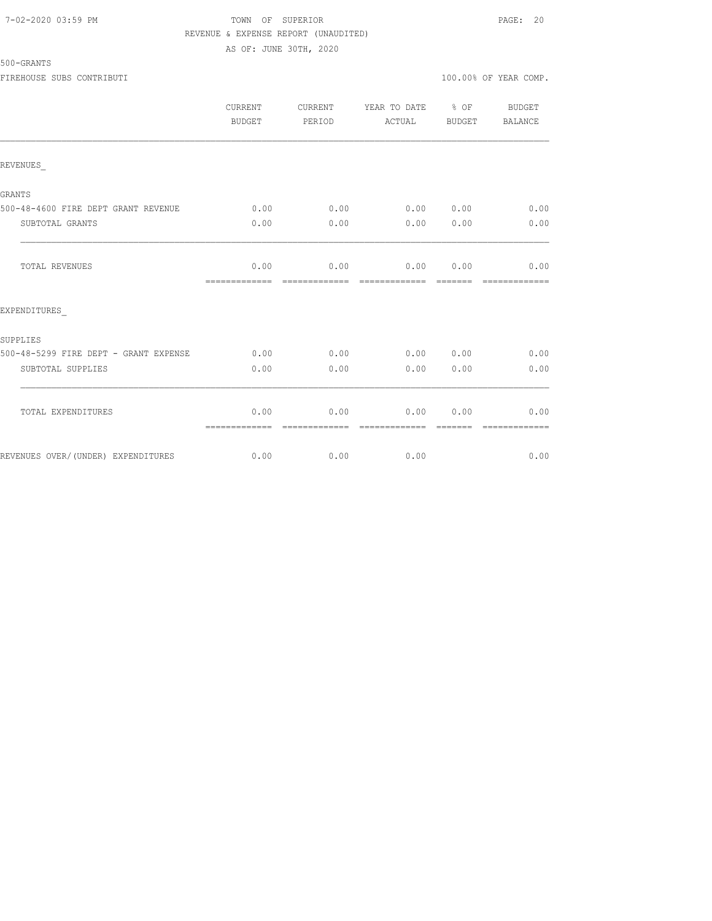TOWN OF SUPERIOR

REVENUE & EXPENSE REPORT (UNAUDITED)

AS OF: JUNE 30TH, 2020

500-GRANTS

FIREHOUSE SUBS CONTRIBUTI

100.00% OF YEAR COMP.

| | CURRENT BUDGET | CURRENT PERIOD | YEAR TO DATE ACTUAL | % OF BUDGET | BUDGET BALANCE |
|---|---|---|---|---|---|
| REVENUES_ | | | | | |
| GRANTS | | | | | |
| 500-48-4600 FIRE DEPT GRANT REVENUE | 0.00 | 0.00 | 0.00 | 0.00 | 0.00 |
| SUBTOTAL GRANTS | 0.00 | 0.00 | 0.00 | 0.00 | 0.00 |
| TOTAL REVENUES | 0.00 | 0.00 | 0.00 | 0.00 | 0.00 |
| EXPENDITURES_ | | | | | |
| SUPPLIES | | | | | |
| 500-48-5299 FIRE DEPT - GRANT EXPENSE | 0.00 | 0.00 | 0.00 | 0.00 | 0.00 |
| SUBTOTAL SUPPLIES | 0.00 | 0.00 | 0.00 | 0.00 | 0.00 |
| TOTAL EXPENDITURES | 0.00 | 0.00 | 0.00 | 0.00 | 0.00 |
| REVENUES OVER/(UNDER) EXPENDITURES | 0.00 | 0.00 | 0.00 | | 0.00 |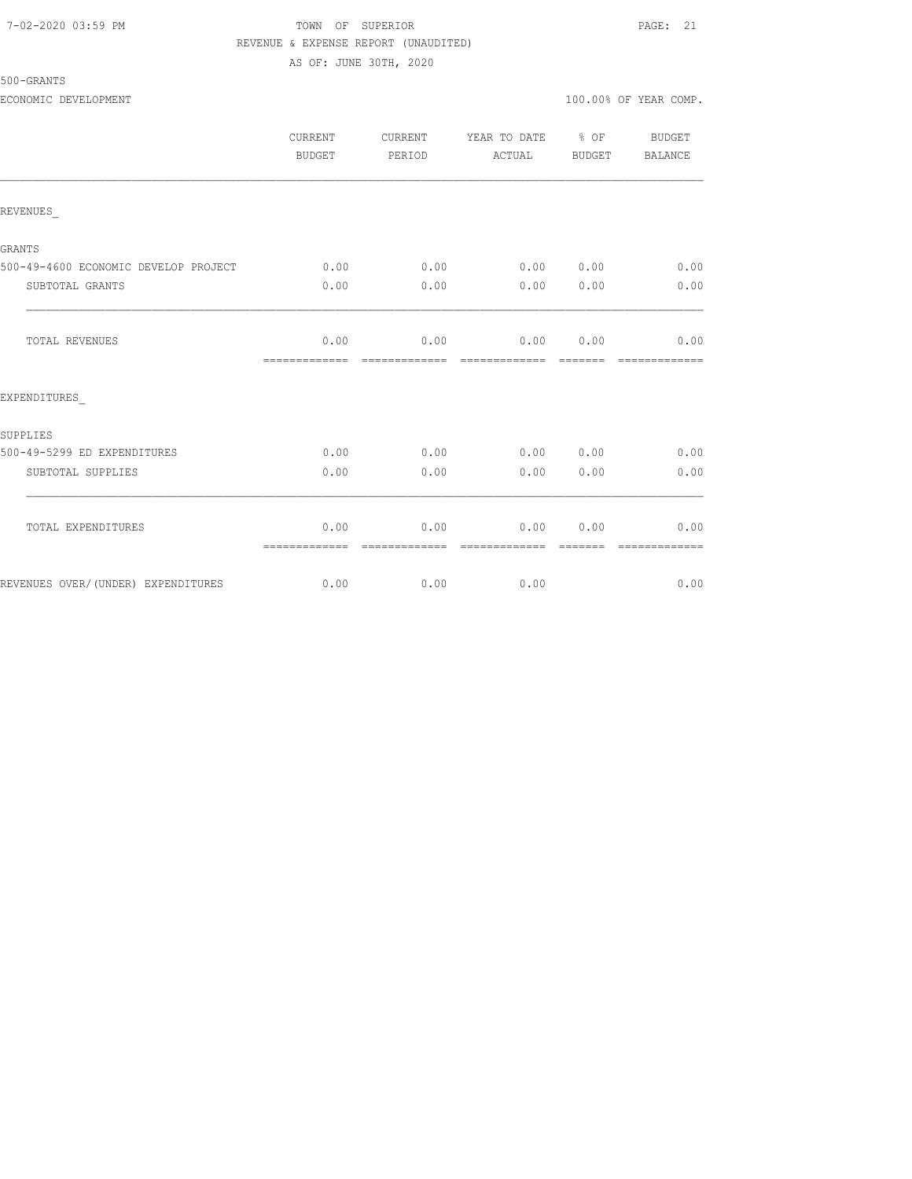TOWN OF SUPERIOR

REVENUE & EXPENSE REPORT (UNAUDITED)

AS OF: JUNE 30TH, 2020

500-GRANTS

ECONOMIC DEVELOPMENT — 100.00% OF YEAR COMP.

| | CURRENT BUDGET | CURRENT PERIOD | YEAR TO DATE ACTUAL | % OF BUDGET | BUDGET BALANCE |
|---|---|---|---|---|---|
| REVENUES_ | | | | | |
| GRANTS | | | | | |
| 500-49-4600 ECONOMIC DEVELOP PROJECT | 0.00 | 0.00 | 0.00 | 0.00 | 0.00 |
| SUBTOTAL GRANTS | 0.00 | 0.00 | 0.00 | 0.00 | 0.00 |
| TOTAL REVENUES | 0.00 | 0.00 | 0.00 | 0.00 | 0.00 |
| EXPENDITURES_ | | | | | |
| SUPPLIES | | | | | |
| 500-49-5299 ED EXPENDITURES | 0.00 | 0.00 | 0.00 | 0.00 | 0.00 |
| SUBTOTAL SUPPLIES | 0.00 | 0.00 | 0.00 | 0.00 | 0.00 |
| TOTAL EXPENDITURES | 0.00 | 0.00 | 0.00 | 0.00 | 0.00 |
| REVENUES OVER/(UNDER) EXPENDITURES | 0.00 | 0.00 | 0.00 | | 0.00 |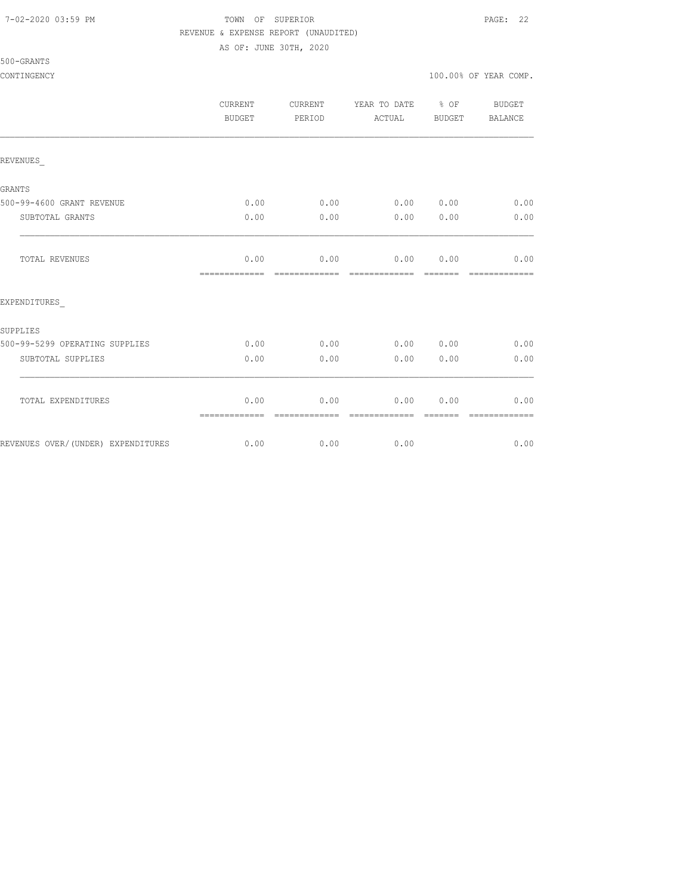TOWN OF SUPERIOR
REVENUE & EXPENSE REPORT (UNAUDITED)
AS OF: JUNE 30TH, 2020

500-GRANTS
CONTINGENCY

100.00% OF YEAR COMP.

| | CURRENT BUDGET | CURRENT PERIOD | YEAR TO DATE ACTUAL | % OF BUDGET | BUDGET BALANCE |
|---|---|---|---|---|---|
| REVENUES_ | | | | | |
| GRANTS | | | | | |
| 500-99-4600 GRANT REVENUE | 0.00 | 0.00 | 0.00 | 0.00 | 0.00 |
| SUBTOTAL GRANTS | 0.00 | 0.00 | 0.00 | 0.00 | 0.00 |
| TOTAL REVENUES | 0.00 | 0.00 | 0.00 | 0.00 | 0.00 |
| EXPENDITURES_ | | | | | |
| SUPPLIES | | | | | |
| 500-99-5299 OPERATING SUPPLIES | 0.00 | 0.00 | 0.00 | 0.00 | 0.00 |
| SUBTOTAL SUPPLIES | 0.00 | 0.00 | 0.00 | 0.00 | 0.00 |
| TOTAL EXPENDITURES | 0.00 | 0.00 | 0.00 | 0.00 | 0.00 |
| REVENUES OVER/(UNDER) EXPENDITURES | 0.00 | 0.00 | 0.00 | | 0.00 |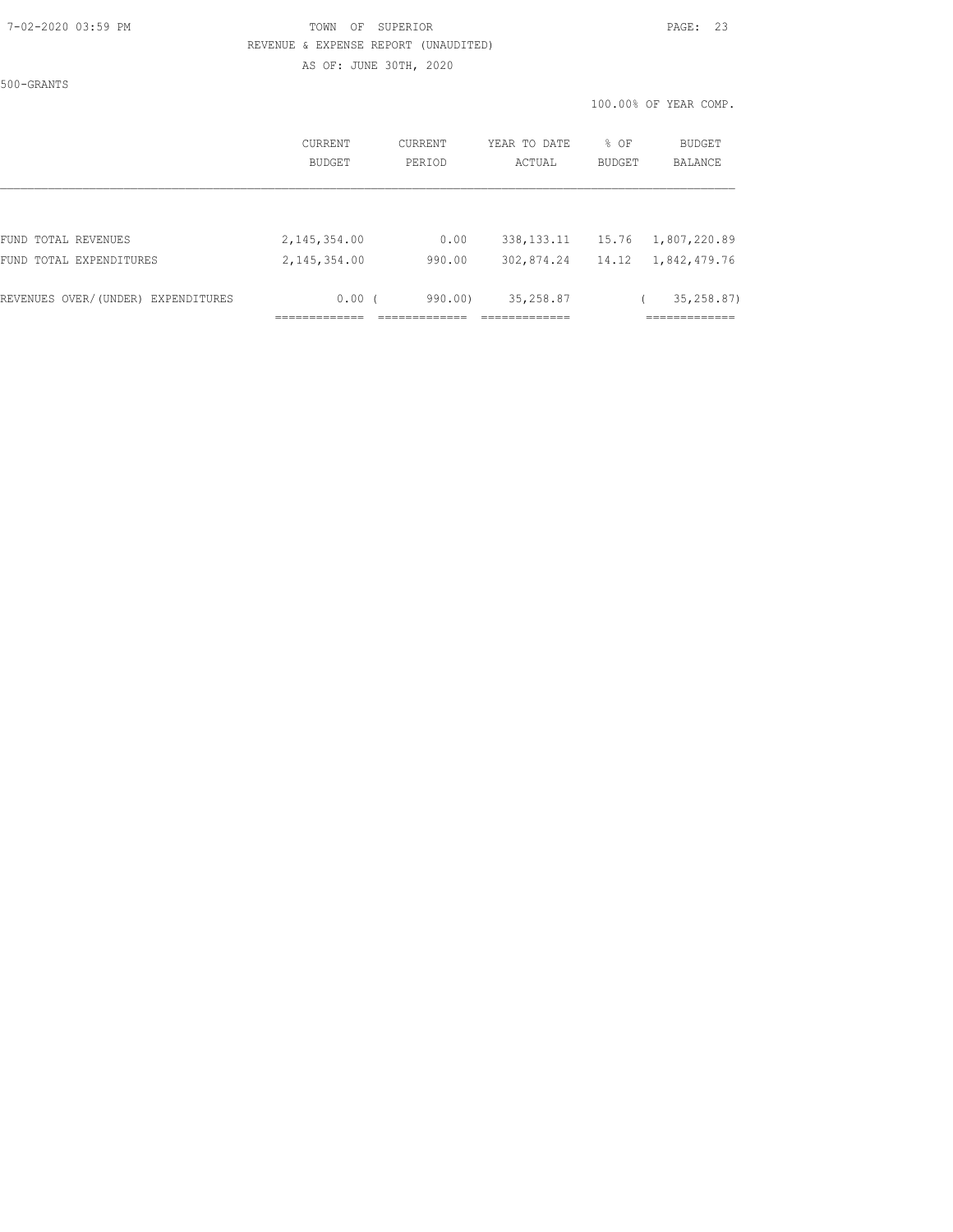500-GRANTS

100.00% OF YEAR COMP.

| | CURRENT BUDGET | CURRENT PERIOD | YEAR TO DATE ACTUAL | % OF BUDGET | BUDGET BALANCE |
|---|---|---|---|---|---|
| FUND TOTAL REVENUES | 2,145,354.00 | 0.00 | 338,133.11 | 15.76 | 1,807,220.89 |
| FUND TOTAL EXPENDITURES | 2,145,354.00 | 990.00 | 302,874.24 | 14.12 | 1,842,479.76 |
| REVENUES OVER/(UNDER) EXPENDITURES | 0.00 | ( 990.00) | 35,258.87 | | ( 35,258.87) |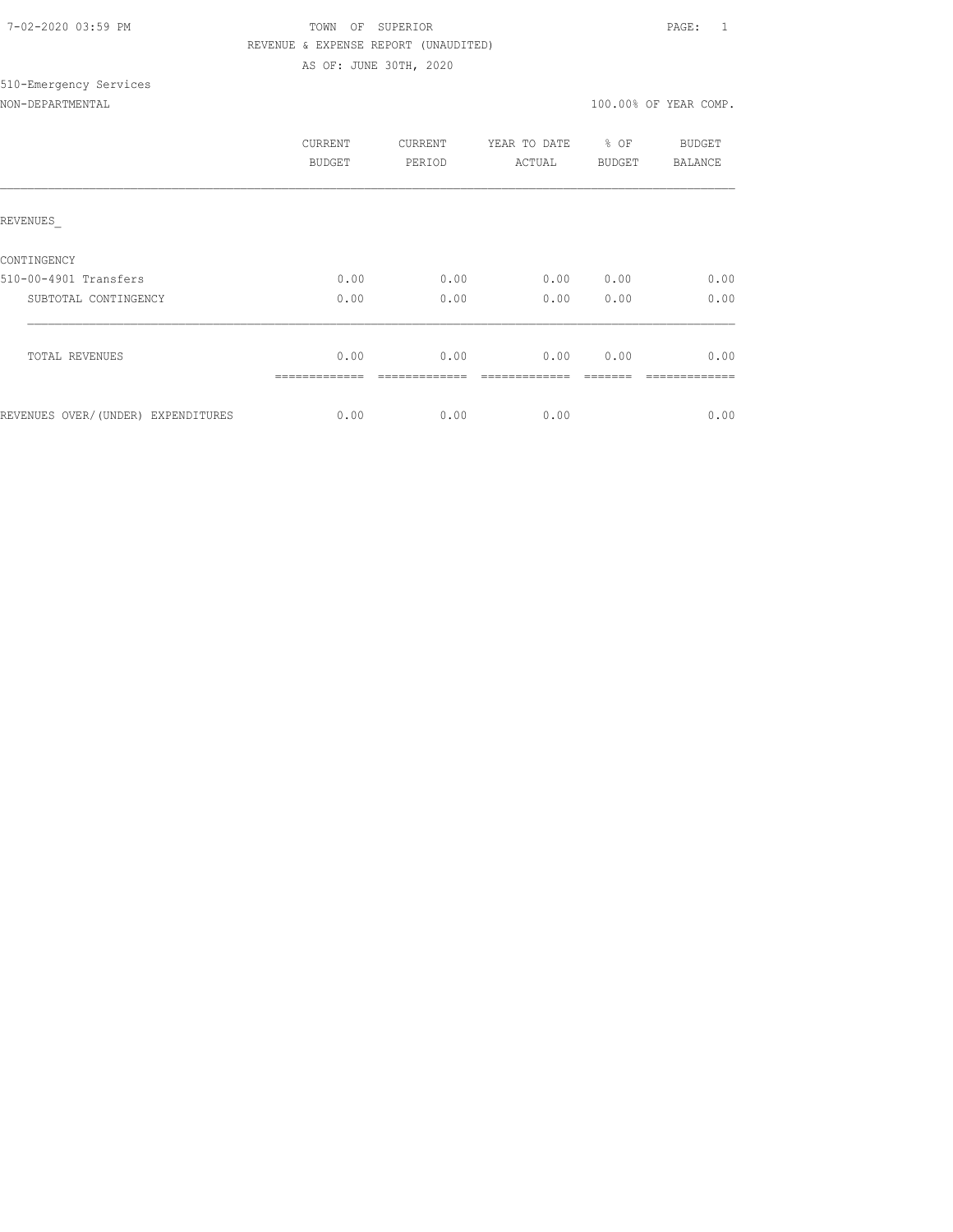TOWN OF SUPERIOR

REVENUE & EXPENSE REPORT (UNAUDITED)

AS OF: JUNE 30TH, 2020

510-Emergency Services

NON-DEPARTMENTAL — 100.00% OF YEAR COMP.

| | CURRENT BUDGET | CURRENT PERIOD | YEAR TO DATE ACTUAL | % OF BUDGET | BUDGET BALANCE |
|---|---|---|---|---|---|
| REVENUES_ | | | | | |
| CONTINGENCY | | | | | |
| 510-00-4901 Transfers | 0.00 | 0.00 | 0.00 | 0.00 | 0.00 |
| SUBTOTAL CONTINGENCY | 0.00 | 0.00 | 0.00 | 0.00 | 0.00 |
| TOTAL REVENUES | 0.00 | 0.00 | 0.00 | 0.00 | 0.00 |
| REVENUES OVER/(UNDER) EXPENDITURES | 0.00 | 0.00 | 0.00 | | 0.00 |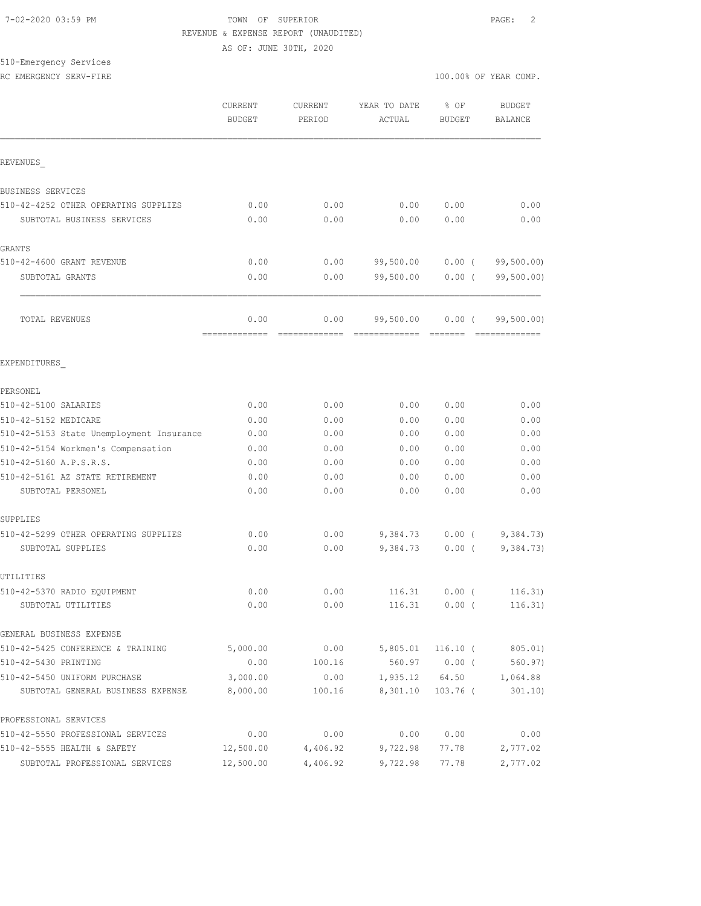TOWN OF SUPERIOR
REVENUE & EXPENSE REPORT (UNAUDITED)
AS OF: JUNE 30TH, 2020

510-Emergency Services
RC EMERGENCY SERV-FIRE

100.00% OF YEAR COMP.

| | CURRENT BUDGET | CURRENT PERIOD | YEAR TO DATE ACTUAL | % OF BUDGET | BUDGET BALANCE |
|---|---|---|---|---|---|
| **REVENUES** | | | | | |
| BUSINESS SERVICES | | | | | |
| 510-42-4252 OTHER OPERATING SUPPLIES | 0.00 | 0.00 | 0.00 | 0.00 | 0.00 |
| SUBTOTAL BUSINESS SERVICES | 0.00 | 0.00 | 0.00 | 0.00 | 0.00 |
| GRANTS | | | | | |
| 510-42-4600 GRANT REVENUE | 0.00 | 0.00 | 99,500.00 | 0.00 ( | 99,500.00) |
| SUBTOTAL GRANTS | 0.00 | 0.00 | 99,500.00 | 0.00 ( | 99,500.00) |
| TOTAL REVENUES | 0.00 | 0.00 | 99,500.00 | 0.00 ( | 99,500.00) |
| **EXPENDITURES** | | | | | |
| PERSONEL | | | | | |
| 510-42-5100 SALARIES | 0.00 | 0.00 | 0.00 | 0.00 | 0.00 |
| 510-42-5152 MEDICARE | 0.00 | 0.00 | 0.00 | 0.00 | 0.00 |
| 510-42-5153 State Unemployment Insurance | 0.00 | 0.00 | 0.00 | 0.00 | 0.00 |
| 510-42-5154 Workmen's Compensation | 0.00 | 0.00 | 0.00 | 0.00 | 0.00 |
| 510-42-5160 A.P.S.R.S. | 0.00 | 0.00 | 0.00 | 0.00 | 0.00 |
| 510-42-5161 AZ STATE RETIREMENT | 0.00 | 0.00 | 0.00 | 0.00 | 0.00 |
| SUBTOTAL PERSONEL | 0.00 | 0.00 | 0.00 | 0.00 | 0.00 |
| SUPPLIES | | | | | |
| 510-42-5299 OTHER OPERATING SUPPLIES | 0.00 | 0.00 | 9,384.73 | 0.00 ( | 9,384.73) |
| SUBTOTAL SUPPLIES | 0.00 | 0.00 | 9,384.73 | 0.00 ( | 9,384.73) |
| UTILITIES | | | | | |
| 510-42-5370 RADIO EQUIPMENT | 0.00 | 0.00 | 116.31 | 0.00 ( | 116.31) |
| SUBTOTAL UTILITIES | 0.00 | 0.00 | 116.31 | 0.00 ( | 116.31) |
| GENERAL BUSINESS EXPENSE | | | | | |
| 510-42-5425 CONFERENCE & TRAINING | 5,000.00 | 0.00 | 5,805.01 | 116.10 ( | 805.01) |
| 510-42-5430 PRINTING | 0.00 | 100.16 | 560.97 | 0.00 ( | 560.97) |
| 510-42-5450 UNIFORM PURCHASE | 3,000.00 | 0.00 | 1,935.12 | 64.50 | 1,064.88 |
| SUBTOTAL GENERAL BUSINESS EXPENSE | 8,000.00 | 100.16 | 8,301.10 | 103.76 ( | 301.10) |
| PROFESSIONAL SERVICES | | | | | |
| 510-42-5550 PROFESSIONAL SERVICES | 0.00 | 0.00 | 0.00 | 0.00 | 0.00 |
| 510-42-5555 HEALTH & SAFETY | 12,500.00 | 4,406.92 | 9,722.98 | 77.78 | 2,777.02 |
| SUBTOTAL PROFESSIONAL SERVICES | 12,500.00 | 4,406.92 | 9,722.98 | 77.78 | 2,777.02 |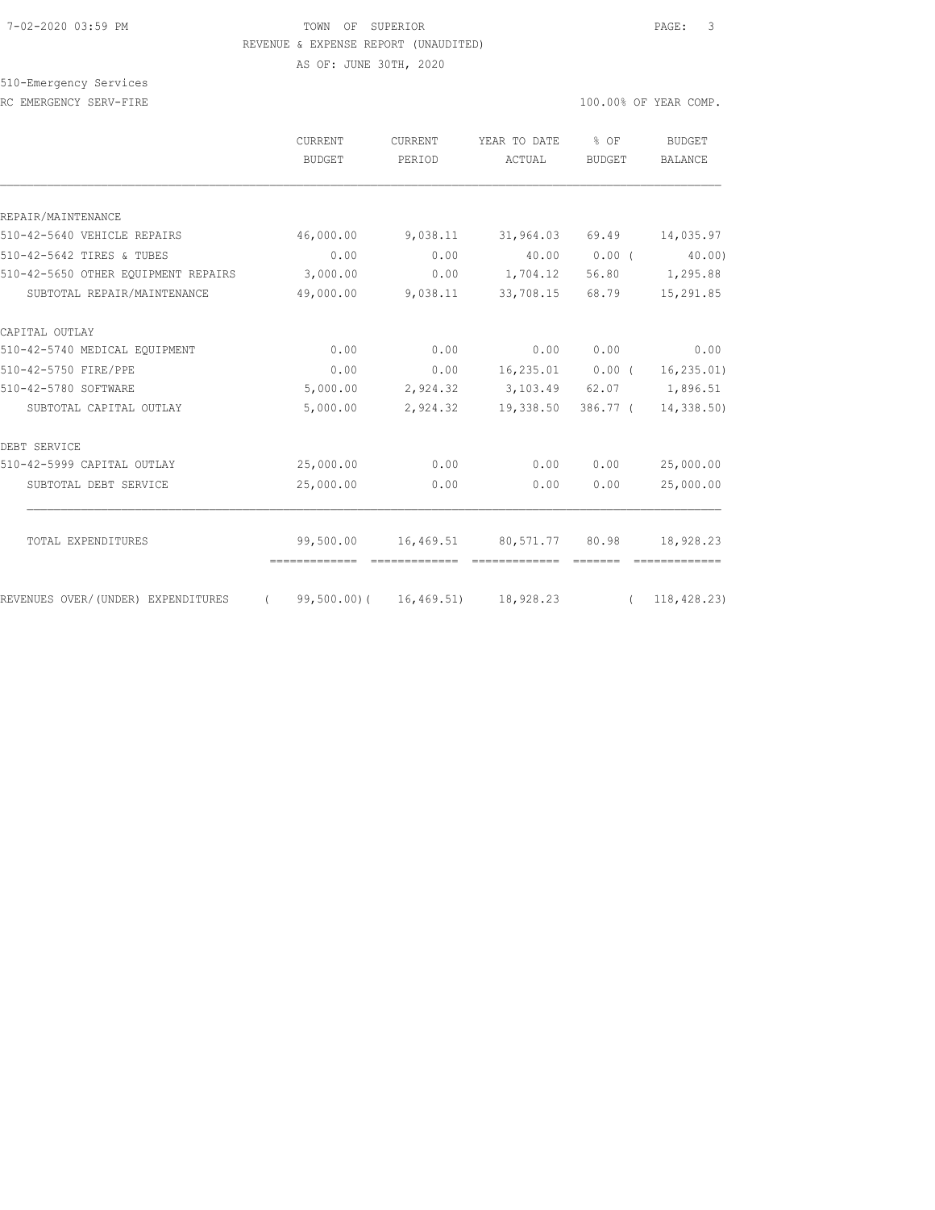TOWN OF SUPERIOR
REVENUE & EXPENSE REPORT (UNAUDITED)
AS OF: JUNE 30TH, 2020

510-Emergency Services
RC EMERGENCY SERV-FIRE

100.00% OF YEAR COMP.

| | CURRENT BUDGET | CURRENT PERIOD | YEAR TO DATE ACTUAL | % OF BUDGET | BUDGET BALANCE |
|---|---|---|---|---|---|
| REPAIR/MAINTENANCE | | | | | |
| 510-42-5640 VEHICLE REPAIRS | 46,000.00 | 9,038.11 | 31,964.03 | 69.49 | 14,035.97 |
| 510-42-5642 TIRES & TUBES | 0.00 | 0.00 | 40.00 | 0.00 | ( 40.00) |
| 510-42-5650 OTHER EQUIPMENT REPAIRS | 3,000.00 | 0.00 | 1,704.12 | 56.80 | 1,295.88 |
| SUBTOTAL REPAIR/MAINTENANCE | 49,000.00 | 9,038.11 | 33,708.15 | 68.79 | 15,291.85 |
| CAPITAL OUTLAY | | | | | |
| 510-42-5740 MEDICAL EQUIPMENT | 0.00 | 0.00 | 0.00 | 0.00 | 0.00 |
| 510-42-5750 FIRE/PPE | 0.00 | 0.00 | 16,235.01 | 0.00 | ( 16,235.01) |
| 510-42-5780 SOFTWARE | 5,000.00 | 2,924.32 | 3,103.49 | 62.07 | 1,896.51 |
| SUBTOTAL CAPITAL OUTLAY | 5,000.00 | 2,924.32 | 19,338.50 | 386.77 | ( 14,338.50) |
| DEBT SERVICE | | | | | |
| 510-42-5999 CAPITAL OUTLAY | 25,000.00 | 0.00 | 0.00 | 0.00 | 25,000.00 |
| SUBTOTAL DEBT SERVICE | 25,000.00 | 0.00 | 0.00 | 0.00 | 25,000.00 |
| TOTAL EXPENDITURES | 99,500.00 | 16,469.51 | 80,571.77 | 80.98 | 18,928.23 |
| REVENUES OVER/(UNDER) EXPENDITURES | ( 99,500.00) | ( 16,469.51) | 18,928.23 | | ( 118,428.23) |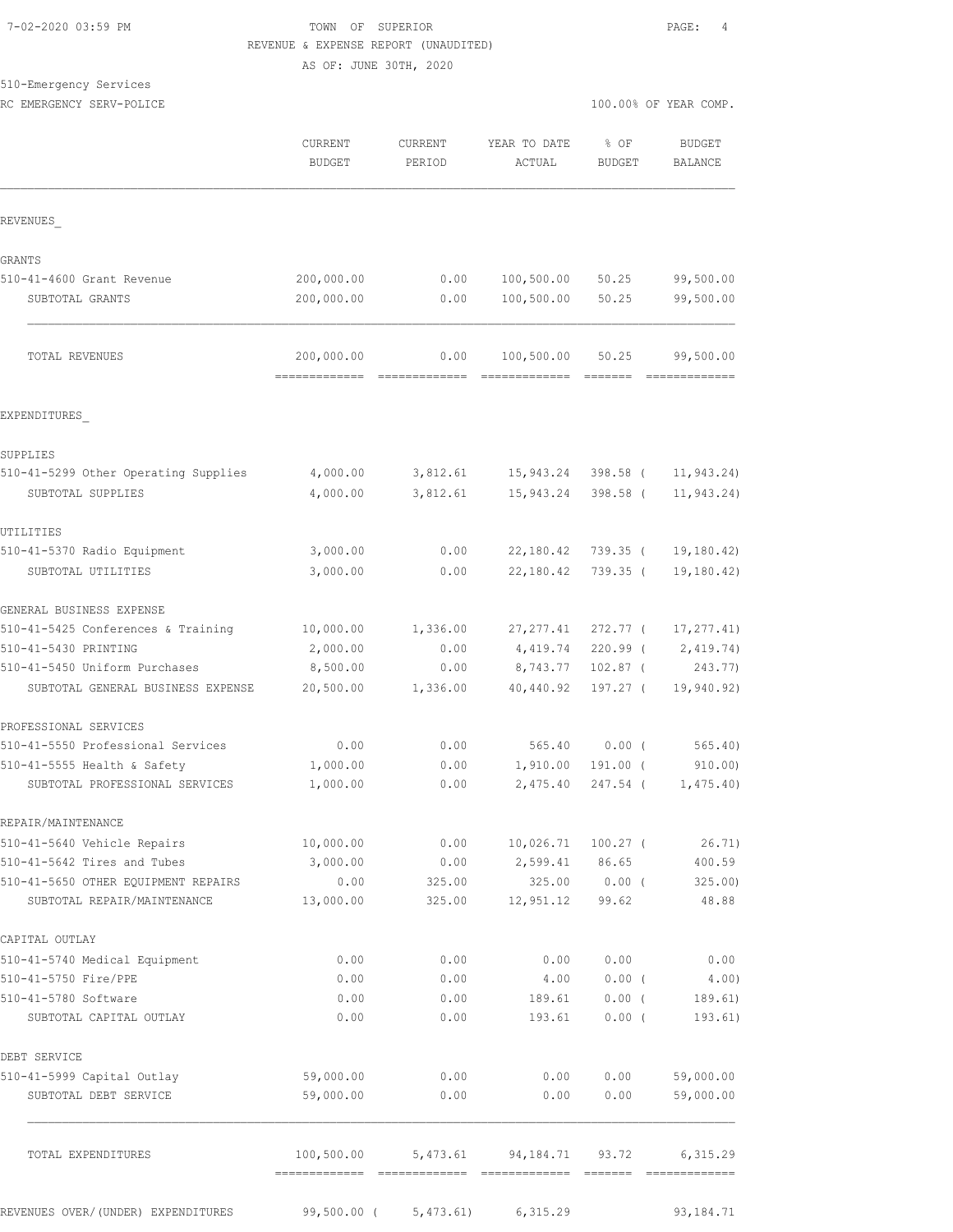TOWN OF SUPERIOR
REVENUE & EXPENSE REPORT (UNAUDITED)
AS OF: JUNE 30TH, 2020

510-Emergency Services
RC EMERGENCY SERV-POLICE

100.00% OF YEAR COMP.

| | CURRENT BUDGET | CURRENT PERIOD | YEAR TO DATE ACTUAL | % OF BUDGET | BUDGET BALANCE |
|---|---|---|---|---|---|
| **REVENUES** | | | | | |
| **GRANTS** | | | | | |
| 510-41-4600 Grant Revenue | 200,000.00 | 0.00 | 100,500.00 | 50.25 | 99,500.00 |
| SUBTOTAL GRANTS | 200,000.00 | 0.00 | 100,500.00 | 50.25 | 99,500.00 |
| TOTAL REVENUES | 200,000.00 | 0.00 | 100,500.00 | 50.25 | 99,500.00 |
| **EXPENDITURES** | | | | | |
| **SUPPLIES** | | | | | |
| 510-41-5299 Other Operating Supplies | 4,000.00 | 3,812.61 | 15,943.24 | 398.58 | ( 11,943.24) |
| SUBTOTAL SUPPLIES | 4,000.00 | 3,812.61 | 15,943.24 | 398.58 | ( 11,943.24) |
| **UTILITIES** | | | | | |
| 510-41-5370 Radio Equipment | 3,000.00 | 0.00 | 22,180.42 | 739.35 | ( 19,180.42) |
| SUBTOTAL UTILITIES | 3,000.00 | 0.00 | 22,180.42 | 739.35 | ( 19,180.42) |
| **GENERAL BUSINESS EXPENSE** | | | | | |
| 510-41-5425 Conferences & Training | 10,000.00 | 1,336.00 | 27,277.41 | 272.77 | ( 17,277.41) |
| 510-41-5430 PRINTING | 2,000.00 | 0.00 | 4,419.74 | 220.99 | ( 2,419.74) |
| 510-41-5450 Uniform Purchases | 8,500.00 | 0.00 | 8,743.77 | 102.87 | ( 243.77) |
| SUBTOTAL GENERAL BUSINESS EXPENSE | 20,500.00 | 1,336.00 | 40,440.92 | 197.27 | ( 19,940.92) |
| **PROFESSIONAL SERVICES** | | | | | |
| 510-41-5550 Professional Services | 0.00 | 0.00 | 565.40 | 0.00 | ( 565.40) |
| 510-41-5555 Health & Safety | 1,000.00 | 0.00 | 1,910.00 | 191.00 | ( 910.00) |
| SUBTOTAL PROFESSIONAL SERVICES | 1,000.00 | 0.00 | 2,475.40 | 247.54 | ( 1,475.40) |
| **REPAIR/MAINTENANCE** | | | | | |
| 510-41-5640 Vehicle Repairs | 10,000.00 | 0.00 | 10,026.71 | 100.27 | ( 26.71) |
| 510-41-5642 Tires and Tubes | 3,000.00 | 0.00 | 2,599.41 | 86.65 | 400.59 |
| 510-41-5650 OTHER EQUIPMENT REPAIRS | 0.00 | 325.00 | 325.00 | 0.00 | ( 325.00) |
| SUBTOTAL REPAIR/MAINTENANCE | 13,000.00 | 325.00 | 12,951.12 | 99.62 | 48.88 |
| **CAPITAL OUTLAY** | | | | | |
| 510-41-5740 Medical Equipment | 0.00 | 0.00 | 0.00 | 0.00 | 0.00 |
| 510-41-5750 Fire/PPE | 0.00 | 0.00 | 4.00 | 0.00 | ( 4.00) |
| 510-41-5780 Software | 0.00 | 0.00 | 189.61 | 0.00 | ( 189.61) |
| SUBTOTAL CAPITAL OUTLAY | 0.00 | 0.00 | 193.61 | 0.00 | ( 193.61) |
| **DEBT SERVICE** | | | | | |
| 510-41-5999 Capital Outlay | 59,000.00 | 0.00 | 0.00 | 0.00 | 59,000.00 |
| SUBTOTAL DEBT SERVICE | 59,000.00 | 0.00 | 0.00 | 0.00 | 59,000.00 |
| TOTAL EXPENDITURES | 100,500.00 | 5,473.61 | 94,184.71 | 93.72 | 6,315.29 |
| REVENUES OVER/(UNDER) EXPENDITURES | 99,500.00 | ( 5,473.61) | 6,315.29 | | 93,184.71 |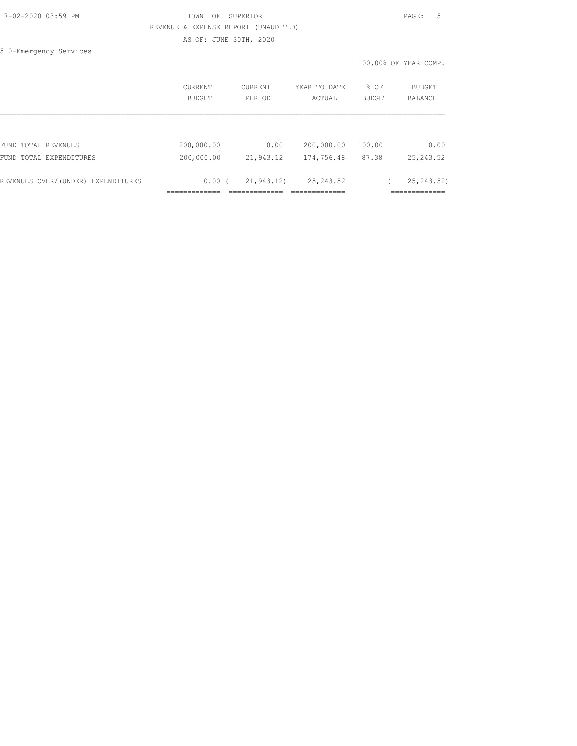TOWN OF SUPERIOR

REVENUE & EXPENSE REPORT (UNAUDITED)

AS OF: JUNE 30TH, 2020

510-Emergency Services

100.00% OF YEAR COMP.

| | CURRENT BUDGET | CURRENT PERIOD | YEAR TO DATE ACTUAL | % OF BUDGET | BUDGET BALANCE |
|---|---|---|---|---|---|
| FUND TOTAL REVENUES | 200,000.00 | 0.00 | 200,000.00 | 100.00 | 0.00 |
| FUND TOTAL EXPENDITURES | 200,000.00 | 21,943.12 | 174,756.48 | 87.38 | 25,243.52 |
| REVENUES OVER/(UNDER) EXPENDITURES | 0.00 | ( 21,943.12) | 25,243.52 | | ( 25,243.52) |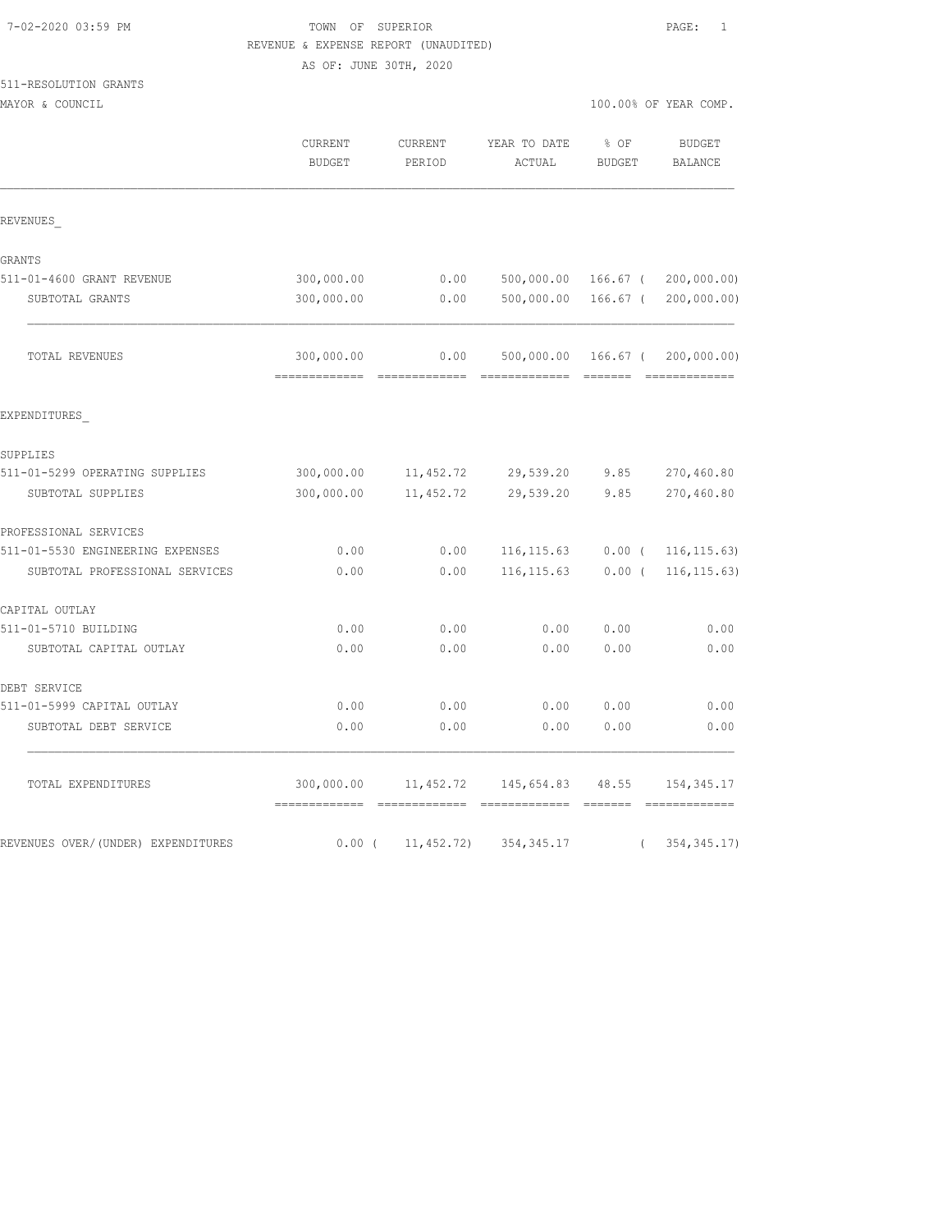TOWN OF SUPERIOR
REVENUE & EXPENSE REPORT (UNAUDITED)
AS OF: JUNE 30TH, 2020

511-RESOLUTION GRANTS
MAYOR & COUNCIL

100.00% OF YEAR COMP.

| | CURRENT BUDGET | CURRENT PERIOD | YEAR TO DATE ACTUAL | % OF BUDGET | BUDGET BALANCE |
|---|---|---|---|---|---|
| **REVENUES** | | | | | |
| GRANTS | | | | | |
| 511-01-4600 GRANT REVENUE | 300,000.00 | 0.00 | 500,000.00 | 166.67 | ( 200,000.00) |
| SUBTOTAL GRANTS | 300,000.00 | 0.00 | 500,000.00 | 166.67 | ( 200,000.00) |
| TOTAL REVENUES | 300,000.00 | 0.00 | 500,000.00 | 166.67 | ( 200,000.00) |
| **EXPENDITURES** | | | | | |
| SUPPLIES | | | | | |
| 511-01-5299 OPERATING SUPPLIES | 300,000.00 | 11,452.72 | 29,539.20 | 9.85 | 270,460.80 |
| SUBTOTAL SUPPLIES | 300,000.00 | 11,452.72 | 29,539.20 | 9.85 | 270,460.80 |
| PROFESSIONAL SERVICES | | | | | |
| 511-01-5530 ENGINEERING EXPENSES | 0.00 | 0.00 | 116,115.63 | 0.00 | ( 116,115.63) |
| SUBTOTAL PROFESSIONAL SERVICES | 0.00 | 0.00 | 116,115.63 | 0.00 | ( 116,115.63) |
| CAPITAL OUTLAY | | | | | |
| 511-01-5710 BUILDING | 0.00 | 0.00 | 0.00 | 0.00 | 0.00 |
| SUBTOTAL CAPITAL OUTLAY | 0.00 | 0.00 | 0.00 | 0.00 | 0.00 |
| DEBT SERVICE | | | | | |
| 511-01-5999 CAPITAL OUTLAY | 0.00 | 0.00 | 0.00 | 0.00 | 0.00 |
| SUBTOTAL DEBT SERVICE | 0.00 | 0.00 | 0.00 | 0.00 | 0.00 |
| TOTAL EXPENDITURES | 300,000.00 | 11,452.72 | 145,654.83 | 48.55 | 154,345.17 |
| REVENUES OVER/(UNDER) EXPENDITURES | 0.00 | ( 11,452.72) | 354,345.17 | | ( 354,345.17) |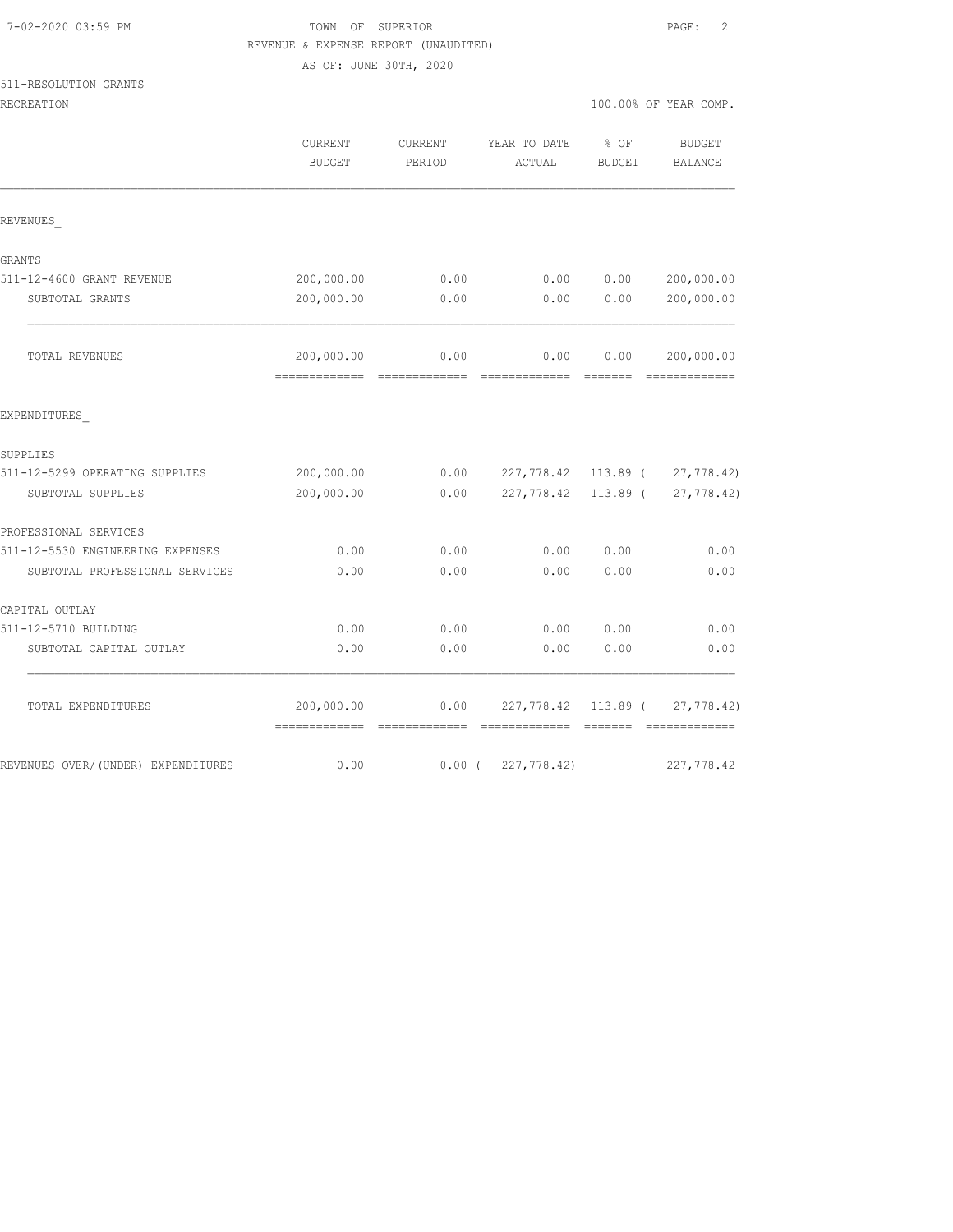TOWN OF SUPERIOR

REVENUE & EXPENSE REPORT (UNAUDITED)

AS OF: JUNE 30TH, 2020

511-RESOLUTION GRANTS

RECREATION — 100.00% OF YEAR COMP.

| | CURRENT BUDGET | CURRENT PERIOD | YEAR TO DATE ACTUAL | % OF BUDGET | BUDGET BALANCE |
|---|---|---|---|---|---|
| **REVENUES** | | | | | |
| GRANTS | | | | | |
| 511-12-4600 GRANT REVENUE | 200,000.00 | 0.00 | 0.00 | 0.00 | 200,000.00 |
| SUBTOTAL GRANTS | 200,000.00 | 0.00 | 0.00 | 0.00 | 200,000.00 |
| TOTAL REVENUES | 200,000.00 | 0.00 | 0.00 | 0.00 | 200,000.00 |
| **EXPENDITURES** | | | | | |
| SUPPLIES | | | | | |
| 511-12-5299 OPERATING SUPPLIES | 200,000.00 | 0.00 | 227,778.42 | 113.89 | ( 27,778.42) |
| SUBTOTAL SUPPLIES | 200,000.00 | 0.00 | 227,778.42 | 113.89 | ( 27,778.42) |
| PROFESSIONAL SERVICES | | | | | |
| 511-12-5530 ENGINEERING EXPENSES | 0.00 | 0.00 | 0.00 | 0.00 | 0.00 |
| SUBTOTAL PROFESSIONAL SERVICES | 0.00 | 0.00 | 0.00 | 0.00 | 0.00 |
| CAPITAL OUTLAY | | | | | |
| 511-12-5710 BUILDING | 0.00 | 0.00 | 0.00 | 0.00 | 0.00 |
| SUBTOTAL CAPITAL OUTLAY | 0.00 | 0.00 | 0.00 | 0.00 | 0.00 |
| TOTAL EXPENDITURES | 200,000.00 | 0.00 | 227,778.42 | 113.89 | ( 27,778.42) |
| REVENUES OVER/(UNDER) EXPENDITURES | 0.00 | 0.00 | ( 227,778.42) | | 227,778.42 |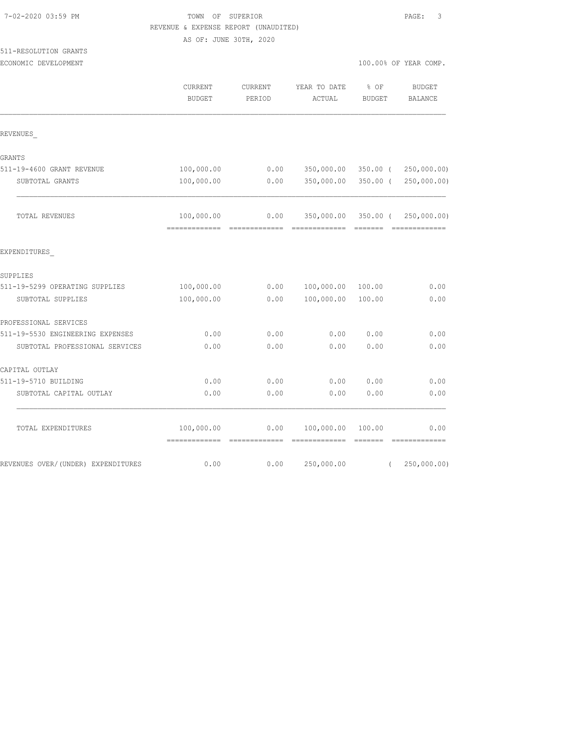TOWN OF SUPERIOR
REVENUE & EXPENSE REPORT (UNAUDITED)
AS OF: JUNE 30TH, 2020

511-RESOLUTION GRANTS
ECONOMIC DEVELOPMENT

100.00% OF YEAR COMP.

| | CURRENT BUDGET | CURRENT PERIOD | YEAR TO DATE ACTUAL | % OF BUDGET | BUDGET BALANCE |
|---|---|---|---|---|---|
| REVENUES_ | | | | | |
| GRANTS | | | | | |
| 511-19-4600 GRANT REVENUE | 100,000.00 | 0.00 | 350,000.00 | 350.00 | ( 250,000.00) |
| SUBTOTAL GRANTS | 100,000.00 | 0.00 | 350,000.00 | 350.00 | ( 250,000.00) |
| TOTAL REVENUES | 100,000.00 | 0.00 | 350,000.00 | 350.00 | ( 250,000.00) |
| EXPENDITURES_ | | | | | |
| SUPPLIES | | | | | |
| 511-19-5299 OPERATING SUPPLIES | 100,000.00 | 0.00 | 100,000.00 | 100.00 | 0.00 |
| SUBTOTAL SUPPLIES | 100,000.00 | 0.00 | 100,000.00 | 100.00 | 0.00 |
| PROFESSIONAL SERVICES | | | | | |
| 511-19-5530 ENGINEERING EXPENSES | 0.00 | 0.00 | 0.00 | 0.00 | 0.00 |
| SUBTOTAL PROFESSIONAL SERVICES | 0.00 | 0.00 | 0.00 | 0.00 | 0.00 |
| CAPITAL OUTLAY | | | | | |
| 511-19-5710 BUILDING | 0.00 | 0.00 | 0.00 | 0.00 | 0.00 |
| SUBTOTAL CAPITAL OUTLAY | 0.00 | 0.00 | 0.00 | 0.00 | 0.00 |
| TOTAL EXPENDITURES | 100,000.00 | 0.00 | 100,000.00 | 100.00 | 0.00 |
| REVENUES OVER/(UNDER) EXPENDITURES | 0.00 | 0.00 | 250,000.00 | | ( 250,000.00) |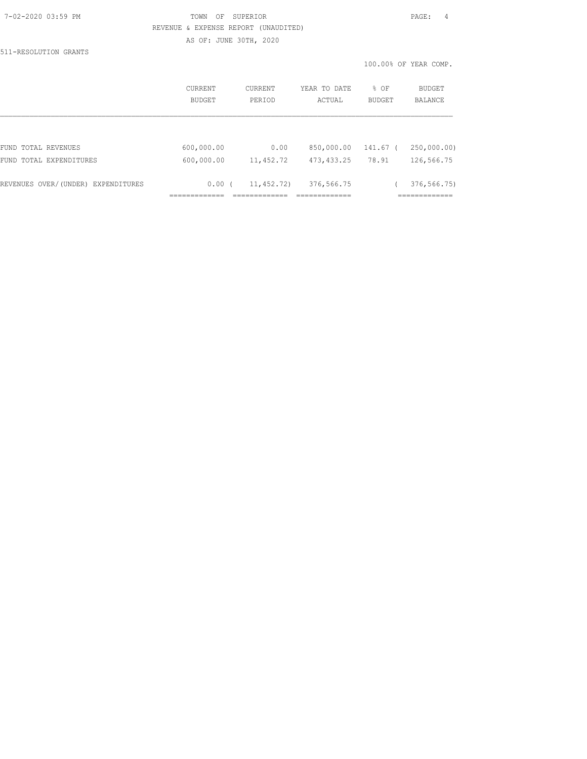TOWN OF SUPERIOR

REVENUE & EXPENSE REPORT (UNAUDITED)

AS OF: JUNE 30TH, 2020

511-RESOLUTION GRANTS

100.00% OF YEAR COMP.

| | CURRENT BUDGET | CURRENT PERIOD | YEAR TO DATE ACTUAL | % OF BUDGET | BUDGET BALANCE |
|---|---|---|---|---|---|
| FUND TOTAL REVENUES | 600,000.00 | 0.00 | 850,000.00 | 141.67 | ( 250,000.00) |
| FUND TOTAL EXPENDITURES | 600,000.00 | 11,452.72 | 473,433.25 | 78.91 | 126,566.75 |
| REVENUES OVER/(UNDER) EXPENDITURES | 0.00 | ( 11,452.72) | 376,566.75 | | ( 376,566.75) |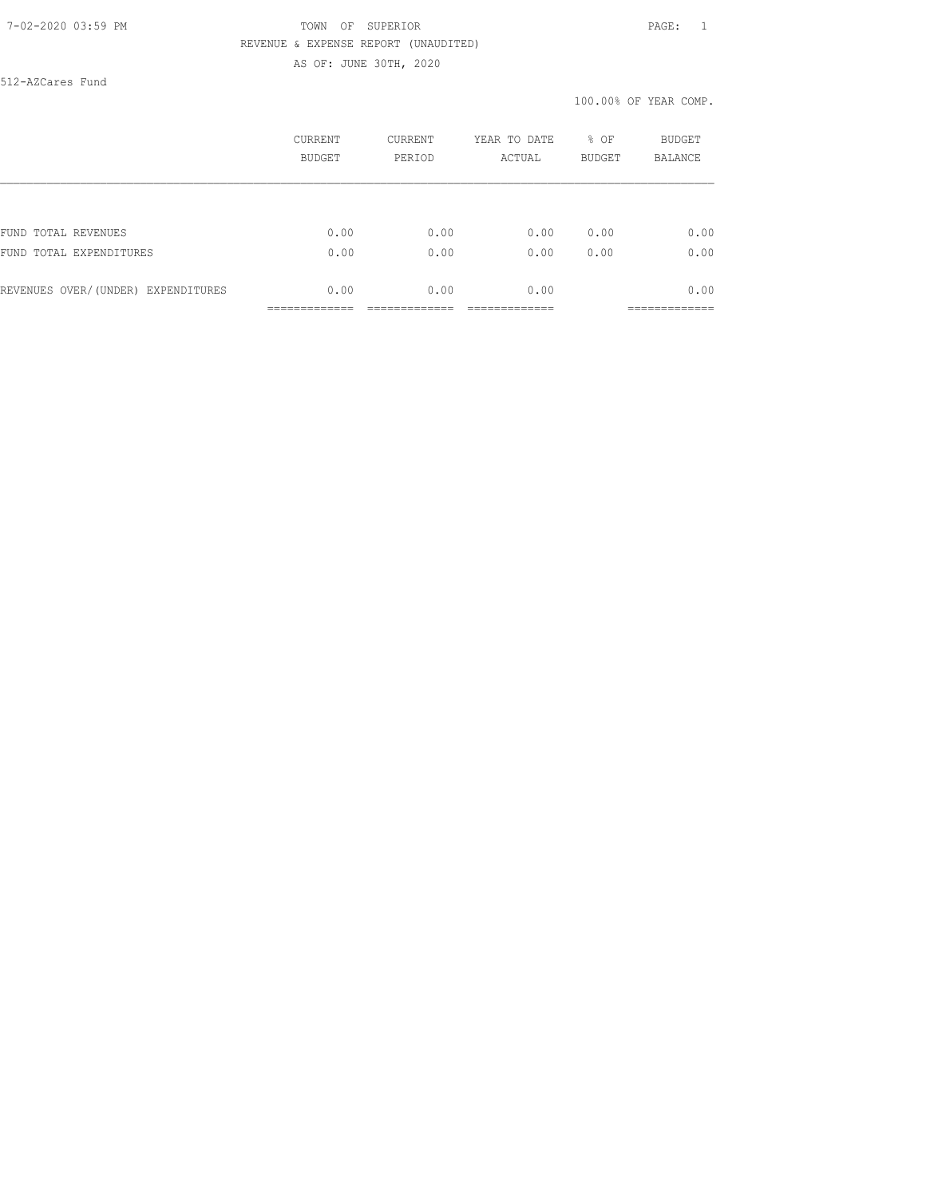TOWN OF SUPERIOR

REVENUE & EXPENSE REPORT (UNAUDITED)

AS OF: JUNE 30TH, 2020

512-AZCares Fund

100.00% OF YEAR COMP.

| | CURRENT BUDGET | CURRENT PERIOD | YEAR TO DATE ACTUAL | % OF BUDGET | BUDGET BALANCE |
|---|---|---|---|---|---|
| FUND TOTAL REVENUES | 0.00 | 0.00 | 0.00 | 0.00 | 0.00 |
| FUND TOTAL EXPENDITURES | 0.00 | 0.00 | 0.00 | 0.00 | 0.00 |
| REVENUES OVER/(UNDER) EXPENDITURES | 0.00 | 0.00 | 0.00 | | 0.00 |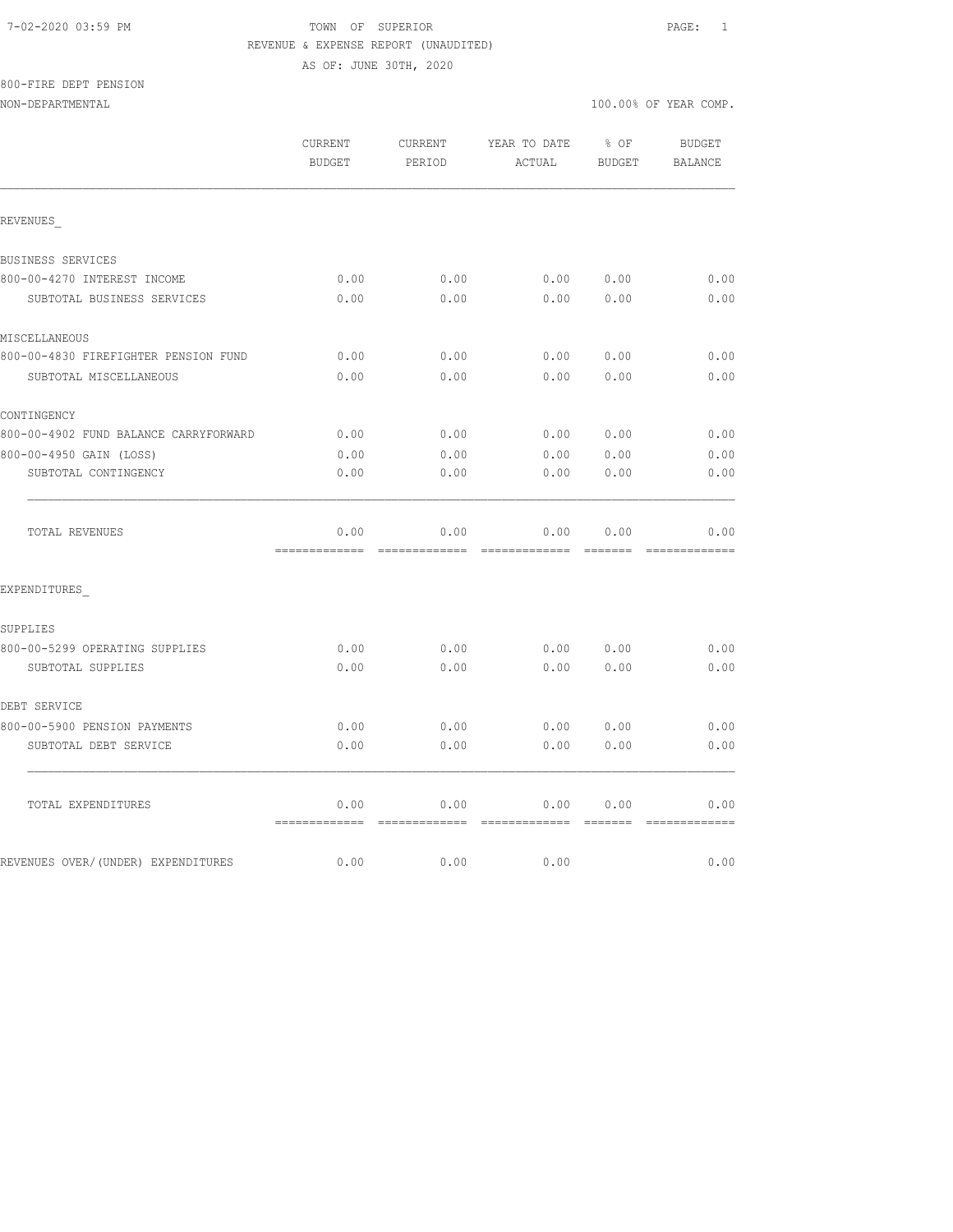TOWN OF SUPERIOR
REVENUE & EXPENSE REPORT (UNAUDITED)
AS OF: JUNE 30TH, 2020

800-FIRE DEPT PENSION
NON-DEPARTMENTAL

100.00% OF YEAR COMP.

| | CURRENT BUDGET | CURRENT PERIOD | YEAR TO DATE ACTUAL | % OF BUDGET | BUDGET BALANCE |
|---|---|---|---|---|---|
| REVENUES_ | | | | | |
| BUSINESS SERVICES | | | | | |
| 800-00-4270 INTEREST INCOME | 0.00 | 0.00 | 0.00 | 0.00 | 0.00 |
| SUBTOTAL BUSINESS SERVICES | 0.00 | 0.00 | 0.00 | 0.00 | 0.00 |
| MISCELLANEOUS | | | | | |
| 800-00-4830 FIREFIGHTER PENSION FUND | 0.00 | 0.00 | 0.00 | 0.00 | 0.00 |
| SUBTOTAL MISCELLANEOUS | 0.00 | 0.00 | 0.00 | 0.00 | 0.00 |
| CONTINGENCY | | | | | |
| 800-00-4902 FUND BALANCE CARRYFORWARD | 0.00 | 0.00 | 0.00 | 0.00 | 0.00 |
| 800-00-4950 GAIN (LOSS) | 0.00 | 0.00 | 0.00 | 0.00 | 0.00 |
| SUBTOTAL CONTINGENCY | 0.00 | 0.00 | 0.00 | 0.00 | 0.00 |
| TOTAL REVENUES | 0.00 | 0.00 | 0.00 | 0.00 | 0.00 |
| EXPENDITURES_ | | | | | |
| SUPPLIES | | | | | |
| 800-00-5299 OPERATING SUPPLIES | 0.00 | 0.00 | 0.00 | 0.00 | 0.00 |
| SUBTOTAL SUPPLIES | 0.00 | 0.00 | 0.00 | 0.00 | 0.00 |
| DEBT SERVICE | | | | | |
| 800-00-5900 PENSION PAYMENTS | 0.00 | 0.00 | 0.00 | 0.00 | 0.00 |
| SUBTOTAL DEBT SERVICE | 0.00 | 0.00 | 0.00 | 0.00 | 0.00 |
| TOTAL EXPENDITURES | 0.00 | 0.00 | 0.00 | 0.00 | 0.00 |
| REVENUES OVER/(UNDER) EXPENDITURES | 0.00 | 0.00 | 0.00 | | 0.00 |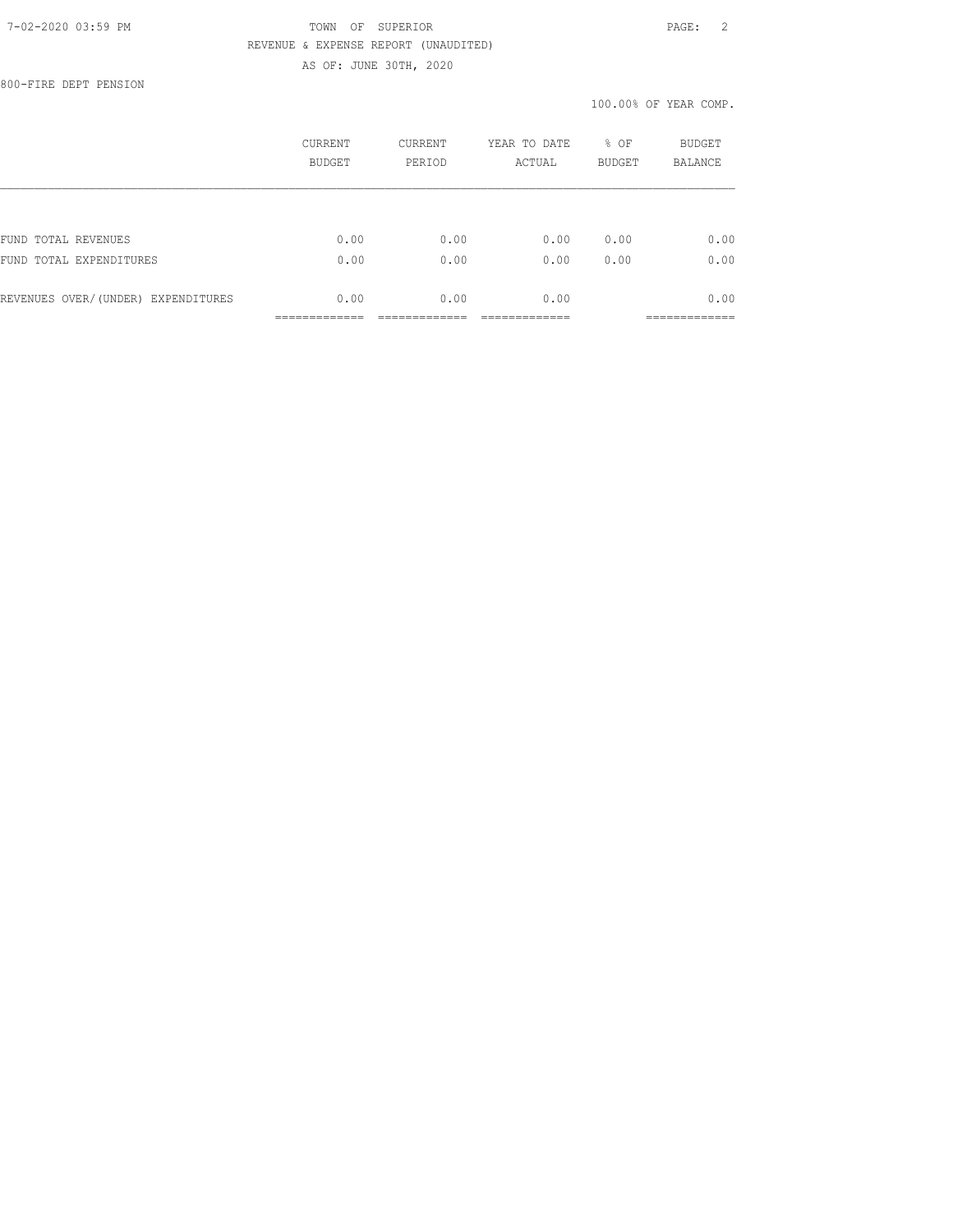800-FIRE DEPT PENSION

100.00% OF YEAR COMP.

| | CURRENT BUDGET | CURRENT PERIOD | YEAR TO DATE ACTUAL | % OF BUDGET | BUDGET BALANCE |
|---|---|---|---|---|---|
| FUND TOTAL REVENUES | 0.00 | 0.00 | 0.00 | 0.00 | 0.00 |
| FUND TOTAL EXPENDITURES | 0.00 | 0.00 | 0.00 | 0.00 | 0.00 |
| REVENUES OVER/(UNDER) EXPENDITURES | 0.00 | 0.00 | 0.00 | | 0.00 |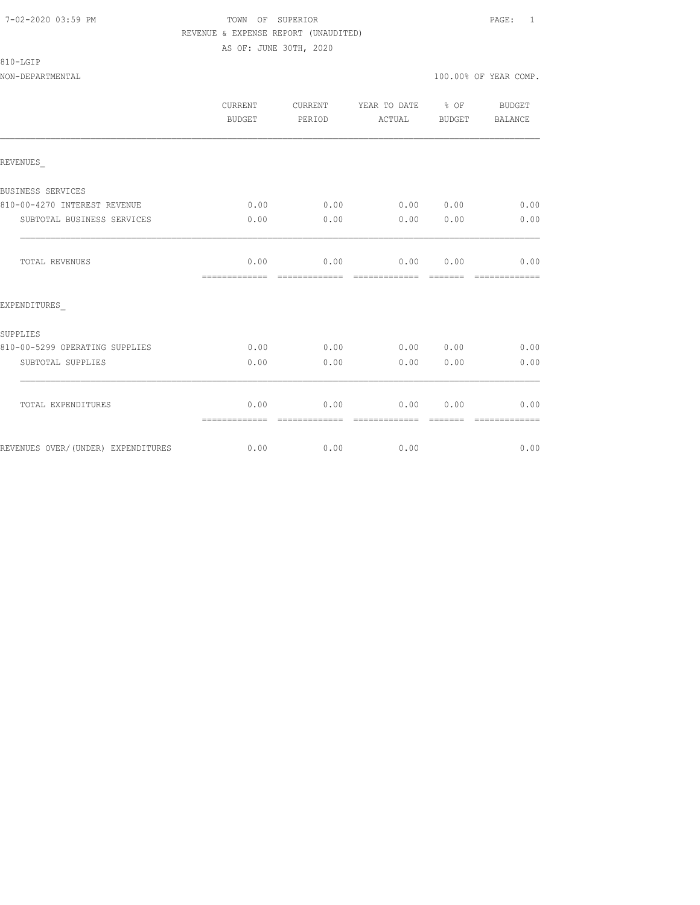7-02-2020 03:59 PM

TOWN OF SUPERIOR

REVENUE & EXPENSE REPORT (UNAUDITED)

AS OF: JUNE 30TH, 2020

810-LGIP

NON-DEPARTMENTAL

100.00% OF YEAR COMP.

| | CURRENT BUDGET | CURRENT PERIOD | YEAR TO DATE ACTUAL | % OF BUDGET | BUDGET BALANCE |
|---|---|---|---|---|---|
| REVENUES_ | | | | | |
| BUSINESS SERVICES | | | | | |
| 810-00-4270 INTEREST REVENUE | 0.00 | 0.00 | 0.00 | 0.00 | 0.00 |
| SUBTOTAL BUSINESS SERVICES | 0.00 | 0.00 | 0.00 | 0.00 | 0.00 |
| TOTAL REVENUES | 0.00 | 0.00 | 0.00 | 0.00 | 0.00 |
| EXPENDITURES_ | | | | | |
| SUPPLIES | | | | | |
| 810-00-5299 OPERATING SUPPLIES | 0.00 | 0.00 | 0.00 | 0.00 | 0.00 |
| SUBTOTAL SUPPLIES | 0.00 | 0.00 | 0.00 | 0.00 | 0.00 |
| TOTAL EXPENDITURES | 0.00 | 0.00 | 0.00 | 0.00 | 0.00 |
| REVENUES OVER/(UNDER) EXPENDITURES | 0.00 | 0.00 | 0.00 | | 0.00 |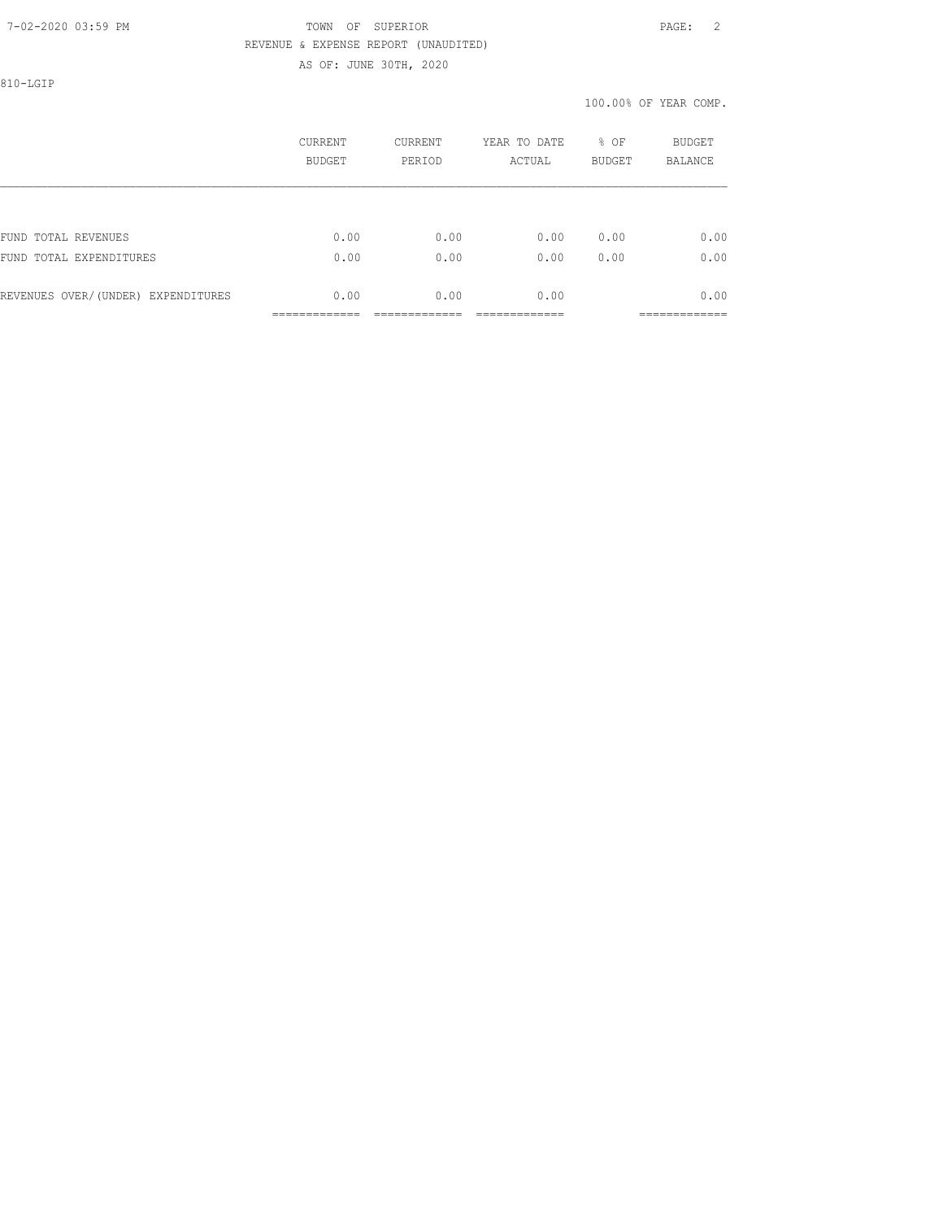TOWN OF SUPERIOR

REVENUE & EXPENSE REPORT (UNAUDITED)

AS OF: JUNE 30TH, 2020

810-LGIP

100.00% OF YEAR COMP.

| | CURRENT BUDGET | CURRENT PERIOD | YEAR TO DATE ACTUAL | % OF BUDGET | BUDGET BALANCE |
|---|---|---|---|---|---|
| FUND TOTAL REVENUES | 0.00 | 0.00 | 0.00 | 0.00 | 0.00 |
| FUND TOTAL EXPENDITURES | 0.00 | 0.00 | 0.00 | 0.00 | 0.00 |
| REVENUES OVER/(UNDER) EXPENDITURES | 0.00 | 0.00 | 0.00 | | 0.00 |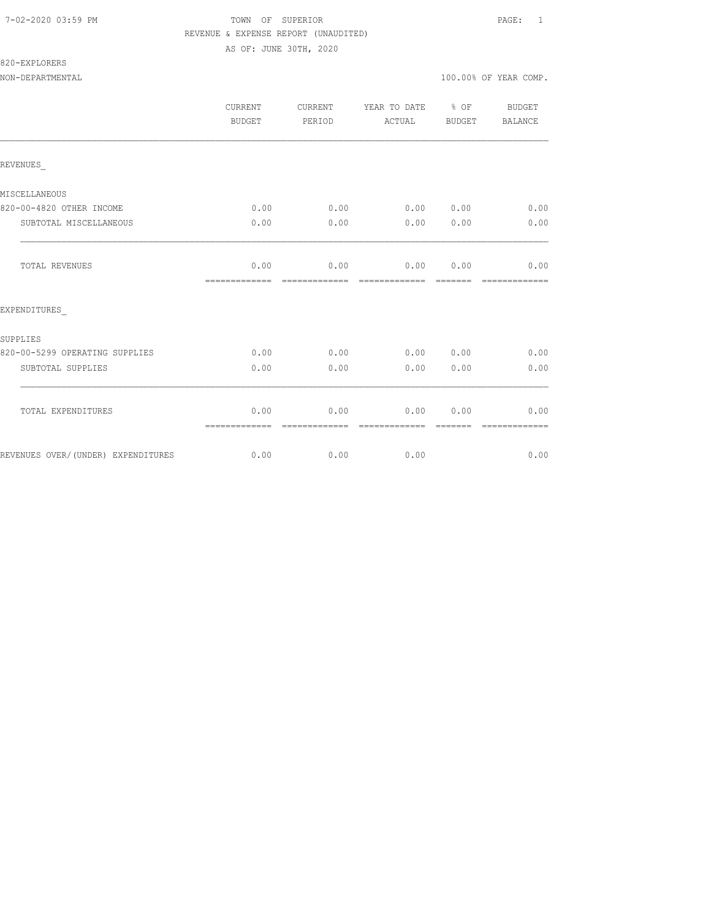7-02-2020 03:59 PM

TOWN OF SUPERIOR

REVENUE & EXPENSE REPORT (UNAUDITED)

AS OF: JUNE 30TH, 2020

820-EXPLORERS

NON-DEPARTMENTAL — 100.00% OF YEAR COMP.

| | CURRENT BUDGET | CURRENT PERIOD | YEAR TO DATE ACTUAL | % OF BUDGET | BUDGET BALANCE |
|---|---|---|---|---|---|
| REVENUES_ | | | | | |
| MISCELLANEOUS | | | | | |
| 820-00-4820 OTHER INCOME | 0.00 | 0.00 | 0.00 | 0.00 | 0.00 |
| SUBTOTAL MISCELLANEOUS | 0.00 | 0.00 | 0.00 | 0.00 | 0.00 |
| TOTAL REVENUES | 0.00 | 0.00 | 0.00 | 0.00 | 0.00 |
| EXPENDITURES_ | | | | | |
| SUPPLIES | | | | | |
| 820-00-5299 OPERATING SUPPLIES | 0.00 | 0.00 | 0.00 | 0.00 | 0.00 |
| SUBTOTAL SUPPLIES | 0.00 | 0.00 | 0.00 | 0.00 | 0.00 |
| TOTAL EXPENDITURES | 0.00 | 0.00 | 0.00 | 0.00 | 0.00 |
| REVENUES OVER/(UNDER) EXPENDITURES | 0.00 | 0.00 | 0.00 | | 0.00 |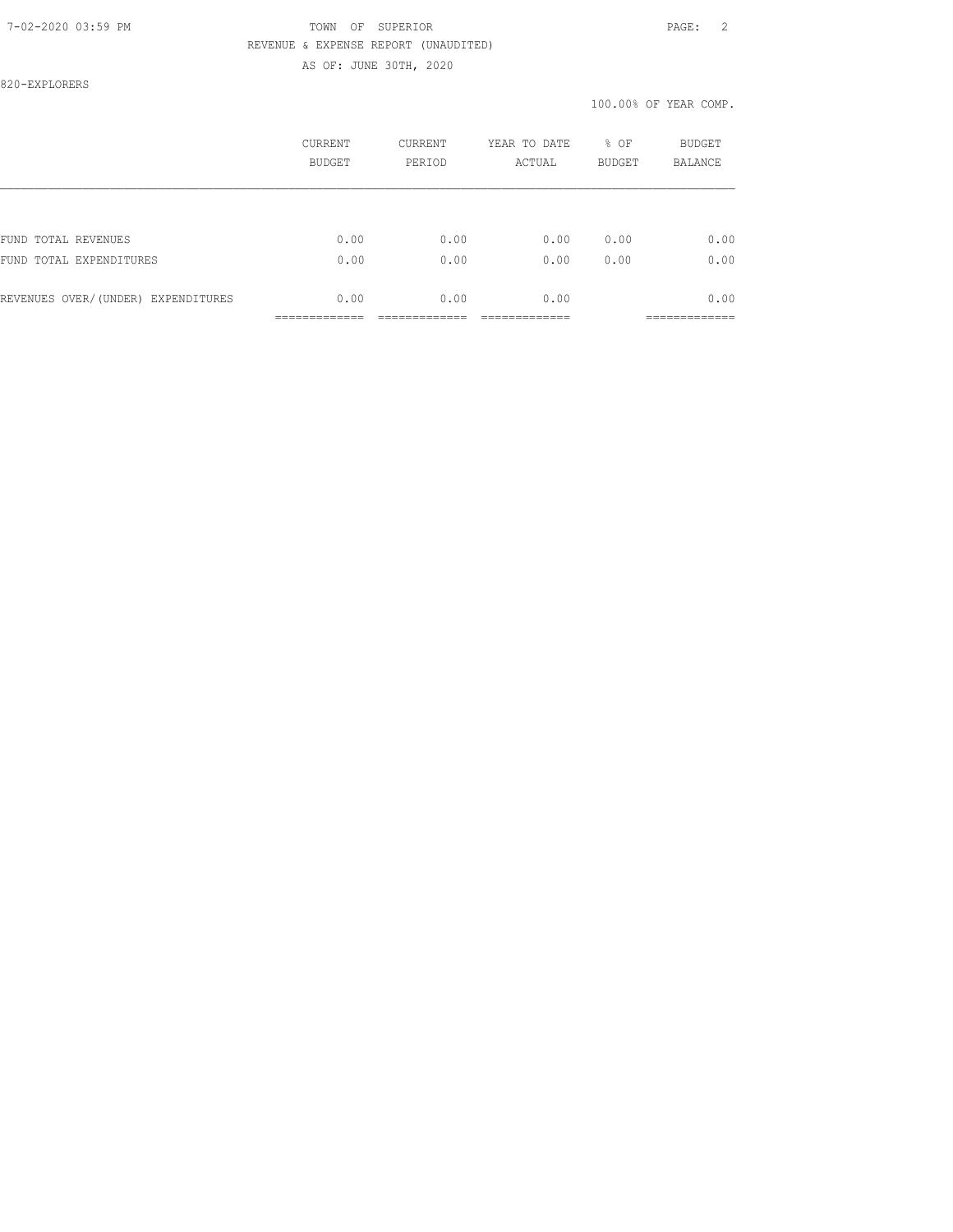TOWN OF SUPERIOR
REVENUE & EXPENSE REPORT (UNAUDITED)
AS OF: JUNE 30TH, 2020

820-EXPLORERS

100.00% OF YEAR COMP.

| | CURRENT BUDGET | CURRENT PERIOD | YEAR TO DATE ACTUAL | % OF BUDGET | BUDGET BALANCE |
|---|---|---|---|---|---|
| FUND TOTAL REVENUES | 0.00 | 0.00 | 0.00 | 0.00 | 0.00 |
| FUND TOTAL EXPENDITURES | 0.00 | 0.00 | 0.00 | 0.00 | 0.00 |
| REVENUES OVER/(UNDER) EXPENDITURES | 0.00 | 0.00 | 0.00 | | 0.00 |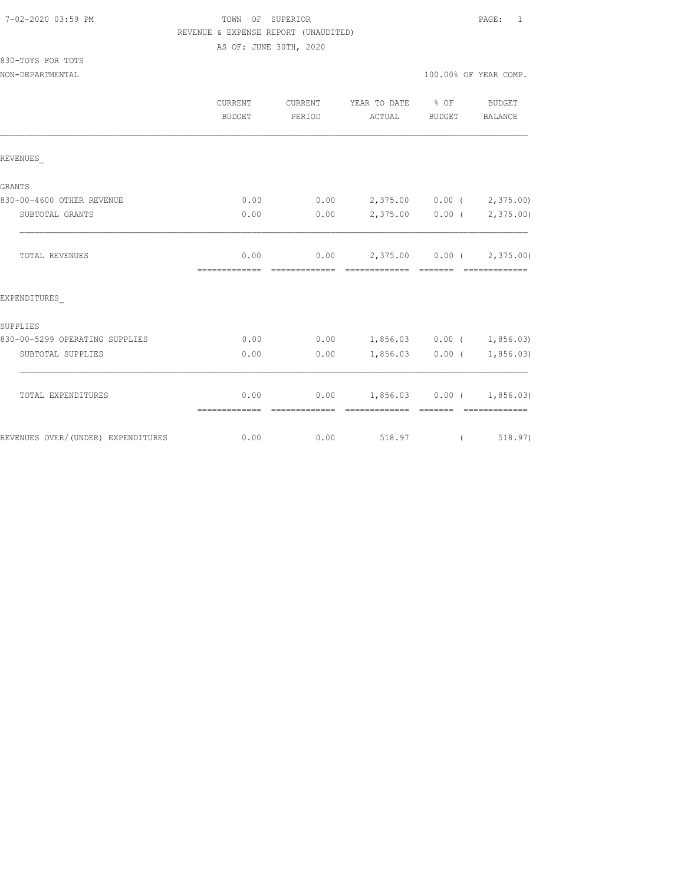7-02-2020 03:59 PM TOWN OF SUPERIOR

REVENUE & EXPENSE REPORT (UNAUDITED)

AS OF: JUNE 30TH, 2020

830-TOYS FOR TOTS

NON-DEPARTMENTAL 100.00% OF YEAR COMP.

| | CURRENT BUDGET | CURRENT PERIOD | YEAR TO DATE ACTUAL | % OF BUDGET | BUDGET BALANCE |
|---|---|---|---|---|---|
| REVENUES_ | | | | | |
| GRANTS | | | | | |
| 830-00-4600 OTHER REVENUE | 0.00 | 0.00 | 2,375.00 | 0.00 | ( 2,375.00) |
| SUBTOTAL GRANTS | 0.00 | 0.00 | 2,375.00 | 0.00 | ( 2,375.00) |
| TOTAL REVENUES | 0.00 | 0.00 | 2,375.00 | 0.00 | ( 2,375.00) |
| EXPENDITURES_ | | | | | |
| SUPPLIES | | | | | |
| 830-00-5299 OPERATING SUPPLIES | 0.00 | 0.00 | 1,856.03 | 0.00 | ( 1,856.03) |
| SUBTOTAL SUPPLIES | 0.00 | 0.00 | 1,856.03 | 0.00 | ( 1,856.03) |
| TOTAL EXPENDITURES | 0.00 | 0.00 | 1,856.03 | 0.00 | ( 1,856.03) |
| REVENUES OVER/(UNDER) EXPENDITURES | 0.00 | 0.00 | 518.97 | | ( 518.97) |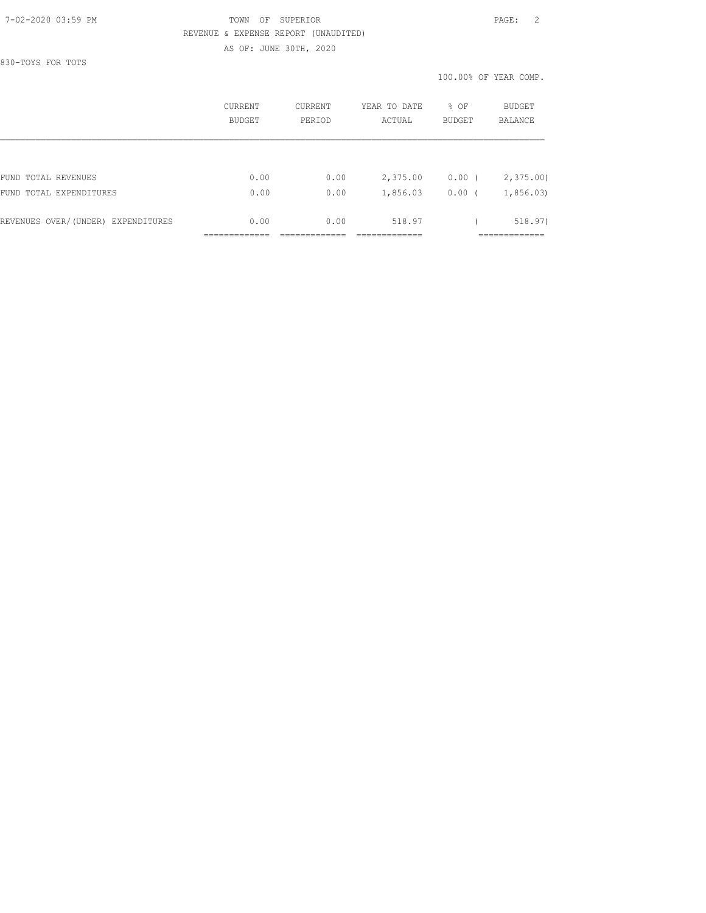TOWN OF SUPERIOR
REVENUE & EXPENSE REPORT (UNAUDITED)
AS OF: JUNE 30TH, 2020

830-TOYS FOR TOTS

100.00% OF YEAR COMP.

| | CURRENT BUDGET | CURRENT PERIOD | YEAR TO DATE ACTUAL | % OF BUDGET | BUDGET BALANCE |
|---|---|---|---|---|---|
| FUND TOTAL REVENUES | 0.00 | 0.00 | 2,375.00 | 0.00 ( | 2,375.00) |
| FUND TOTAL EXPENDITURES | 0.00 | 0.00 | 1,856.03 | 0.00 ( | 1,856.03) |
| REVENUES OVER/(UNDER) EXPENDITURES | 0.00 | 0.00 | 518.97 | ( | 518.97) |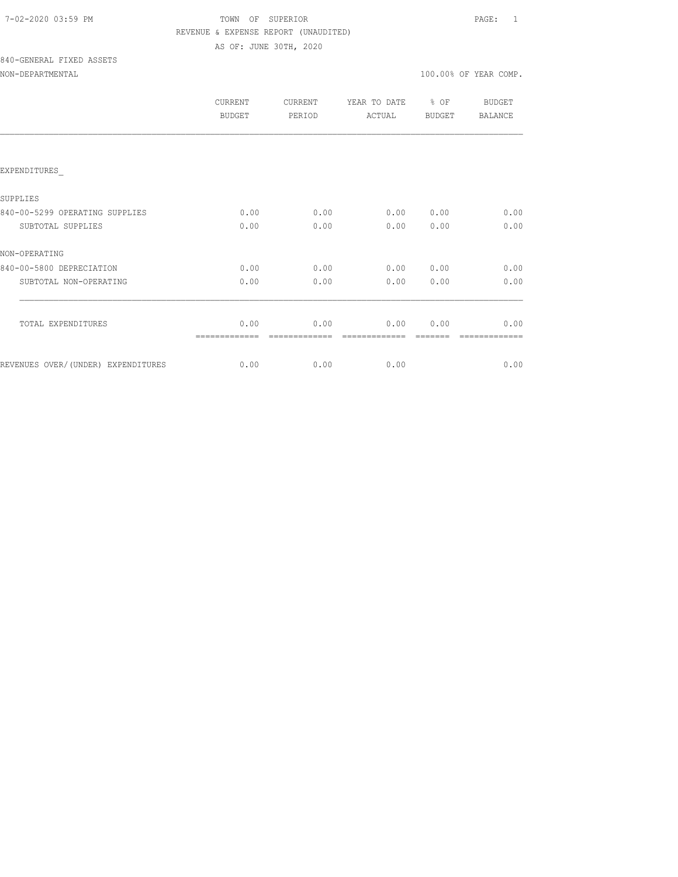7-02-2020 03:59 PM TOWN OF SUPERIOR

REVENUE & EXPENSE REPORT (UNAUDITED)

AS OF: JUNE 30TH, 2020

840-GENERAL FIXED ASSETS

NON-DEPARTMENTAL 100.00% OF YEAR COMP.

| | CURRENT BUDGET | CURRENT PERIOD | YEAR TO DATE ACTUAL | % OF BUDGET | BUDGET BALANCE |
|---|---|---|---|---|---|
| EXPENDITURES_ | | | | | |
| SUPPLIES | | | | | |
| 840-00-5299 OPERATING SUPPLIES | 0.00 | 0.00 | 0.00 | 0.00 | 0.00 |
| SUBTOTAL SUPPLIES | 0.00 | 0.00 | 0.00 | 0.00 | 0.00 |
| NON-OPERATING | | | | | |
| 840-00-5800 DEPRECIATION | 0.00 | 0.00 | 0.00 | 0.00 | 0.00 |
| SUBTOTAL NON-OPERATING | 0.00 | 0.00 | 0.00 | 0.00 | 0.00 |
| TOTAL EXPENDITURES | 0.00 | 0.00 | 0.00 | 0.00 | 0.00 |
| REVENUES OVER/(UNDER) EXPENDITURES | 0.00 | 0.00 | 0.00 | | 0.00 |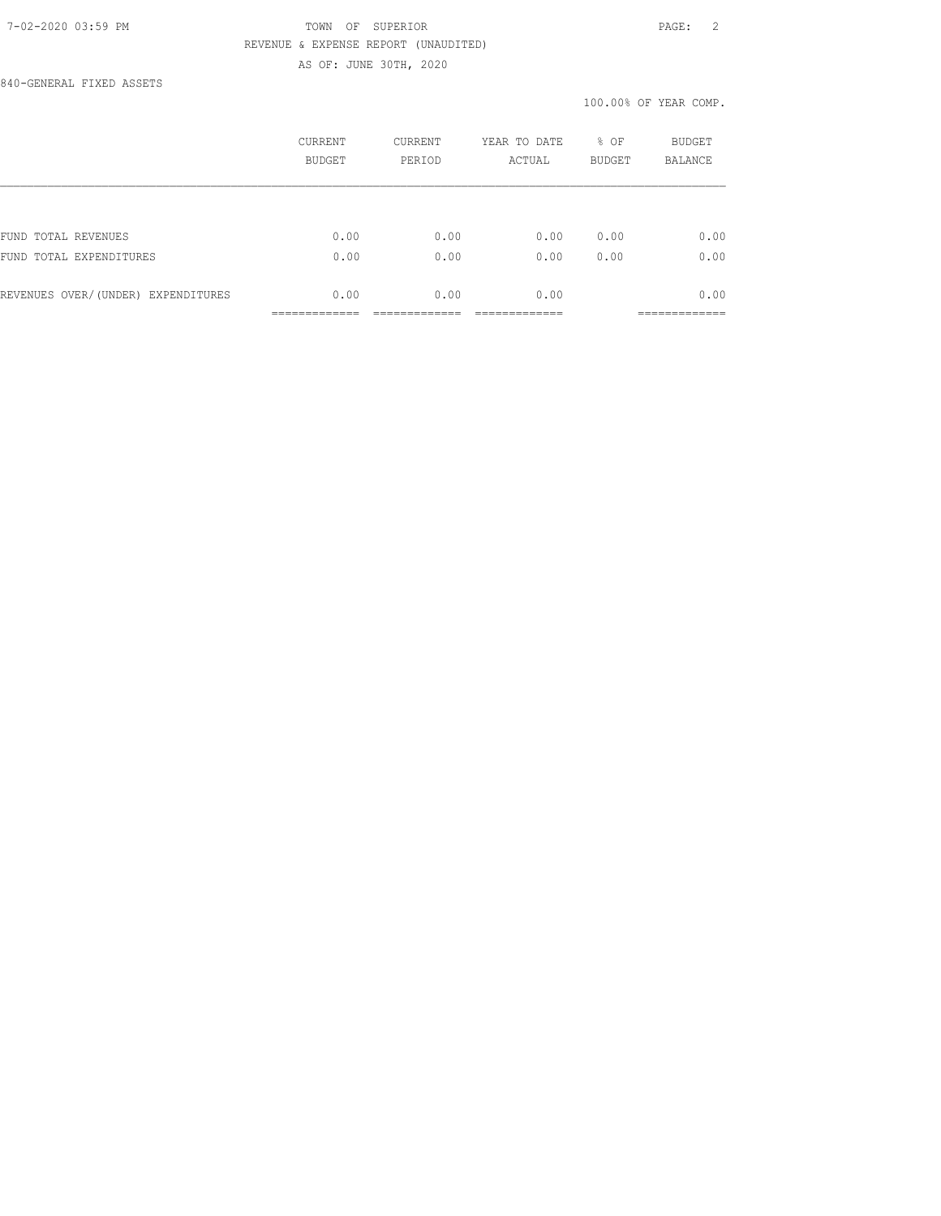TOWN OF SUPERIOR

REVENUE & EXPENSE REPORT (UNAUDITED)

AS OF: JUNE 30TH, 2020

840-GENERAL FIXED ASSETS

100.00% OF YEAR COMP.

| | CURRENT BUDGET | CURRENT PERIOD | YEAR TO DATE ACTUAL | % OF BUDGET | BUDGET BALANCE |
|---|---|---|---|---|---|
| FUND TOTAL REVENUES | 0.00 | 0.00 | 0.00 | 0.00 | 0.00 |
| FUND TOTAL EXPENDITURES | 0.00 | 0.00 | 0.00 | 0.00 | 0.00 |
| REVENUES OVER/(UNDER) EXPENDITURES | 0.00 | 0.00 | 0.00 | | 0.00 |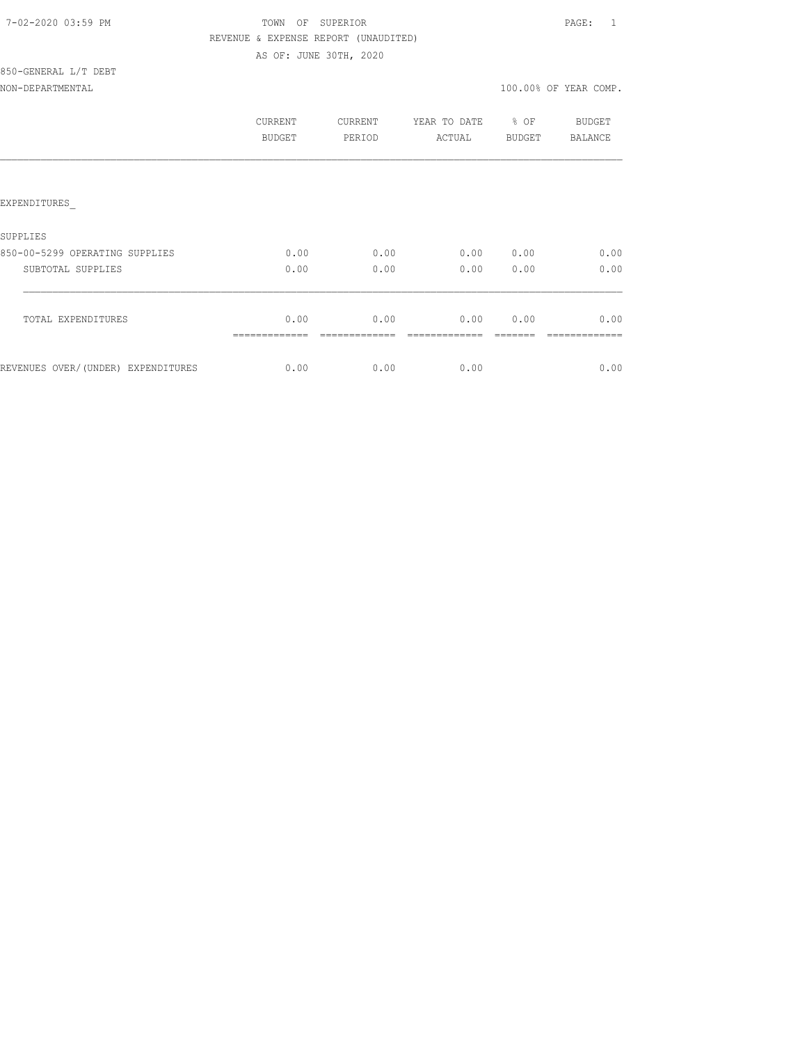7-02-2020 03:59 PM

TOWN OF SUPERIOR

REVENUE & EXPENSE REPORT (UNAUDITED)

AS OF: JUNE 30TH, 2020

850-GENERAL L/T DEBT

NON-DEPARTMENTAL

100.00% OF YEAR COMP.

| | CURRENT BUDGET | CURRENT PERIOD | YEAR TO DATE ACTUAL | % OF BUDGET | BUDGET BALANCE |
|---|---|---|---|---|---|
| EXPENDITURES_ | | | | | |
| SUPPLIES | | | | | |
| 850-00-5299 OPERATING SUPPLIES | 0.00 | 0.00 | 0.00 | 0.00 | 0.00 |
| SUBTOTAL SUPPLIES | 0.00 | 0.00 | 0.00 | 0.00 | 0.00 |
| TOTAL EXPENDITURES | 0.00 | 0.00 | 0.00 | 0.00 | 0.00 |
| REVENUES OVER/(UNDER) EXPENDITURES | 0.00 | 0.00 | 0.00 | | 0.00 |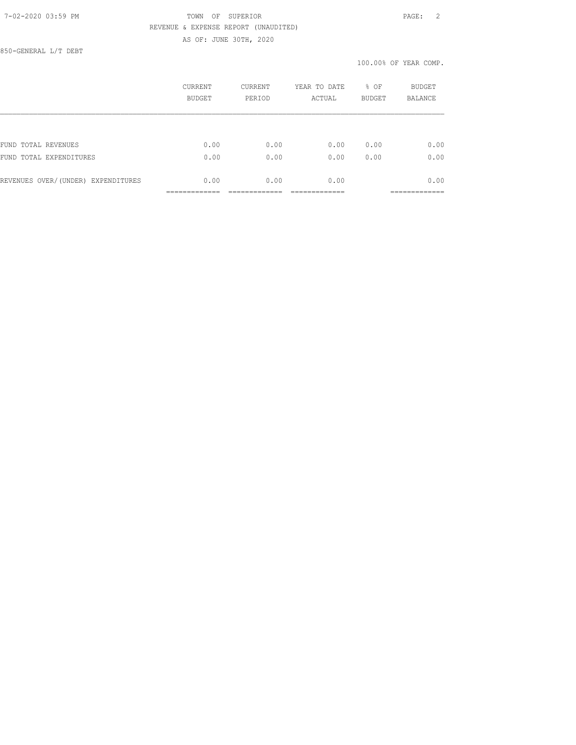TOWN OF SUPERIOR

REVENUE & EXPENSE REPORT (UNAUDITED)

AS OF: JUNE 30TH, 2020

850-GENERAL L/T DEBT

100.00% OF YEAR COMP.

| | CURRENT BUDGET | CURRENT PERIOD | YEAR TO DATE ACTUAL | % OF BUDGET | BUDGET BALANCE |
|---|---|---|---|---|---|
| FUND TOTAL REVENUES | 0.00 | 0.00 | 0.00 | 0.00 | 0.00 |
| FUND TOTAL EXPENDITURES | 0.00 | 0.00 | 0.00 | 0.00 | 0.00 |
| REVENUES OVER/(UNDER) EXPENDITURES | 0.00 | 0.00 | 0.00 | | 0.00 |